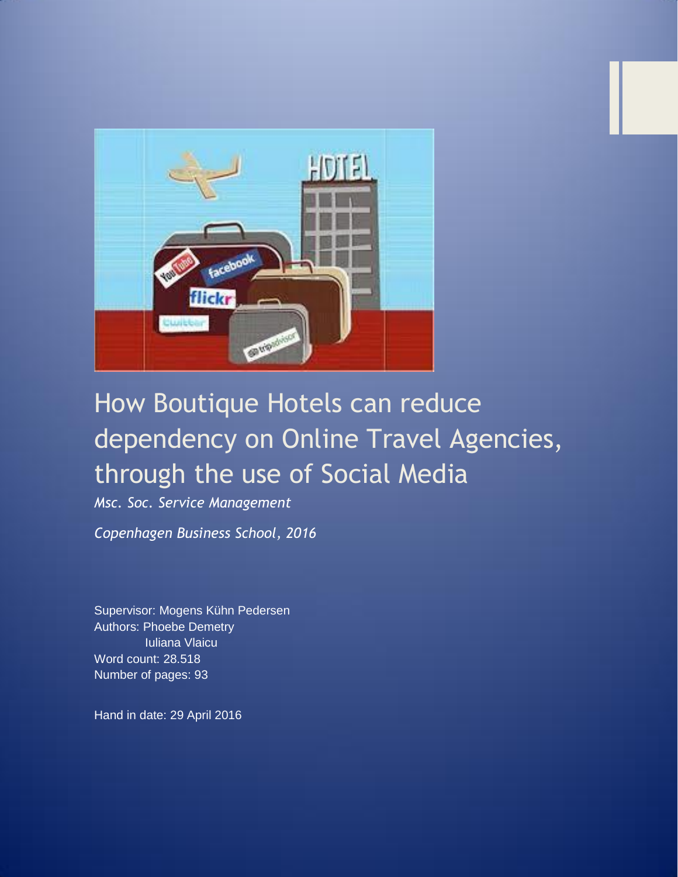# How Boutique Hotels can reduce dependency on Online Travel Agencies, through the use of Social Media

*Msc. Soc. Service Management*

*Copenhagen Business School, 2016*

Supervisor: Mogens Kühn Pedersen
Authors: Phoebe Demetry
Iuliana Vlaicu
Word count: 28.518
Number of pages: 93

Hand in date: 29 April 2016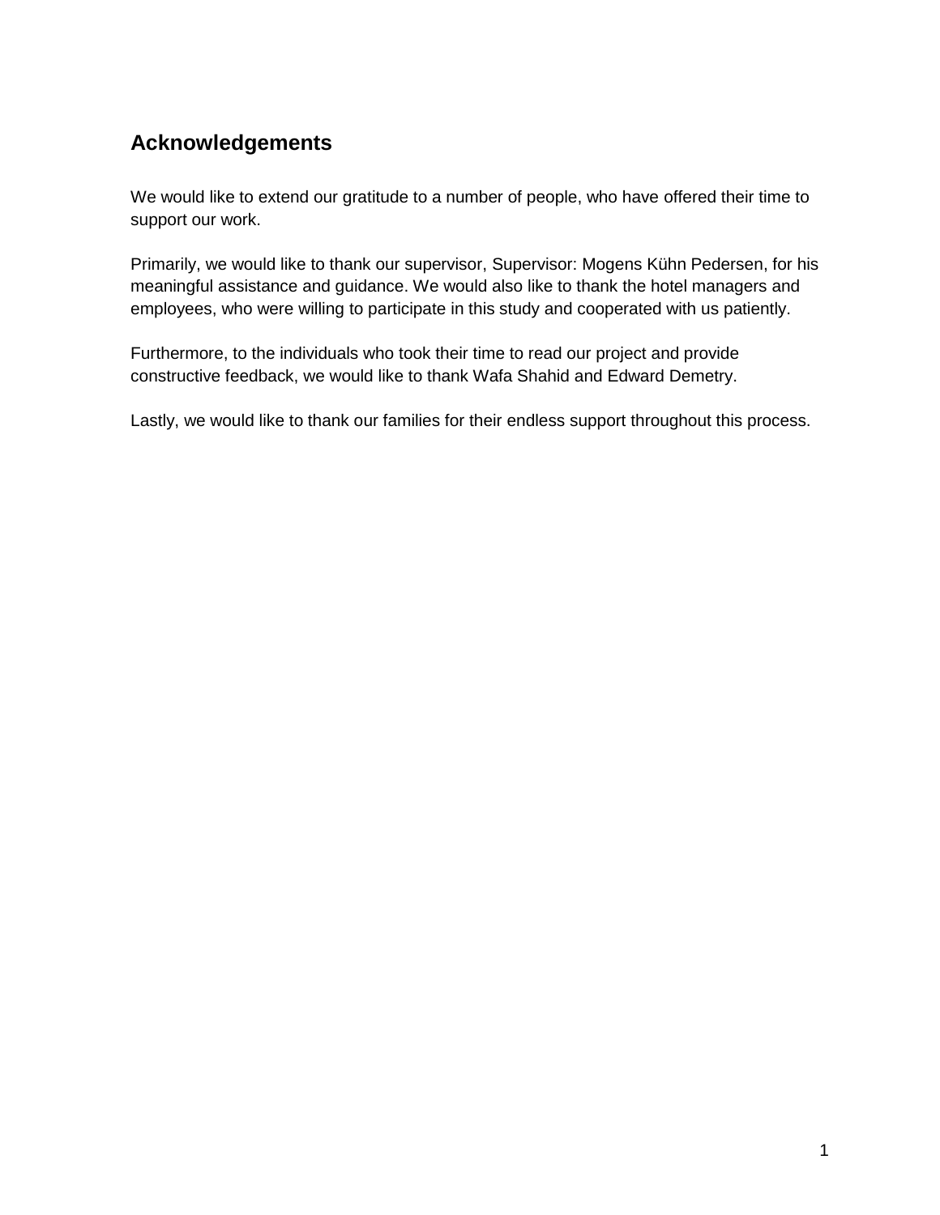## Acknowledgements

We would like to extend our gratitude to a number of people, who have offered their time to support our work.

Primarily, we would like to thank our supervisor, Supervisor: Mogens Kühn Pedersen, for his meaningful assistance and guidance. We would also like to thank the hotel managers and employees, who were willing to participate in this study and cooperated with us patiently.

Furthermore, to the individuals who took their time to read our project and provide constructive feedback, we would like to thank Wafa Shahid and Edward Demetry.

Lastly, we would like to thank our families for their endless support throughout this process.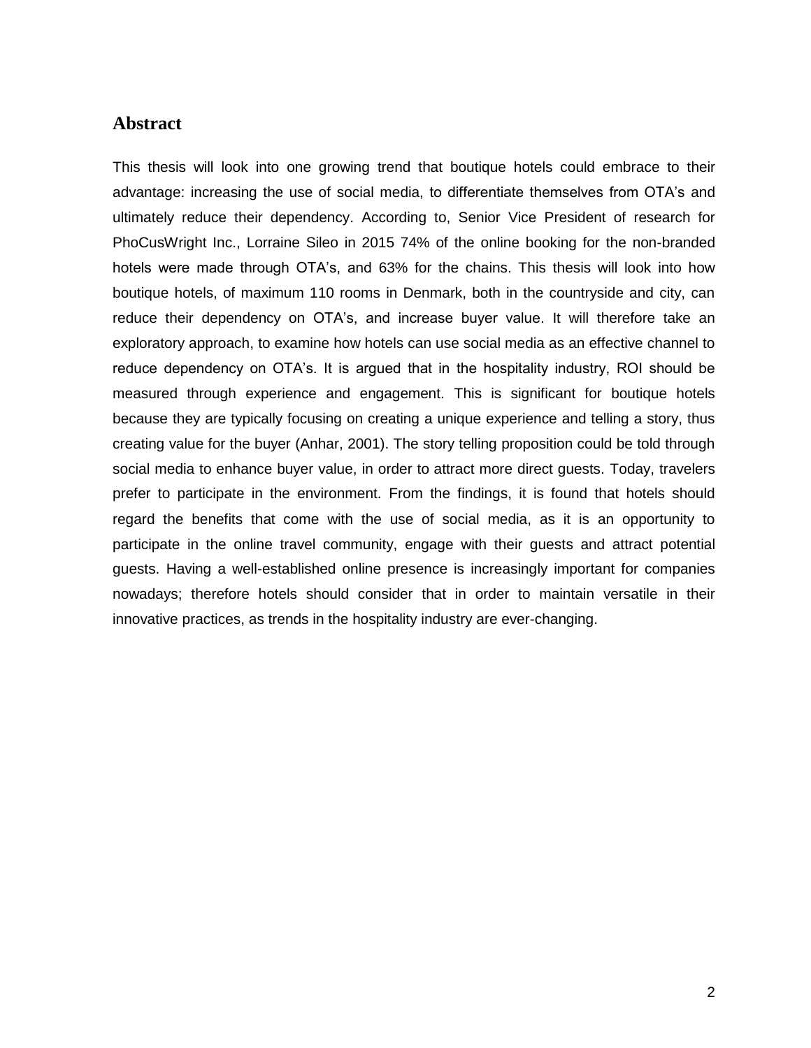## Abstract

This thesis will look into one growing trend that boutique hotels could embrace to their advantage: increasing the use of social media, to differentiate themselves from OTA's and ultimately reduce their dependency. According to, Senior Vice President of research for PhoCusWright Inc., Lorraine Sileo in 2015 74% of the online booking for the non-branded hotels were made through OTA's, and 63% for the chains. This thesis will look into how boutique hotels, of maximum 110 rooms in Denmark, both in the countryside and city, can reduce their dependency on OTA's, and increase buyer value. It will therefore take an exploratory approach, to examine how hotels can use social media as an effective channel to reduce dependency on OTA's. It is argued that in the hospitality industry, ROI should be measured through experience and engagement. This is significant for boutique hotels because they are typically focusing on creating a unique experience and telling a story, thus creating value for the buyer (Anhar, 2001). The story telling proposition could be told through social media to enhance buyer value, in order to attract more direct guests. Today, travelers prefer to participate in the environment. From the findings, it is found that hotels should regard the benefits that come with the use of social media, as it is an opportunity to participate in the online travel community, engage with their guests and attract potential guests. Having a well-established online presence is increasingly important for companies nowadays; therefore hotels should consider that in order to maintain versatile in their innovative practices, as trends in the hospitality industry are ever-changing.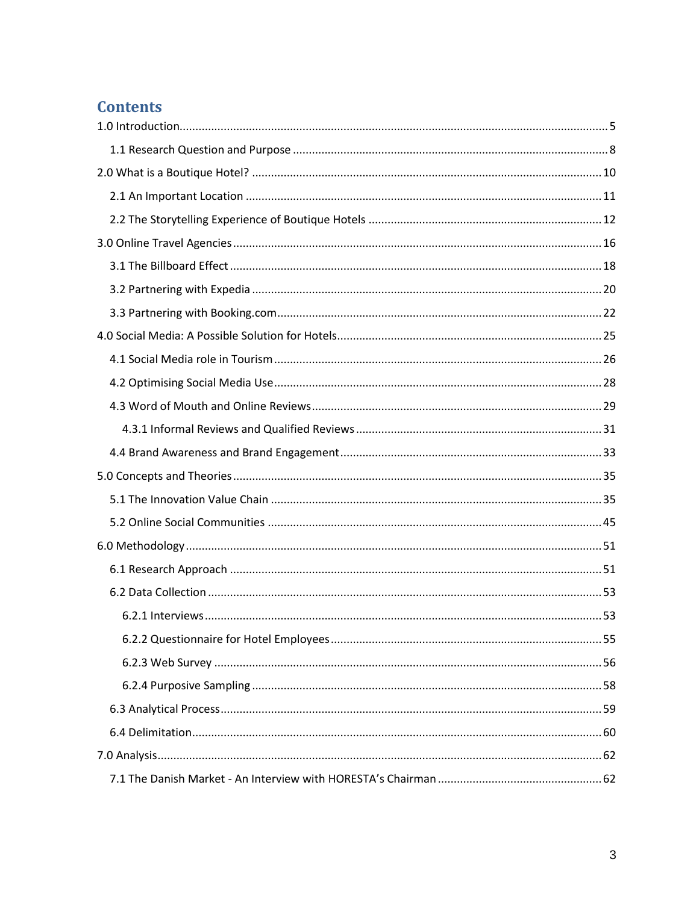# Contents

1.0 Introduction..................................................................................................................................5

1.1 Research Question and Purpose ..................................................................................................8

2.0 What is a Boutique Hotel? .............................................................................................................10

2.1 An Important Location ...............................................................................................................11

2.2 The Storytelling Experience of Boutique Hotels .........................................................................12

3.0 Online Travel Agencies ..................................................................................................................16

3.1 The Billboard Effect ....................................................................................................................18

3.2 Partnering with Expedia .............................................................................................................20

3.3 Partnering with Booking.com......................................................................................................22

4.0 Social Media: A Possible Solution for Hotels..................................................................................25

4.1 Social Media role in Tourism .......................................................................................................26

4.2 Optimising Social Media Use.......................................................................................................28

4.3 Word of Mouth and Online Reviews...........................................................................................29

4.3.1 Informal Reviews and Qualified Reviews ............................................................................31

4.4 Brand Awareness and Brand Engagement..................................................................................33

5.0 Concepts and Theories ...................................................................................................................35

5.1 The Innovation Value Chain ........................................................................................................35

5.2 Online Social Communities ........................................................................................................45

6.0 Methodology ..................................................................................................................................51

6.1 Research Approach .....................................................................................................................51

6.2 Data Collection ...........................................................................................................................53

6.2.1 Interviews ............................................................................................................................53

6.2.2 Questionnaire for Hotel Employees .....................................................................................55

6.2.3 Web Survey ..........................................................................................................................56

6.2.4 Purposive Sampling .............................................................................................................58

6.3 Analytical Process........................................................................................................................59

6.4 Delimitation................................................................................................................................60

7.0 Analysis...........................................................................................................................................62

7.1 The Danish Market - An Interview with HORESTA's Chairman ...................................................62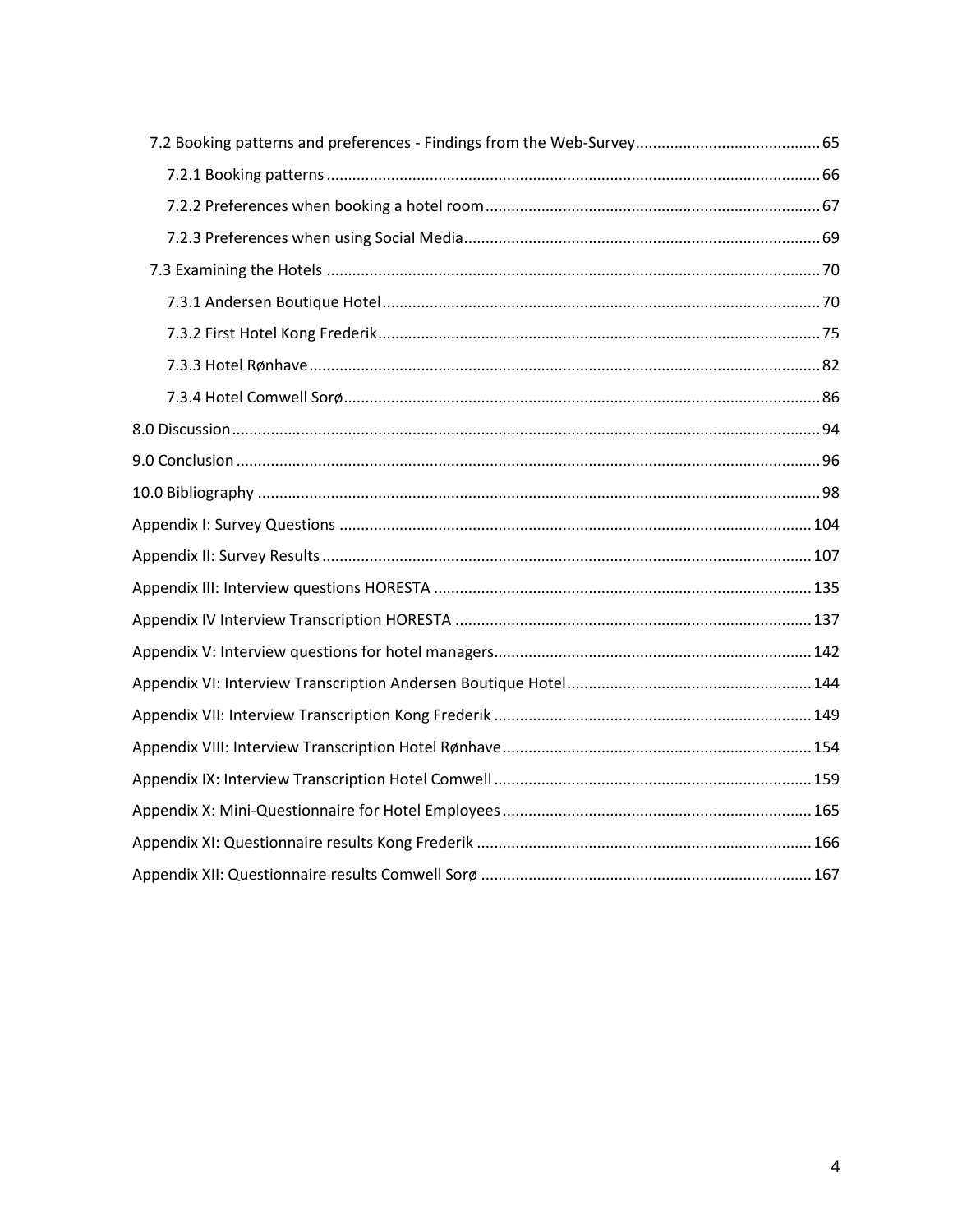- 7.2 Booking patterns and preferences - Findings from the Web-Survey ... 65
  - 7.2.1 Booking patterns ... 66
  - 7.2.2 Preferences when booking a hotel room ... 67
  - 7.2.3 Preferences when using Social Media ... 69
- 7.3 Examining the Hotels ... 70
  - 7.3.1 Andersen Boutique Hotel ... 70
  - 7.3.2 First Hotel Kong Frederik ... 75
  - 7.3.3 Hotel Rønhave ... 82
  - 7.3.4 Hotel Comwell Sorø ... 86

8.0 Discussion ... 94

9.0 Conclusion ... 96

10.0 Bibliography ... 98

Appendix I: Survey Questions ... 104

Appendix II: Survey Results ... 107

Appendix III: Interview questions HORESTA ... 135

Appendix IV Interview Transcription HORESTA ... 137

Appendix V: Interview questions for hotel managers ... 142

Appendix VI: Interview Transcription Andersen Boutique Hotel ... 144

Appendix VII: Interview Transcription Kong Frederik ... 149

Appendix VIII: Interview Transcription Hotel Rønhave ... 154

Appendix IX: Interview Transcription Hotel Comwell ... 159

Appendix X: Mini-Questionnaire for Hotel Employees ... 165

Appendix XI: Questionnaire results Kong Frederik ... 166

Appendix XII: Questionnaire results Comwell Sorø ... 167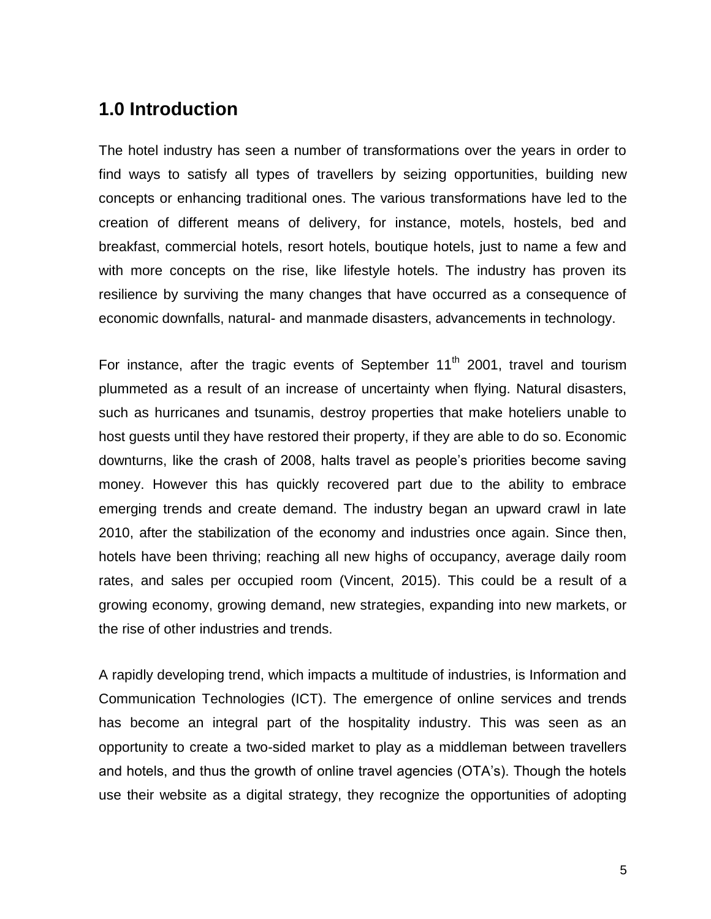## 1.0 Introduction

The hotel industry has seen a number of transformations over the years in order to find ways to satisfy all types of travellers by seizing opportunities, building new concepts or enhancing traditional ones. The various transformations have led to the creation of different means of delivery, for instance, motels, hostels, bed and breakfast, commercial hotels, resort hotels, boutique hotels, just to name a few and with more concepts on the rise, like lifestyle hotels. The industry has proven its resilience by surviving the many changes that have occurred as a consequence of economic downfalls, natural- and manmade disasters, advancements in technology.

For instance, after the tragic events of September 11th 2001, travel and tourism plummeted as a result of an increase of uncertainty when flying. Natural disasters, such as hurricanes and tsunamis, destroy properties that make hoteliers unable to host guests until they have restored their property, if they are able to do so. Economic downturns, like the crash of 2008, halts travel as people's priorities become saving money. However this has quickly recovered part due to the ability to embrace emerging trends and create demand. The industry began an upward crawl in late 2010, after the stabilization of the economy and industries once again. Since then, hotels have been thriving; reaching all new highs of occupancy, average daily room rates, and sales per occupied room (Vincent, 2015). This could be a result of a growing economy, growing demand, new strategies, expanding into new markets, or the rise of other industries and trends.

A rapidly developing trend, which impacts a multitude of industries, is Information and Communication Technologies (ICT). The emergence of online services and trends has become an integral part of the hospitality industry. This was seen as an opportunity to create a two-sided market to play as a middleman between travellers and hotels, and thus the growth of online travel agencies (OTA's). Though the hotels use their website as a digital strategy, they recognize the opportunities of adopting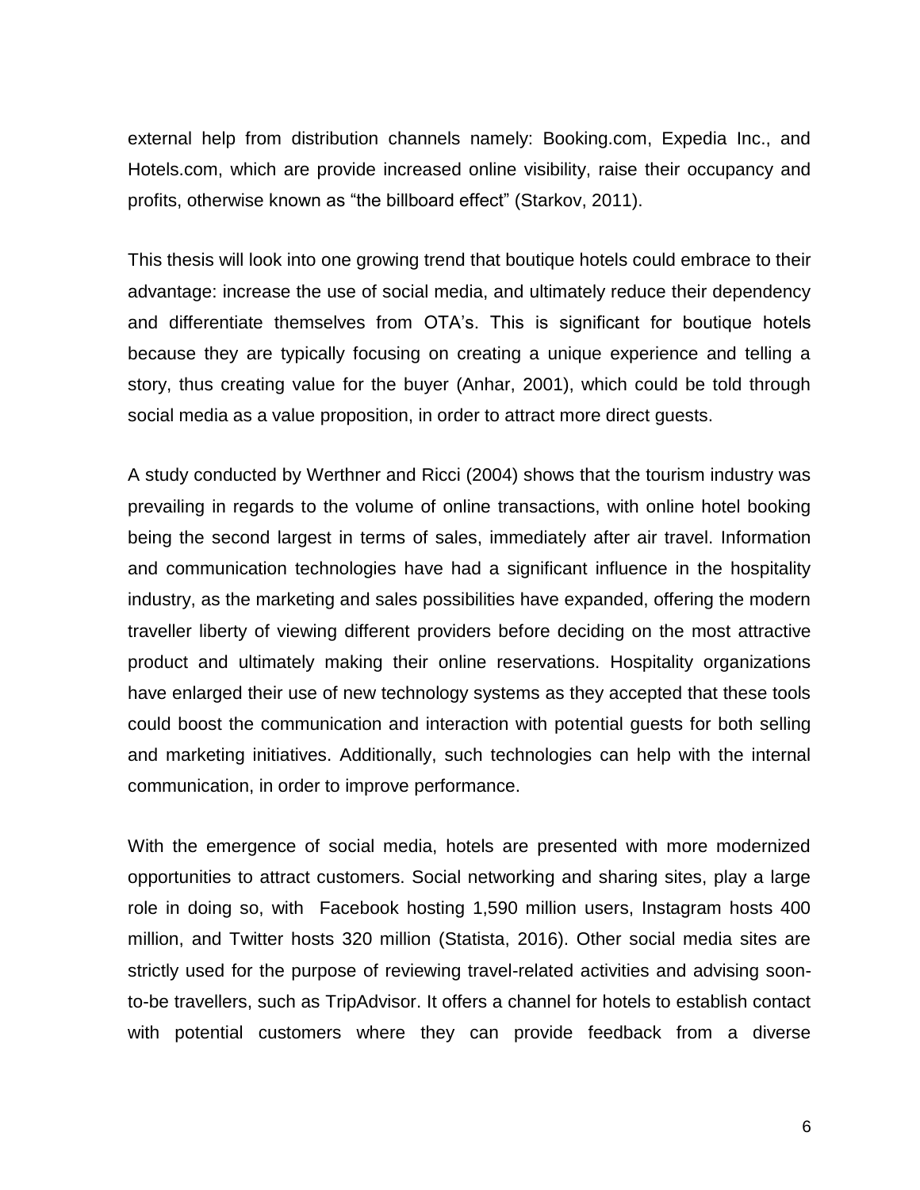external help from distribution channels namely: Booking.com, Expedia Inc., and Hotels.com, which are provide increased online visibility, raise their occupancy and profits, otherwise known as "the billboard effect" (Starkov, 2011).

This thesis will look into one growing trend that boutique hotels could embrace to their advantage: increase the use of social media, and ultimately reduce their dependency and differentiate themselves from OTA's. This is significant for boutique hotels because they are typically focusing on creating a unique experience and telling a story, thus creating value for the buyer (Anhar, 2001), which could be told through social media as a value proposition, in order to attract more direct guests.

A study conducted by Werthner and Ricci (2004) shows that the tourism industry was prevailing in regards to the volume of online transactions, with online hotel booking being the second largest in terms of sales, immediately after air travel. Information and communication technologies have had a significant influence in the hospitality industry, as the marketing and sales possibilities have expanded, offering the modern traveller liberty of viewing different providers before deciding on the most attractive product and ultimately making their online reservations. Hospitality organizations have enlarged their use of new technology systems as they accepted that these tools could boost the communication and interaction with potential guests for both selling and marketing initiatives. Additionally, such technologies can help with the internal communication, in order to improve performance.

With the emergence of social media, hotels are presented with more modernized opportunities to attract customers. Social networking and sharing sites, play a large role in doing so, with Facebook hosting 1,590 million users, Instagram hosts 400 million, and Twitter hosts 320 million (Statista, 2016). Other social media sites are strictly used for the purpose of reviewing travel-related activities and advising soon-to-be travellers, such as TripAdvisor. It offers a channel for hotels to establish contact with potential customers where they can provide feedback from a diverse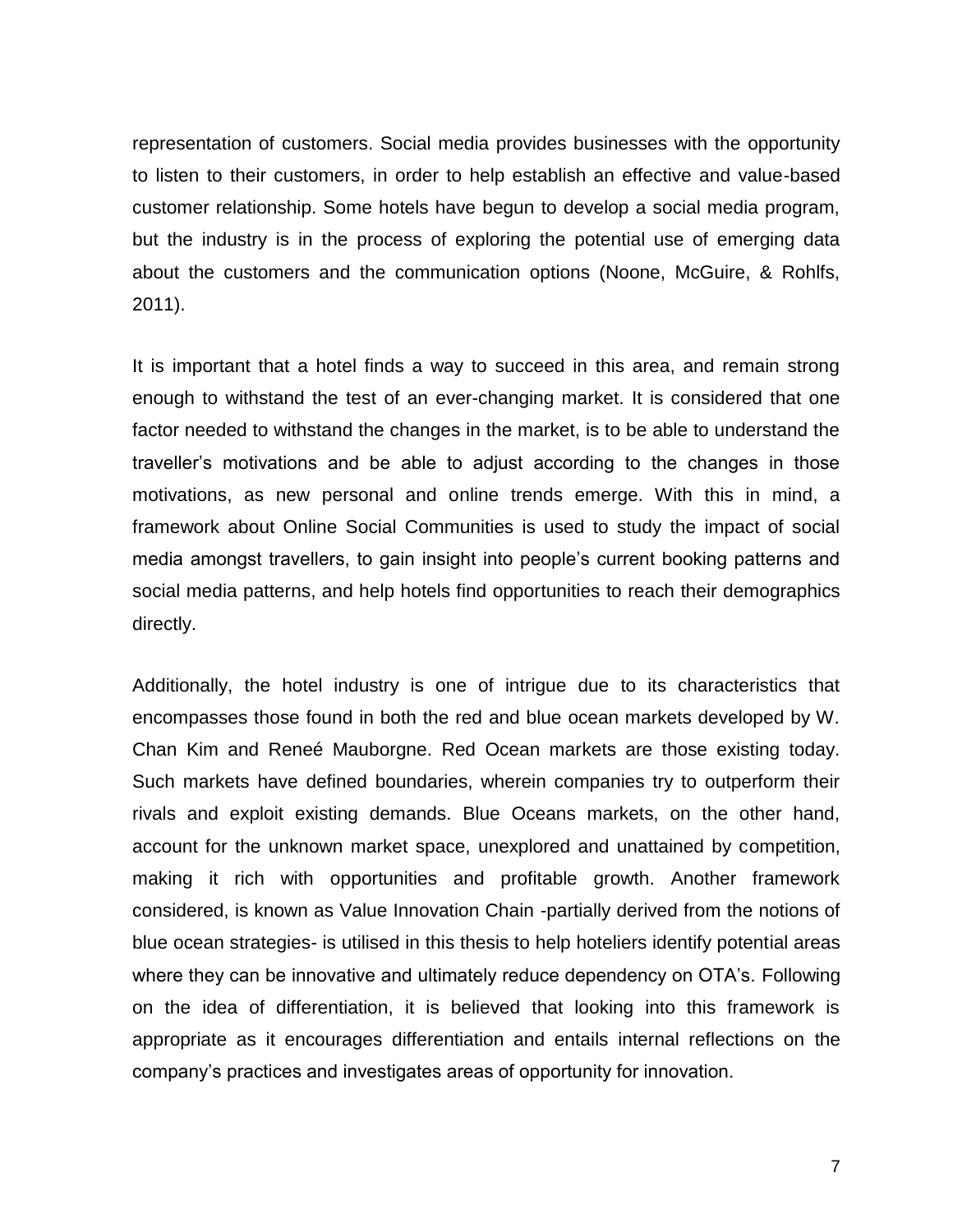representation of customers. Social media provides businesses with the opportunity to listen to their customers, in order to help establish an effective and value-based customer relationship. Some hotels have begun to develop a social media program, but the industry is in the process of exploring the potential use of emerging data about the customers and the communication options (Noone, McGuire, & Rohlfs, 2011).

It is important that a hotel finds a way to succeed in this area, and remain strong enough to withstand the test of an ever-changing market. It is considered that one factor needed to withstand the changes in the market, is to be able to understand the traveller's motivations and be able to adjust according to the changes in those motivations, as new personal and online trends emerge. With this in mind, a framework about Online Social Communities is used to study the impact of social media amongst travellers, to gain insight into people's current booking patterns and social media patterns, and help hotels find opportunities to reach their demographics directly.

Additionally, the hotel industry is one of intrigue due to its characteristics that encompasses those found in both the red and blue ocean markets developed by W. Chan Kim and Reneé Mauborgne. Red Ocean markets are those existing today. Such markets have defined boundaries, wherein companies try to outperform their rivals and exploit existing demands. Blue Oceans markets, on the other hand, account for the unknown market space, unexplored and unattained by competition, making it rich with opportunities and profitable growth. Another framework considered, is known as Value Innovation Chain -partially derived from the notions of blue ocean strategies- is utilised in this thesis to help hoteliers identify potential areas where they can be innovative and ultimately reduce dependency on OTA's. Following on the idea of differentiation, it is believed that looking into this framework is appropriate as it encourages differentiation and entails internal reflections on the company's practices and investigates areas of opportunity for innovation.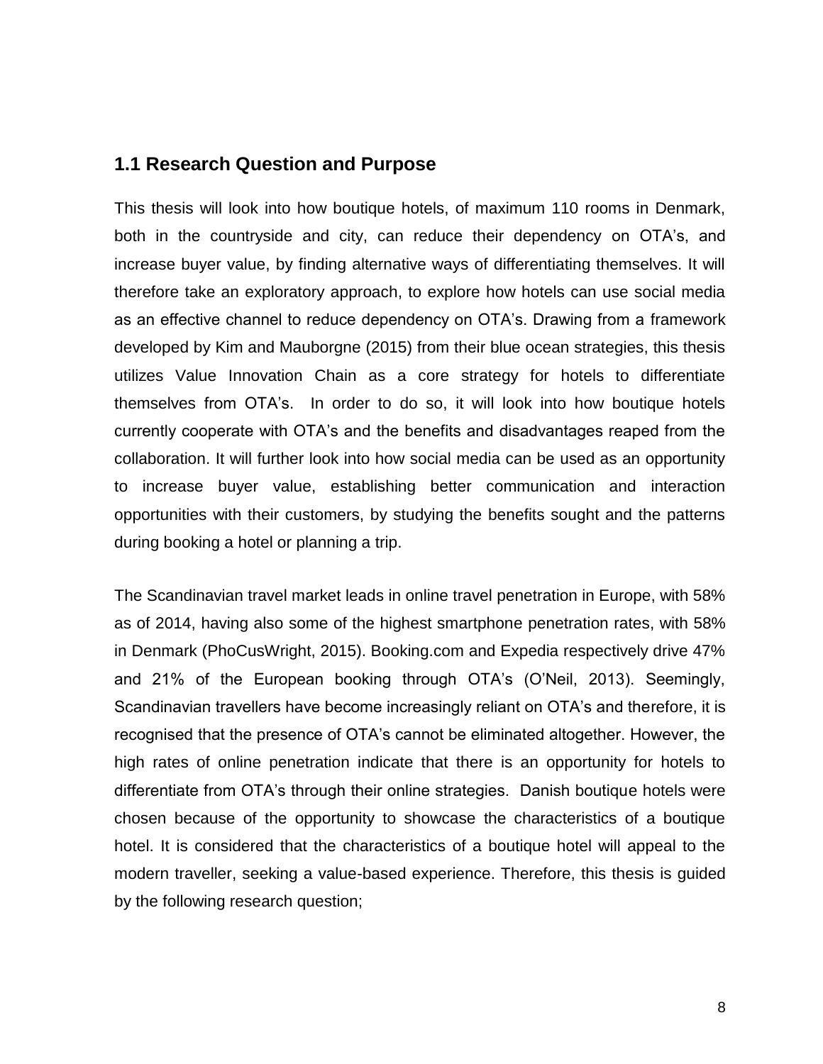## 1.1 Research Question and Purpose

This thesis will look into how boutique hotels, of maximum 110 rooms in Denmark, both in the countryside and city, can reduce their dependency on OTA's, and increase buyer value, by finding alternative ways of differentiating themselves. It will therefore take an exploratory approach, to explore how hotels can use social media as an effective channel to reduce dependency on OTA's. Drawing from a framework developed by Kim and Mauborgne (2015) from their blue ocean strategies, this thesis utilizes Value Innovation Chain as a core strategy for hotels to differentiate themselves from OTA's. In order to do so, it will look into how boutique hotels currently cooperate with OTA's and the benefits and disadvantages reaped from the collaboration. It will further look into how social media can be used as an opportunity to increase buyer value, establishing better communication and interaction opportunities with their customers, by studying the benefits sought and the patterns during booking a hotel or planning a trip.

The Scandinavian travel market leads in online travel penetration in Europe, with 58% as of 2014, having also some of the highest smartphone penetration rates, with 58% in Denmark (PhoCusWright, 2015). Booking.com and Expedia respectively drive 47% and 21% of the European booking through OTA's (O'Neil, 2013). Seemingly, Scandinavian travellers have become increasingly reliant on OTA's and therefore, it is recognised that the presence of OTA's cannot be eliminated altogether. However, the high rates of online penetration indicate that there is an opportunity for hotels to differentiate from OTA's through their online strategies. Danish boutique hotels were chosen because of the opportunity to showcase the characteristics of a boutique hotel. It is considered that the characteristics of a boutique hotel will appeal to the modern traveller, seeking a value-based experience. Therefore, this thesis is guided by the following research question;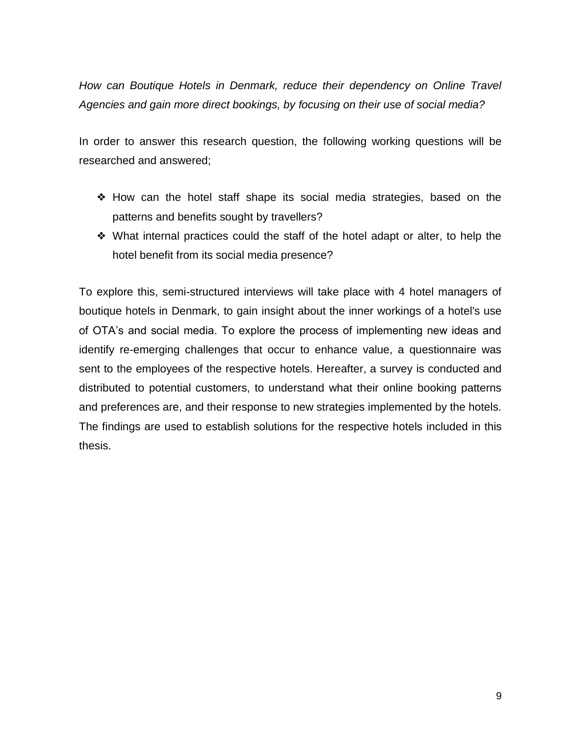*How can Boutique Hotels in Denmark, reduce their dependency on Online Travel Agencies and gain more direct bookings, by focusing on their use of social media?*

In order to answer this research question, the following working questions will be researched and answered;

- ❖ How can the hotel staff shape its social media strategies, based on the patterns and benefits sought by travellers?
- ❖ What internal practices could the staff of the hotel adapt or alter, to help the hotel benefit from its social media presence?

To explore this, semi-structured interviews will take place with 4 hotel managers of boutique hotels in Denmark, to gain insight about the inner workings of a hotel's use of OTA's and social media. To explore the process of implementing new ideas and identify re-emerging challenges that occur to enhance value, a questionnaire was sent to the employees of the respective hotels. Hereafter, a survey is conducted and distributed to potential customers, to understand what their online booking patterns and preferences are, and their response to new strategies implemented by the hotels. The findings are used to establish solutions for the respective hotels included in this thesis.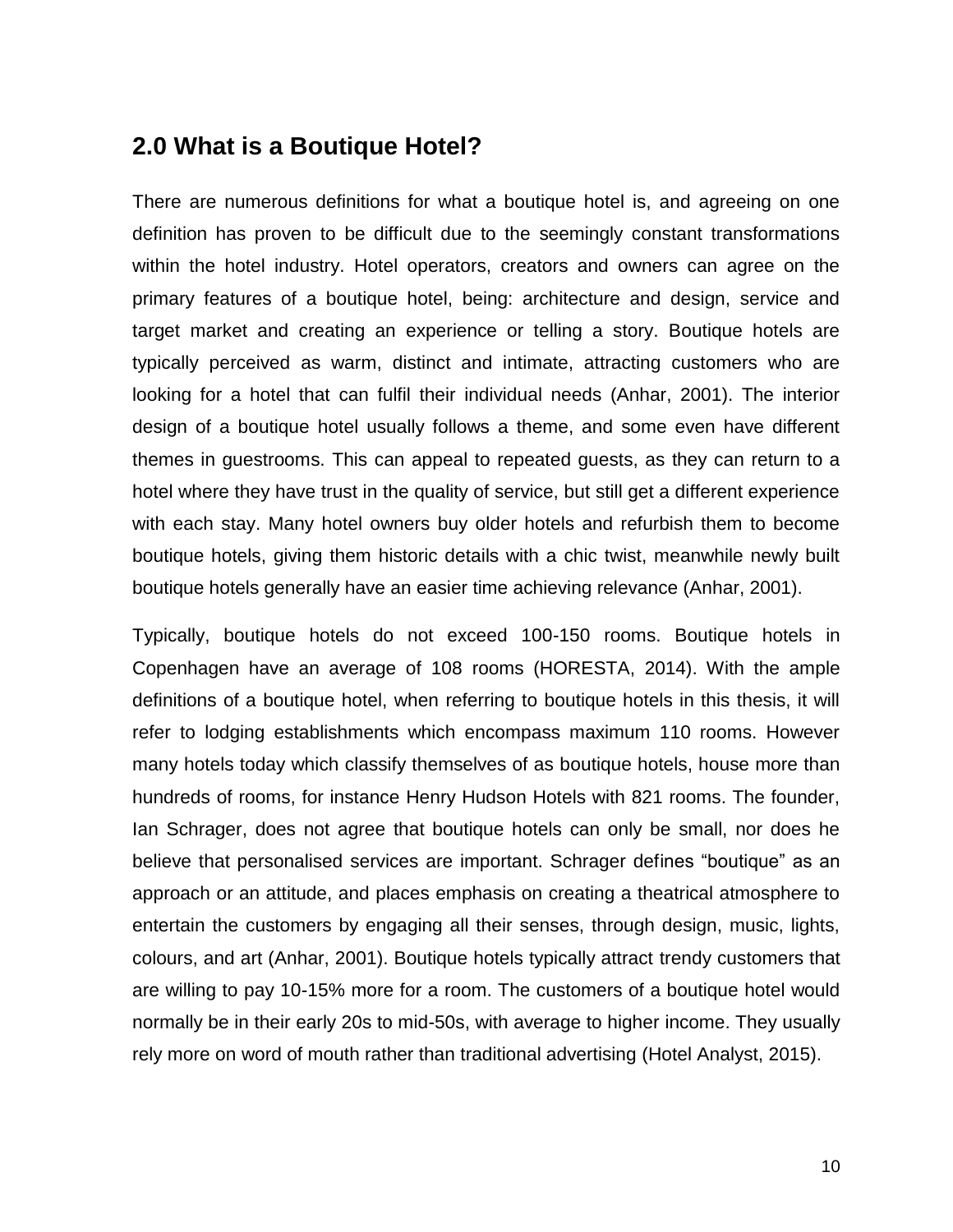## 2.0 What is a Boutique Hotel?

There are numerous definitions for what a boutique hotel is, and agreeing on one definition has proven to be difficult due to the seemingly constant transformations within the hotel industry. Hotel operators, creators and owners can agree on the primary features of a boutique hotel, being: architecture and design, service and target market and creating an experience or telling a story. Boutique hotels are typically perceived as warm, distinct and intimate, attracting customers who are looking for a hotel that can fulfil their individual needs (Anhar, 2001). The interior design of a boutique hotel usually follows a theme, and some even have different themes in guestrooms. This can appeal to repeated guests, as they can return to a hotel where they have trust in the quality of service, but still get a different experience with each stay. Many hotel owners buy older hotels and refurbish them to become boutique hotels, giving them historic details with a chic twist, meanwhile newly built boutique hotels generally have an easier time achieving relevance (Anhar, 2001).

Typically, boutique hotels do not exceed 100-150 rooms. Boutique hotels in Copenhagen have an average of 108 rooms (HORESTA, 2014). With the ample definitions of a boutique hotel, when referring to boutique hotels in this thesis, it will refer to lodging establishments which encompass maximum 110 rooms. However many hotels today which classify themselves of as boutique hotels, house more than hundreds of rooms, for instance Henry Hudson Hotels with 821 rooms. The founder, Ian Schrager, does not agree that boutique hotels can only be small, nor does he believe that personalised services are important. Schrager defines "boutique" as an approach or an attitude, and places emphasis on creating a theatrical atmosphere to entertain the customers by engaging all their senses, through design, music, lights, colours, and art (Anhar, 2001). Boutique hotels typically attract trendy customers that are willing to pay 10-15% more for a room. The customers of a boutique hotel would normally be in their early 20s to mid-50s, with average to higher income. They usually rely more on word of mouth rather than traditional advertising (Hotel Analyst, 2015).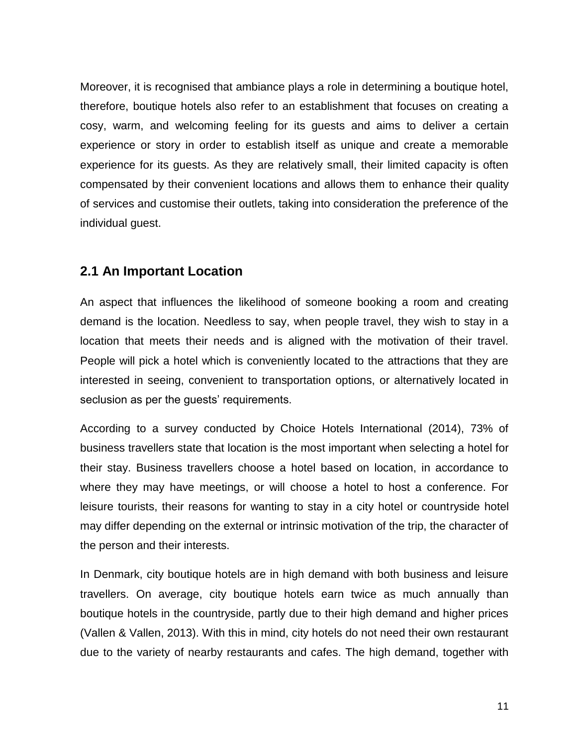Moreover, it is recognised that ambiance plays a role in determining a boutique hotel, therefore, boutique hotels also refer to an establishment that focuses on creating a cosy, warm, and welcoming feeling for its guests and aims to deliver a certain experience or story in order to establish itself as unique and create a memorable experience for its guests. As they are relatively small, their limited capacity is often compensated by their convenient locations and allows them to enhance their quality of services and customise their outlets, taking into consideration the preference of the individual guest.

## 2.1 An Important Location

An aspect that influences the likelihood of someone booking a room and creating demand is the location. Needless to say, when people travel, they wish to stay in a location that meets their needs and is aligned with the motivation of their travel. People will pick a hotel which is conveniently located to the attractions that they are interested in seeing, convenient to transportation options, or alternatively located in seclusion as per the guests' requirements.

According to a survey conducted by Choice Hotels International (2014), 73% of business travellers state that location is the most important when selecting a hotel for their stay. Business travellers choose a hotel based on location, in accordance to where they may have meetings, or will choose a hotel to host a conference. For leisure tourists, their reasons for wanting to stay in a city hotel or countryside hotel may differ depending on the external or intrinsic motivation of the trip, the character of the person and their interests.

In Denmark, city boutique hotels are in high demand with both business and leisure travellers. On average, city boutique hotels earn twice as much annually than boutique hotels in the countryside, partly due to their high demand and higher prices (Vallen & Vallen, 2013). With this in mind, city hotels do not need their own restaurant due to the variety of nearby restaurants and cafes. The high demand, together with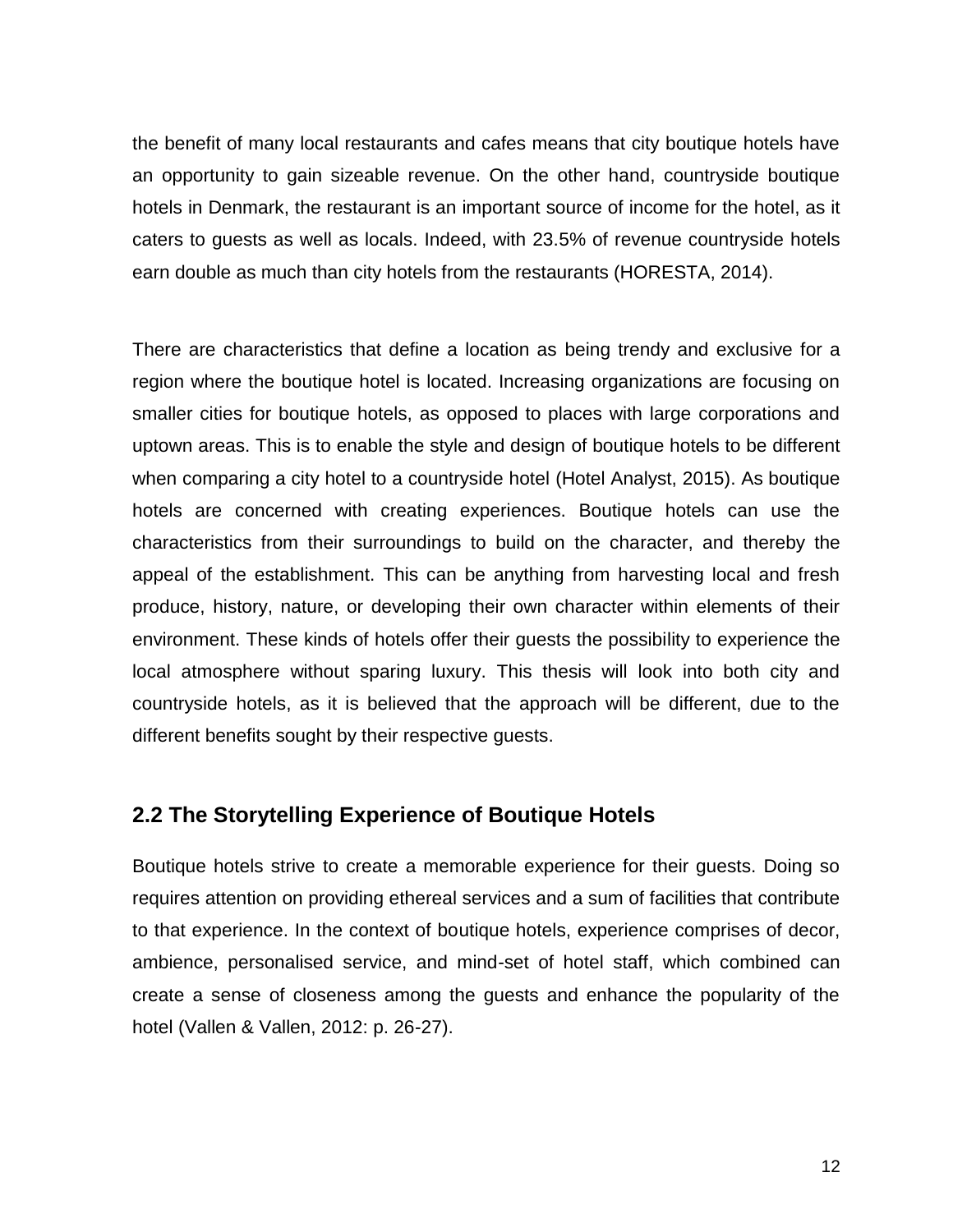the benefit of many local restaurants and cafes means that city boutique hotels have an opportunity to gain sizeable revenue. On the other hand, countryside boutique hotels in Denmark, the restaurant is an important source of income for the hotel, as it caters to guests as well as locals. Indeed, with 23.5% of revenue countryside hotels earn double as much than city hotels from the restaurants (HORESTA, 2014).

There are characteristics that define a location as being trendy and exclusive for a region where the boutique hotel is located. Increasing organizations are focusing on smaller cities for boutique hotels, as opposed to places with large corporations and uptown areas. This is to enable the style and design of boutique hotels to be different when comparing a city hotel to a countryside hotel (Hotel Analyst, 2015). As boutique hotels are concerned with creating experiences. Boutique hotels can use the characteristics from their surroundings to build on the character, and thereby the appeal of the establishment. This can be anything from harvesting local and fresh produce, history, nature, or developing their own character within elements of their environment. These kinds of hotels offer their guests the possibility to experience the local atmosphere without sparing luxury. This thesis will look into both city and countryside hotels, as it is believed that the approach will be different, due to the different benefits sought by their respective guests.

## 2.2 The Storytelling Experience of Boutique Hotels

Boutique hotels strive to create a memorable experience for their guests. Doing so requires attention on providing ethereal services and a sum of facilities that contribute to that experience. In the context of boutique hotels, experience comprises of decor, ambience, personalised service, and mind-set of hotel staff, which combined can create a sense of closeness among the guests and enhance the popularity of the hotel (Vallen & Vallen, 2012: p. 26-27).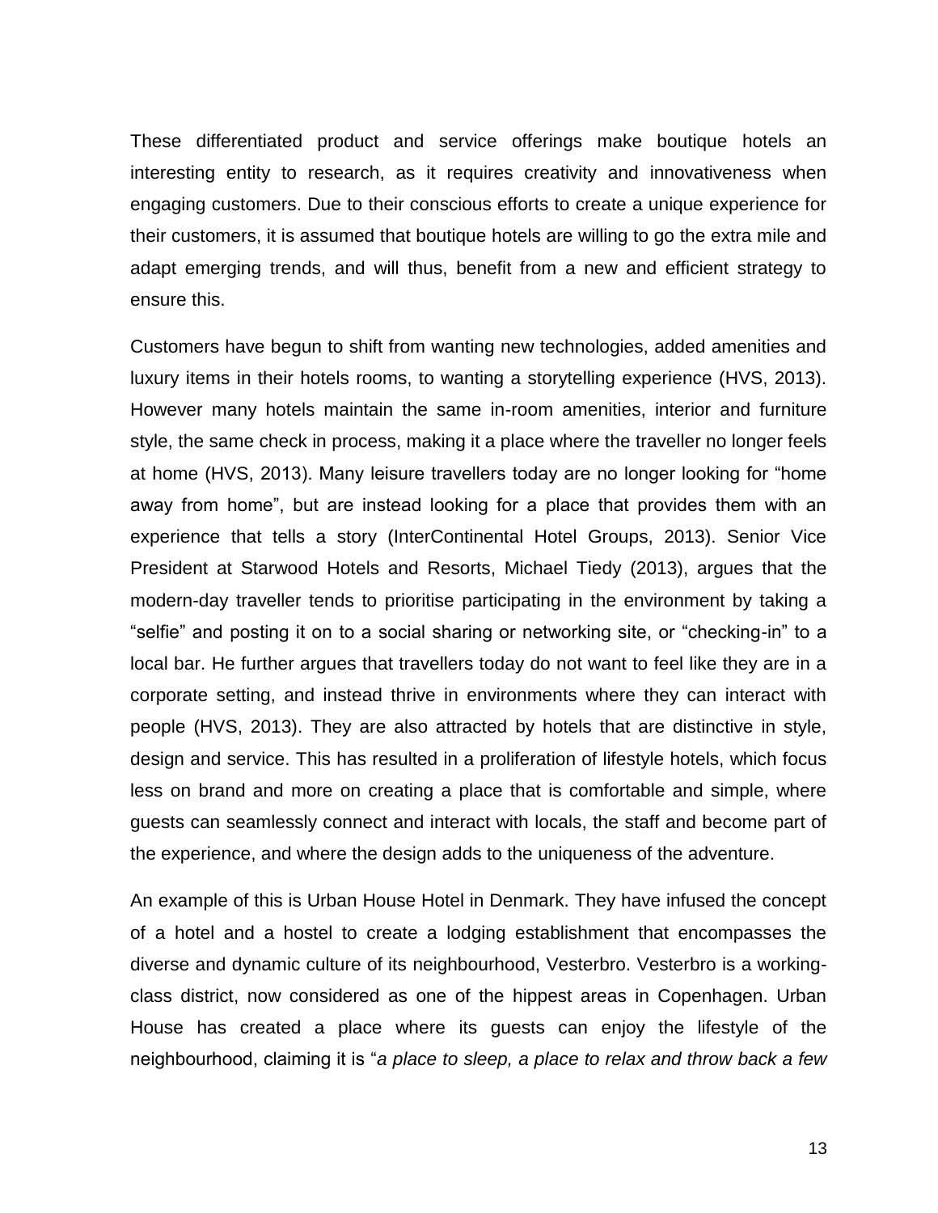These differentiated product and service offerings make boutique hotels an interesting entity to research, as it requires creativity and innovativeness when engaging customers. Due to their conscious efforts to create a unique experience for their customers, it is assumed that boutique hotels are willing to go the extra mile and adapt emerging trends, and will thus, benefit from a new and efficient strategy to ensure this.

Customers have begun to shift from wanting new technologies, added amenities and luxury items in their hotels rooms, to wanting a storytelling experience (HVS, 2013). However many hotels maintain the same in-room amenities, interior and furniture style, the same check in process, making it a place where the traveller no longer feels at home (HVS, 2013). Many leisure travellers today are no longer looking for "home away from home", but are instead looking for a place that provides them with an experience that tells a story (InterContinental Hotel Groups, 2013). Senior Vice President at Starwood Hotels and Resorts, Michael Tiedy (2013), argues that the modern-day traveller tends to prioritise participating in the environment by taking a "selfie" and posting it on to a social sharing or networking site, or "checking-in" to a local bar. He further argues that travellers today do not want to feel like they are in a corporate setting, and instead thrive in environments where they can interact with people (HVS, 2013). They are also attracted by hotels that are distinctive in style, design and service. This has resulted in a proliferation of lifestyle hotels, which focus less on brand and more on creating a place that is comfortable and simple, where guests can seamlessly connect and interact with locals, the staff and become part of the experience, and where the design adds to the uniqueness of the adventure.

An example of this is Urban House Hotel in Denmark. They have infused the concept of a hotel and a hostel to create a lodging establishment that encompasses the diverse and dynamic culture of its neighbourhood, Vesterbro. Vesterbro is a working-class district, now considered as one of the hippest areas in Copenhagen. Urban House has created a place where its guests can enjoy the lifestyle of the neighbourhood, claiming it is "*a place to sleep, a place to relax and throw back a few*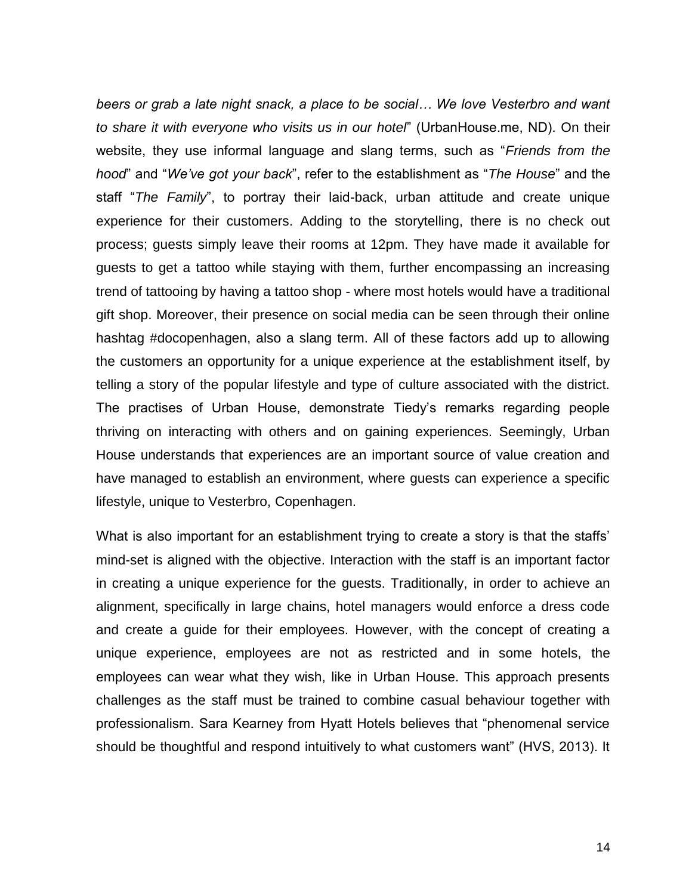*beers or grab a late night snack, a place to be social… We love Vesterbro and want to share it with everyone who visits us in our hotel*" (UrbanHouse.me, ND). On their website, they use informal language and slang terms, such as "*Friends from the hood*" and "*We've got your back*", refer to the establishment as "*The House*" and the staff "*The Family*", to portray their laid-back, urban attitude and create unique experience for their customers. Adding to the storytelling, there is no check out process; guests simply leave their rooms at 12pm. They have made it available for guests to get a tattoo while staying with them, further encompassing an increasing trend of tattooing by having a tattoo shop - where most hotels would have a traditional gift shop. Moreover, their presence on social media can be seen through their online hashtag #docopenhagen, also a slang term. All of these factors add up to allowing the customers an opportunity for a unique experience at the establishment itself, by telling a story of the popular lifestyle and type of culture associated with the district. The practises of Urban House, demonstrate Tiedy's remarks regarding people thriving on interacting with others and on gaining experiences. Seemingly, Urban House understands that experiences are an important source of value creation and have managed to establish an environment, where guests can experience a specific lifestyle, unique to Vesterbro, Copenhagen.

What is also important for an establishment trying to create a story is that the staffs' mind-set is aligned with the objective. Interaction with the staff is an important factor in creating a unique experience for the guests. Traditionally, in order to achieve an alignment, specifically in large chains, hotel managers would enforce a dress code and create a guide for their employees. However, with the concept of creating a unique experience, employees are not as restricted and in some hotels, the employees can wear what they wish, like in Urban House. This approach presents challenges as the staff must be trained to combine casual behaviour together with professionalism. Sara Kearney from Hyatt Hotels believes that "phenomenal service should be thoughtful and respond intuitively to what customers want" (HVS, 2013). It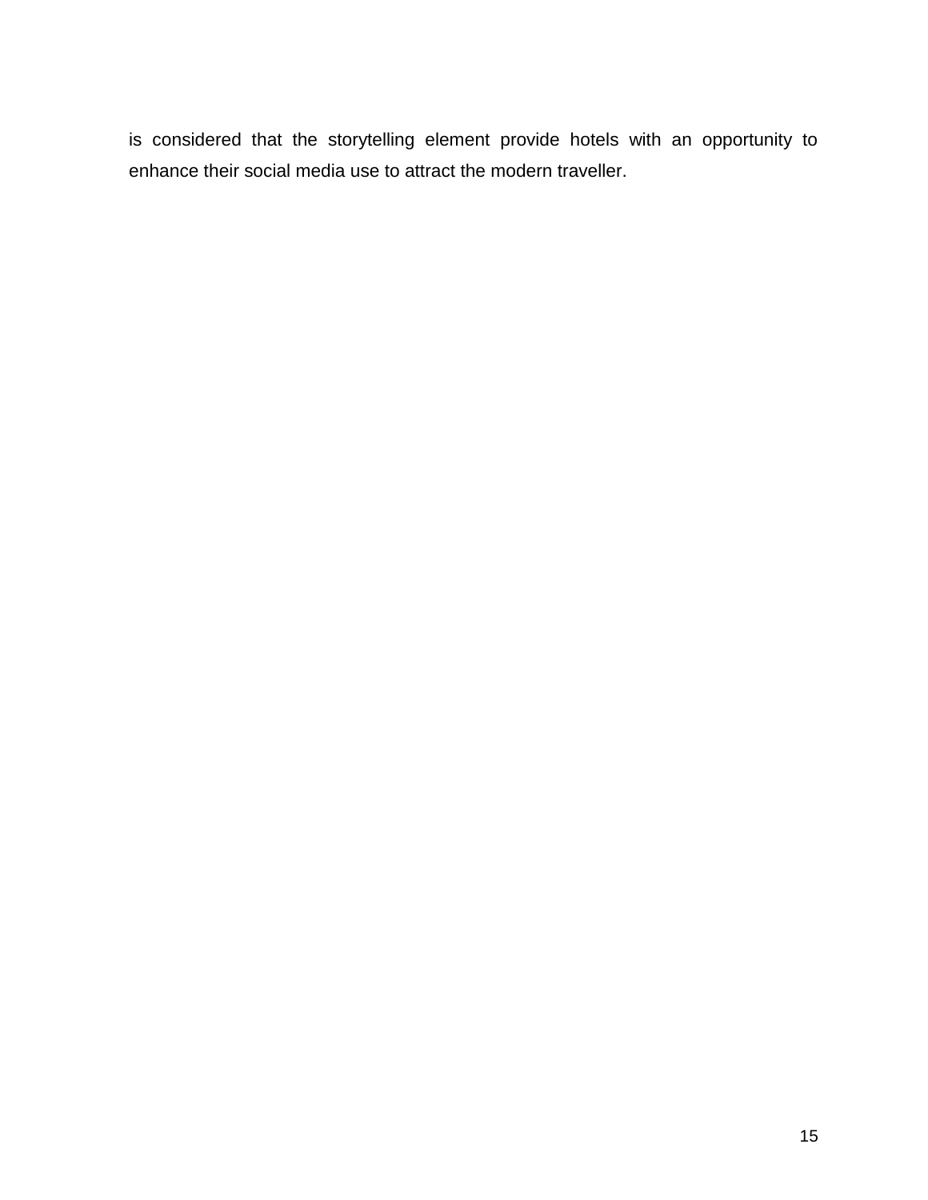is considered that the storytelling element provide hotels with an opportunity to enhance their social media use to attract the modern traveller.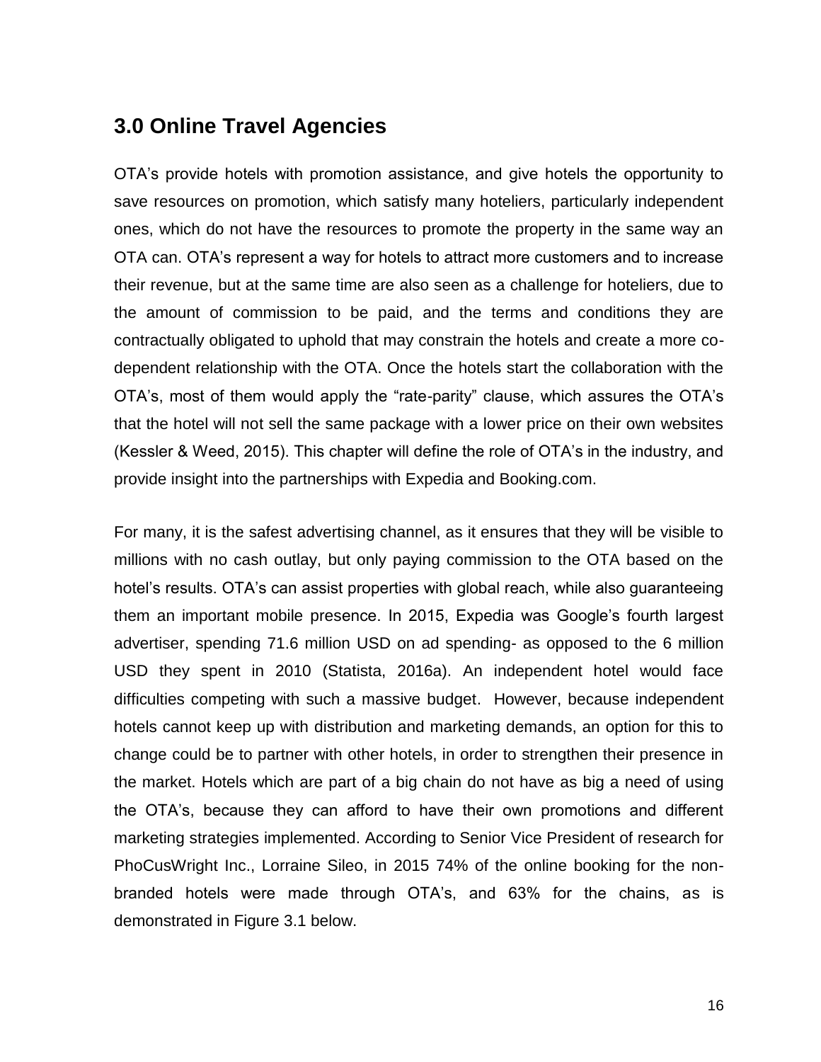## 3.0 Online Travel Agencies

OTA's provide hotels with promotion assistance, and give hotels the opportunity to save resources on promotion, which satisfy many hoteliers, particularly independent ones, which do not have the resources to promote the property in the same way an OTA can. OTA's represent a way for hotels to attract more customers and to increase their revenue, but at the same time are also seen as a challenge for hoteliers, due to the amount of commission to be paid, and the terms and conditions they are contractually obligated to uphold that may constrain the hotels and create a more co-dependent relationship with the OTA. Once the hotels start the collaboration with the OTA's, most of them would apply the "rate-parity" clause, which assures the OTA's that the hotel will not sell the same package with a lower price on their own websites (Kessler & Weed, 2015). This chapter will define the role of OTA's in the industry, and provide insight into the partnerships with Expedia and Booking.com.

For many, it is the safest advertising channel, as it ensures that they will be visible to millions with no cash outlay, but only paying commission to the OTA based on the hotel's results. OTA's can assist properties with global reach, while also guaranteeing them an important mobile presence. In 2015, Expedia was Google's fourth largest advertiser, spending 71.6 million USD on ad spending- as opposed to the 6 million USD they spent in 2010 (Statista, 2016a). An independent hotel would face difficulties competing with such a massive budget. However, because independent hotels cannot keep up with distribution and marketing demands, an option for this to change could be to partner with other hotels, in order to strengthen their presence in the market. Hotels which are part of a big chain do not have as big a need of using the OTA's, because they can afford to have their own promotions and different marketing strategies implemented. According to Senior Vice President of research for PhoCusWright Inc., Lorraine Sileo, in 2015 74% of the online booking for the non-branded hotels were made through OTA's, and 63% for the chains, as is demonstrated in Figure 3.1 below.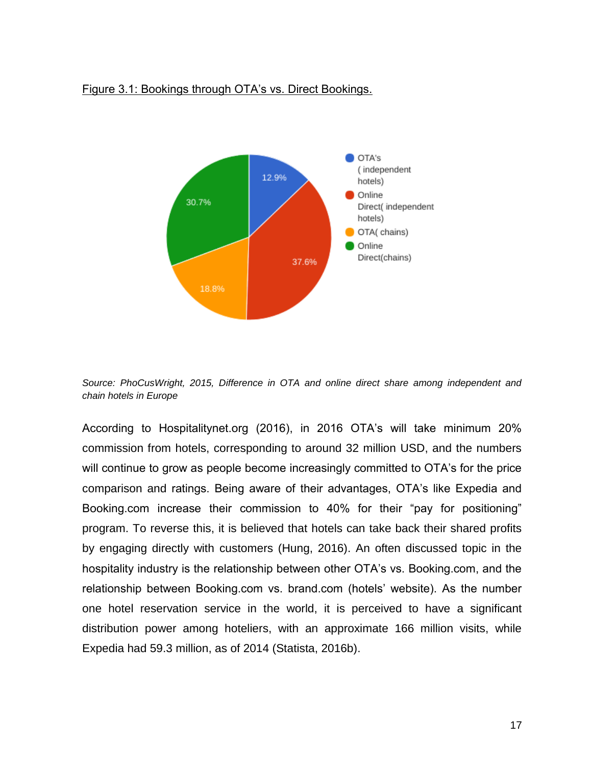Figure 3.1: Bookings through OTA's vs. Direct Bookings.

*Source: PhoCusWright, 2015, Difference in OTA and online direct share among independent and chain hotels in Europe*

According to Hospitalitynet.org (2016), in 2016 OTA's will take minimum 20% commission from hotels, corresponding to around 32 million USD, and the numbers will continue to grow as people become increasingly committed to OTA's for the price comparison and ratings. Being aware of their advantages, OTA's like Expedia and Booking.com increase their commission to 40% for their "pay for positioning" program. To reverse this, it is believed that hotels can take back their shared profits by engaging directly with customers (Hung, 2016). An often discussed topic in the hospitality industry is the relationship between other OTA's vs. Booking.com, and the relationship between Booking.com vs. brand.com (hotels' website). As the number one hotel reservation service in the world, it is perceived to have a significant distribution power among hoteliers, with an approximate 166 million visits, while Expedia had 59.3 million, as of 2014 (Statista, 2016b).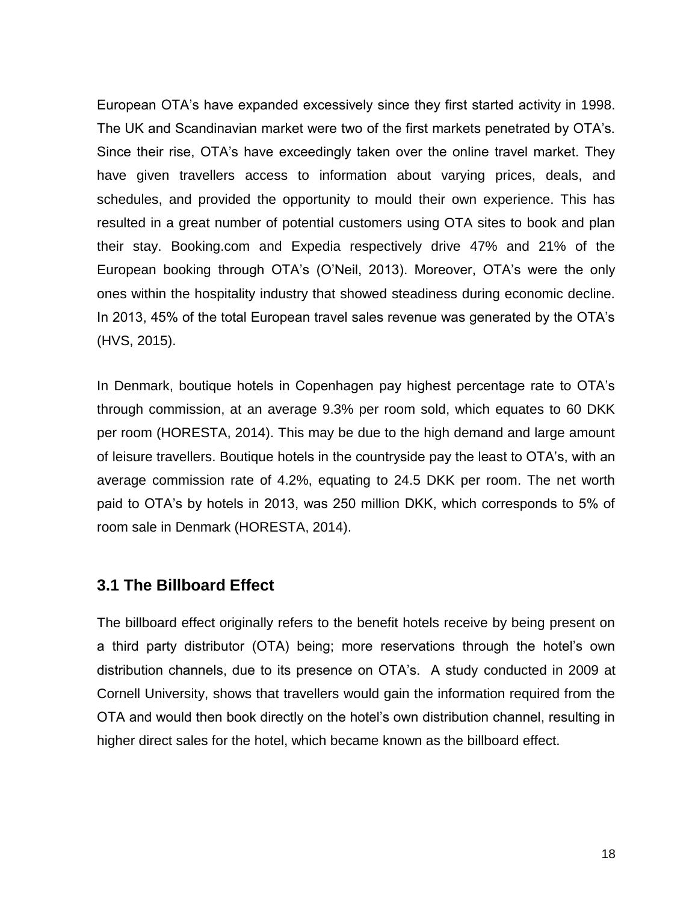European OTA’s have expanded excessively since they first started activity in 1998. The UK and Scandinavian market were two of the first markets penetrated by OTA’s. Since their rise, OTA’s have exceedingly taken over the online travel market. They have given travellers access to information about varying prices, deals, and schedules, and provided the opportunity to mould their own experience. This has resulted in a great number of potential customers using OTA sites to book and plan their stay. Booking.com and Expedia respectively drive 47% and 21% of the European booking through OTA’s (O’Neil, 2013). Moreover, OTA’s were the only ones within the hospitality industry that showed steadiness during economic decline. In 2013, 45% of the total European travel sales revenue was generated by the OTA’s (HVS, 2015).

In Denmark, boutique hotels in Copenhagen pay highest percentage rate to OTA’s through commission, at an average 9.3% per room sold, which equates to 60 DKK per room (HORESTA, 2014). This may be due to the high demand and large amount of leisure travellers. Boutique hotels in the countryside pay the least to OTA’s, with an average commission rate of 4.2%, equating to 24.5 DKK per room. The net worth paid to OTA’s by hotels in 2013, was 250 million DKK, which corresponds to 5% of room sale in Denmark (HORESTA, 2014).

## 3.1 The Billboard Effect

The billboard effect originally refers to the benefit hotels receive by being present on a third party distributor (OTA) being; more reservations through the hotel’s own distribution channels, due to its presence on OTA’s. A study conducted in 2009 at Cornell University, shows that travellers would gain the information required from the OTA and would then book directly on the hotel’s own distribution channel, resulting in higher direct sales for the hotel, which became known as the billboard effect.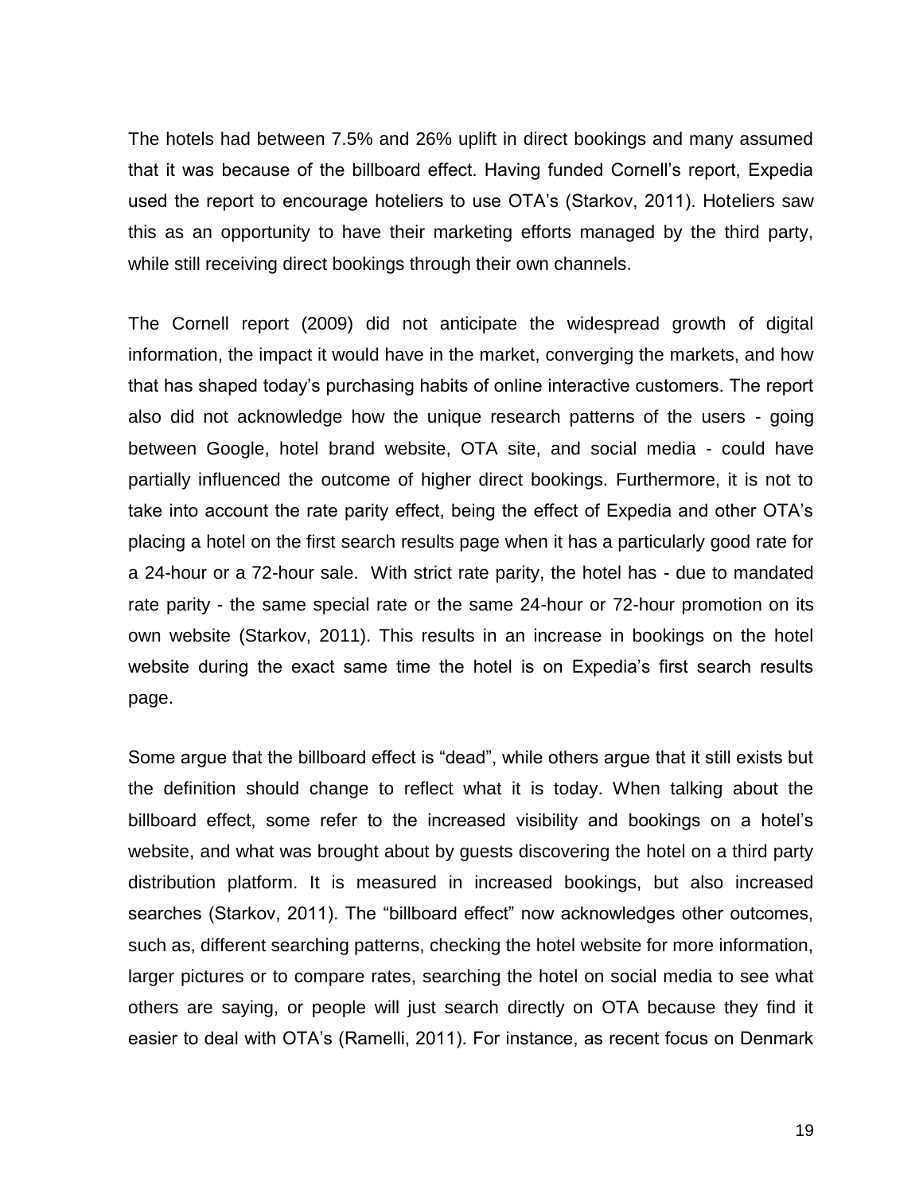The hotels had between 7.5% and 26% uplift in direct bookings and many assumed that it was because of the billboard effect. Having funded Cornell's report, Expedia used the report to encourage hoteliers to use OTA's (Starkov, 2011). Hoteliers saw this as an opportunity to have their marketing efforts managed by the third party, while still receiving direct bookings through their own channels.

The Cornell report (2009) did not anticipate the widespread growth of digital information, the impact it would have in the market, converging the markets, and how that has shaped today's purchasing habits of online interactive customers. The report also did not acknowledge how the unique research patterns of the users - going between Google, hotel brand website, OTA site, and social media - could have partially influenced the outcome of higher direct bookings. Furthermore, it is not to take into account the rate parity effect, being the effect of Expedia and other OTA's placing a hotel on the first search results page when it has a particularly good rate for a 24-hour or a 72-hour sale. With strict rate parity, the hotel has - due to mandated rate parity - the same special rate or the same 24-hour or 72-hour promotion on its own website (Starkov, 2011). This results in an increase in bookings on the hotel website during the exact same time the hotel is on Expedia's first search results page.

Some argue that the billboard effect is "dead", while others argue that it still exists but the definition should change to reflect what it is today. When talking about the billboard effect, some refer to the increased visibility and bookings on a hotel's website, and what was brought about by guests discovering the hotel on a third party distribution platform. It is measured in increased bookings, but also increased searches (Starkov, 2011). The "billboard effect" now acknowledges other outcomes, such as, different searching patterns, checking the hotel website for more information, larger pictures or to compare rates, searching the hotel on social media to see what others are saying, or people will just search directly on OTA because they find it easier to deal with OTA's (Ramelli, 2011). For instance, as recent focus on Denmark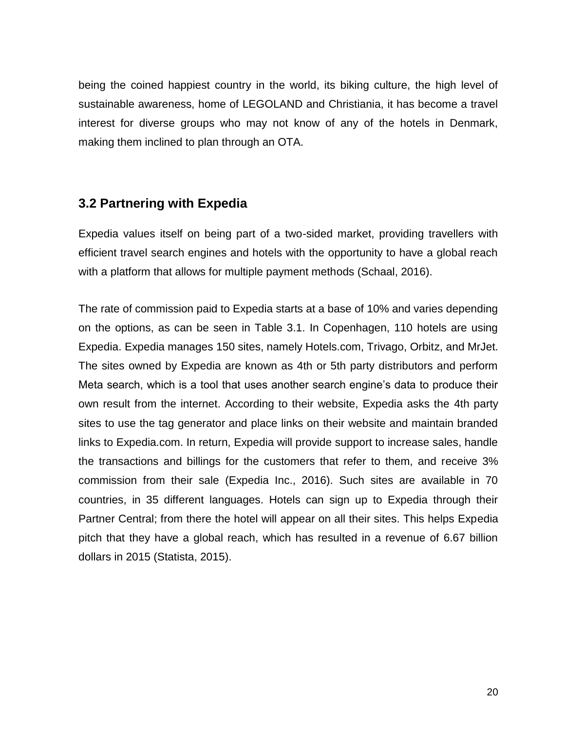being the coined happiest country in the world, its biking culture, the high level of sustainable awareness, home of LEGOLAND and Christiania, it has become a travel interest for diverse groups who may not know of any of the hotels in Denmark, making them inclined to plan through an OTA.

## 3.2 Partnering with Expedia

Expedia values itself on being part of a two-sided market, providing travellers with efficient travel search engines and hotels with the opportunity to have a global reach with a platform that allows for multiple payment methods (Schaal, 2016).

The rate of commission paid to Expedia starts at a base of 10% and varies depending on the options, as can be seen in Table 3.1. In Copenhagen, 110 hotels are using Expedia. Expedia manages 150 sites, namely Hotels.com, Trivago, Orbitz, and MrJet. The sites owned by Expedia are known as 4th or 5th party distributors and perform Meta search, which is a tool that uses another search engine's data to produce their own result from the internet. According to their website, Expedia asks the 4th party sites to use the tag generator and place links on their website and maintain branded links to Expedia.com. In return, Expedia will provide support to increase sales, handle the transactions and billings for the customers that refer to them, and receive 3% commission from their sale (Expedia Inc., 2016). Such sites are available in 70 countries, in 35 different languages. Hotels can sign up to Expedia through their Partner Central; from there the hotel will appear on all their sites. This helps Expedia pitch that they have a global reach, which has resulted in a revenue of 6.67 billion dollars in 2015 (Statista, 2015).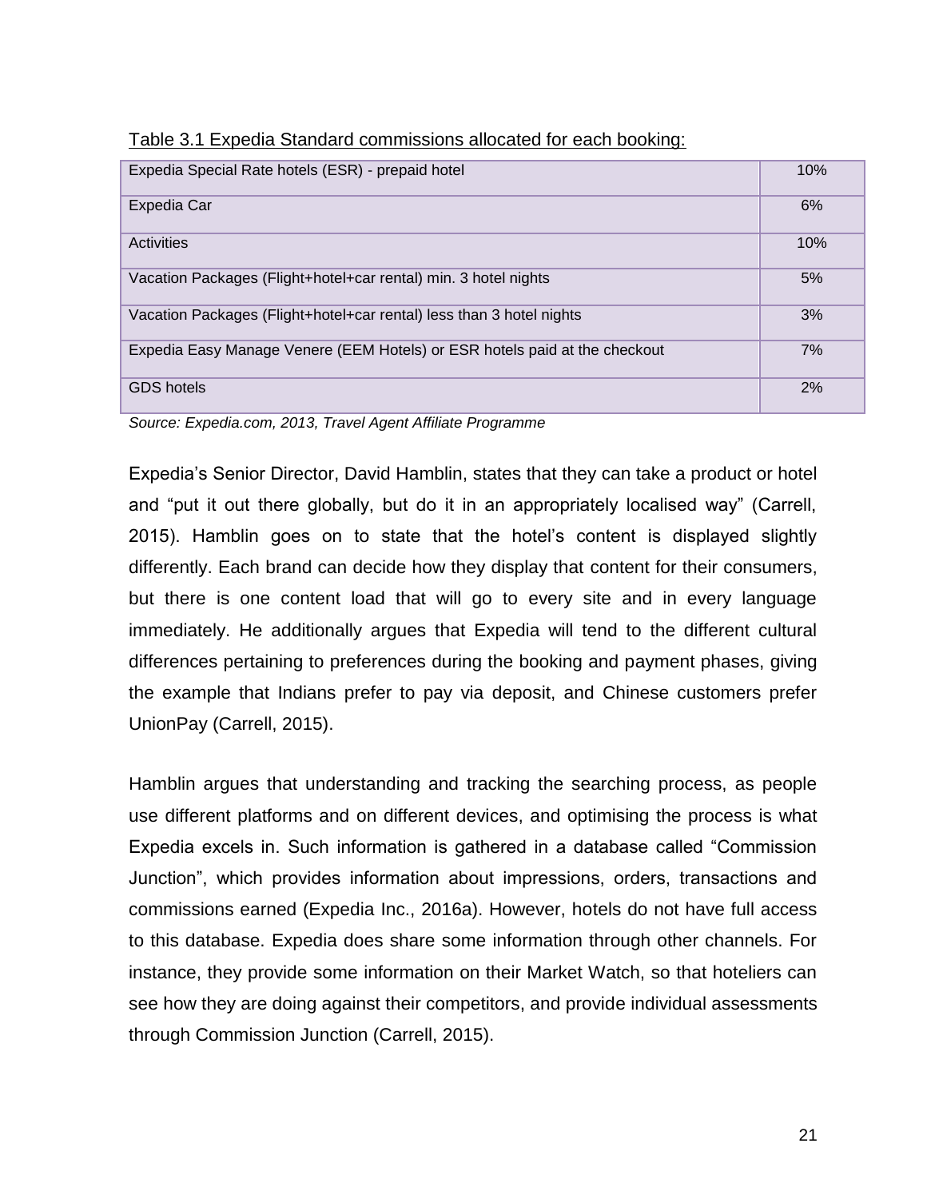Table 3.1 Expedia Standard commissions allocated for each booking:

| | |
|---|---|
| Expedia Special Rate hotels (ESR) - prepaid hotel | 10% |
| Expedia Car | 6% |
| Activities | 10% |
| Vacation Packages (Flight+hotel+car rental) min. 3 hotel nights | 5% |
| Vacation Packages (Flight+hotel+car rental) less than 3 hotel nights | 3% |
| Expedia Easy Manage Venere (EEM Hotels) or ESR hotels paid at the checkout | 7% |
| GDS hotels | 2% |

*Source: Expedia.com, 2013, Travel Agent Affiliate Programme*

Expedia's Senior Director, David Hamblin, states that they can take a product or hotel and "put it out there globally, but do it in an appropriately localised way" (Carrell, 2015). Hamblin goes on to state that the hotel's content is displayed slightly differently. Each brand can decide how they display that content for their consumers, but there is one content load that will go to every site and in every language immediately. He additionally argues that Expedia will tend to the different cultural differences pertaining to preferences during the booking and payment phases, giving the example that Indians prefer to pay via deposit, and Chinese customers prefer UnionPay (Carrell, 2015).

Hamblin argues that understanding and tracking the searching process, as people use different platforms and on different devices, and optimising the process is what Expedia excels in. Such information is gathered in a database called "Commission Junction", which provides information about impressions, orders, transactions and commissions earned (Expedia Inc., 2016a). However, hotels do not have full access to this database. Expedia does share some information through other channels. For instance, they provide some information on their Market Watch, so that hoteliers can see how they are doing against their competitors, and provide individual assessments through Commission Junction (Carrell, 2015).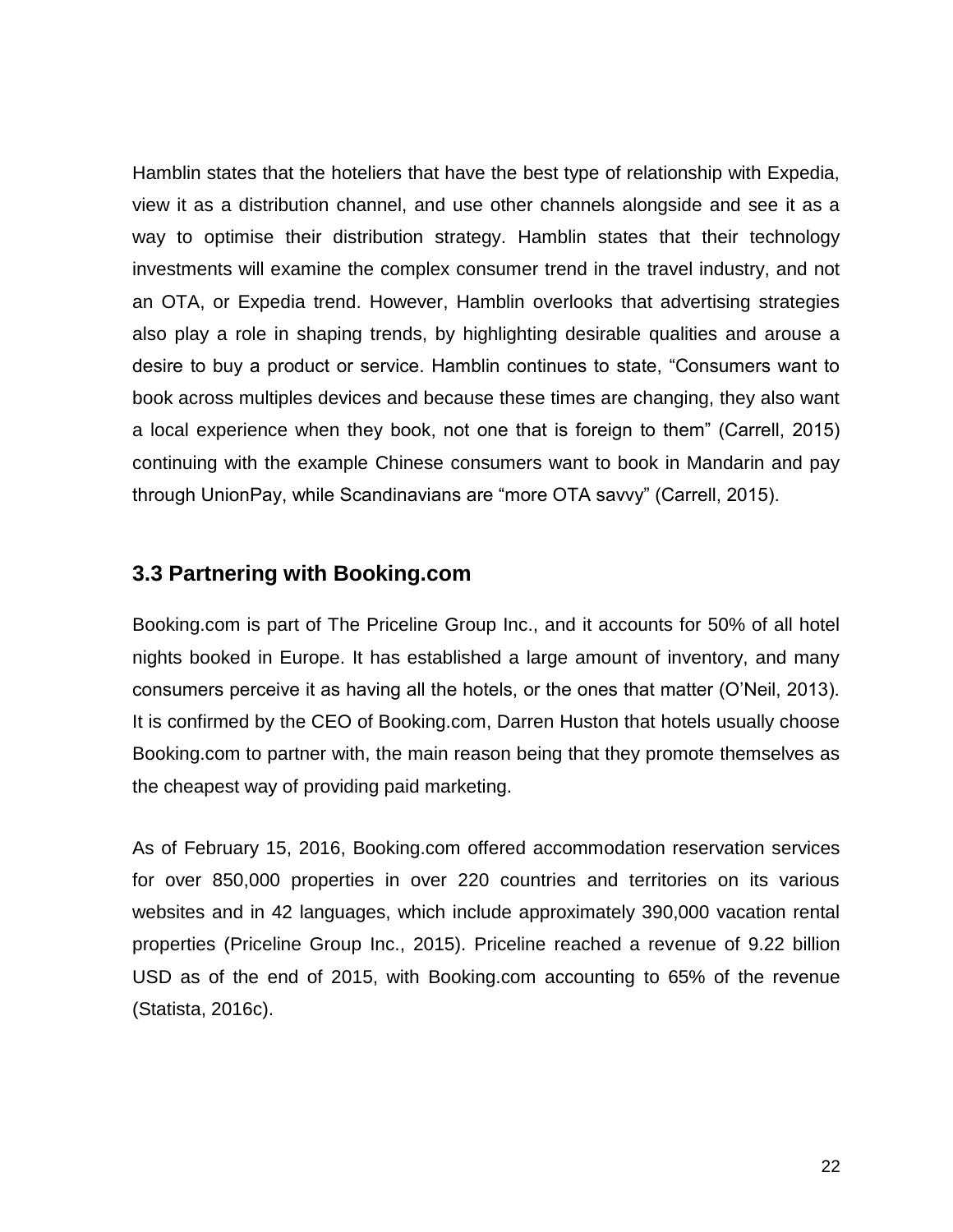Hamblin states that the hoteliers that have the best type of relationship with Expedia, view it as a distribution channel, and use other channels alongside and see it as a way to optimise their distribution strategy. Hamblin states that their technology investments will examine the complex consumer trend in the travel industry, and not an OTA, or Expedia trend. However, Hamblin overlooks that advertising strategies also play a role in shaping trends, by highlighting desirable qualities and arouse a desire to buy a product or service. Hamblin continues to state, "Consumers want to book across multiples devices and because these times are changing, they also want a local experience when they book, not one that is foreign to them" (Carrell, 2015) continuing with the example Chinese consumers want to book in Mandarin and pay through UnionPay, while Scandinavians are "more OTA savvy" (Carrell, 2015).

### 3.3 Partnering with Booking.com

Booking.com is part of The Priceline Group Inc., and it accounts for 50% of all hotel nights booked in Europe. It has established a large amount of inventory, and many consumers perceive it as having all the hotels, or the ones that matter (O'Neil, 2013). It is confirmed by the CEO of Booking.com, Darren Huston that hotels usually choose Booking.com to partner with, the main reason being that they promote themselves as the cheapest way of providing paid marketing.

As of February 15, 2016, Booking.com offered accommodation reservation services for over 850,000 properties in over 220 countries and territories on its various websites and in 42 languages, which include approximately 390,000 vacation rental properties (Priceline Group Inc., 2015). Priceline reached a revenue of 9.22 billion USD as of the end of 2015, with Booking.com accounting to 65% of the revenue (Statista, 2016c).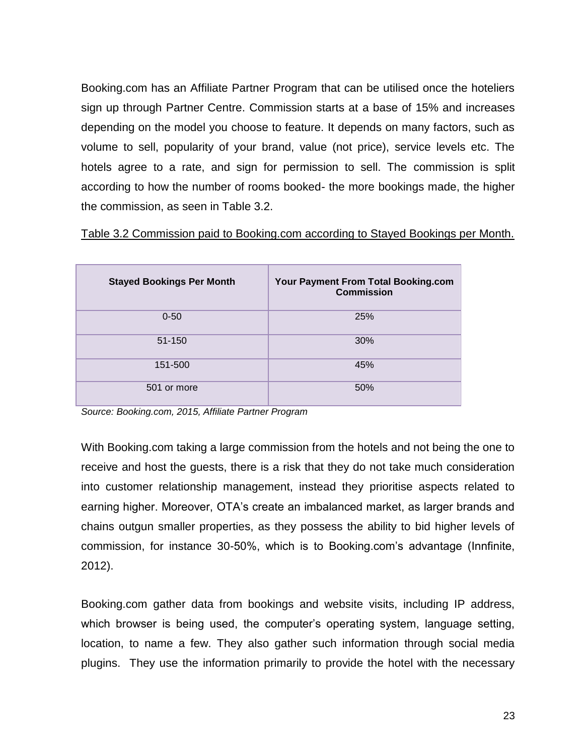Booking.com has an Affiliate Partner Program that can be utilised once the hoteliers sign up through Partner Centre. Commission starts at a base of 15% and increases depending on the model you choose to feature. It depends on many factors, such as volume to sell, popularity of your brand, value (not price), service levels etc. The hotels agree to a rate, and sign for permission to sell. The commission is split according to how the number of rooms booked- the more bookings made, the higher the commission, as seen in Table 3.2.

Table 3.2 Commission paid to Booking.com according to Stayed Bookings per Month.

| Stayed Bookings Per Month | Your Payment From Total Booking.com Commission |
|---|---|
| 0-50 | 25% |
| 51-150 | 30% |
| 151-500 | 45% |
| 501 or more | 50% |

*Source: Booking.com, 2015, Affiliate Partner Program*

With Booking.com taking a large commission from the hotels and not being the one to receive and host the guests, there is a risk that they do not take much consideration into customer relationship management, instead they prioritise aspects related to earning higher. Moreover, OTA's create an imbalanced market, as larger brands and chains outgun smaller properties, as they possess the ability to bid higher levels of commission, for instance 30-50%, which is to Booking.com's advantage (Innfinite, 2012).

Booking.com gather data from bookings and website visits, including IP address, which browser is being used, the computer's operating system, language setting, location, to name a few. They also gather such information through social media plugins. They use the information primarily to provide the hotel with the necessary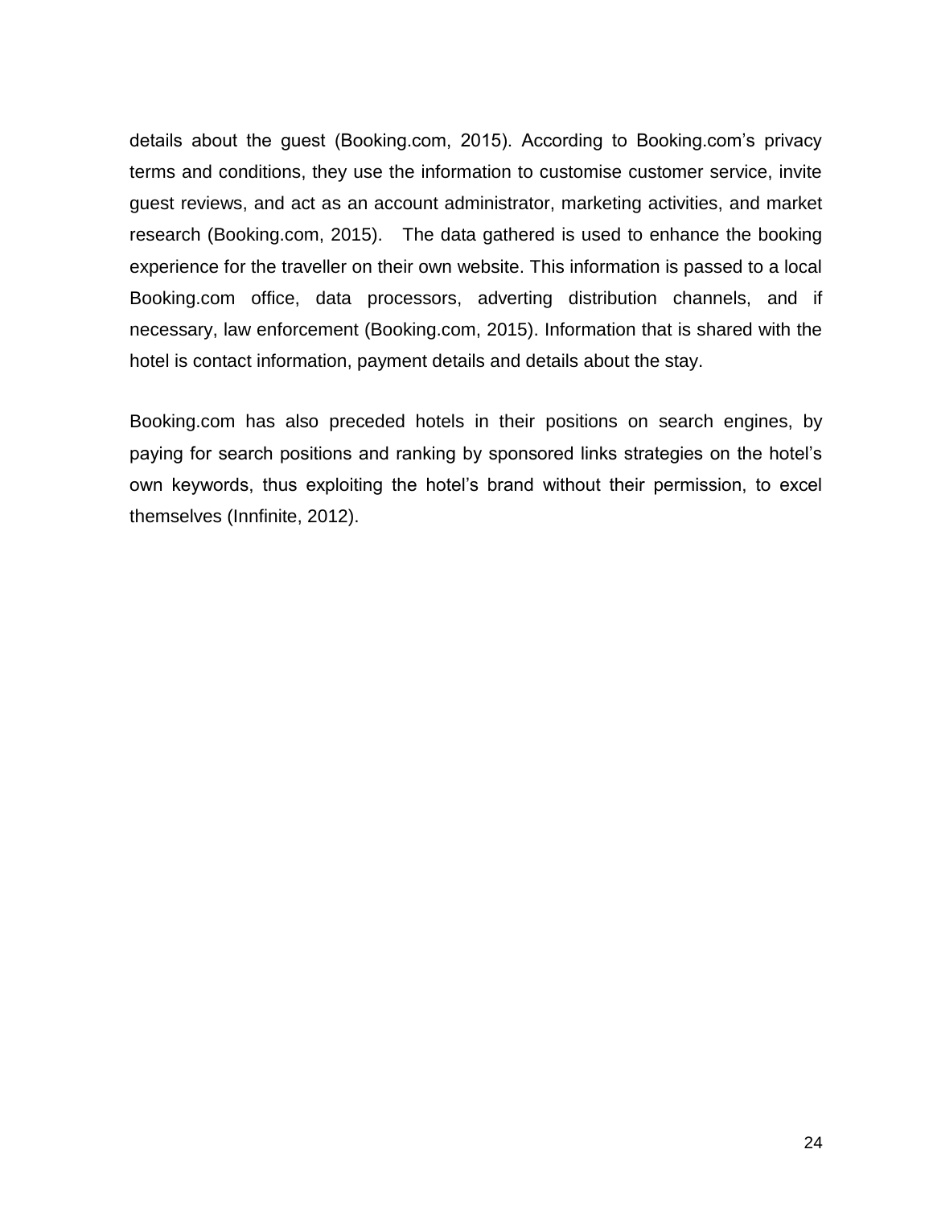details about the guest (Booking.com, 2015). According to Booking.com's privacy terms and conditions, they use the information to customise customer service, invite guest reviews, and act as an account administrator, marketing activities, and market research (Booking.com, 2015).   The data gathered is used to enhance the booking experience for the traveller on their own website. This information is passed to a local Booking.com office, data processors, adverting distribution channels, and if necessary, law enforcement (Booking.com, 2015). Information that is shared with the hotel is contact information, payment details and details about the stay.

Booking.com has also preceded hotels in their positions on search engines, by paying for search positions and ranking by sponsored links strategies on the hotel's own keywords, thus exploiting the hotel's brand without their permission, to excel themselves (Innfinite, 2012).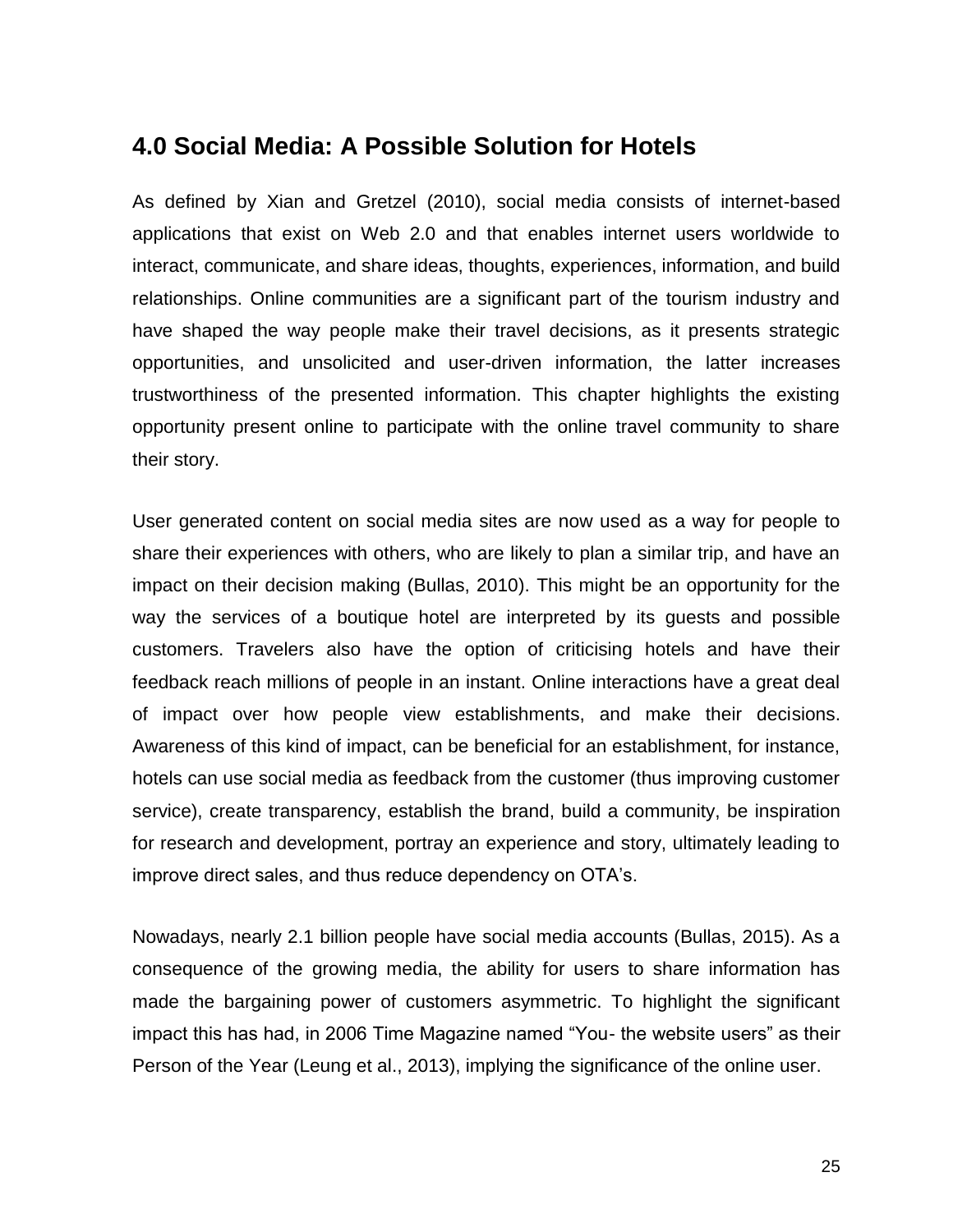## 4.0 Social Media: A Possible Solution for Hotels

As defined by Xian and Gretzel (2010), social media consists of internet-based applications that exist on Web 2.0 and that enables internet users worldwide to interact, communicate, and share ideas, thoughts, experiences, information, and build relationships. Online communities are a significant part of the tourism industry and have shaped the way people make their travel decisions, as it presents strategic opportunities, and unsolicited and user-driven information, the latter increases trustworthiness of the presented information. This chapter highlights the existing opportunity present online to participate with the online travel community to share their story.

User generated content on social media sites are now used as a way for people to share their experiences with others, who are likely to plan a similar trip, and have an impact on their decision making (Bullas, 2010). This might be an opportunity for the way the services of a boutique hotel are interpreted by its guests and possible customers. Travelers also have the option of criticising hotels and have their feedback reach millions of people in an instant. Online interactions have a great deal of impact over how people view establishments, and make their decisions. Awareness of this kind of impact, can be beneficial for an establishment, for instance, hotels can use social media as feedback from the customer (thus improving customer service), create transparency, establish the brand, build a community, be inspiration for research and development, portray an experience and story, ultimately leading to improve direct sales, and thus reduce dependency on OTA's.

Nowadays, nearly 2.1 billion people have social media accounts (Bullas, 2015). As a consequence of the growing media, the ability for users to share information has made the bargaining power of customers asymmetric. To highlight the significant impact this has had, in 2006 Time Magazine named "You- the website users" as their Person of the Year (Leung et al., 2013), implying the significance of the online user.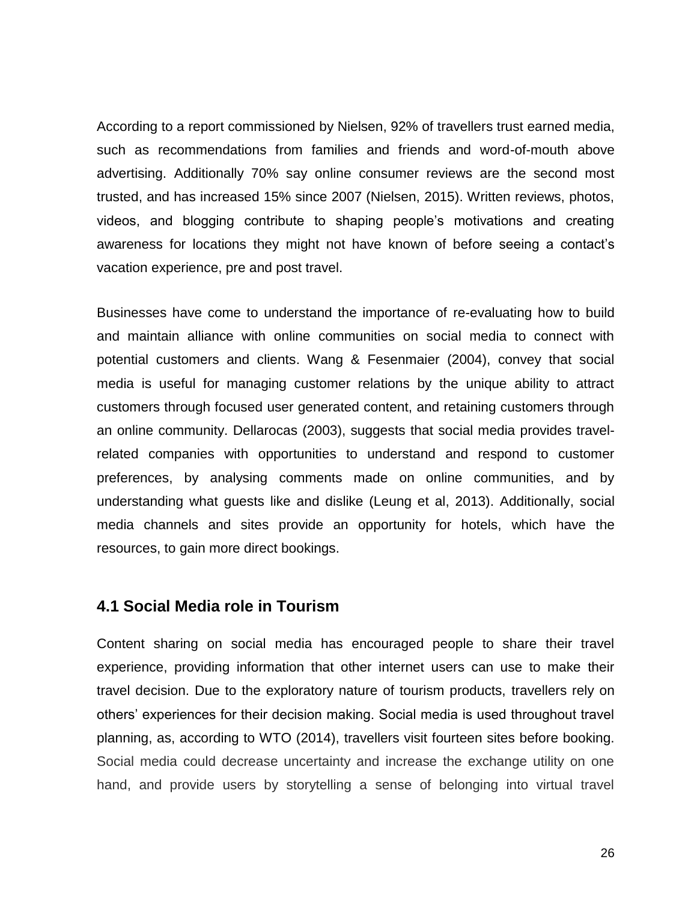According to a report commissioned by Nielsen, 92% of travellers trust earned media, such as recommendations from families and friends and word-of-mouth above advertising. Additionally 70% say online consumer reviews are the second most trusted, and has increased 15% since 2007 (Nielsen, 2015). Written reviews, photos, videos, and blogging contribute to shaping people's motivations and creating awareness for locations they might not have known of before seeing a contact's vacation experience, pre and post travel.

Businesses have come to understand the importance of re-evaluating how to build and maintain alliance with online communities on social media to connect with potential customers and clients. Wang & Fesenmaier (2004), convey that social media is useful for managing customer relations by the unique ability to attract customers through focused user generated content, and retaining customers through an online community. Dellarocas (2003), suggests that social media provides travel-related companies with opportunities to understand and respond to customer preferences, by analysing comments made on online communities, and by understanding what guests like and dislike (Leung et al, 2013). Additionally, social media channels and sites provide an opportunity for hotels, which have the resources, to gain more direct bookings.

## 4.1 Social Media role in Tourism

Content sharing on social media has encouraged people to share their travel experience, providing information that other internet users can use to make their travel decision. Due to the exploratory nature of tourism products, travellers rely on others' experiences for their decision making. Social media is used throughout travel planning, as, according to WTO (2014), travellers visit fourteen sites before booking. Social media could decrease uncertainty and increase the exchange utility on one hand, and provide users by storytelling a sense of belonging into virtual travel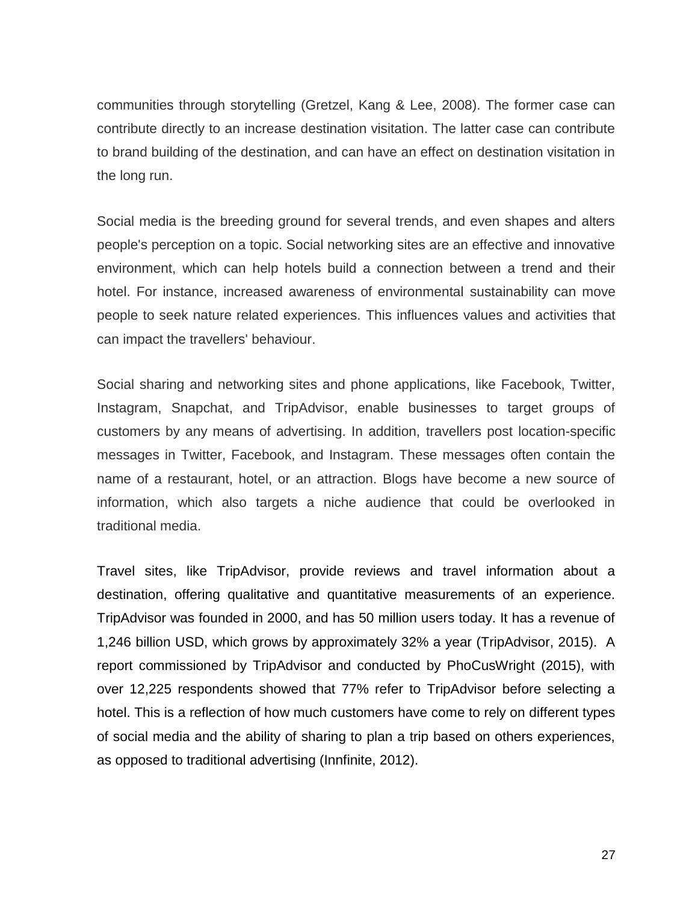communities through storytelling (Gretzel, Kang & Lee, 2008). The former case can contribute directly to an increase destination visitation. The latter case can contribute to brand building of the destination, and can have an effect on destination visitation in the long run.

Social media is the breeding ground for several trends, and even shapes and alters people's perception on a topic. Social networking sites are an effective and innovative environment, which can help hotels build a connection between a trend and their hotel. For instance, increased awareness of environmental sustainability can move people to seek nature related experiences. This influences values and activities that can impact the travellers' behaviour.

Social sharing and networking sites and phone applications, like Facebook, Twitter, Instagram, Snapchat, and TripAdvisor, enable businesses to target groups of customers by any means of advertising. In addition, travellers post location-specific messages in Twitter, Facebook, and Instagram. These messages often contain the name of a restaurant, hotel, or an attraction. Blogs have become a new source of information, which also targets a niche audience that could be overlooked in traditional media.

Travel sites, like TripAdvisor, provide reviews and travel information about a destination, offering qualitative and quantitative measurements of an experience. TripAdvisor was founded in 2000, and has 50 million users today. It has a revenue of 1,246 billion USD, which grows by approximately 32% a year (TripAdvisor, 2015). A report commissioned by TripAdvisor and conducted by PhoCusWright (2015), with over 12,225 respondents showed that 77% refer to TripAdvisor before selecting a hotel. This is a reflection of how much customers have come to rely on different types of social media and the ability of sharing to plan a trip based on others experiences, as opposed to traditional advertising (Innfinite, 2012).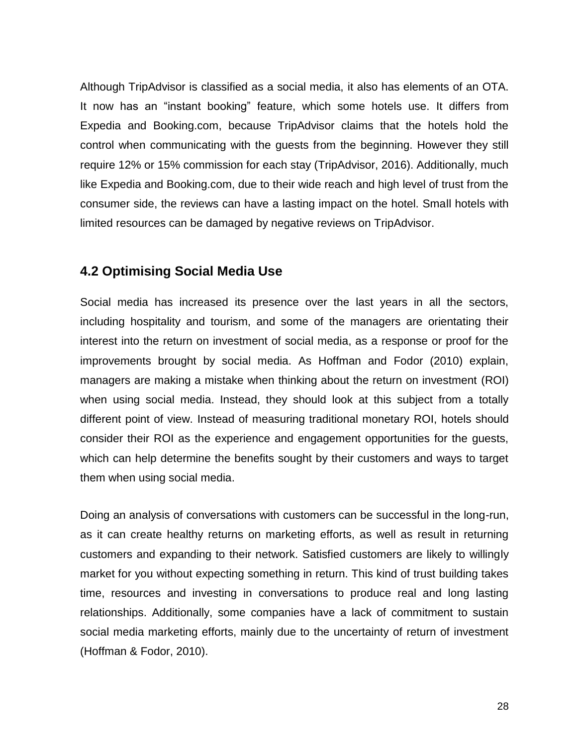Although TripAdvisor is classified as a social media, it also has elements of an OTA. It now has an “instant booking” feature, which some hotels use. It differs from Expedia and Booking.com, because TripAdvisor claims that the hotels hold the control when communicating with the guests from the beginning. However they still require 12% or 15% commission for each stay (TripAdvisor, 2016). Additionally, much like Expedia and Booking.com, due to their wide reach and high level of trust from the consumer side, the reviews can have a lasting impact on the hotel. Small hotels with limited resources can be damaged by negative reviews on TripAdvisor.

## 4.2 Optimising Social Media Use

Social media has increased its presence over the last years in all the sectors, including hospitality and tourism, and some of the managers are orientating their interest into the return on investment of social media, as a response or proof for the improvements brought by social media. As Hoffman and Fodor (2010) explain, managers are making a mistake when thinking about the return on investment (ROI) when using social media. Instead, they should look at this subject from a totally different point of view. Instead of measuring traditional monetary ROI, hotels should consider their ROI as the experience and engagement opportunities for the guests, which can help determine the benefits sought by their customers and ways to target them when using social media.

Doing an analysis of conversations with customers can be successful in the long-run, as it can create healthy returns on marketing efforts, as well as result in returning customers and expanding to their network. Satisfied customers are likely to willingly market for you without expecting something in return. This kind of trust building takes time, resources and investing in conversations to produce real and long lasting relationships. Additionally, some companies have a lack of commitment to sustain social media marketing efforts, mainly due to the uncertainty of return of investment (Hoffman & Fodor, 2010).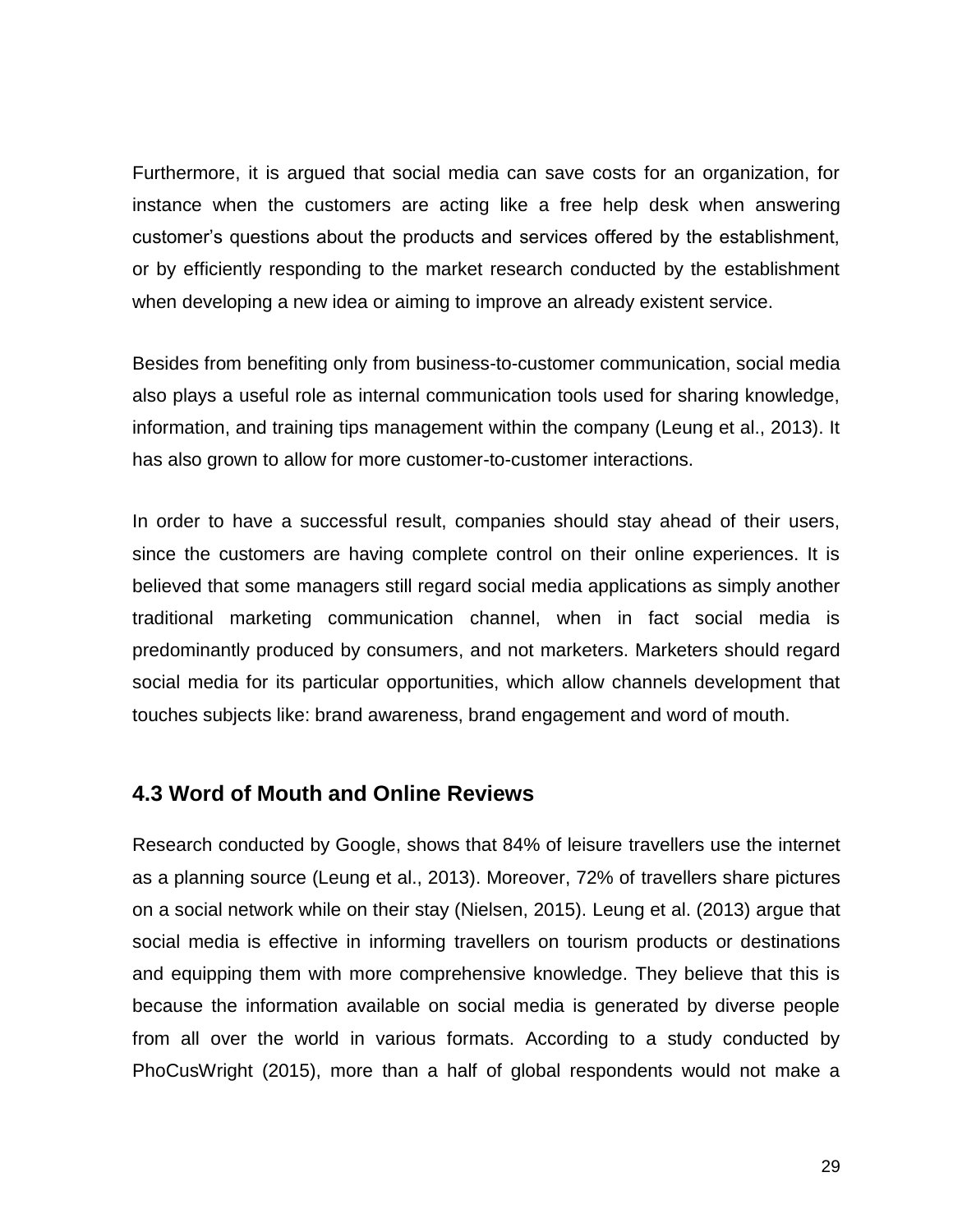Furthermore, it is argued that social media can save costs for an organization, for instance when the customers are acting like a free help desk when answering customer's questions about the products and services offered by the establishment, or by efficiently responding to the market research conducted by the establishment when developing a new idea or aiming to improve an already existent service.

Besides from benefiting only from business-to-customer communication, social media also plays a useful role as internal communication tools used for sharing knowledge, information, and training tips management within the company (Leung et al., 2013). It has also grown to allow for more customer-to-customer interactions.

In order to have a successful result, companies should stay ahead of their users, since the customers are having complete control on their online experiences. It is believed that some managers still regard social media applications as simply another traditional marketing communication channel, when in fact social media is predominantly produced by consumers, and not marketers. Marketers should regard social media for its particular opportunities, which allow channels development that touches subjects like: brand awareness, brand engagement and word of mouth.

### 4.3 Word of Mouth and Online Reviews

Research conducted by Google, shows that 84% of leisure travellers use the internet as a planning source (Leung et al., 2013). Moreover, 72% of travellers share pictures on a social network while on their stay (Nielsen, 2015). Leung et al. (2013) argue that social media is effective in informing travellers on tourism products or destinations and equipping them with more comprehensive knowledge. They believe that this is because the information available on social media is generated by diverse people from all over the world in various formats. According to a study conducted by PhoCusWright (2015), more than a half of global respondents would not make a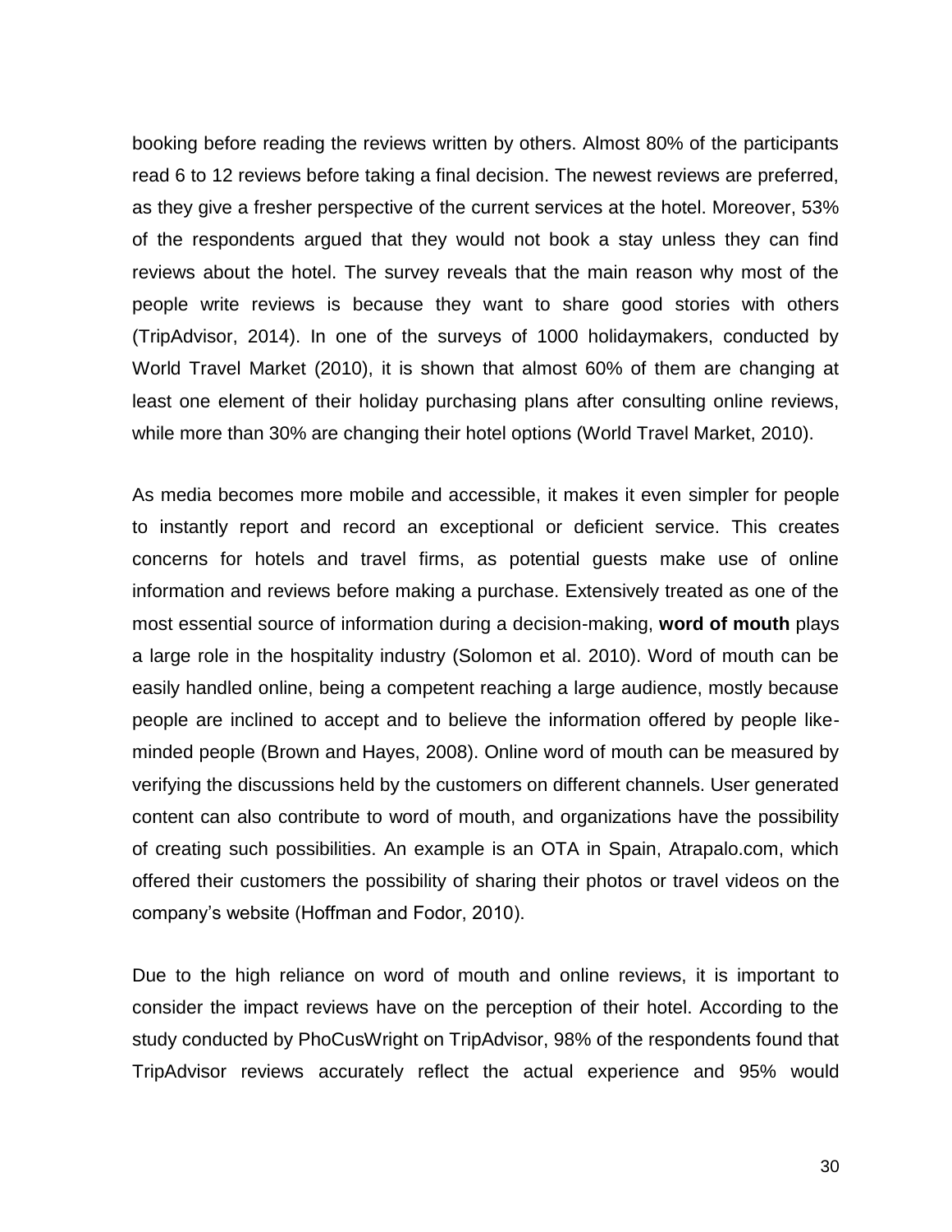booking before reading the reviews written by others. Almost 80% of the participants read 6 to 12 reviews before taking a final decision. The newest reviews are preferred, as they give a fresher perspective of the current services at the hotel. Moreover, 53% of the respondents argued that they would not book a stay unless they can find reviews about the hotel. The survey reveals that the main reason why most of the people write reviews is because they want to share good stories with others (TripAdvisor, 2014). In one of the surveys of 1000 holidaymakers, conducted by World Travel Market (2010), it is shown that almost 60% of them are changing at least one element of their holiday purchasing plans after consulting online reviews, while more than 30% are changing their hotel options (World Travel Market, 2010).

As media becomes more mobile and accessible, it makes it even simpler for people to instantly report and record an exceptional or deficient service. This creates concerns for hotels and travel firms, as potential guests make use of online information and reviews before making a purchase. Extensively treated as one of the most essential source of information during a decision-making, **word of mouth** plays a large role in the hospitality industry (Solomon et al. 2010). Word of mouth can be easily handled online, being a competent reaching a large audience, mostly because people are inclined to accept and to believe the information offered by people like-minded people (Brown and Hayes, 2008). Online word of mouth can be measured by verifying the discussions held by the customers on different channels. User generated content can also contribute to word of mouth, and organizations have the possibility of creating such possibilities. An example is an OTA in Spain, Atrapalo.com, which offered their customers the possibility of sharing their photos or travel videos on the company's website (Hoffman and Fodor, 2010).

Due to the high reliance on word of mouth and online reviews, it is important to consider the impact reviews have on the perception of their hotel. According to the study conducted by PhoCusWright on TripAdvisor, 98% of the respondents found that TripAdvisor reviews accurately reflect the actual experience and 95% would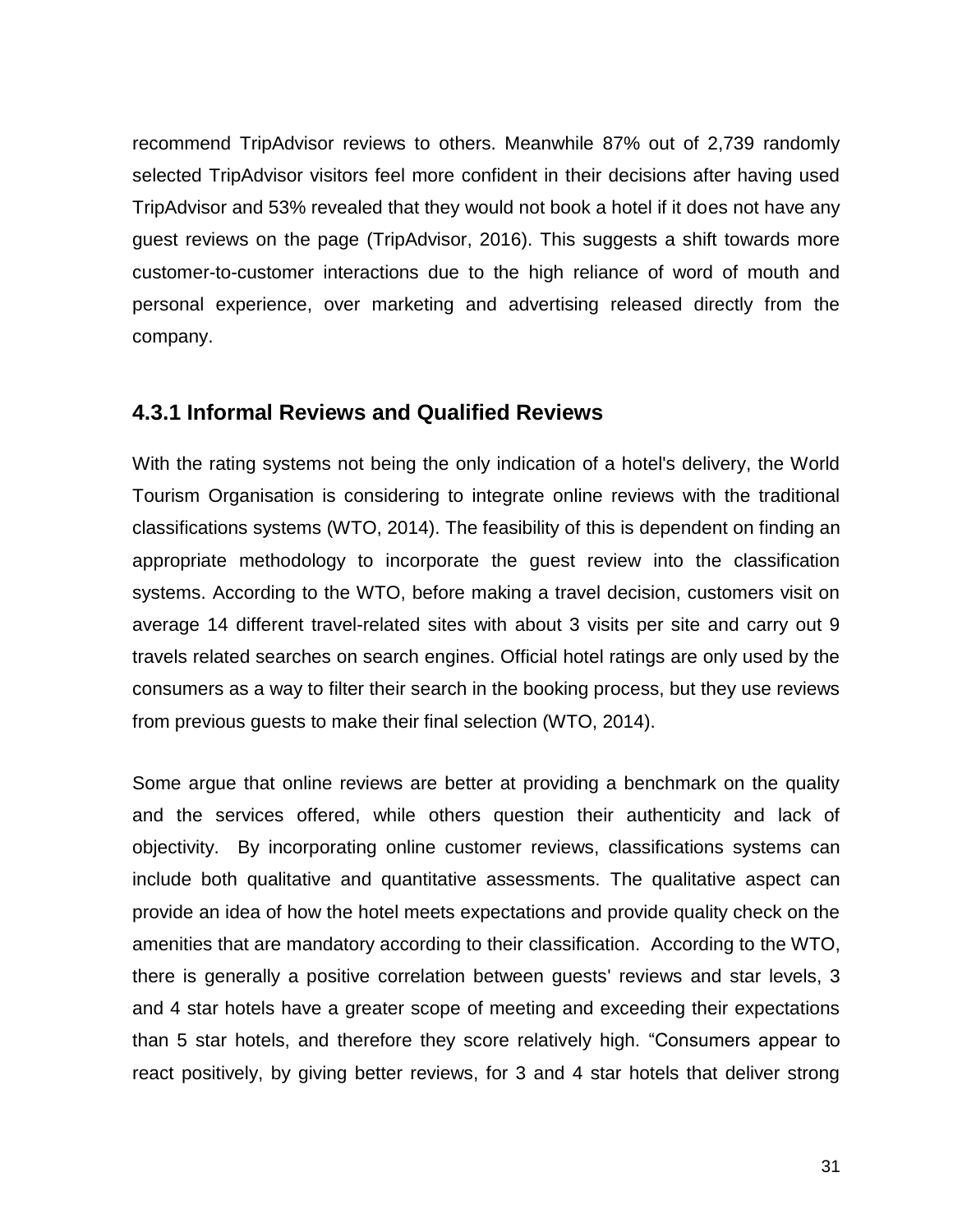recommend TripAdvisor reviews to others. Meanwhile 87% out of 2,739 randomly selected TripAdvisor visitors feel more confident in their decisions after having used TripAdvisor and 53% revealed that they would not book a hotel if it does not have any guest reviews on the page (TripAdvisor, 2016). This suggests a shift towards more customer-to-customer interactions due to the high reliance of word of mouth and personal experience, over marketing and advertising released directly from the company.

### 4.3.1 Informal Reviews and Qualified Reviews

With the rating systems not being the only indication of a hotel's delivery, the World Tourism Organisation is considering to integrate online reviews with the traditional classifications systems (WTO, 2014). The feasibility of this is dependent on finding an appropriate methodology to incorporate the guest review into the classification systems. According to the WTO, before making a travel decision, customers visit on average 14 different travel-related sites with about 3 visits per site and carry out 9 travels related searches on search engines. Official hotel ratings are only used by the consumers as a way to filter their search in the booking process, but they use reviews from previous guests to make their final selection (WTO, 2014).

Some argue that online reviews are better at providing a benchmark on the quality and the services offered, while others question their authenticity and lack of objectivity. By incorporating online customer reviews, classifications systems can include both qualitative and quantitative assessments. The qualitative aspect can provide an idea of how the hotel meets expectations and provide quality check on the amenities that are mandatory according to their classification. According to the WTO, there is generally a positive correlation between guests' reviews and star levels, 3 and 4 star hotels have a greater scope of meeting and exceeding their expectations than 5 star hotels, and therefore they score relatively high. "Consumers appear to react positively, by giving better reviews, for 3 and 4 star hotels that deliver strong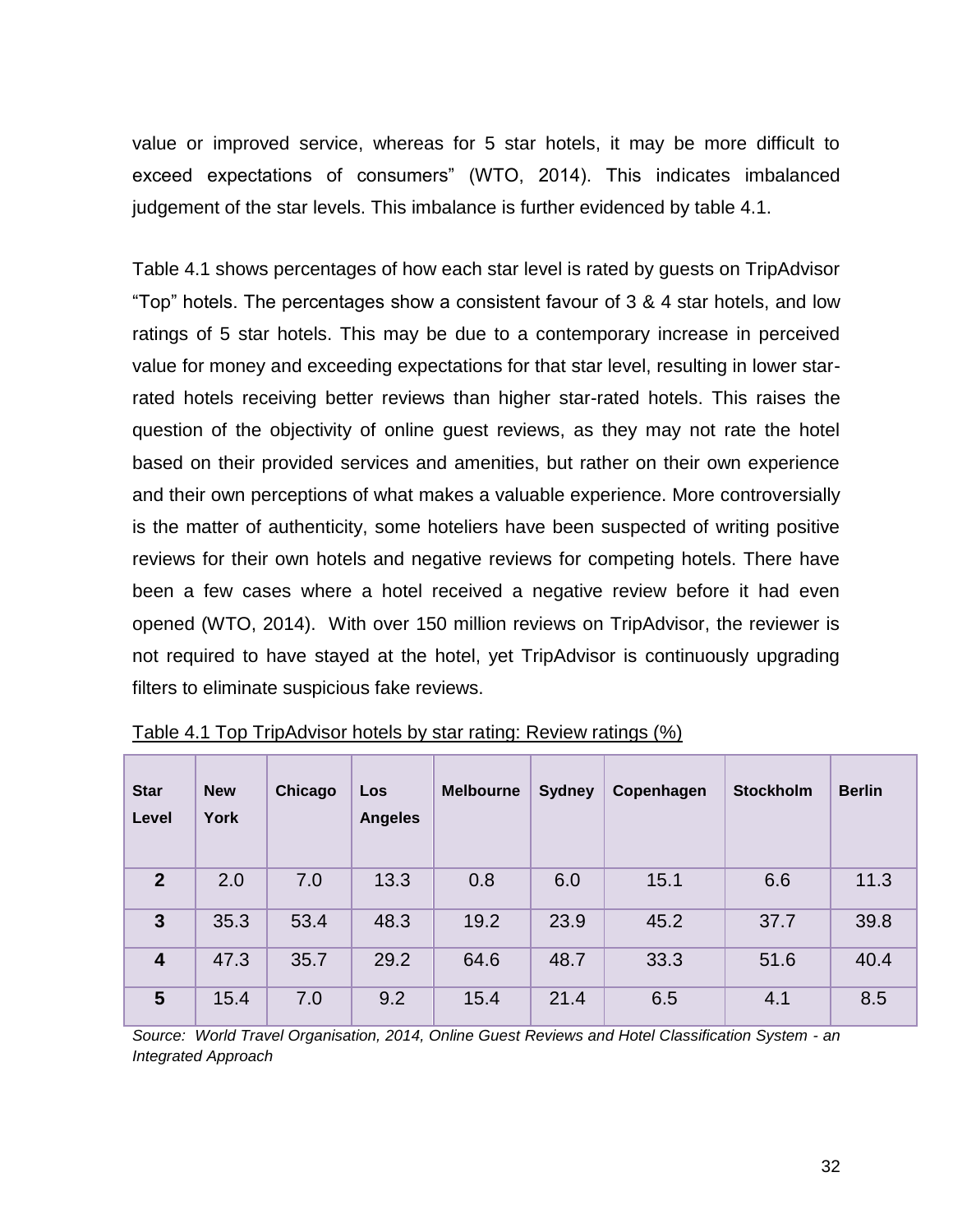value or improved service, whereas for 5 star hotels, it may be more difficult to exceed expectations of consumers" (WTO, 2014). This indicates imbalanced judgement of the star levels. This imbalance is further evidenced by table 4.1.

Table 4.1 shows percentages of how each star level is rated by guests on TripAdvisor "Top" hotels. The percentages show a consistent favour of 3 & 4 star hotels, and low ratings of 5 star hotels. This may be due to a contemporary increase in perceived value for money and exceeding expectations for that star level, resulting in lower star-rated hotels receiving better reviews than higher star-rated hotels. This raises the question of the objectivity of online guest reviews, as they may not rate the hotel based on their provided services and amenities, but rather on their own experience and their own perceptions of what makes a valuable experience. More controversially is the matter of authenticity, some hoteliers have been suspected of writing positive reviews for their own hotels and negative reviews for competing hotels. There have been a few cases where a hotel received a negative review before it had even opened (WTO, 2014). With over 150 million reviews on TripAdvisor, the reviewer is not required to have stayed at the hotel, yet TripAdvisor is continuously upgrading filters to eliminate suspicious fake reviews.

Table 4.1 Top TripAdvisor hotels by star rating: Review ratings (%)

| Star Level | New York | Chicago | Los Angeles | Melbourne | Sydney | Copenhagen | Stockholm | Berlin |
|---|---|---|---|---|---|---|---|---|
| **2** | 2.0 | 7.0 | 13.3 | 0.8 | 6.0 | 15.1 | 6.6 | 11.3 |
| **3** | 35.3 | 53.4 | 48.3 | 19.2 | 23.9 | 45.2 | 37.7 | 39.8 |
| **4** | 47.3 | 35.7 | 29.2 | 64.6 | 48.7 | 33.3 | 51.6 | 40.4 |
| **5** | 15.4 | 7.0 | 9.2 | 15.4 | 21.4 | 6.5 | 4.1 | 8.5 |

*Source: World Travel Organisation, 2014, Online Guest Reviews and Hotel Classification System - an Integrated Approach*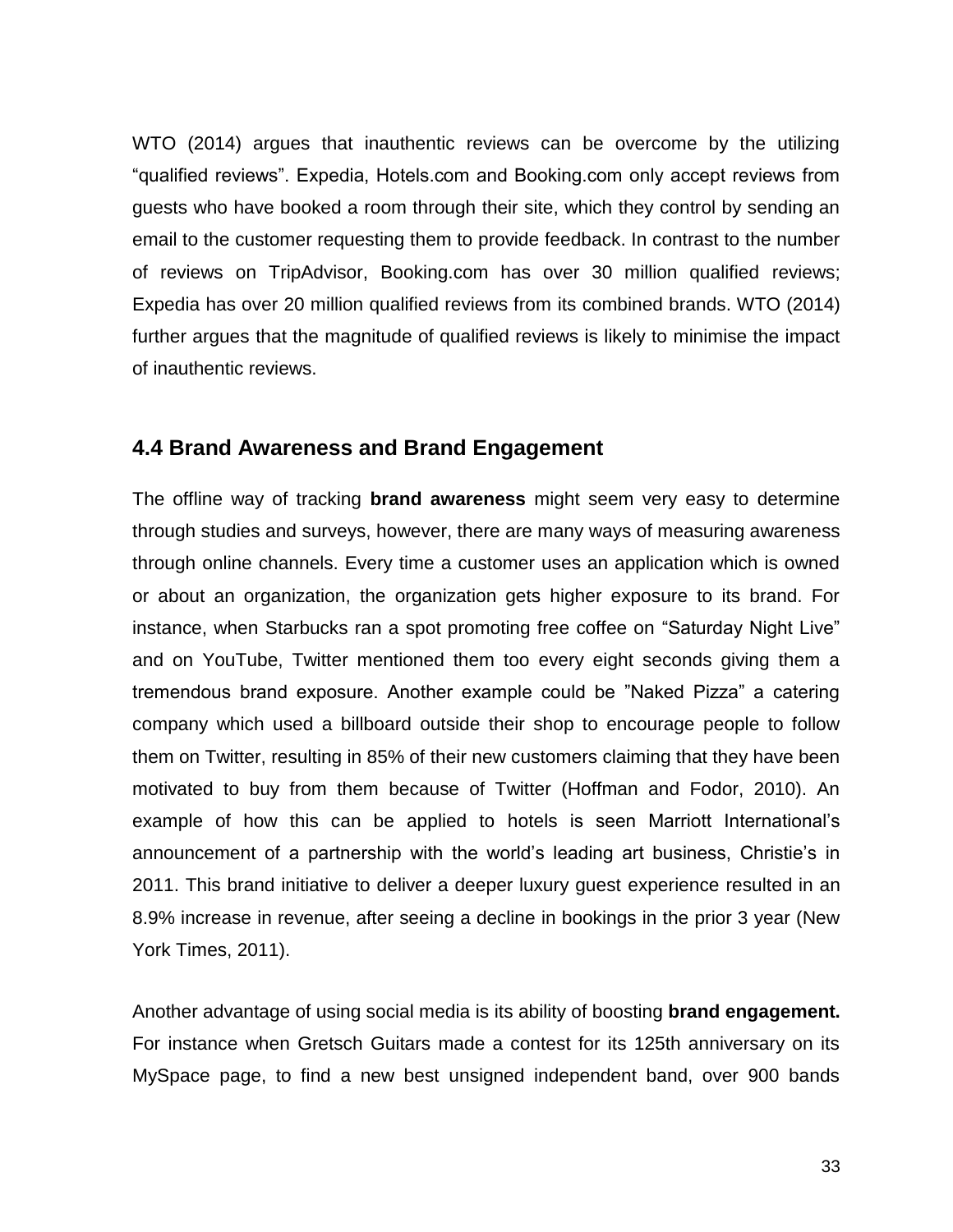WTO (2014) argues that inauthentic reviews can be overcome by the utilizing “qualified reviews”. Expedia, Hotels.com and Booking.com only accept reviews from guests who have booked a room through their site, which they control by sending an email to the customer requesting them to provide feedback. In contrast to the number of reviews on TripAdvisor, Booking.com has over 30 million qualified reviews; Expedia has over 20 million qualified reviews from its combined brands. WTO (2014) further argues that the magnitude of qualified reviews is likely to minimise the impact of inauthentic reviews.

## 4.4 Brand Awareness and Brand Engagement

The offline way of tracking **brand awareness** might seem very easy to determine through studies and surveys, however, there are many ways of measuring awareness through online channels. Every time a customer uses an application which is owned or about an organization, the organization gets higher exposure to its brand. For instance, when Starbucks ran a spot promoting free coffee on “Saturday Night Live” and on YouTube, Twitter mentioned them too every eight seconds giving them a tremendous brand exposure. Another example could be ”Naked Pizza” a catering company which used a billboard outside their shop to encourage people to follow them on Twitter, resulting in 85% of their new customers claiming that they have been motivated to buy from them because of Twitter (Hoffman and Fodor, 2010). An example of how this can be applied to hotels is seen Marriott International’s announcement of a partnership with the world’s leading art business, Christie’s in 2011. This brand initiative to deliver a deeper luxury guest experience resulted in an 8.9% increase in revenue, after seeing a decline in bookings in the prior 3 year (New York Times, 2011).

Another advantage of using social media is its ability of boosting **brand engagement.** For instance when Gretsch Guitars made a contest for its 125th anniversary on its MySpace page, to find a new best unsigned independent band, over 900 bands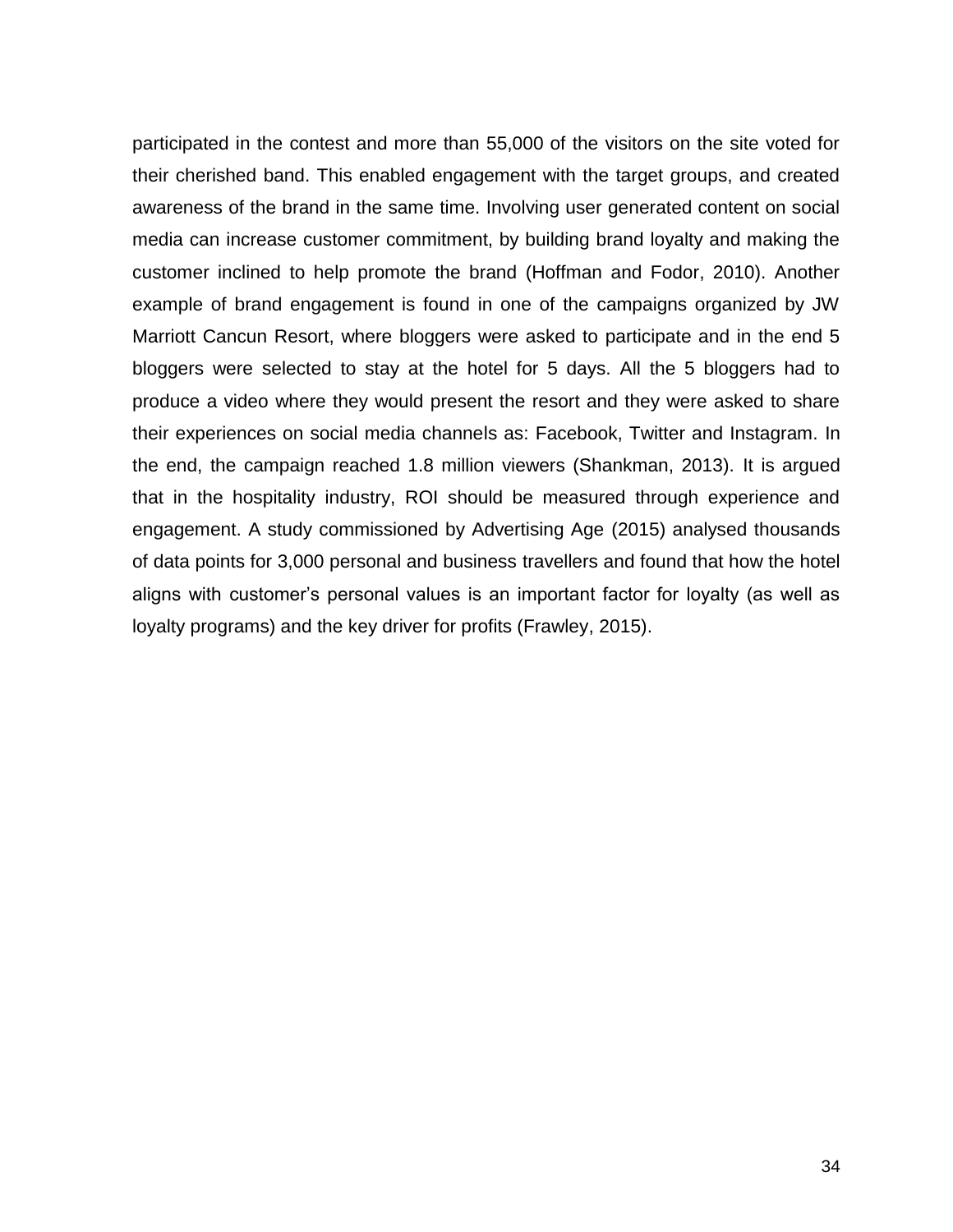participated in the contest and more than 55,000 of the visitors on the site voted for their cherished band. This enabled engagement with the target groups, and created awareness of the brand in the same time. Involving user generated content on social media can increase customer commitment, by building brand loyalty and making the customer inclined to help promote the brand (Hoffman and Fodor, 2010). Another example of brand engagement is found in one of the campaigns organized by JW Marriott Cancun Resort, where bloggers were asked to participate and in the end 5 bloggers were selected to stay at the hotel for 5 days. All the 5 bloggers had to produce a video where they would present the resort and they were asked to share their experiences on social media channels as: Facebook, Twitter and Instagram. In the end, the campaign reached 1.8 million viewers (Shankman, 2013). It is argued that in the hospitality industry, ROI should be measured through experience and engagement. A study commissioned by Advertising Age (2015) analysed thousands of data points for 3,000 personal and business travellers and found that how the hotel aligns with customer's personal values is an important factor for loyalty (as well as loyalty programs) and the key driver for profits (Frawley, 2015).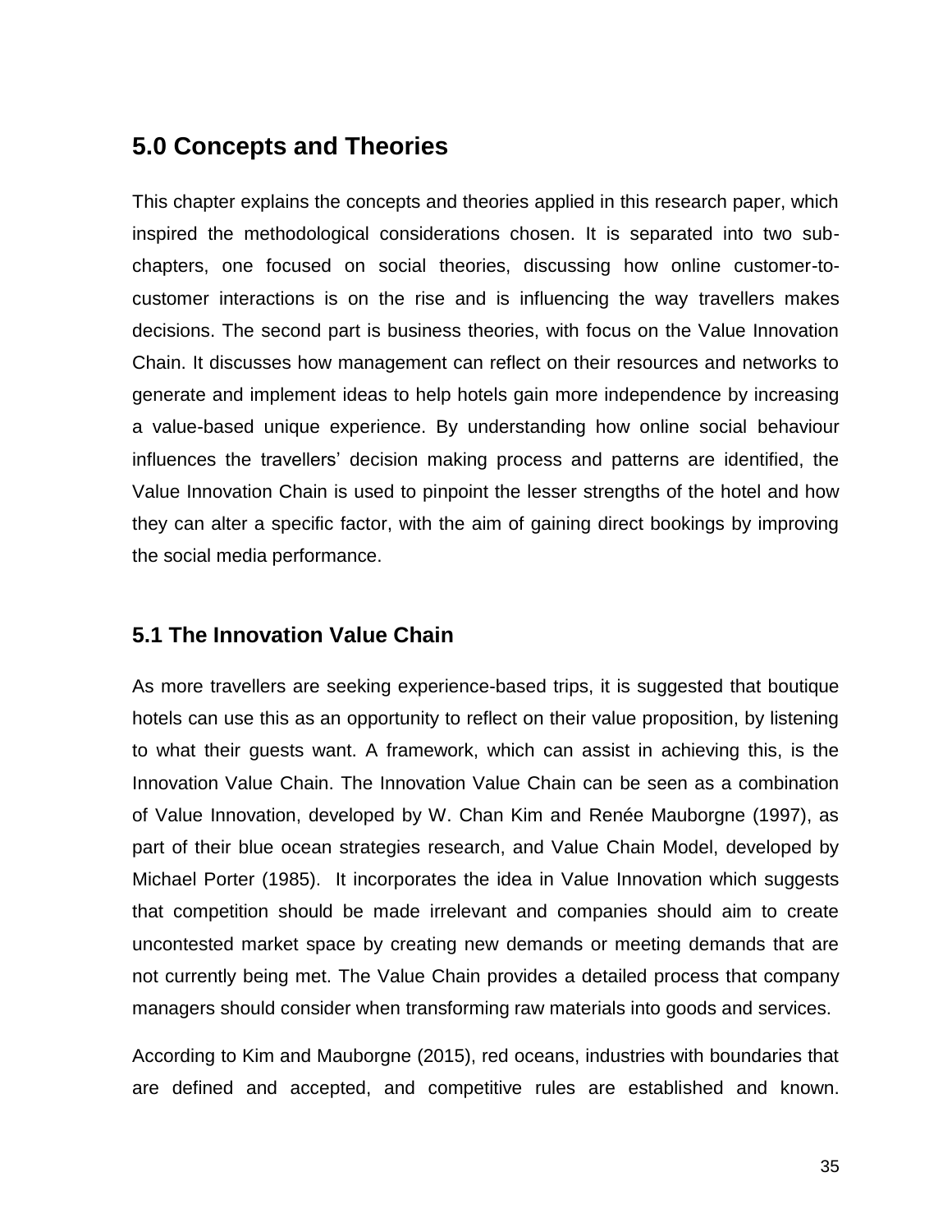## 5.0 Concepts and Theories

This chapter explains the concepts and theories applied in this research paper, which inspired the methodological considerations chosen. It is separated into two sub-chapters, one focused on social theories, discussing how online customer-to-customer interactions is on the rise and is influencing the way travellers makes decisions. The second part is business theories, with focus on the Value Innovation Chain. It discusses how management can reflect on their resources and networks to generate and implement ideas to help hotels gain more independence by increasing a value-based unique experience. By understanding how online social behaviour influences the travellers' decision making process and patterns are identified, the Value Innovation Chain is used to pinpoint the lesser strengths of the hotel and how they can alter a specific factor, with the aim of gaining direct bookings by improving the social media performance.

### 5.1 The Innovation Value Chain

As more travellers are seeking experience-based trips, it is suggested that boutique hotels can use this as an opportunity to reflect on their value proposition, by listening to what their guests want. A framework, which can assist in achieving this, is the Innovation Value Chain. The Innovation Value Chain can be seen as a combination of Value Innovation, developed by W. Chan Kim and Renée Mauborgne (1997), as part of their blue ocean strategies research, and Value Chain Model, developed by Michael Porter (1985). It incorporates the idea in Value Innovation which suggests that competition should be made irrelevant and companies should aim to create uncontested market space by creating new demands or meeting demands that are not currently being met. The Value Chain provides a detailed process that company managers should consider when transforming raw materials into goods and services.

According to Kim and Mauborgne (2015), red oceans, industries with boundaries that are defined and accepted, and competitive rules are established and known.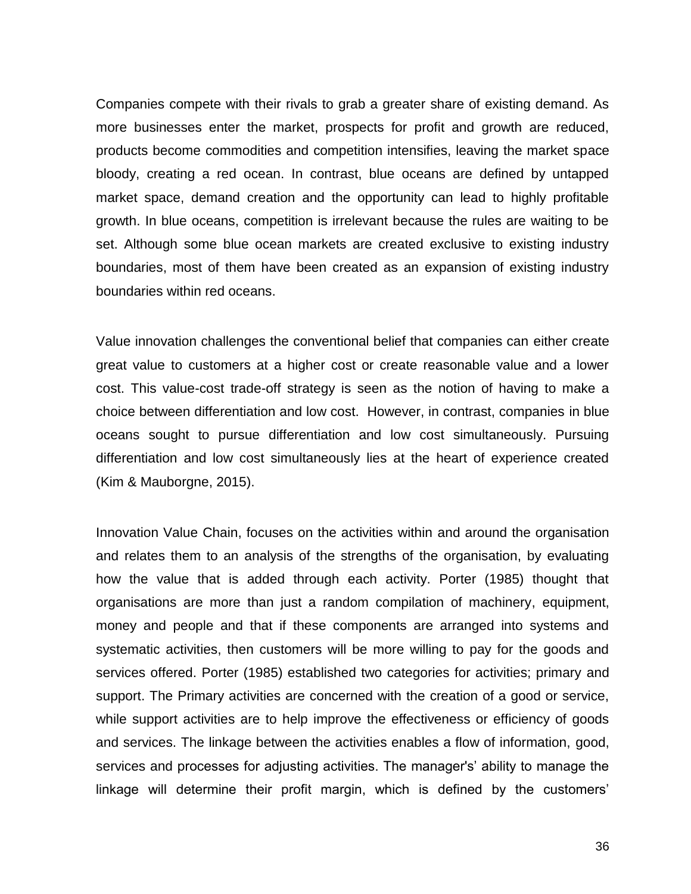Companies compete with their rivals to grab a greater share of existing demand. As more businesses enter the market, prospects for profit and growth are reduced, products become commodities and competition intensifies, leaving the market space bloody, creating a red ocean. In contrast, blue oceans are defined by untapped market space, demand creation and the opportunity can lead to highly profitable growth. In blue oceans, competition is irrelevant because the rules are waiting to be set. Although some blue ocean markets are created exclusive to existing industry boundaries, most of them have been created as an expansion of existing industry boundaries within red oceans.

Value innovation challenges the conventional belief that companies can either create great value to customers at a higher cost or create reasonable value and a lower cost. This value-cost trade-off strategy is seen as the notion of having to make a choice between differentiation and low cost. However, in contrast, companies in blue oceans sought to pursue differentiation and low cost simultaneously. Pursuing differentiation and low cost simultaneously lies at the heart of experience created (Kim & Mauborgne, 2015).

Innovation Value Chain, focuses on the activities within and around the organisation and relates them to an analysis of the strengths of the organisation, by evaluating how the value that is added through each activity. Porter (1985) thought that organisations are more than just a random compilation of machinery, equipment, money and people and that if these components are arranged into systems and systematic activities, then customers will be more willing to pay for the goods and services offered. Porter (1985) established two categories for activities; primary and support. The Primary activities are concerned with the creation of a good or service, while support activities are to help improve the effectiveness or efficiency of goods and services. The linkage between the activities enables a flow of information, good, services and processes for adjusting activities. The manager's' ability to manage the linkage will determine their profit margin, which is defined by the customers'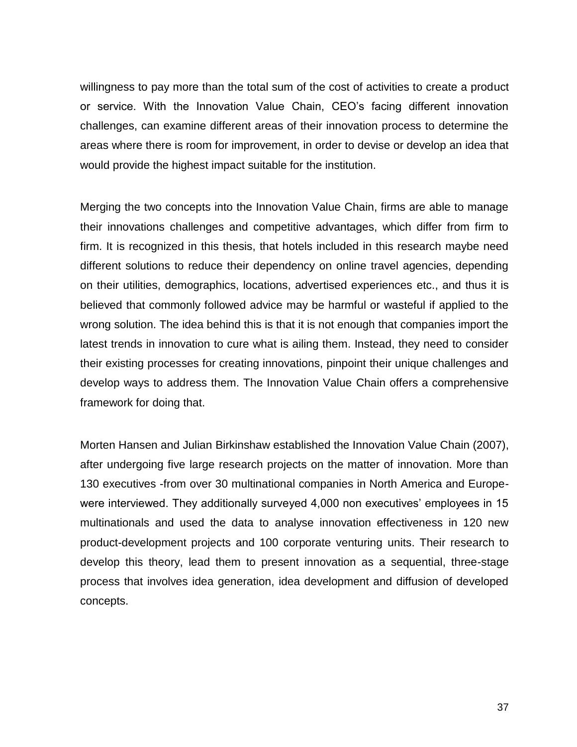willingness to pay more than the total sum of the cost of activities to create a product or service. With the Innovation Value Chain, CEO's facing different innovation challenges, can examine different areas of their innovation process to determine the areas where there is room for improvement, in order to devise or develop an idea that would provide the highest impact suitable for the institution.

Merging the two concepts into the Innovation Value Chain, firms are able to manage their innovations challenges and competitive advantages, which differ from firm to firm. It is recognized in this thesis, that hotels included in this research maybe need different solutions to reduce their dependency on online travel agencies, depending on their utilities, demographics, locations, advertised experiences etc., and thus it is believed that commonly followed advice may be harmful or wasteful if applied to the wrong solution. The idea behind this is that it is not enough that companies import the latest trends in innovation to cure what is ailing them. Instead, they need to consider their existing processes for creating innovations, pinpoint their unique challenges and develop ways to address them. The Innovation Value Chain offers a comprehensive framework for doing that.

Morten Hansen and Julian Birkinshaw established the Innovation Value Chain (2007), after undergoing five large research projects on the matter of innovation. More than 130 executives -from over 30 multinational companies in North America and Europe- were interviewed. They additionally surveyed 4,000 non executives' employees in 15 multinationals and used the data to analyse innovation effectiveness in 120 new product-development projects and 100 corporate venturing units. Their research to develop this theory, lead them to present innovation as a sequential, three-stage process that involves idea generation, idea development and diffusion of developed concepts.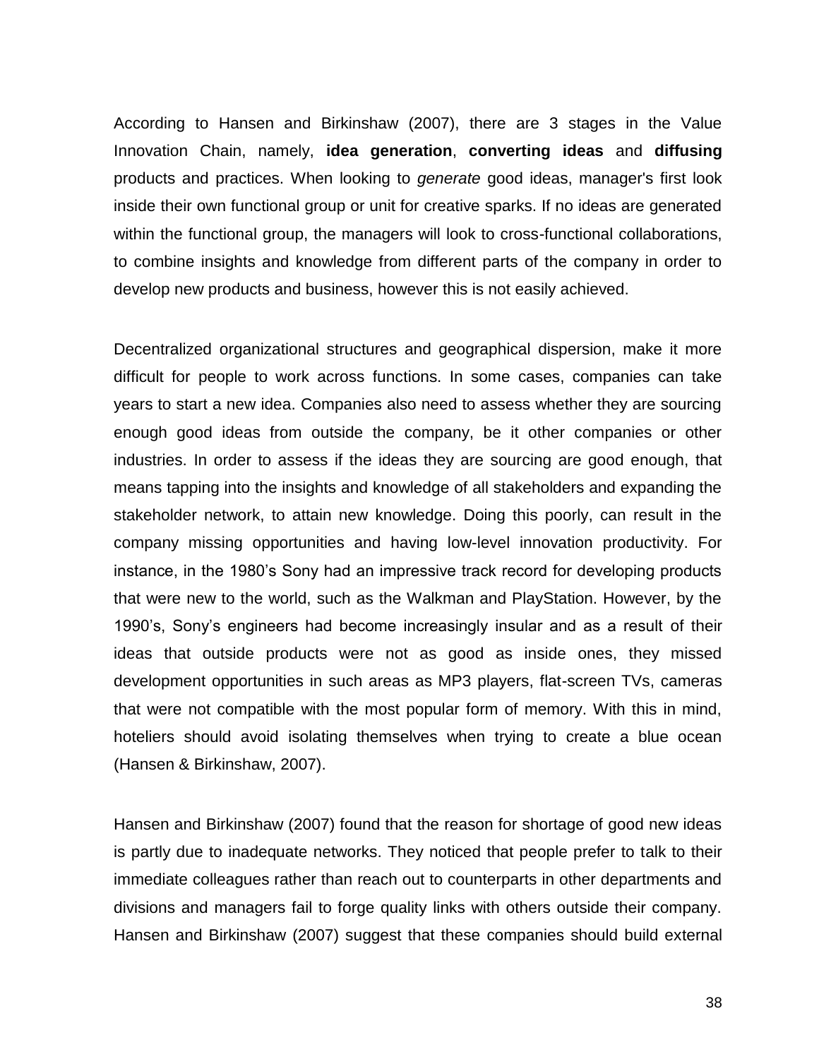According to Hansen and Birkinshaw (2007), there are 3 stages in the Value Innovation Chain, namely, **idea generation**, **converting ideas** and **diffusing** products and practices. When looking to *generate* good ideas, manager's first look inside their own functional group or unit for creative sparks. If no ideas are generated within the functional group, the managers will look to cross-functional collaborations, to combine insights and knowledge from different parts of the company in order to develop new products and business, however this is not easily achieved.

Decentralized organizational structures and geographical dispersion, make it more difficult for people to work across functions. In some cases, companies can take years to start a new idea. Companies also need to assess whether they are sourcing enough good ideas from outside the company, be it other companies or other industries. In order to assess if the ideas they are sourcing are good enough, that means tapping into the insights and knowledge of all stakeholders and expanding the stakeholder network, to attain new knowledge. Doing this poorly, can result in the company missing opportunities and having low-level innovation productivity. For instance, in the 1980's Sony had an impressive track record for developing products that were new to the world, such as the Walkman and PlayStation. However, by the 1990's, Sony's engineers had become increasingly insular and as a result of their ideas that outside products were not as good as inside ones, they missed development opportunities in such areas as MP3 players, flat-screen TVs, cameras that were not compatible with the most popular form of memory. With this in mind, hoteliers should avoid isolating themselves when trying to create a blue ocean (Hansen & Birkinshaw, 2007).

Hansen and Birkinshaw (2007) found that the reason for shortage of good new ideas is partly due to inadequate networks. They noticed that people prefer to talk to their immediate colleagues rather than reach out to counterparts in other departments and divisions and managers fail to forge quality links with others outside their company. Hansen and Birkinshaw (2007) suggest that these companies should build external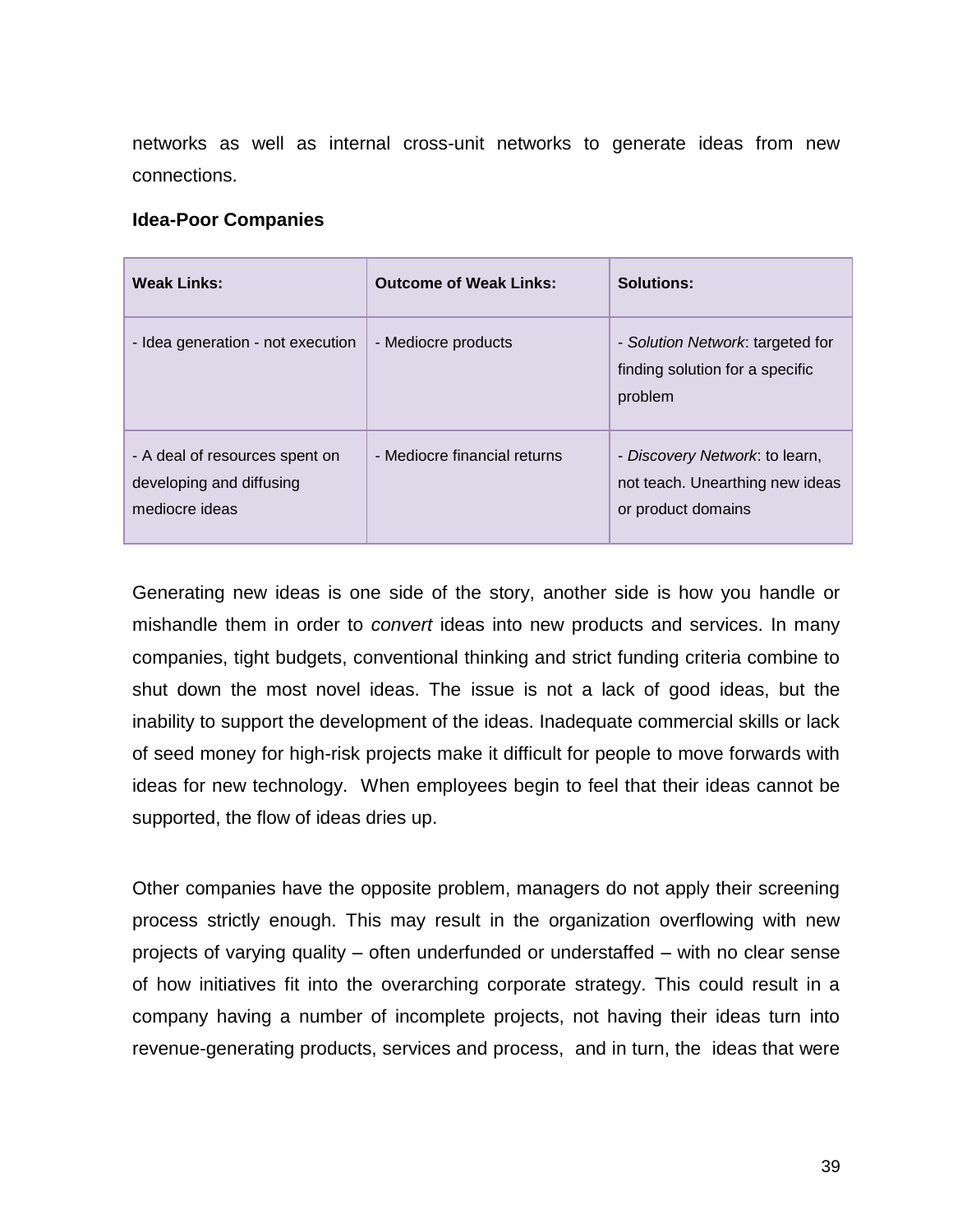networks as well as internal cross-unit networks to generate ideas from new connections.

**Idea-Poor Companies**

| **Weak Links:** | **Outcome of Weak Links:** | **Solutions:** |
| --- | --- | --- |
| - Idea generation - not execution | - Mediocre products | - *Solution Network*: targeted for finding solution for a specific problem |
| - A deal of resources spent on developing and diffusing mediocre ideas | - Mediocre financial returns | - *Discovery Network*: to learn, not teach. Unearthing new ideas or product domains |

Generating new ideas is one side of the story, another side is how you handle or mishandle them in order to *convert* ideas into new products and services. In many companies, tight budgets, conventional thinking and strict funding criteria combine to shut down the most novel ideas. The issue is not a lack of good ideas, but the inability to support the development of the ideas. Inadequate commercial skills or lack of seed money for high-risk projects make it difficult for people to move forwards with ideas for new technology. When employees begin to feel that their ideas cannot be supported, the flow of ideas dries up.

Other companies have the opposite problem, managers do not apply their screening process strictly enough. This may result in the organization overflowing with new projects of varying quality – often underfunded or understaffed – with no clear sense of how initiatives fit into the overarching corporate strategy. This could result in a company having a number of incomplete projects, not having their ideas turn into revenue-generating products, services and process, and in turn, the ideas that were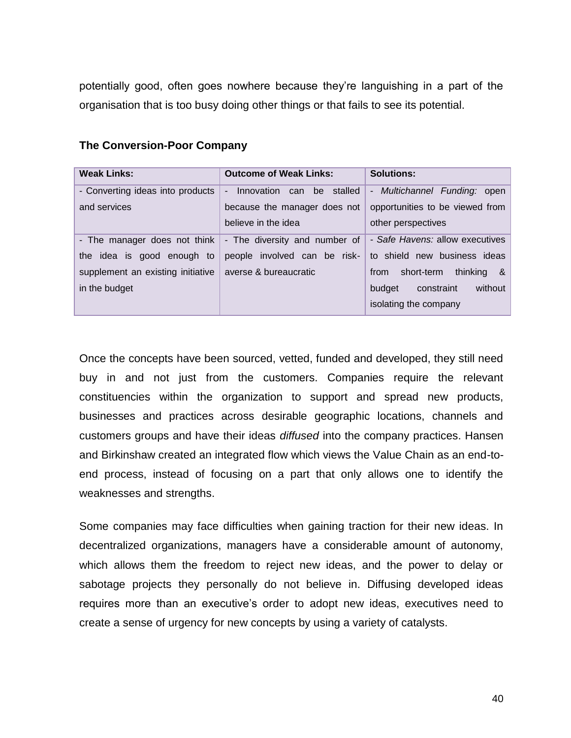potentially good, often goes nowhere because they're languishing in a part of the organisation that is too busy doing other things or that fails to see its potential.

**The Conversion-Poor Company**

| **Weak Links:** | **Outcome of Weak Links:** | **Solutions:** |
|---|---|---|
| - Converting ideas into products and services | - Innovation can be stalled because the manager does not believe in the idea | - *Multichannel Funding:* open opportunities to be viewed from other perspectives |
| - The manager does not think the idea is good enough to supplement an existing initiative in the budget | - The diversity and number of people involved can be risk-averse & bureaucratic | - *Safe Havens:* allow executives to shield new business ideas from short-term thinking & budget constraint without isolating the company |

Once the concepts have been sourced, vetted, funded and developed, they still need buy in and not just from the customers. Companies require the relevant constituencies within the organization to support and spread new products, businesses and practices across desirable geographic locations, channels and customers groups and have their ideas *diffused* into the company practices. Hansen and Birkinshaw created an integrated flow which views the Value Chain as an end-to-end process, instead of focusing on a part that only allows one to identify the weaknesses and strengths.

Some companies may face difficulties when gaining traction for their new ideas. In decentralized organizations, managers have a considerable amount of autonomy, which allows them the freedom to reject new ideas, and the power to delay or sabotage projects they personally do not believe in. Diffusing developed ideas requires more than an executive's order to adopt new ideas, executives need to create a sense of urgency for new concepts by using a variety of catalysts.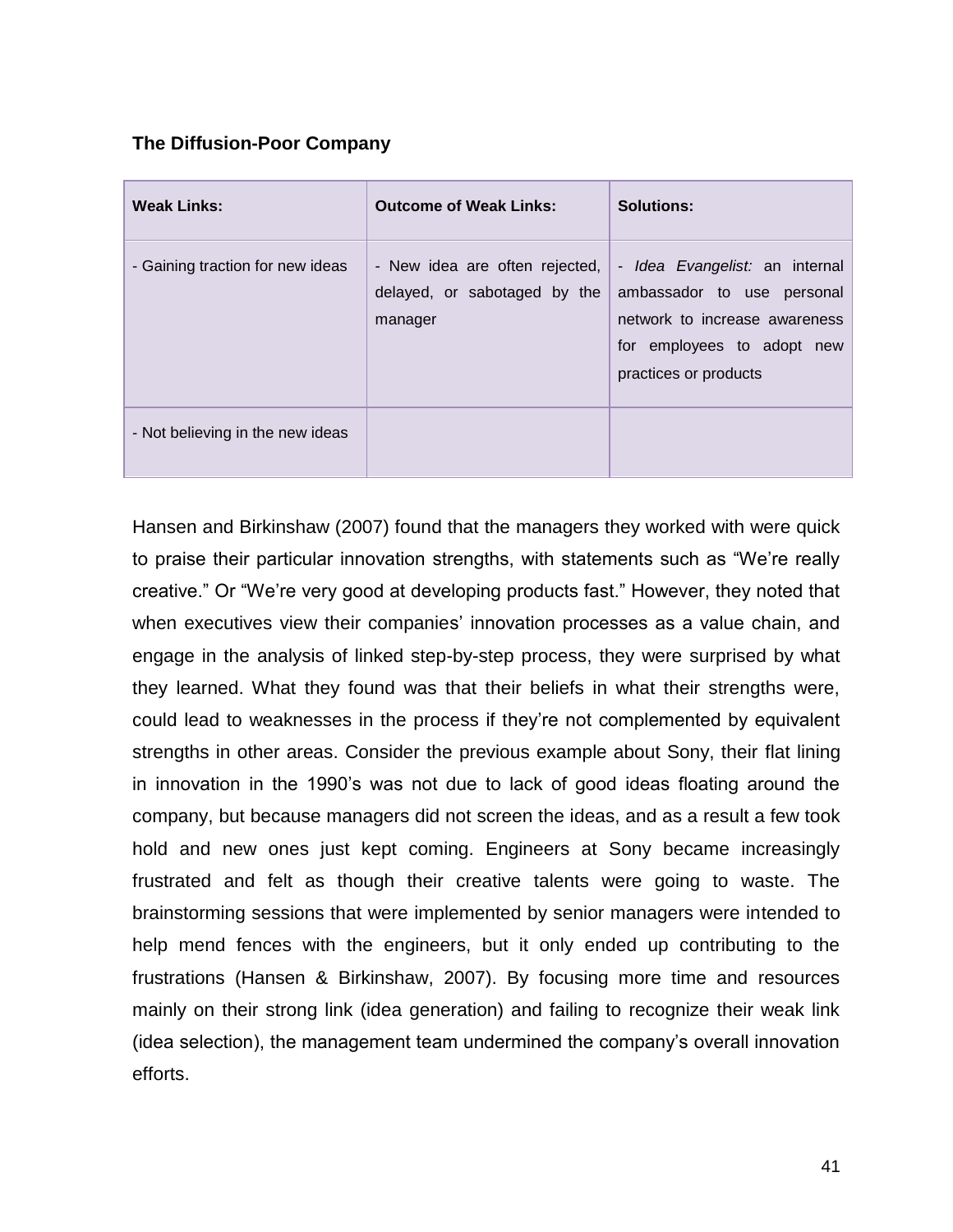**The Diffusion-Poor Company**

| Weak Links: | Outcome of Weak Links: | Solutions: |
|---|---|---|
| - Gaining traction for new ideas | - New idea are often rejected, delayed, or sabotaged by the manager | - *Idea Evangelist:* an internal ambassador to use personal network to increase awareness for employees to adopt new practices or products |
| - Not believing in the new ideas | | |

Hansen and Birkinshaw (2007) found that the managers they worked with were quick to praise their particular innovation strengths, with statements such as "We're really creative." Or "We're very good at developing products fast." However, they noted that when executives view their companies' innovation processes as a value chain, and engage in the analysis of linked step-by-step process, they were surprised by what they learned. What they found was that their beliefs in what their strengths were, could lead to weaknesses in the process if they're not complemented by equivalent strengths in other areas. Consider the previous example about Sony, their flat lining in innovation in the 1990's was not due to lack of good ideas floating around the company, but because managers did not screen the ideas, and as a result a few took hold and new ones just kept coming. Engineers at Sony became increasingly frustrated and felt as though their creative talents were going to waste. The brainstorming sessions that were implemented by senior managers were intended to help mend fences with the engineers, but it only ended up contributing to the frustrations (Hansen & Birkinshaw, 2007). By focusing more time and resources mainly on their strong link (idea generation) and failing to recognize their weak link (idea selection), the management team undermined the company's overall innovation efforts.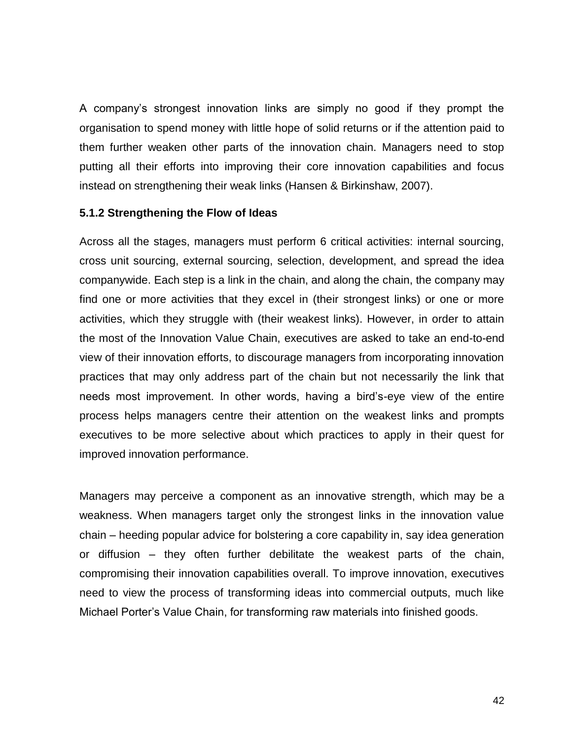A company's strongest innovation links are simply no good if they prompt the organisation to spend money with little hope of solid returns or if the attention paid to them further weaken other parts of the innovation chain. Managers need to stop putting all their efforts into improving their core innovation capabilities and focus instead on strengthening their weak links (Hansen & Birkinshaw, 2007).

### 5.1.2 Strengthening the Flow of Ideas

Across all the stages, managers must perform 6 critical activities: internal sourcing, cross unit sourcing, external sourcing, selection, development, and spread the idea companywide. Each step is a link in the chain, and along the chain, the company may find one or more activities that they excel in (their strongest links) or one or more activities, which they struggle with (their weakest links). However, in order to attain the most of the Innovation Value Chain, executives are asked to take an end-to-end view of their innovation efforts, to discourage managers from incorporating innovation practices that may only address part of the chain but not necessarily the link that needs most improvement. In other words, having a bird's-eye view of the entire process helps managers centre their attention on the weakest links and prompts executives to be more selective about which practices to apply in their quest for improved innovation performance.

Managers may perceive a component as an innovative strength, which may be a weakness. When managers target only the strongest links in the innovation value chain – heeding popular advice for bolstering a core capability in, say idea generation or diffusion – they often further debilitate the weakest parts of the chain, compromising their innovation capabilities overall. To improve innovation, executives need to view the process of transforming ideas into commercial outputs, much like Michael Porter's Value Chain, for transforming raw materials into finished goods.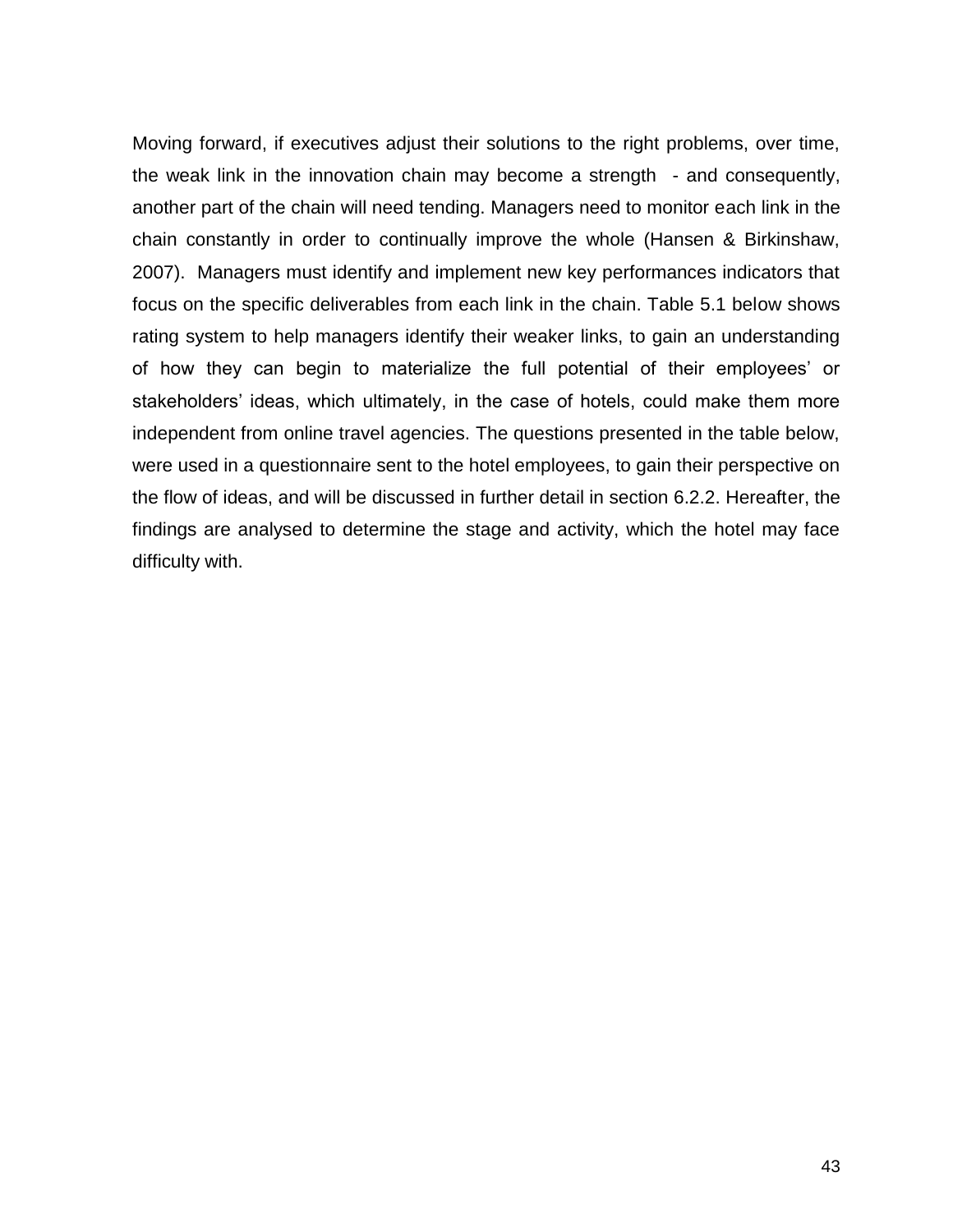Moving forward, if executives adjust their solutions to the right problems, over time, the weak link in the innovation chain may become a strength - and consequently, another part of the chain will need tending. Managers need to monitor each link in the chain constantly in order to continually improve the whole (Hansen & Birkinshaw, 2007). Managers must identify and implement new key performances indicators that focus on the specific deliverables from each link in the chain. Table 5.1 below shows rating system to help managers identify their weaker links, to gain an understanding of how they can begin to materialize the full potential of their employees' or stakeholders' ideas, which ultimately, in the case of hotels, could make them more independent from online travel agencies. The questions presented in the table below, were used in a questionnaire sent to the hotel employees, to gain their perspective on the flow of ideas, and will be discussed in further detail in section 6.2.2. Hereafter, the findings are analysed to determine the stage and activity, which the hotel may face difficulty with.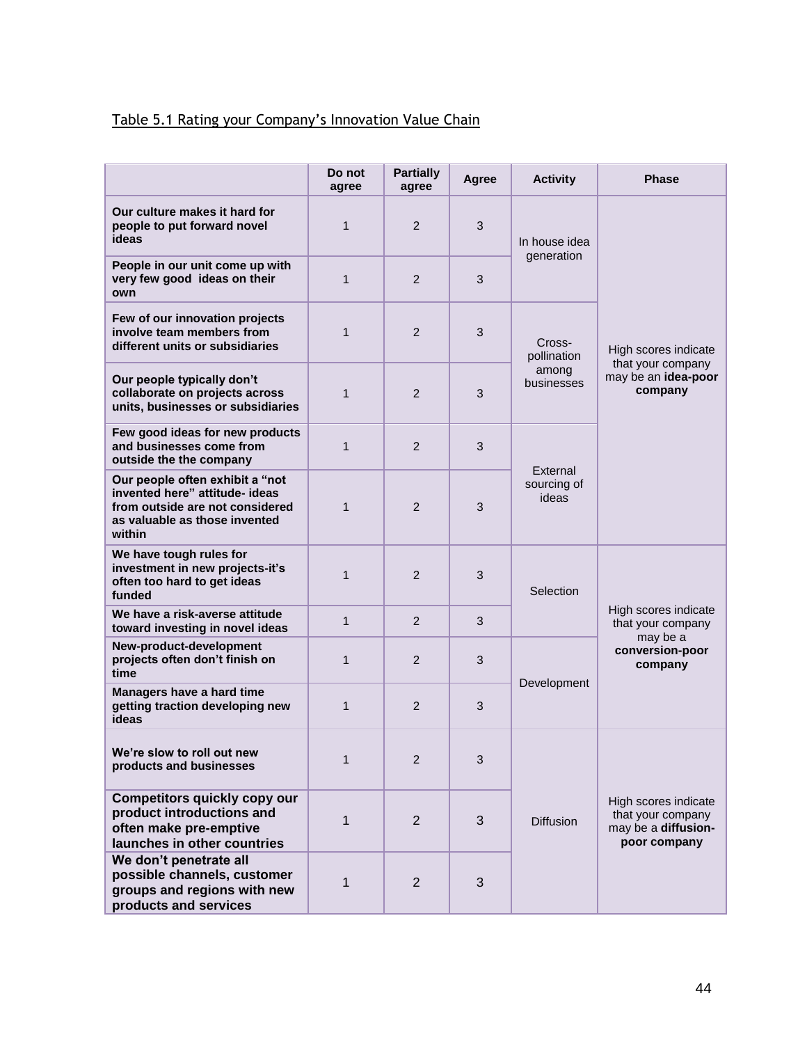Table 5.1 Rating your Company's Innovation Value Chain

| | Do not agree | Partially agree | Agree | Activity | Phase |
|---|---|---|---|---|---|
| **Our culture makes it hard for people to put forward novel ideas** | 1 | 2 | 3 | In house idea generation | High scores indicate that your company may be an **idea-poor company** |
| **People in our unit come up with very few good ideas on their own** | 1 | 2 | 3 | | |
| **Few of our innovation projects involve team members from different units or subsidiaries** | 1 | 2 | 3 | Cross-pollination among businesses | |
| **Our people typically don't collaborate on projects across units, businesses or subsidiaries** | 1 | 2 | 3 | | |
| **Few good ideas for new products and businesses come from outside the the company** | 1 | 2 | 3 | External sourcing of ideas | |
| **Our people often exhibit a "not invented here" attitude- ideas from outside are not considered as valuable as those invented within** | 1 | 2 | 3 | | |
| **We have tough rules for investment in new projects-it's often too hard to get ideas funded** | 1 | 2 | 3 | Selection | High scores indicate that your company may be a **conversion-poor company** |
| **We have a risk-averse attitude toward investing in novel ideas** | 1 | 2 | 3 | | |
| **New-product-development projects often don't finish on time** | 1 | 2 | 3 | Development | |
| **Managers have a hard time getting traction developing new ideas** | 1 | 2 | 3 | | |
| **We're slow to roll out new products and businesses** | 1 | 2 | 3 | Diffusion | High scores indicate that your company may be a **diffusion-poor company** |
| **Competitors quickly copy our product introductions and often make pre-emptive launches in other countries** | 1 | 2 | 3 | | |
| **We don't penetrate all possible channels, customer groups and regions with new products and services** | 1 | 2 | 3 | | |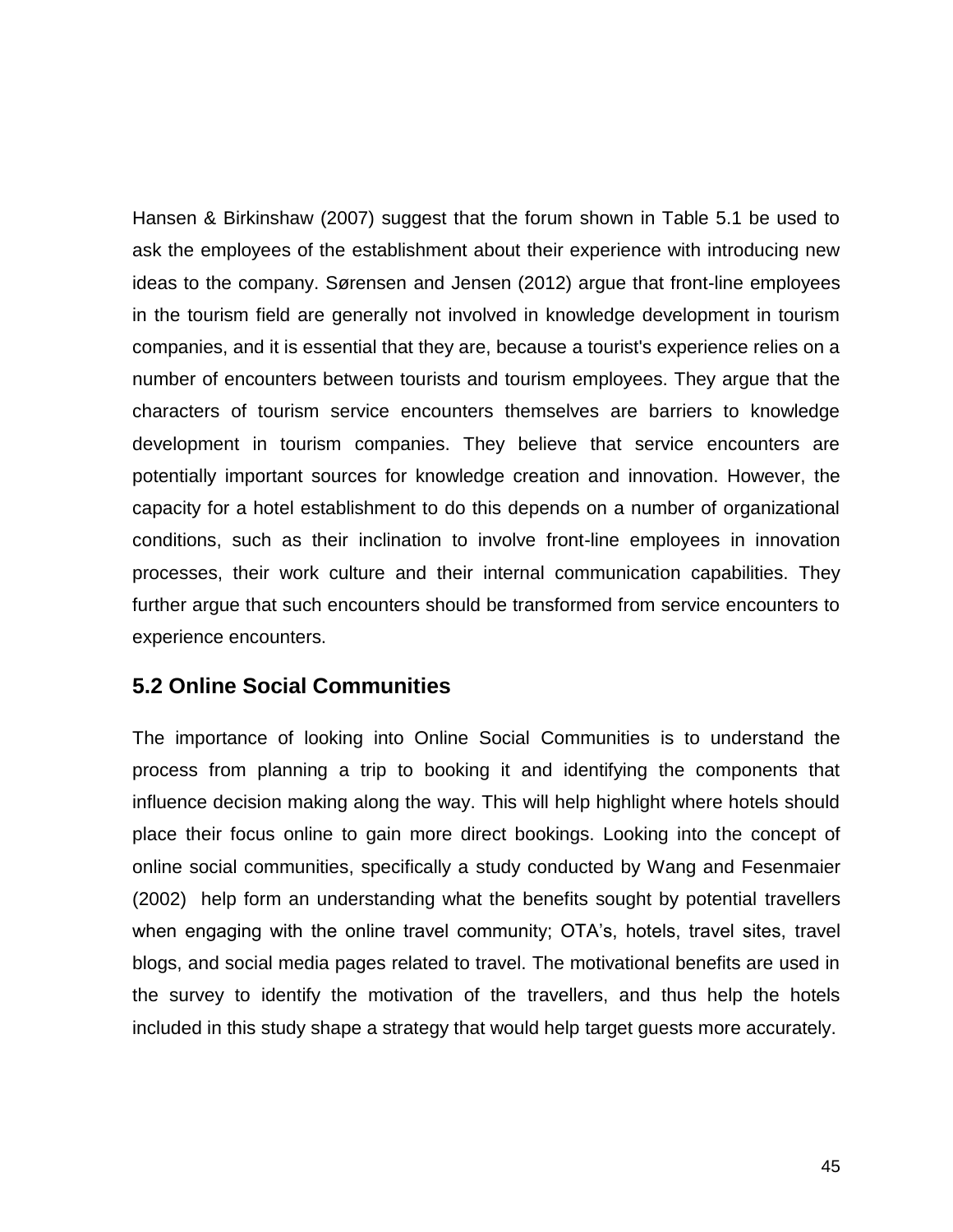Hansen & Birkinshaw (2007) suggest that the forum shown in Table 5.1 be used to ask the employees of the establishment about their experience with introducing new ideas to the company. Sørensen and Jensen (2012) argue that front-line employees in the tourism field are generally not involved in knowledge development in tourism companies, and it is essential that they are, because a tourist's experience relies on a number of encounters between tourists and tourism employees. They argue that the characters of tourism service encounters themselves are barriers to knowledge development in tourism companies. They believe that service encounters are potentially important sources for knowledge creation and innovation. However, the capacity for a hotel establishment to do this depends on a number of organizational conditions, such as their inclination to involve front-line employees in innovation processes, their work culture and their internal communication capabilities. They further argue that such encounters should be transformed from service encounters to experience encounters.

## 5.2 Online Social Communities

The importance of looking into Online Social Communities is to understand the process from planning a trip to booking it and identifying the components that influence decision making along the way. This will help highlight where hotels should place their focus online to gain more direct bookings. Looking into the concept of online social communities, specifically a study conducted by Wang and Fesenmaier (2002) help form an understanding what the benefits sought by potential travellers when engaging with the online travel community; OTA's, hotels, travel sites, travel blogs, and social media pages related to travel. The motivational benefits are used in the survey to identify the motivation of the travellers, and thus help the hotels included in this study shape a strategy that would help target guests more accurately.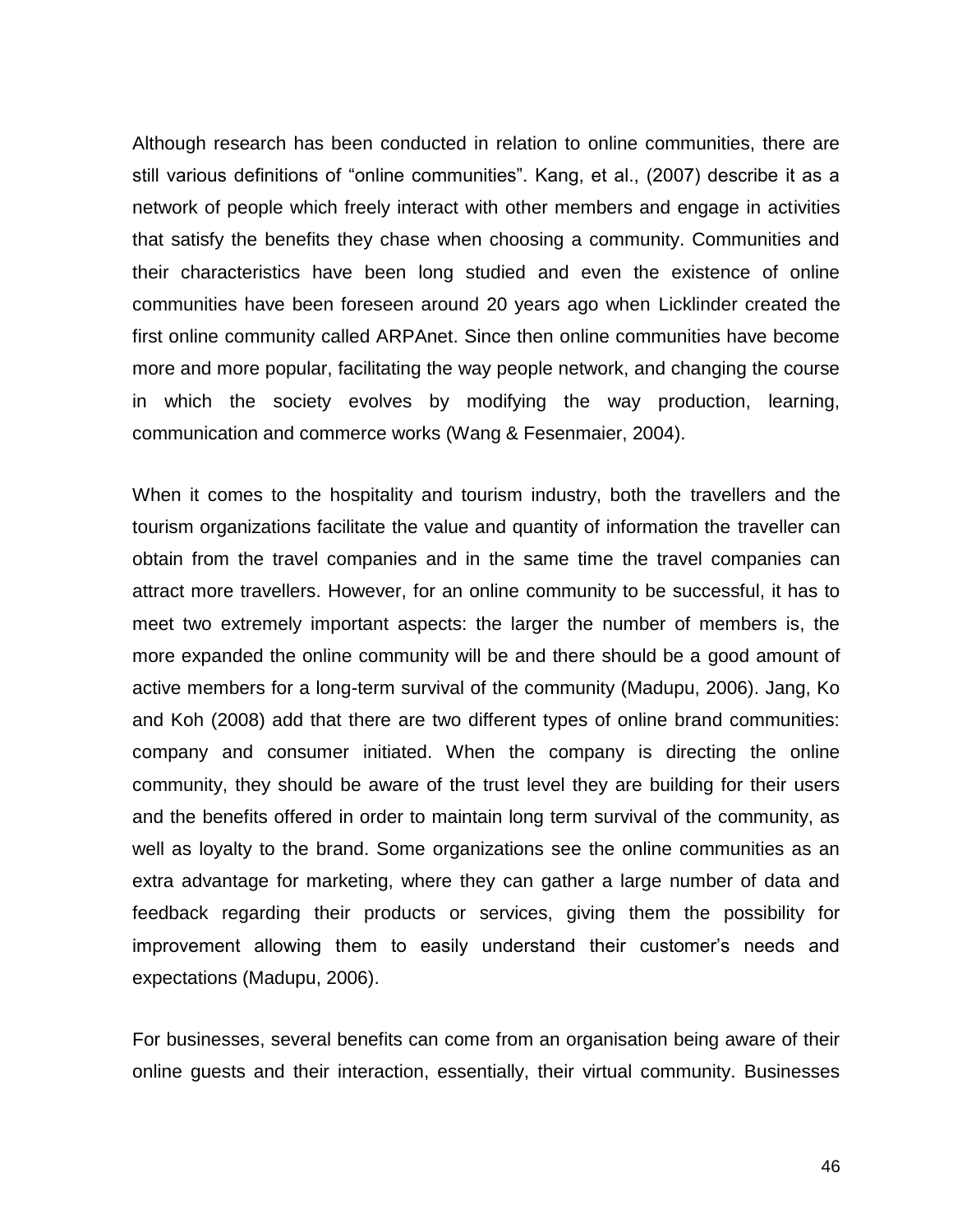Although research has been conducted in relation to online communities, there are still various definitions of "online communities". Kang, et al., (2007) describe it as a network of people which freely interact with other members and engage in activities that satisfy the benefits they chase when choosing a community. Communities and their characteristics have been long studied and even the existence of online communities have been foreseen around 20 years ago when Licklinder created the first online community called ARPAnet. Since then online communities have become more and more popular, facilitating the way people network, and changing the course in which the society evolves by modifying the way production, learning, communication and commerce works (Wang & Fesenmaier, 2004).

When it comes to the hospitality and tourism industry, both the travellers and the tourism organizations facilitate the value and quantity of information the traveller can obtain from the travel companies and in the same time the travel companies can attract more travellers. However, for an online community to be successful, it has to meet two extremely important aspects: the larger the number of members is, the more expanded the online community will be and there should be a good amount of active members for a long-term survival of the community (Madupu, 2006). Jang, Ko and Koh (2008) add that there are two different types of online brand communities: company and consumer initiated. When the company is directing the online community, they should be aware of the trust level they are building for their users and the benefits offered in order to maintain long term survival of the community, as well as loyalty to the brand. Some organizations see the online communities as an extra advantage for marketing, where they can gather a large number of data and feedback regarding their products or services, giving them the possibility for improvement allowing them to easily understand their customer's needs and expectations (Madupu, 2006).

For businesses, several benefits can come from an organisation being aware of their online guests and their interaction, essentially, their virtual community. Businesses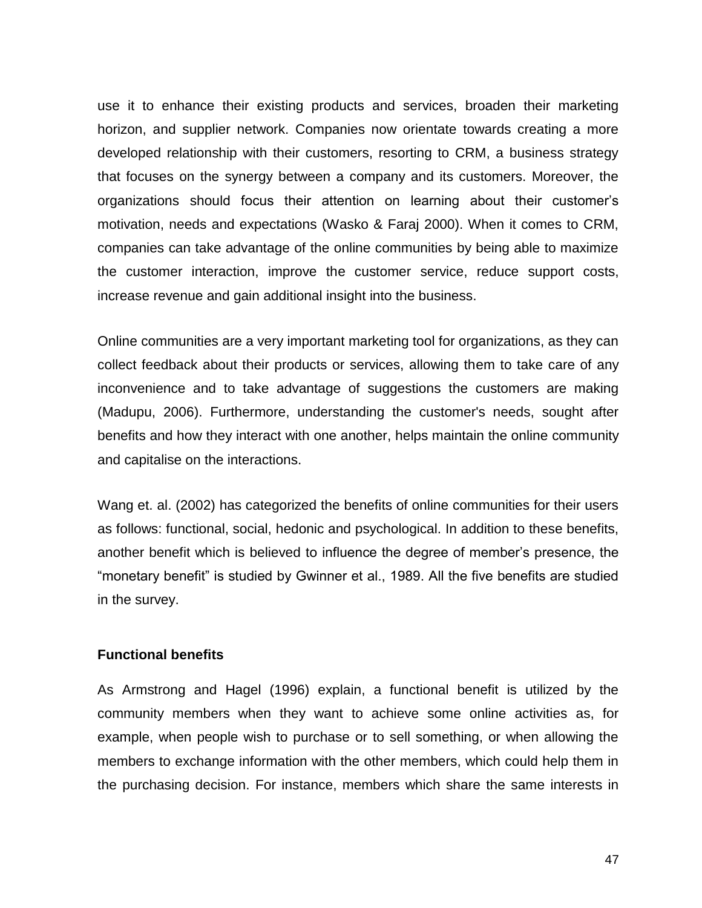use it to enhance their existing products and services, broaden their marketing horizon, and supplier network. Companies now orientate towards creating a more developed relationship with their customers, resorting to CRM, a business strategy that focuses on the synergy between a company and its customers. Moreover, the organizations should focus their attention on learning about their customer's motivation, needs and expectations (Wasko & Faraj 2000). When it comes to CRM, companies can take advantage of the online communities by being able to maximize the customer interaction, improve the customer service, reduce support costs, increase revenue and gain additional insight into the business.

Online communities are a very important marketing tool for organizations, as they can collect feedback about their products or services, allowing them to take care of any inconvenience and to take advantage of suggestions the customers are making (Madupu, 2006). Furthermore, understanding the customer's needs, sought after benefits and how they interact with one another, helps maintain the online community and capitalise on the interactions.

Wang et. al. (2002) has categorized the benefits of online communities for their users as follows: functional, social, hedonic and psychological. In addition to these benefits, another benefit which is believed to influence the degree of member's presence, the "monetary benefit" is studied by Gwinner et al., 1989. All the five benefits are studied in the survey.

**Functional benefits**

As Armstrong and Hagel (1996) explain, a functional benefit is utilized by the community members when they want to achieve some online activities as, for example, when people wish to purchase or to sell something, or when allowing the members to exchange information with the other members, which could help them in the purchasing decision. For instance, members which share the same interests in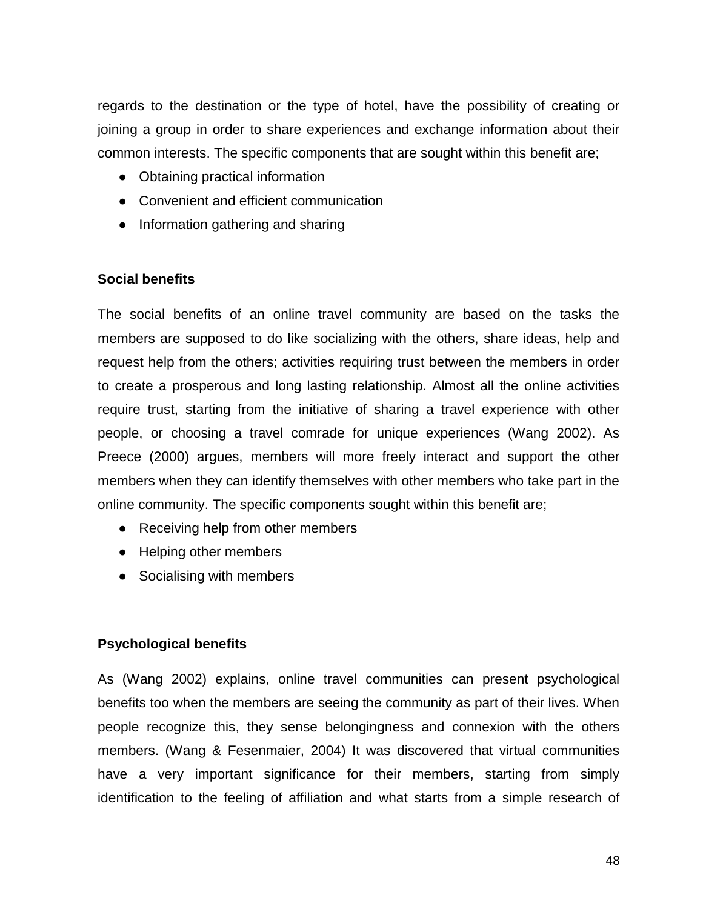regards to the destination or the type of hotel, have the possibility of creating or joining a group in order to share experiences and exchange information about their common interests. The specific components that are sought within this benefit are;

- Obtaining practical information
- Convenient and efficient communication
- Information gathering and sharing

**Social benefits**

The social benefits of an online travel community are based on the tasks the members are supposed to do like socializing with the others, share ideas, help and request help from the others; activities requiring trust between the members in order to create a prosperous and long lasting relationship. Almost all the online activities require trust, starting from the initiative of sharing a travel experience with other people, or choosing a travel comrade for unique experiences (Wang 2002). As Preece (2000) argues, members will more freely interact and support the other members when they can identify themselves with other members who take part in the online community. The specific components sought within this benefit are;

- Receiving help from other members
- Helping other members
- Socialising with members

**Psychological benefits**

As (Wang 2002) explains, online travel communities can present psychological benefits too when the members are seeing the community as part of their lives. When people recognize this, they sense belongingness and connexion with the others members. (Wang & Fesenmaier, 2004) It was discovered that virtual communities have a very important significance for their members, starting from simply identification to the feeling of affiliation and what starts from a simple research of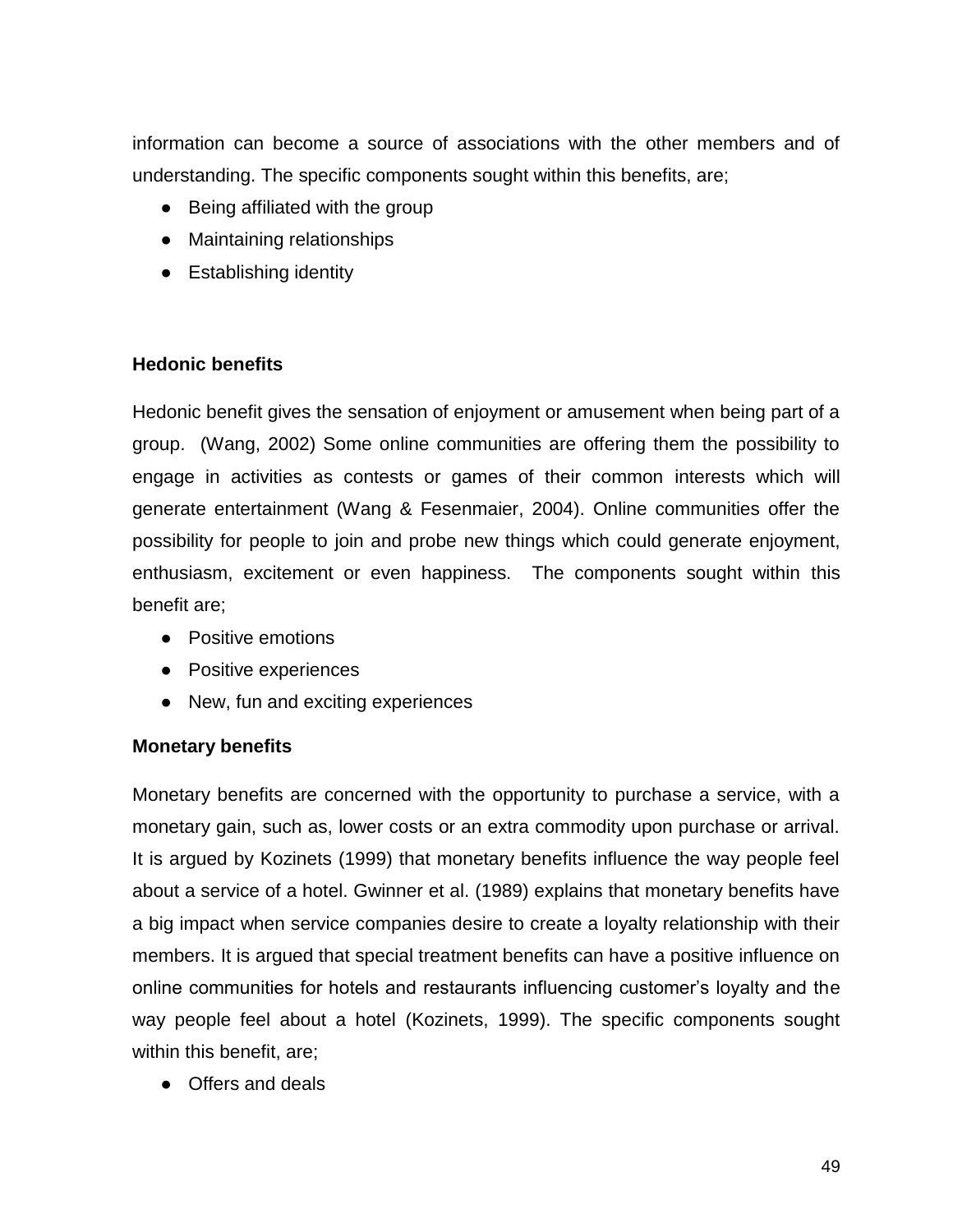information can become a source of associations with the other members and of understanding. The specific components sought within this benefits, are;

- Being affiliated with the group
- Maintaining relationships
- Establishing identity

**Hedonic benefits**

Hedonic benefit gives the sensation of enjoyment or amusement when being part of a group. (Wang, 2002) Some online communities are offering them the possibility to engage in activities as contests or games of their common interests which will generate entertainment (Wang & Fesenmaier, 2004). Online communities offer the possibility for people to join and probe new things which could generate enjoyment, enthusiasm, excitement or even happiness. The components sought within this benefit are;

- Positive emotions
- Positive experiences
- New, fun and exciting experiences

**Monetary benefits**

Monetary benefits are concerned with the opportunity to purchase a service, with a monetary gain, such as, lower costs or an extra commodity upon purchase or arrival. It is argued by Kozinets (1999) that monetary benefits influence the way people feel about a service of a hotel. Gwinner et al. (1989) explains that monetary benefits have a big impact when service companies desire to create a loyalty relationship with their members. It is argued that special treatment benefits can have a positive influence on online communities for hotels and restaurants influencing customer's loyalty and the way people feel about a hotel (Kozinets, 1999). The specific components sought within this benefit, are;

- Offers and deals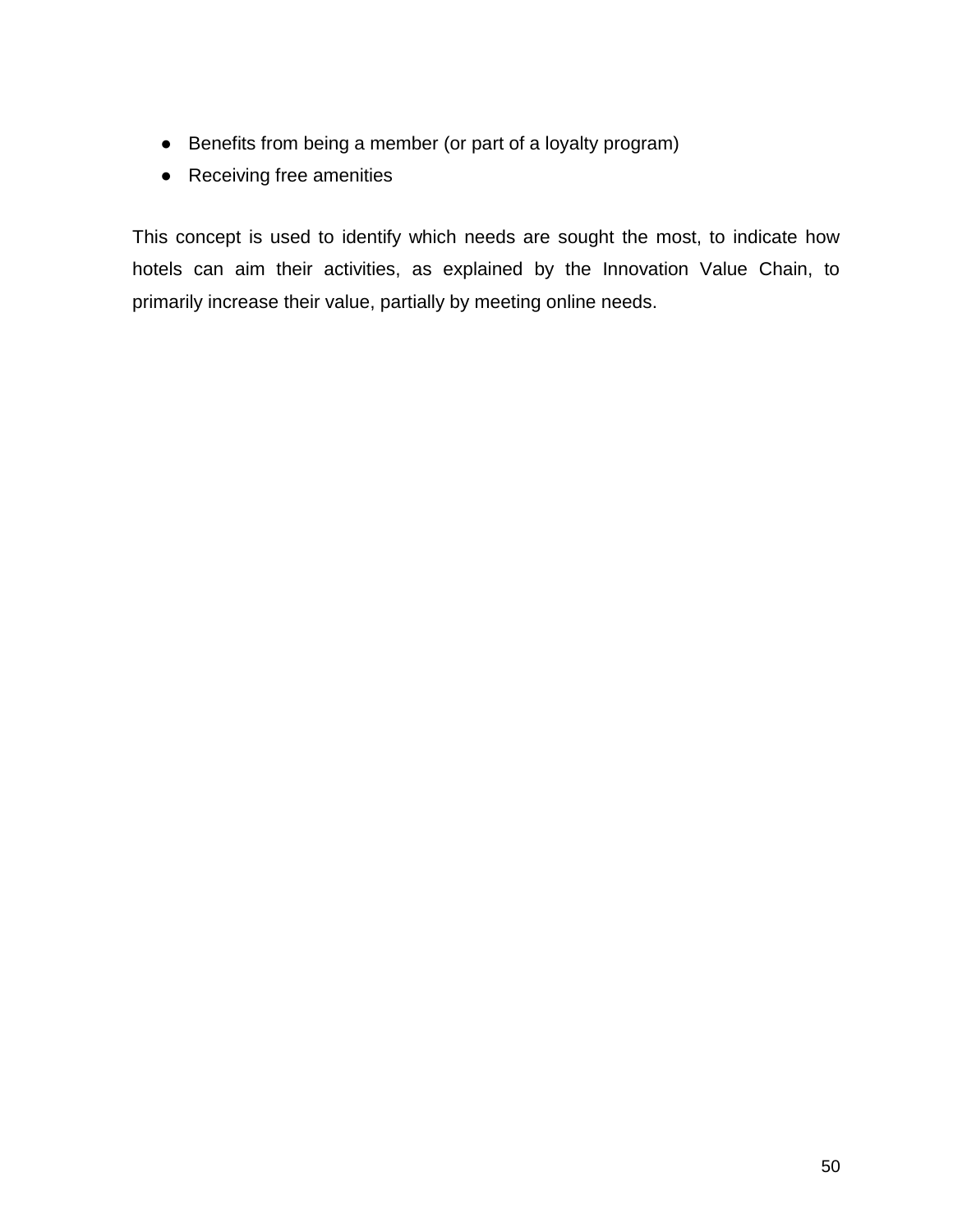- Benefits from being a member (or part of a loyalty program)
- Receiving free amenities

This concept is used to identify which needs are sought the most, to indicate how hotels can aim their activities, as explained by the Innovation Value Chain, to primarily increase their value, partially by meeting online needs.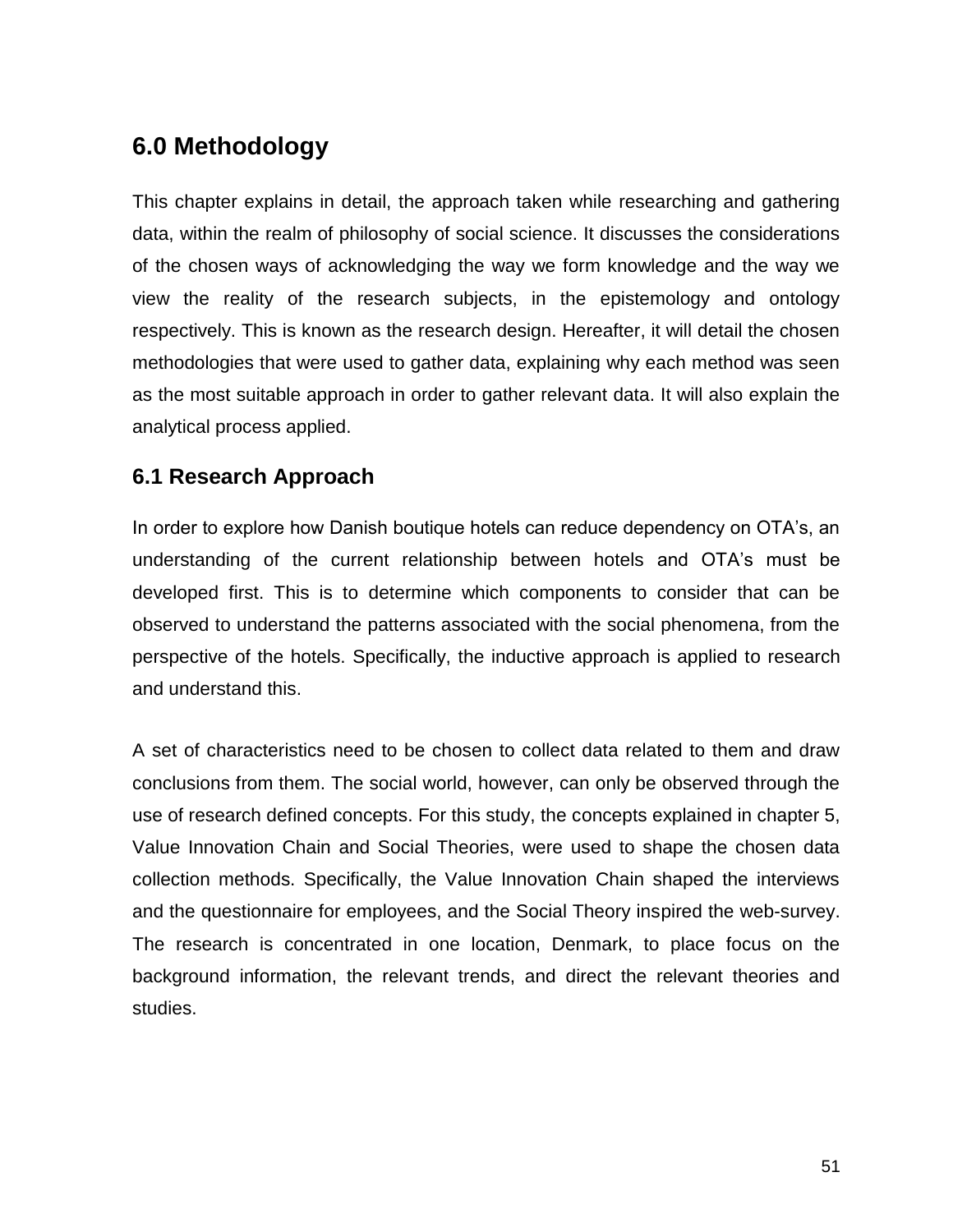## 6.0 Methodology

This chapter explains in detail, the approach taken while researching and gathering data, within the realm of philosophy of social science. It discusses the considerations of the chosen ways of acknowledging the way we form knowledge and the way we view the reality of the research subjects, in the epistemology and ontology respectively. This is known as the research design. Hereafter, it will detail the chosen methodologies that were used to gather data, explaining why each method was seen as the most suitable approach in order to gather relevant data. It will also explain the analytical process applied.

### 6.1 Research Approach

In order to explore how Danish boutique hotels can reduce dependency on OTA's, an understanding of the current relationship between hotels and OTA's must be developed first. This is to determine which components to consider that can be observed to understand the patterns associated with the social phenomena, from the perspective of the hotels. Specifically, the inductive approach is applied to research and understand this.

A set of characteristics need to be chosen to collect data related to them and draw conclusions from them. The social world, however, can only be observed through the use of research defined concepts. For this study, the concepts explained in chapter 5, Value Innovation Chain and Social Theories, were used to shape the chosen data collection methods. Specifically, the Value Innovation Chain shaped the interviews and the questionnaire for employees, and the Social Theory inspired the web-survey. The research is concentrated in one location, Denmark, to place focus on the background information, the relevant trends, and direct the relevant theories and studies.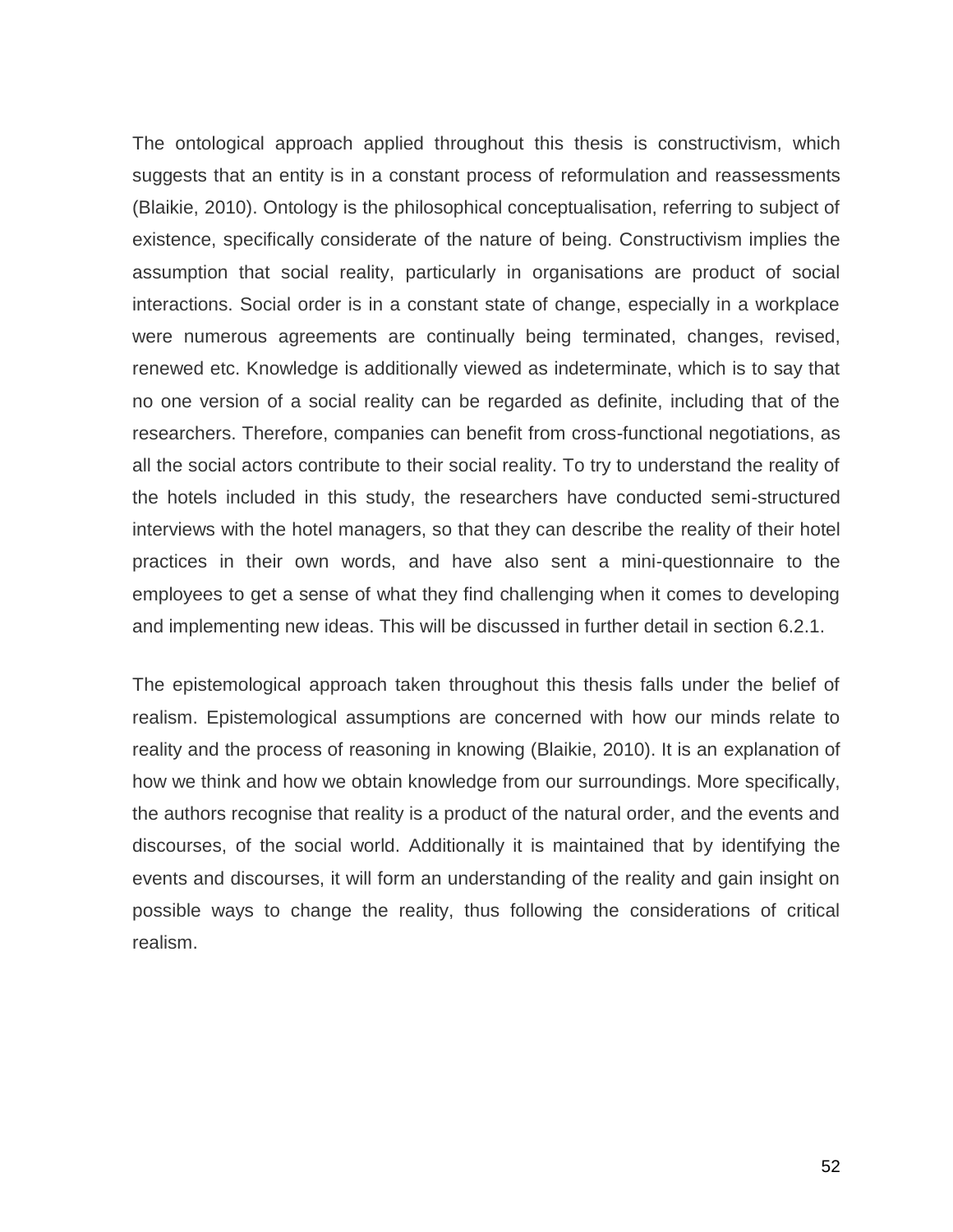The ontological approach applied throughout this thesis is constructivism, which suggests that an entity is in a constant process of reformulation and reassessments (Blaikie, 2010). Ontology is the philosophical conceptualisation, referring to subject of existence, specifically considerate of the nature of being. Constructivism implies the assumption that social reality, particularly in organisations are product of social interactions. Social order is in a constant state of change, especially in a workplace were numerous agreements are continually being terminated, changes, revised, renewed etc. Knowledge is additionally viewed as indeterminate, which is to say that no one version of a social reality can be regarded as definite, including that of the researchers. Therefore, companies can benefit from cross-functional negotiations, as all the social actors contribute to their social reality. To try to understand the reality of the hotels included in this study, the researchers have conducted semi-structured interviews with the hotel managers, so that they can describe the reality of their hotel practices in their own words, and have also sent a mini-questionnaire to the employees to get a sense of what they find challenging when it comes to developing and implementing new ideas. This will be discussed in further detail in section 6.2.1.

The epistemological approach taken throughout this thesis falls under the belief of realism. Epistemological assumptions are concerned with how our minds relate to reality and the process of reasoning in knowing (Blaikie, 2010). It is an explanation of how we think and how we obtain knowledge from our surroundings. More specifically, the authors recognise that reality is a product of the natural order, and the events and discourses, of the social world. Additionally it is maintained that by identifying the events and discourses, it will form an understanding of the reality and gain insight on possible ways to change the reality, thus following the considerations of critical realism.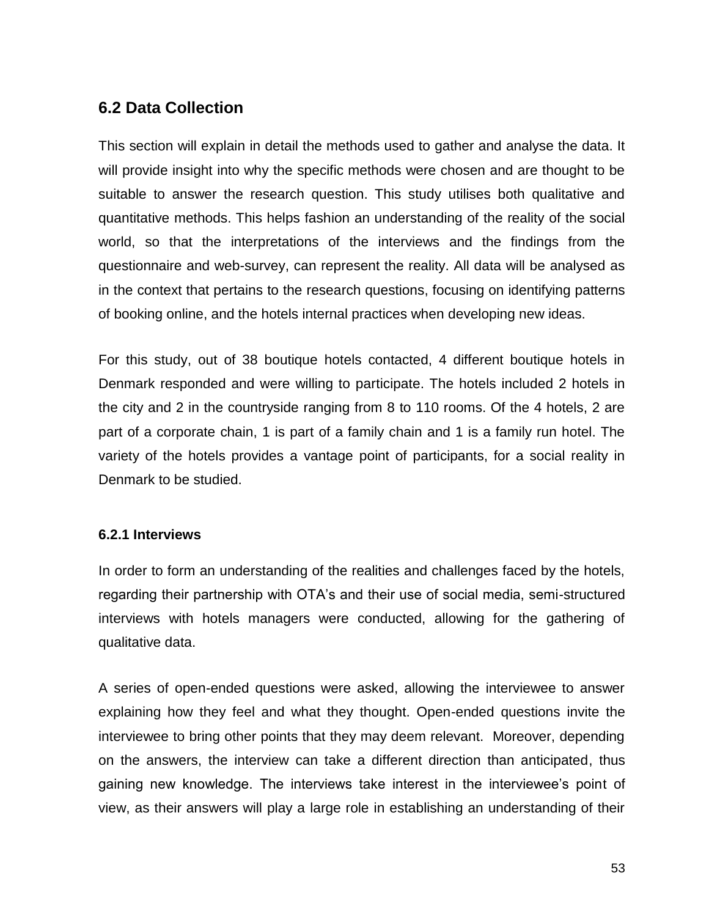## 6.2 Data Collection

This section will explain in detail the methods used to gather and analyse the data. It will provide insight into why the specific methods were chosen and are thought to be suitable to answer the research question. This study utilises both qualitative and quantitative methods. This helps fashion an understanding of the reality of the social world, so that the interpretations of the interviews and the findings from the questionnaire and web-survey, can represent the reality. All data will be analysed as in the context that pertains to the research questions, focusing on identifying patterns of booking online, and the hotels internal practices when developing new ideas.

For this study, out of 38 boutique hotels contacted, 4 different boutique hotels in Denmark responded and were willing to participate. The hotels included 2 hotels in the city and 2 in the countryside ranging from 8 to 110 rooms. Of the 4 hotels, 2 are part of a corporate chain, 1 is part of a family chain and 1 is a family run hotel. The variety of the hotels provides a vantage point of participants, for a social reality in Denmark to be studied.

### 6.2.1 Interviews

In order to form an understanding of the realities and challenges faced by the hotels, regarding their partnership with OTA's and their use of social media, semi-structured interviews with hotels managers were conducted, allowing for the gathering of qualitative data.

A series of open-ended questions were asked, allowing the interviewee to answer explaining how they feel and what they thought. Open-ended questions invite the interviewee to bring other points that they may deem relevant. Moreover, depending on the answers, the interview can take a different direction than anticipated, thus gaining new knowledge. The interviews take interest in the interviewee's point of view, as their answers will play a large role in establishing an understanding of their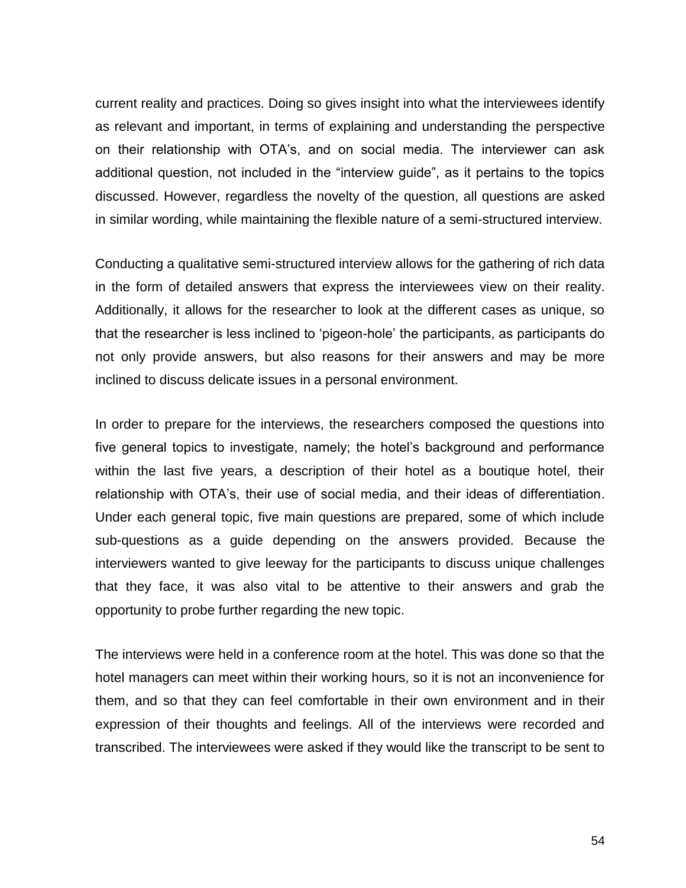current reality and practices. Doing so gives insight into what the interviewees identify as relevant and important, in terms of explaining and understanding the perspective on their relationship with OTA's, and on social media. The interviewer can ask additional question, not included in the "interview guide", as it pertains to the topics discussed. However, regardless the novelty of the question, all questions are asked in similar wording, while maintaining the flexible nature of a semi-structured interview.

Conducting a qualitative semi-structured interview allows for the gathering of rich data in the form of detailed answers that express the interviewees view on their reality. Additionally, it allows for the researcher to look at the different cases as unique, so that the researcher is less inclined to 'pigeon-hole' the participants, as participants do not only provide answers, but also reasons for their answers and may be more inclined to discuss delicate issues in a personal environment.

In order to prepare for the interviews, the researchers composed the questions into five general topics to investigate, namely; the hotel's background and performance within the last five years, a description of their hotel as a boutique hotel, their relationship with OTA's, their use of social media, and their ideas of differentiation. Under each general topic, five main questions are prepared, some of which include sub-questions as a guide depending on the answers provided. Because the interviewers wanted to give leeway for the participants to discuss unique challenges that they face, it was also vital to be attentive to their answers and grab the opportunity to probe further regarding the new topic.

The interviews were held in a conference room at the hotel. This was done so that the hotel managers can meet within their working hours, so it is not an inconvenience for them, and so that they can feel comfortable in their own environment and in their expression of their thoughts and feelings. All of the interviews were recorded and transcribed. The interviewees were asked if they would like the transcript to be sent to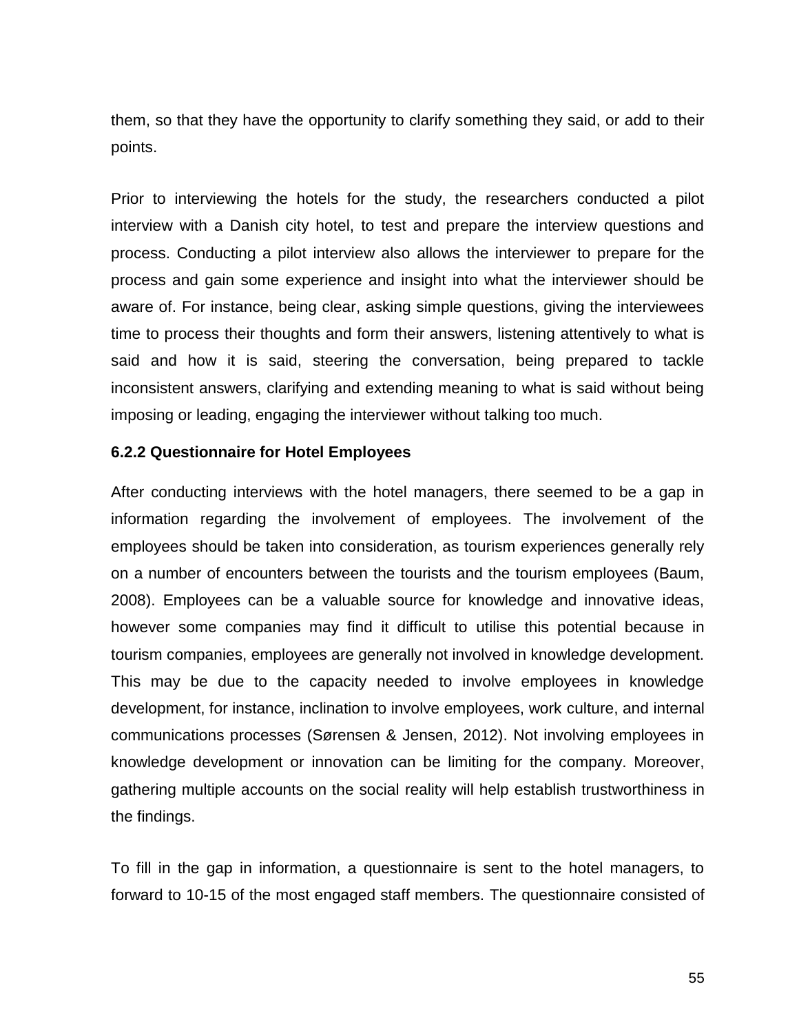them, so that they have the opportunity to clarify something they said, or add to their points.

Prior to interviewing the hotels for the study, the researchers conducted a pilot interview with a Danish city hotel, to test and prepare the interview questions and process. Conducting a pilot interview also allows the interviewer to prepare for the process and gain some experience and insight into what the interviewer should be aware of. For instance, being clear, asking simple questions, giving the interviewees time to process their thoughts and form their answers, listening attentively to what is said and how it is said, steering the conversation, being prepared to tackle inconsistent answers, clarifying and extending meaning to what is said without being imposing or leading, engaging the interviewer without talking too much.

### 6.2.2 Questionnaire for Hotel Employees

After conducting interviews with the hotel managers, there seemed to be a gap in information regarding the involvement of employees. The involvement of the employees should be taken into consideration, as tourism experiences generally rely on a number of encounters between the tourists and the tourism employees (Baum, 2008). Employees can be a valuable source for knowledge and innovative ideas, however some companies may find it difficult to utilise this potential because in tourism companies, employees are generally not involved in knowledge development. This may be due to the capacity needed to involve employees in knowledge development, for instance, inclination to involve employees, work culture, and internal communications processes (Sørensen & Jensen, 2012). Not involving employees in knowledge development or innovation can be limiting for the company. Moreover, gathering multiple accounts on the social reality will help establish trustworthiness in the findings.

To fill in the gap in information, a questionnaire is sent to the hotel managers, to forward to 10-15 of the most engaged staff members. The questionnaire consisted of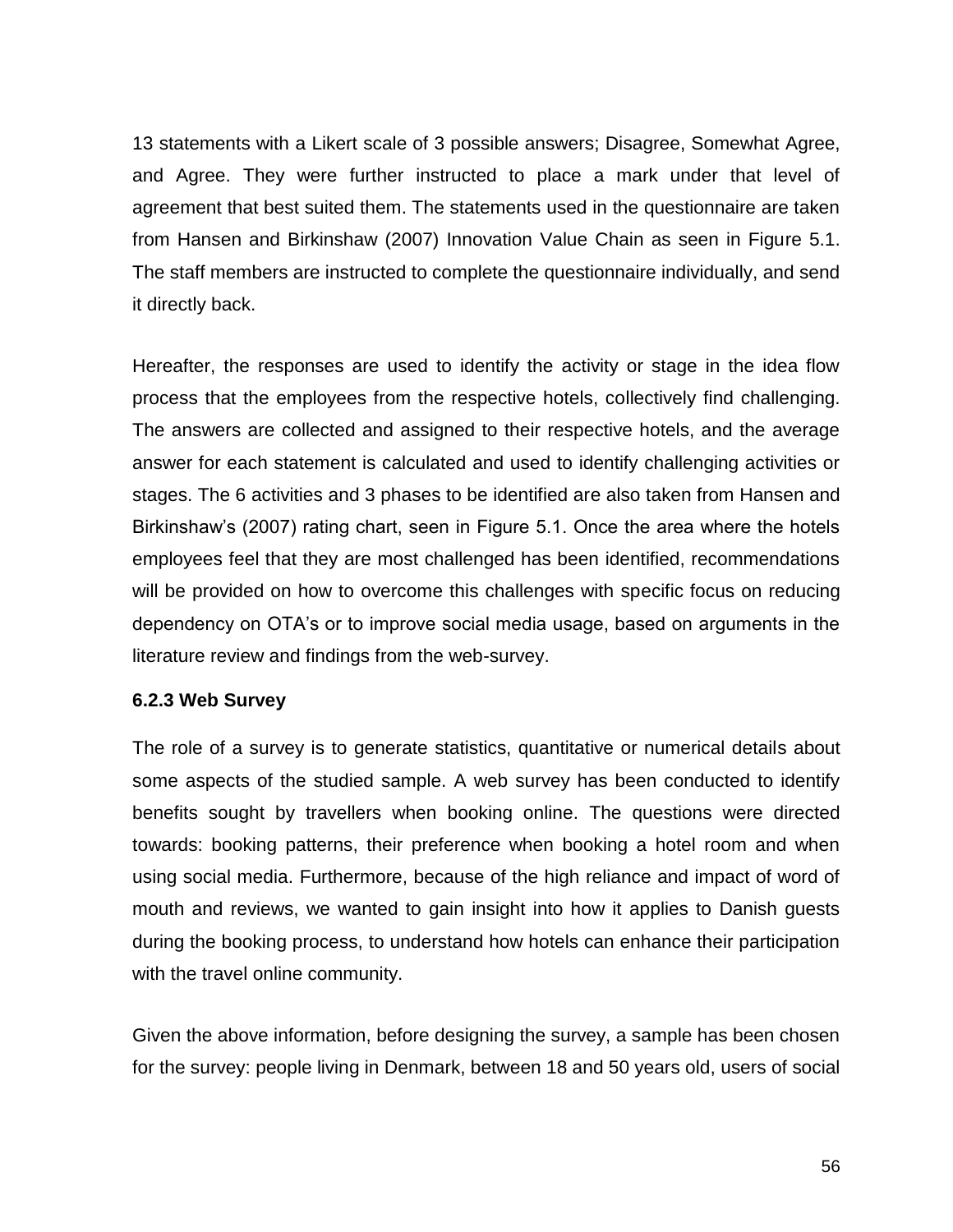13 statements with a Likert scale of 3 possible answers; Disagree, Somewhat Agree, and Agree. They were further instructed to place a mark under that level of agreement that best suited them. The statements used in the questionnaire are taken from Hansen and Birkinshaw (2007) Innovation Value Chain as seen in Figure 5.1. The staff members are instructed to complete the questionnaire individually, and send it directly back.

Hereafter, the responses are used to identify the activity or stage in the idea flow process that the employees from the respective hotels, collectively find challenging. The answers are collected and assigned to their respective hotels, and the average answer for each statement is calculated and used to identify challenging activities or stages. The 6 activities and 3 phases to be identified are also taken from Hansen and Birkinshaw's (2007) rating chart, seen in Figure 5.1. Once the area where the hotels employees feel that they are most challenged has been identified, recommendations will be provided on how to overcome this challenges with specific focus on reducing dependency on OTA's or to improve social media usage, based on arguments in the literature review and findings from the web-survey.

### 6.2.3 Web Survey

The role of a survey is to generate statistics, quantitative or numerical details about some aspects of the studied sample. A web survey has been conducted to identify benefits sought by travellers when booking online. The questions were directed towards: booking patterns, their preference when booking a hotel room and when using social media. Furthermore, because of the high reliance and impact of word of mouth and reviews, we wanted to gain insight into how it applies to Danish guests during the booking process, to understand how hotels can enhance their participation with the travel online community.

Given the above information, before designing the survey, a sample has been chosen for the survey: people living in Denmark, between 18 and 50 years old, users of social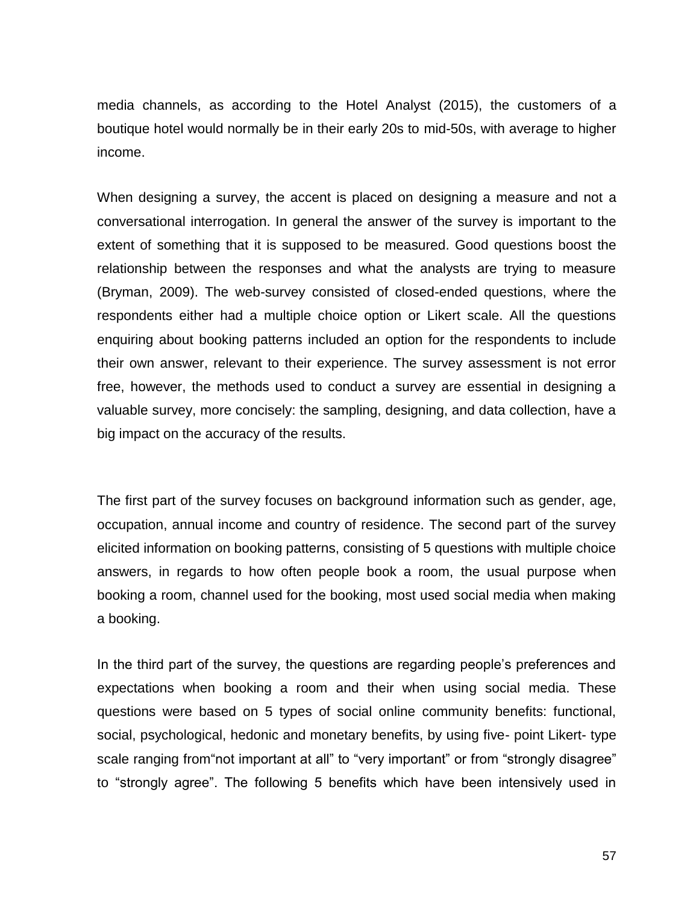media channels, as according to the Hotel Analyst (2015), the customers of a boutique hotel would normally be in their early 20s to mid-50s, with average to higher income.

When designing a survey, the accent is placed on designing a measure and not a conversational interrogation. In general the answer of the survey is important to the extent of something that it is supposed to be measured. Good questions boost the relationship between the responses and what the analysts are trying to measure (Bryman, 2009). The web-survey consisted of closed-ended questions, where the respondents either had a multiple choice option or Likert scale. All the questions enquiring about booking patterns included an option for the respondents to include their own answer, relevant to their experience. The survey assessment is not error free, however, the methods used to conduct a survey are essential in designing a valuable survey, more concisely: the sampling, designing, and data collection, have a big impact on the accuracy of the results.

The first part of the survey focuses on background information such as gender, age, occupation, annual income and country of residence. The second part of the survey elicited information on booking patterns, consisting of 5 questions with multiple choice answers, in regards to how often people book a room, the usual purpose when booking a room, channel used for the booking, most used social media when making a booking.

In the third part of the survey, the questions are regarding people's preferences and expectations when booking a room and their when using social media. These questions were based on 5 types of social online community benefits: functional, social, psychological, hedonic and monetary benefits, by using five- point Likert- type scale ranging from"not important at all" to "very important" or from "strongly disagree" to "strongly agree". The following 5 benefits which have been intensively used in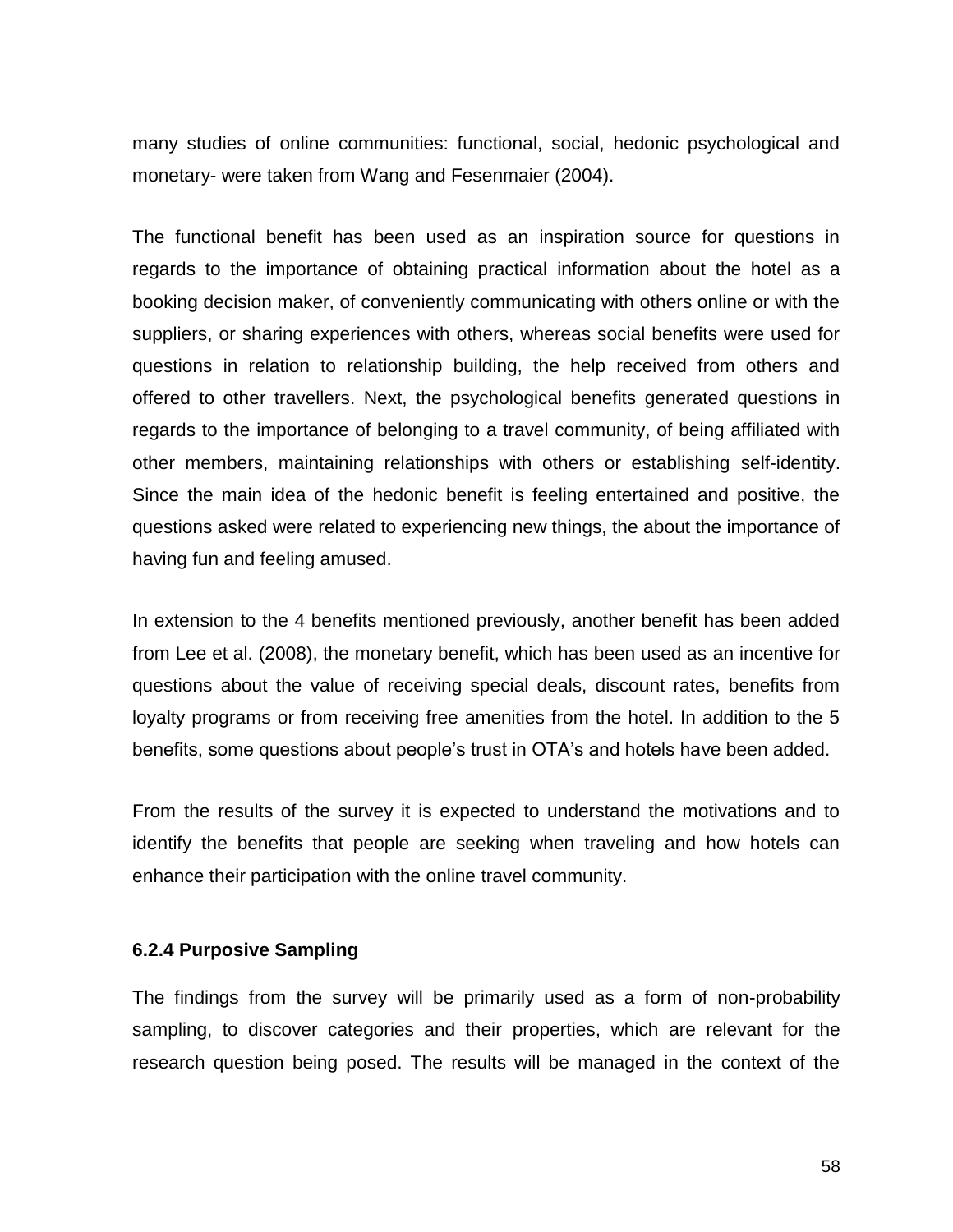many studies of online communities: functional, social, hedonic psychological and monetary- were taken from Wang and Fesenmaier (2004).

The functional benefit has been used as an inspiration source for questions in regards to the importance of obtaining practical information about the hotel as a booking decision maker, of conveniently communicating with others online or with the suppliers, or sharing experiences with others, whereas social benefits were used for questions in relation to relationship building, the help received from others and offered to other travellers. Next, the psychological benefits generated questions in regards to the importance of belonging to a travel community, of being affiliated with other members, maintaining relationships with others or establishing self-identity. Since the main idea of the hedonic benefit is feeling entertained and positive, the questions asked were related to experiencing new things, the about the importance of having fun and feeling amused.

In extension to the 4 benefits mentioned previously, another benefit has been added from Lee et al. (2008), the monetary benefit, which has been used as an incentive for questions about the value of receiving special deals, discount rates, benefits from loyalty programs or from receiving free amenities from the hotel. In addition to the 5 benefits, some questions about people's trust in OTA's and hotels have been added.

From the results of the survey it is expected to understand the motivations and to identify the benefits that people are seeking when traveling and how hotels can enhance their participation with the online travel community.

### 6.2.4 Purposive Sampling

The findings from the survey will be primarily used as a form of non-probability sampling, to discover categories and their properties, which are relevant for the research question being posed. The results will be managed in the context of the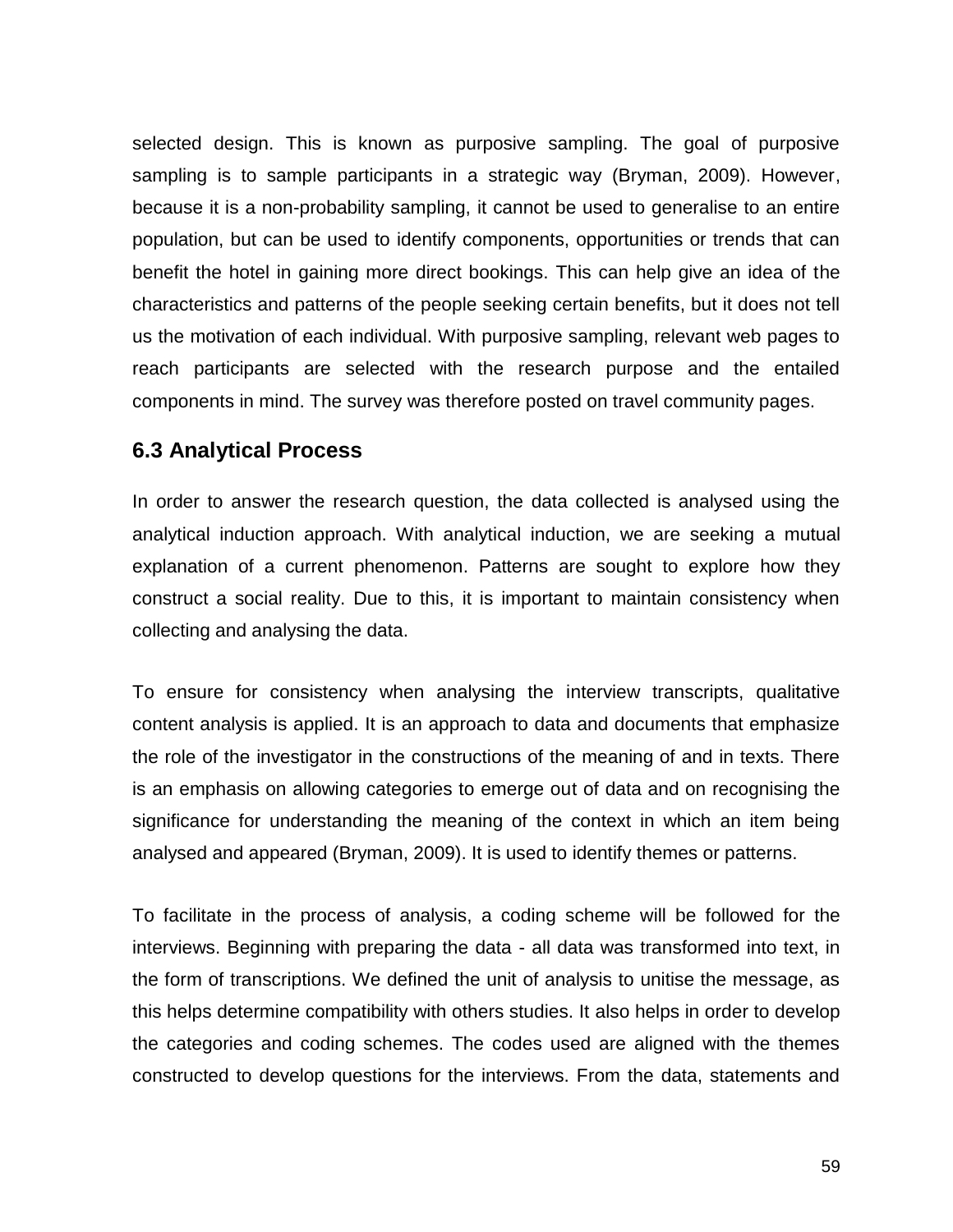selected design. This is known as purposive sampling. The goal of purposive sampling is to sample participants in a strategic way (Bryman, 2009). However, because it is a non-probability sampling, it cannot be used to generalise to an entire population, but can be used to identify components, opportunities or trends that can benefit the hotel in gaining more direct bookings. This can help give an idea of the characteristics and patterns of the people seeking certain benefits, but it does not tell us the motivation of each individual. With purposive sampling, relevant web pages to reach participants are selected with the research purpose and the entailed components in mind. The survey was therefore posted on travel community pages.

## 6.3 Analytical Process

In order to answer the research question, the data collected is analysed using the analytical induction approach. With analytical induction, we are seeking a mutual explanation of a current phenomenon. Patterns are sought to explore how they construct a social reality. Due to this, it is important to maintain consistency when collecting and analysing the data.

To ensure for consistency when analysing the interview transcripts, qualitative content analysis is applied. It is an approach to data and documents that emphasize the role of the investigator in the constructions of the meaning of and in texts. There is an emphasis on allowing categories to emerge out of data and on recognising the significance for understanding the meaning of the context in which an item being analysed and appeared (Bryman, 2009). It is used to identify themes or patterns.

To facilitate in the process of analysis, a coding scheme will be followed for the interviews. Beginning with preparing the data - all data was transformed into text, in the form of transcriptions. We defined the unit of analysis to unitise the message, as this helps determine compatibility with others studies. It also helps in order to develop the categories and coding schemes. The codes used are aligned with the themes constructed to develop questions for the interviews. From the data, statements and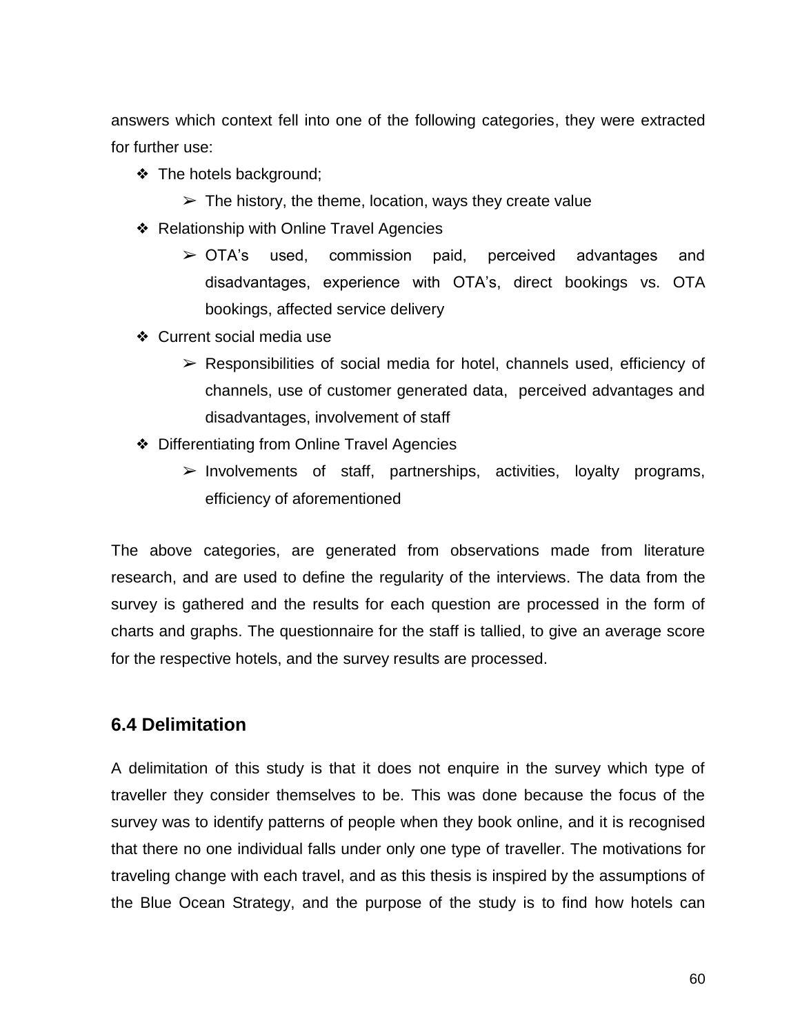answers which context fell into one of the following categories, they were extracted for further use:

- The hotels background;
    - The history, the theme, location, ways they create value
- Relationship with Online Travel Agencies
    - OTA's used, commission paid, perceived advantages and disadvantages, experience with OTA's, direct bookings vs. OTA bookings, affected service delivery
- Current social media use
    - Responsibilities of social media for hotel, channels used, efficiency of channels, use of customer generated data, perceived advantages and disadvantages, involvement of staff
- Differentiating from Online Travel Agencies
    - Involvements of staff, partnerships, activities, loyalty programs, efficiency of aforementioned

The above categories, are generated from observations made from literature research, and are used to define the regularity of the interviews. The data from the survey is gathered and the results for each question are processed in the form of charts and graphs. The questionnaire for the staff is tallied, to give an average score for the respective hotels, and the survey results are processed.

## 6.4 Delimitation

A delimitation of this study is that it does not enquire in the survey which type of traveller they consider themselves to be. This was done because the focus of the survey was to identify patterns of people when they book online, and it is recognised that there no one individual falls under only one type of traveller. The motivations for traveling change with each travel, and as this thesis is inspired by the assumptions of the Blue Ocean Strategy, and the purpose of the study is to find how hotels can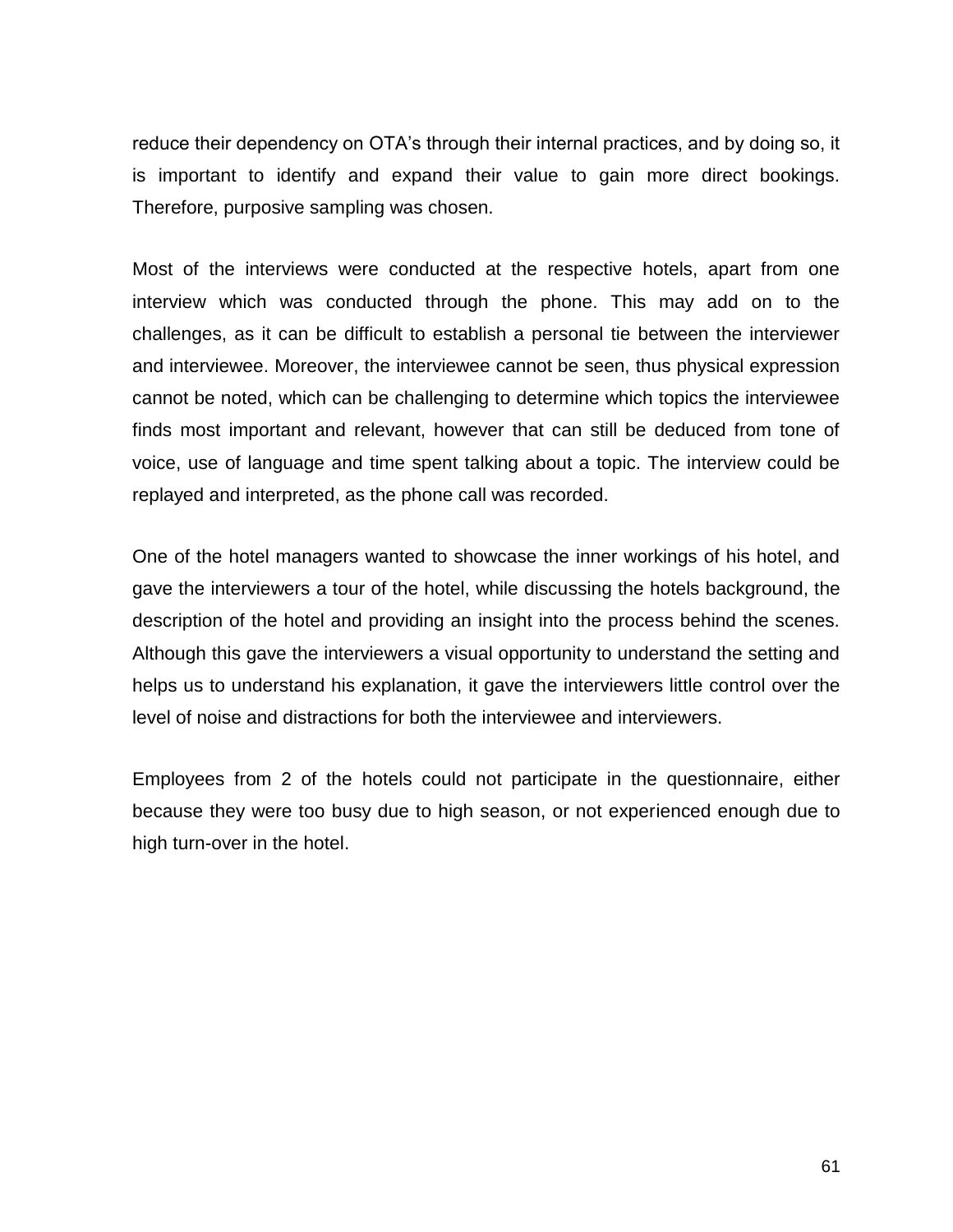reduce their dependency on OTA's through their internal practices, and by doing so, it is important to identify and expand their value to gain more direct bookings. Therefore, purposive sampling was chosen.

Most of the interviews were conducted at the respective hotels, apart from one interview which was conducted through the phone. This may add on to the challenges, as it can be difficult to establish a personal tie between the interviewer and interviewee. Moreover, the interviewee cannot be seen, thus physical expression cannot be noted, which can be challenging to determine which topics the interviewee finds most important and relevant, however that can still be deduced from tone of voice, use of language and time spent talking about a topic. The interview could be replayed and interpreted, as the phone call was recorded.

One of the hotel managers wanted to showcase the inner workings of his hotel, and gave the interviewers a tour of the hotel, while discussing the hotels background, the description of the hotel and providing an insight into the process behind the scenes. Although this gave the interviewers a visual opportunity to understand the setting and helps us to understand his explanation, it gave the interviewers little control over the level of noise and distractions for both the interviewee and interviewers.

Employees from 2 of the hotels could not participate in the questionnaire, either because they were too busy due to high season, or not experienced enough due to high turn-over in the hotel.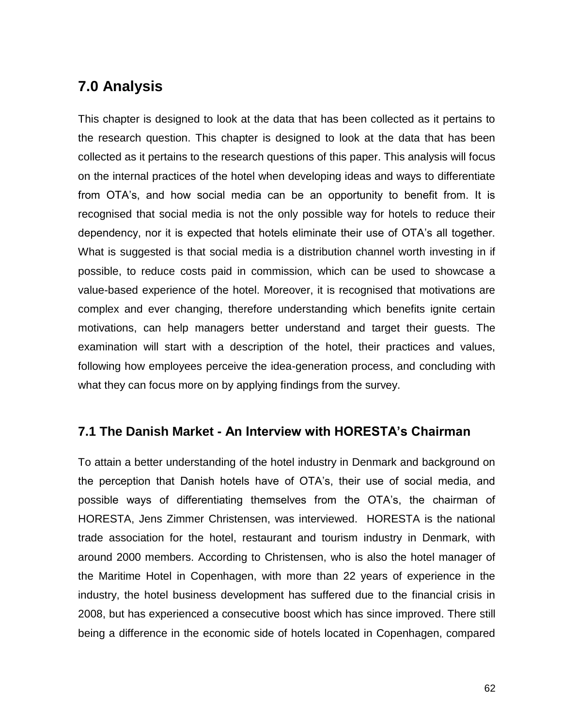## 7.0 Analysis

This chapter is designed to look at the data that has been collected as it pertains to the research question. This chapter is designed to look at the data that has been collected as it pertains to the research questions of this paper. This analysis will focus on the internal practices of the hotel when developing ideas and ways to differentiate from OTA's, and how social media can be an opportunity to benefit from. It is recognised that social media is not the only possible way for hotels to reduce their dependency, nor it is expected that hotels eliminate their use of OTA's all together. What is suggested is that social media is a distribution channel worth investing in if possible, to reduce costs paid in commission, which can be used to showcase a value-based experience of the hotel. Moreover, it is recognised that motivations are complex and ever changing, therefore understanding which benefits ignite certain motivations, can help managers better understand and target their guests. The examination will start with a description of the hotel, their practices and values, following how employees perceive the idea-generation process, and concluding with what they can focus more on by applying findings from the survey.

### 7.1 The Danish Market - An Interview with HORESTA's Chairman

To attain a better understanding of the hotel industry in Denmark and background on the perception that Danish hotels have of OTA's, their use of social media, and possible ways of differentiating themselves from the OTA's, the chairman of HORESTA, Jens Zimmer Christensen, was interviewed. HORESTA is the national trade association for the hotel, restaurant and tourism industry in Denmark, with around 2000 members. According to Christensen, who is also the hotel manager of the Maritime Hotel in Copenhagen, with more than 22 years of experience in the industry, the hotel business development has suffered due to the financial crisis in 2008, but has experienced a consecutive boost which has since improved. There still being a difference in the economic side of hotels located in Copenhagen, compared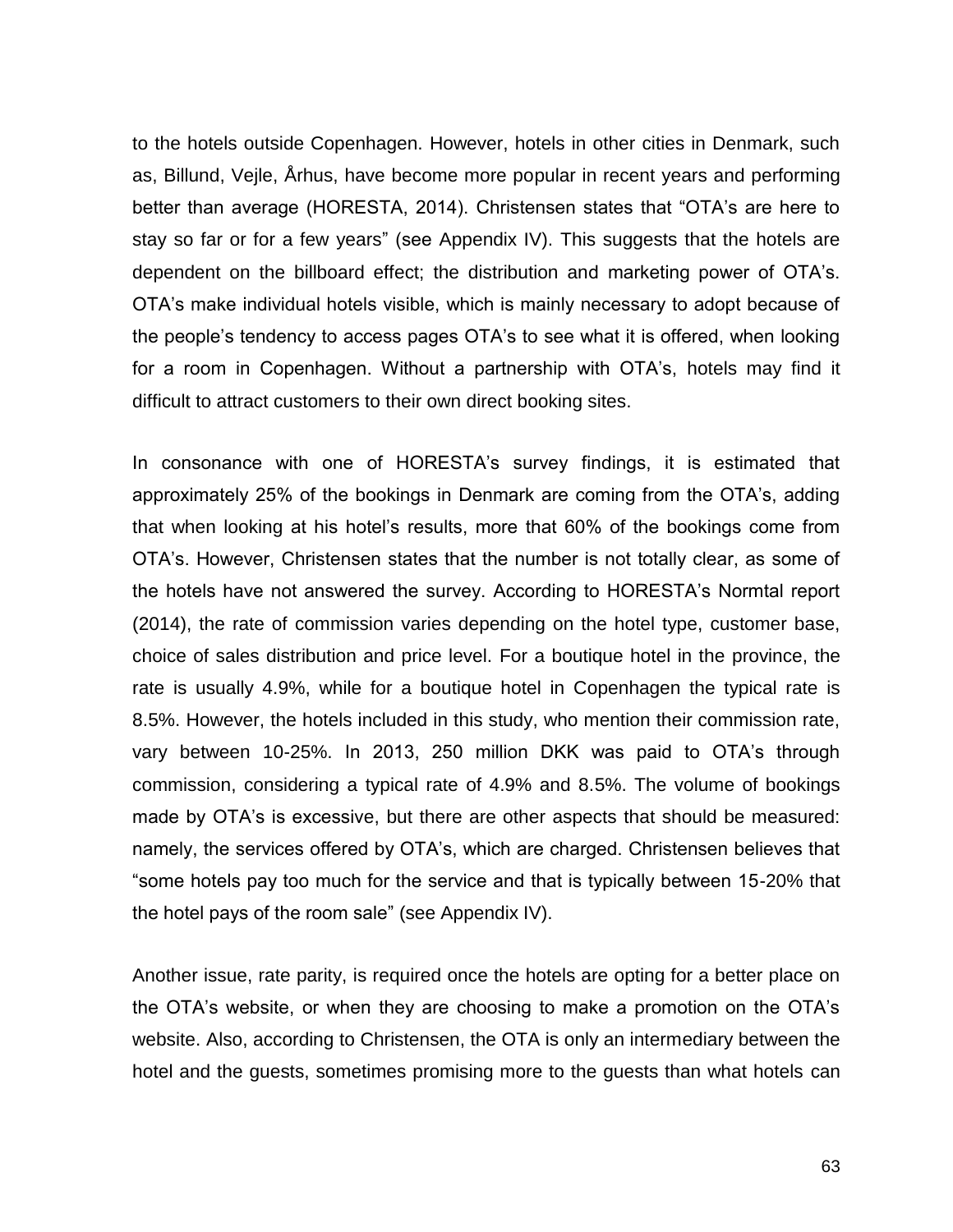to the hotels outside Copenhagen. However, hotels in other cities in Denmark, such as, Billund, Vejle, Århus, have become more popular in recent years and performing better than average (HORESTA, 2014). Christensen states that "OTA's are here to stay so far or for a few years" (see Appendix IV). This suggests that the hotels are dependent on the billboard effect; the distribution and marketing power of OTA's. OTA's make individual hotels visible, which is mainly necessary to adopt because of the people's tendency to access pages OTA's to see what it is offered, when looking for a room in Copenhagen. Without a partnership with OTA's, hotels may find it difficult to attract customers to their own direct booking sites.

In consonance with one of HORESTA's survey findings, it is estimated that approximately 25% of the bookings in Denmark are coming from the OTA's, adding that when looking at his hotel's results, more that 60% of the bookings come from OTA's. However, Christensen states that the number is not totally clear, as some of the hotels have not answered the survey. According to HORESTA's Normtal report (2014), the rate of commission varies depending on the hotel type, customer base, choice of sales distribution and price level. For a boutique hotel in the province, the rate is usually 4.9%, while for a boutique hotel in Copenhagen the typical rate is 8.5%. However, the hotels included in this study, who mention their commission rate, vary between 10-25%. In 2013, 250 million DKK was paid to OTA's through commission, considering a typical rate of 4.9% and 8.5%. The volume of bookings made by OTA's is excessive, but there are other aspects that should be measured: namely, the services offered by OTA's, which are charged. Christensen believes that "some hotels pay too much for the service and that is typically between 15-20% that the hotel pays of the room sale" (see Appendix IV).

Another issue, rate parity, is required once the hotels are opting for a better place on the OTA's website, or when they are choosing to make a promotion on the OTA's website. Also, according to Christensen, the OTA is only an intermediary between the hotel and the guests, sometimes promising more to the guests than what hotels can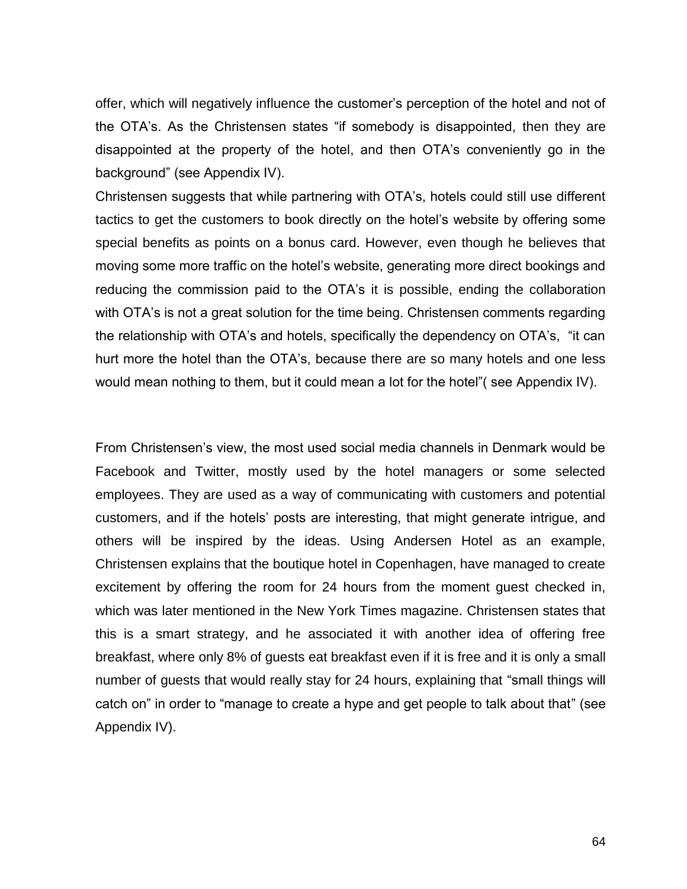offer, which will negatively influence the customer's perception of the hotel and not of the OTA's. As the Christensen states "if somebody is disappointed, then they are disappointed at the property of the hotel, and then OTA's conveniently go in the background" (see Appendix IV).

Christensen suggests that while partnering with OTA's, hotels could still use different tactics to get the customers to book directly on the hotel's website by offering some special benefits as points on a bonus card. However, even though he believes that moving some more traffic on the hotel's website, generating more direct bookings and reducing the commission paid to the OTA's it is possible, ending the collaboration with OTA's is not a great solution for the time being. Christensen comments regarding the relationship with OTA's and hotels, specifically the dependency on OTA's, "it can hurt more the hotel than the OTA's, because there are so many hotels and one less would mean nothing to them, but it could mean a lot for the hotel"( see Appendix IV).

From Christensen's view, the most used social media channels in Denmark would be Facebook and Twitter, mostly used by the hotel managers or some selected employees. They are used as a way of communicating with customers and potential customers, and if the hotels' posts are interesting, that might generate intrigue, and others will be inspired by the ideas. Using Andersen Hotel as an example, Christensen explains that the boutique hotel in Copenhagen, have managed to create excitement by offering the room for 24 hours from the moment guest checked in, which was later mentioned in the New York Times magazine. Christensen states that this is a smart strategy, and he associated it with another idea of offering free breakfast, where only 8% of guests eat breakfast even if it is free and it is only a small number of guests that would really stay for 24 hours, explaining that "small things will catch on" in order to "manage to create a hype and get people to talk about that" (see Appendix IV).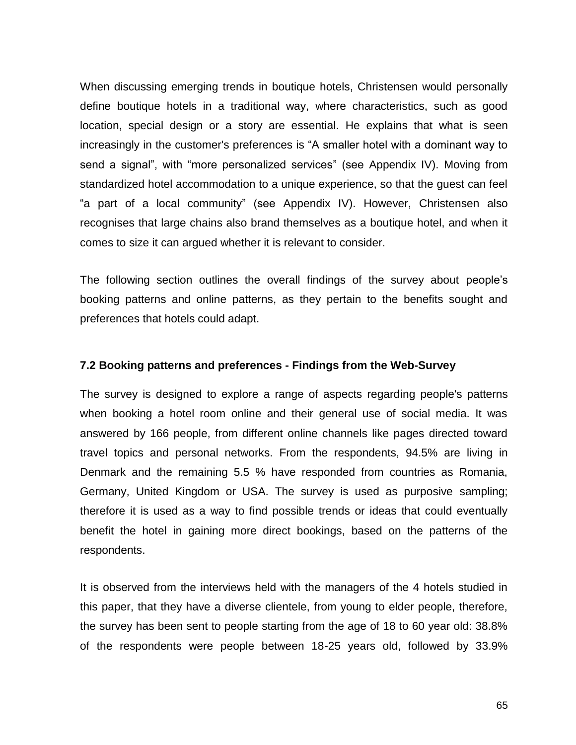When discussing emerging trends in boutique hotels, Christensen would personally define boutique hotels in a traditional way, where characteristics, such as good location, special design or a story are essential. He explains that what is seen increasingly in the customer's preferences is “A smaller hotel with a dominant way to send a signal”, with “more personalized services” (see Appendix IV). Moving from standardized hotel accommodation to a unique experience, so that the guest can feel “a part of a local community” (see Appendix IV). However, Christensen also recognises that large chains also brand themselves as a boutique hotel, and when it comes to size it can argued whether it is relevant to consider.

The following section outlines the overall findings of the survey about people’s booking patterns and online patterns, as they pertain to the benefits sought and preferences that hotels could adapt.

### 7.2 Booking patterns and preferences - Findings from the Web-Survey

The survey is designed to explore a range of aspects regarding people's patterns when booking a hotel room online and their general use of social media. It was answered by 166 people, from different online channels like pages directed toward travel topics and personal networks. From the respondents, 94.5% are living in Denmark and the remaining 5.5 % have responded from countries as Romania, Germany, United Kingdom or USA. The survey is used as purposive sampling; therefore it is used as a way to find possible trends or ideas that could eventually benefit the hotel in gaining more direct bookings, based on the patterns of the respondents.

It is observed from the interviews held with the managers of the 4 hotels studied in this paper, that they have a diverse clientele, from young to elder people, therefore, the survey has been sent to people starting from the age of 18 to 60 year old: 38.8% of the respondents were people between 18-25 years old, followed by 33.9%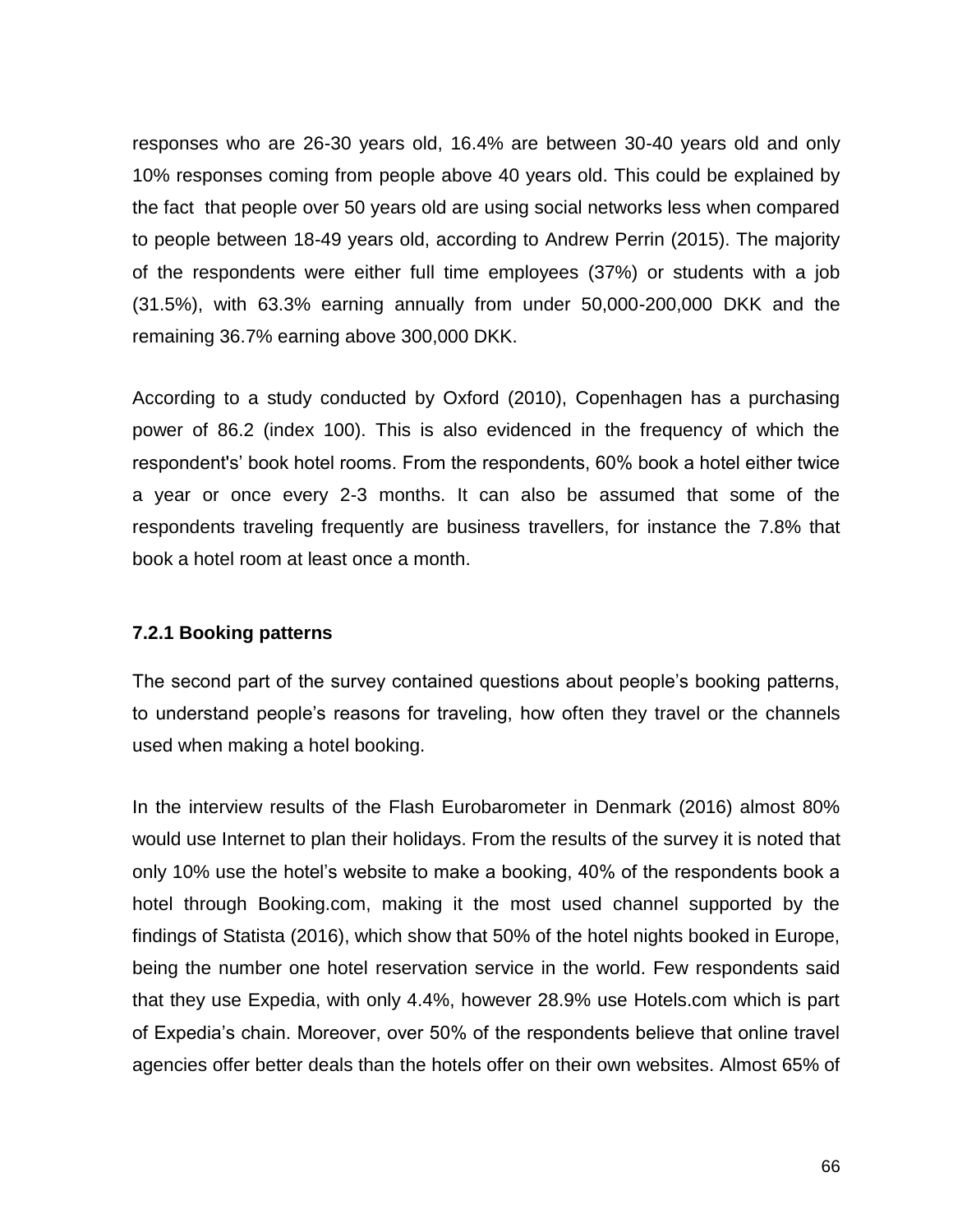responses who are 26-30 years old, 16.4% are between 30-40 years old and only 10% responses coming from people above 40 years old. This could be explained by the fact  that people over 50 years old are using social networks less when compared to people between 18-49 years old, according to Andrew Perrin (2015). The majority of the respondents were either full time employees (37%) or students with a job (31.5%), with 63.3% earning annually from under 50,000-200,000 DKK and the remaining 36.7% earning above 300,000 DKK.

According to a study conducted by Oxford (2010), Copenhagen has a purchasing power of 86.2 (index 100). This is also evidenced in the frequency of which the respondent's' book hotel rooms. From the respondents, 60% book a hotel either twice a year or once every 2-3 months. It can also be assumed that some of the respondents traveling frequently are business travellers, for instance the 7.8% that book a hotel room at least once a month.

### 7.2.1 Booking patterns

The second part of the survey contained questions about people's booking patterns, to understand people's reasons for traveling, how often they travel or the channels used when making a hotel booking.

In the interview results of the Flash Eurobarometer in Denmark (2016) almost 80% would use Internet to plan their holidays. From the results of the survey it is noted that only 10% use the hotel's website to make a booking, 40% of the respondents book a hotel through Booking.com, making it the most used channel supported by the findings of Statista (2016), which show that 50% of the hotel nights booked in Europe, being the number one hotel reservation service in the world. Few respondents said that they use Expedia, with only 4.4%, however 28.9% use Hotels.com which is part of Expedia's chain. Moreover, over 50% of the respondents believe that online travel agencies offer better deals than the hotels offer on their own websites. Almost 65% of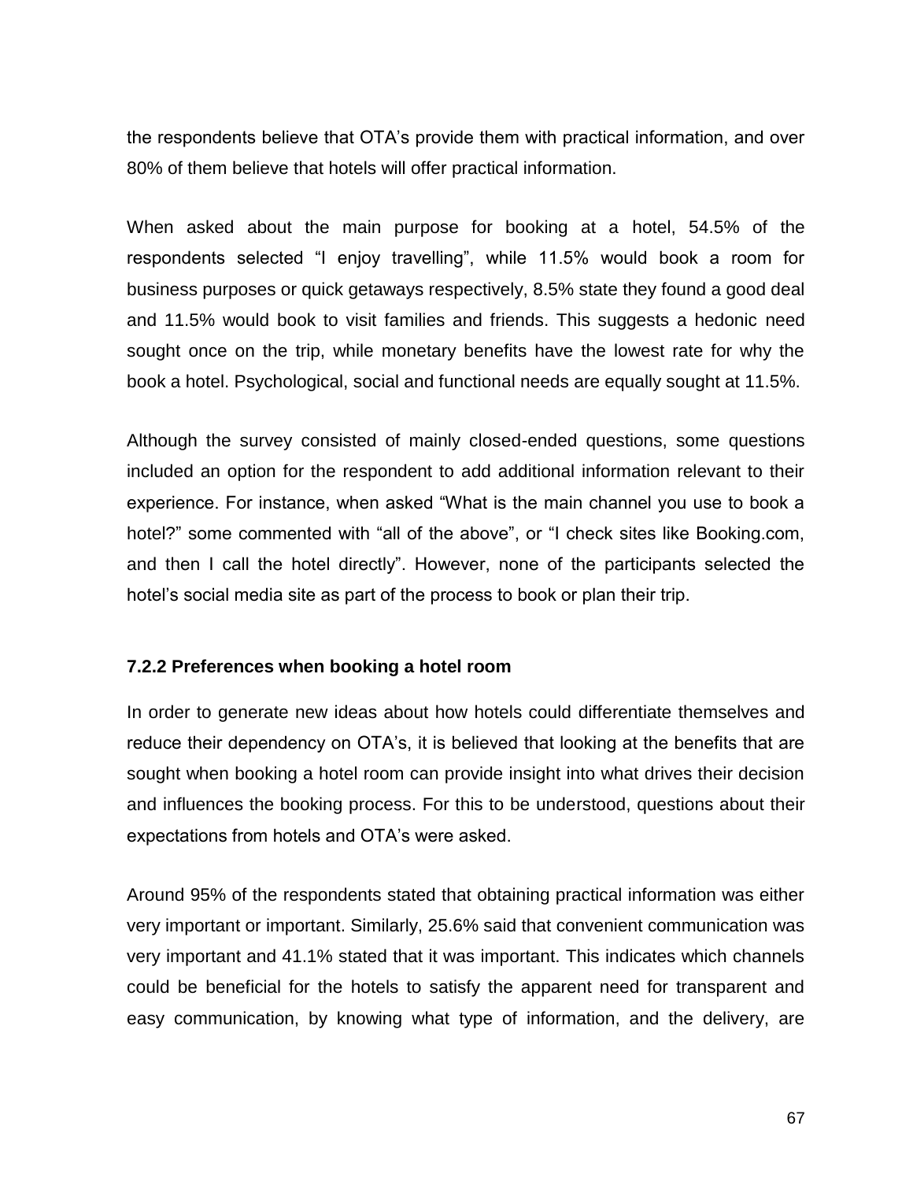the respondents believe that OTA's provide them with practical information, and over 80% of them believe that hotels will offer practical information.

When asked about the main purpose for booking at a hotel, 54.5% of the respondents selected "I enjoy travelling", while 11.5% would book a room for business purposes or quick getaways respectively, 8.5% state they found a good deal and 11.5% would book to visit families and friends. This suggests a hedonic need sought once on the trip, while monetary benefits have the lowest rate for why the book a hotel. Psychological, social and functional needs are equally sought at 11.5%.

Although the survey consisted of mainly closed-ended questions, some questions included an option for the respondent to add additional information relevant to their experience. For instance, when asked "What is the main channel you use to book a hotel?" some commented with "all of the above", or "I check sites like Booking.com, and then I call the hotel directly". However, none of the participants selected the hotel's social media site as part of the process to book or plan their trip.

### 7.2.2 Preferences when booking a hotel room

In order to generate new ideas about how hotels could differentiate themselves and reduce their dependency on OTA's, it is believed that looking at the benefits that are sought when booking a hotel room can provide insight into what drives their decision and influences the booking process. For this to be understood, questions about their expectations from hotels and OTA's were asked.

Around 95% of the respondents stated that obtaining practical information was either very important or important. Similarly, 25.6% said that convenient communication was very important and 41.1% stated that it was important. This indicates which channels could be beneficial for the hotels to satisfy the apparent need for transparent and easy communication, by knowing what type of information, and the delivery, are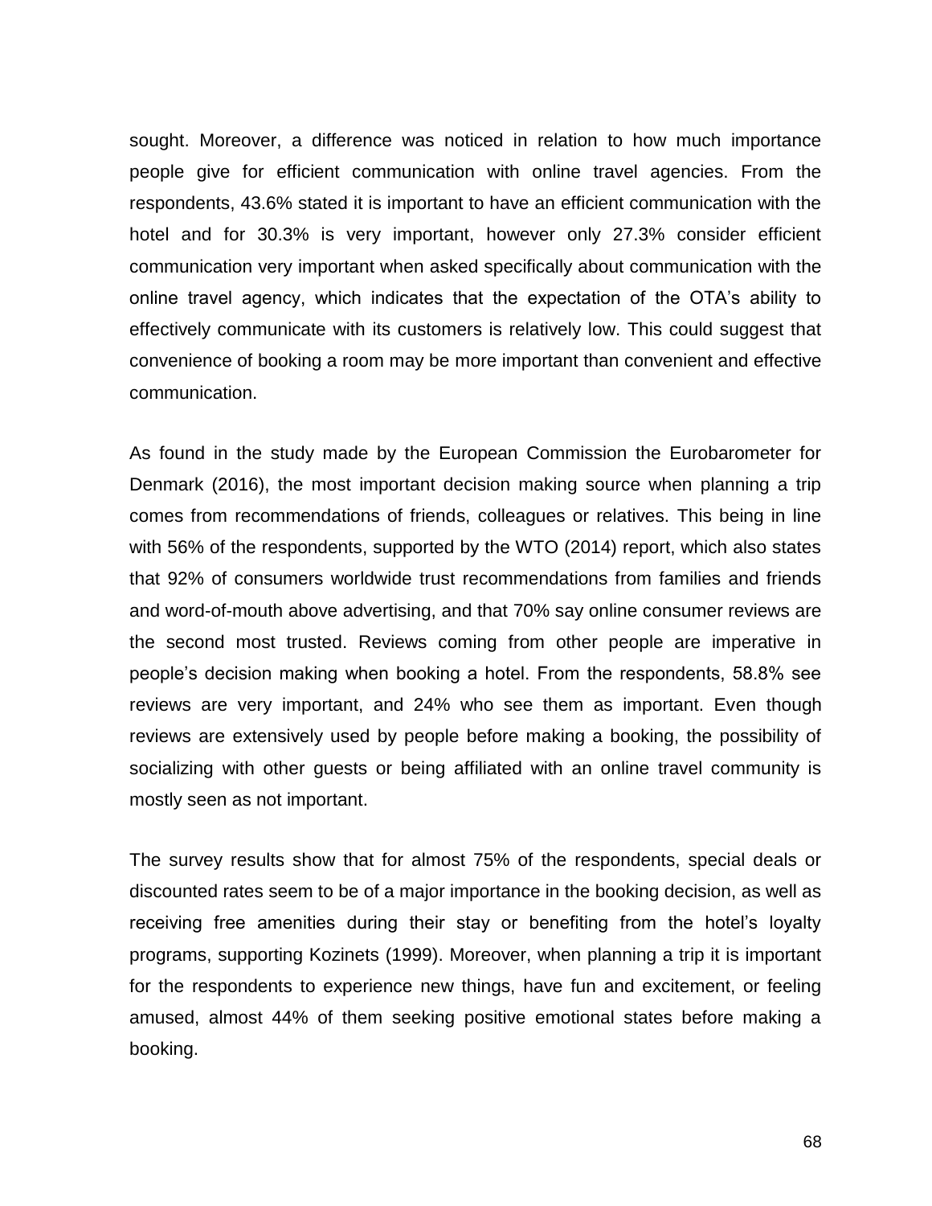sought. Moreover, a difference was noticed in relation to how much importance people give for efficient communication with online travel agencies. From the respondents, 43.6% stated it is important to have an efficient communication with the hotel and for 30.3% is very important, however only 27.3% consider efficient communication very important when asked specifically about communication with the online travel agency, which indicates that the expectation of the OTA's ability to effectively communicate with its customers is relatively low. This could suggest that convenience of booking a room may be more important than convenient and effective communication.

As found in the study made by the European Commission the Eurobarometer for Denmark (2016), the most important decision making source when planning a trip comes from recommendations of friends, colleagues or relatives. This being in line with 56% of the respondents, supported by the WTO (2014) report, which also states that 92% of consumers worldwide trust recommendations from families and friends and word-of-mouth above advertising, and that 70% say online consumer reviews are the second most trusted. Reviews coming from other people are imperative in people's decision making when booking a hotel. From the respondents, 58.8% see reviews are very important, and 24% who see them as important. Even though reviews are extensively used by people before making a booking, the possibility of socializing with other guests or being affiliated with an online travel community is mostly seen as not important.

The survey results show that for almost 75% of the respondents, special deals or discounted rates seem to be of a major importance in the booking decision, as well as receiving free amenities during their stay or benefiting from the hotel's loyalty programs, supporting Kozinets (1999). Moreover, when planning a trip it is important for the respondents to experience new things, have fun and excitement, or feeling amused, almost 44% of them seeking positive emotional states before making a booking.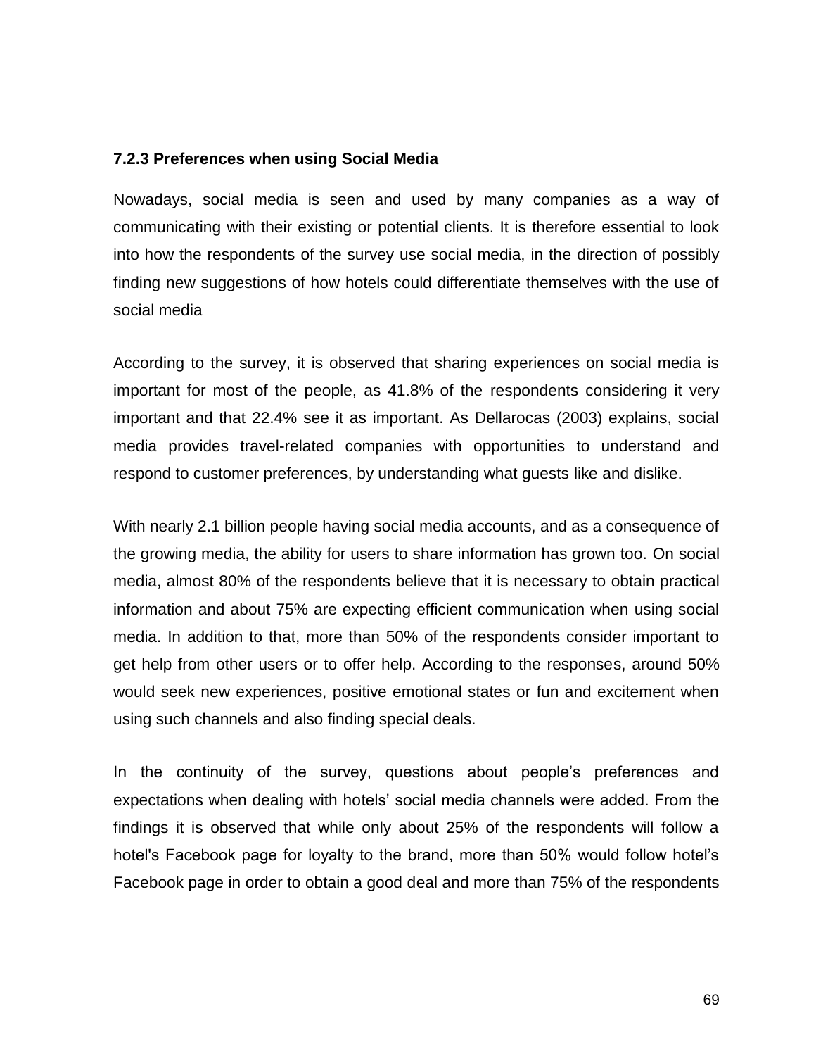### 7.2.3 Preferences when using Social Media

Nowadays, social media is seen and used by many companies as a way of communicating with their existing or potential clients. It is therefore essential to look into how the respondents of the survey use social media, in the direction of possibly finding new suggestions of how hotels could differentiate themselves with the use of social media

According to the survey, it is observed that sharing experiences on social media is important for most of the people, as 41.8% of the respondents considering it very important and that 22.4% see it as important. As Dellarocas (2003) explains, social media provides travel-related companies with opportunities to understand and respond to customer preferences, by understanding what guests like and dislike.

With nearly 2.1 billion people having social media accounts, and as a consequence of the growing media, the ability for users to share information has grown too. On social media, almost 80% of the respondents believe that it is necessary to obtain practical information and about 75% are expecting efficient communication when using social media. In addition to that, more than 50% of the respondents consider important to get help from other users or to offer help. According to the responses, around 50% would seek new experiences, positive emotional states or fun and excitement when using such channels and also finding special deals.

In the continuity of the survey, questions about people's preferences and expectations when dealing with hotels' social media channels were added. From the findings it is observed that while only about 25% of the respondents will follow a hotel's Facebook page for loyalty to the brand, more than 50% would follow hotel's Facebook page in order to obtain a good deal and more than 75% of the respondents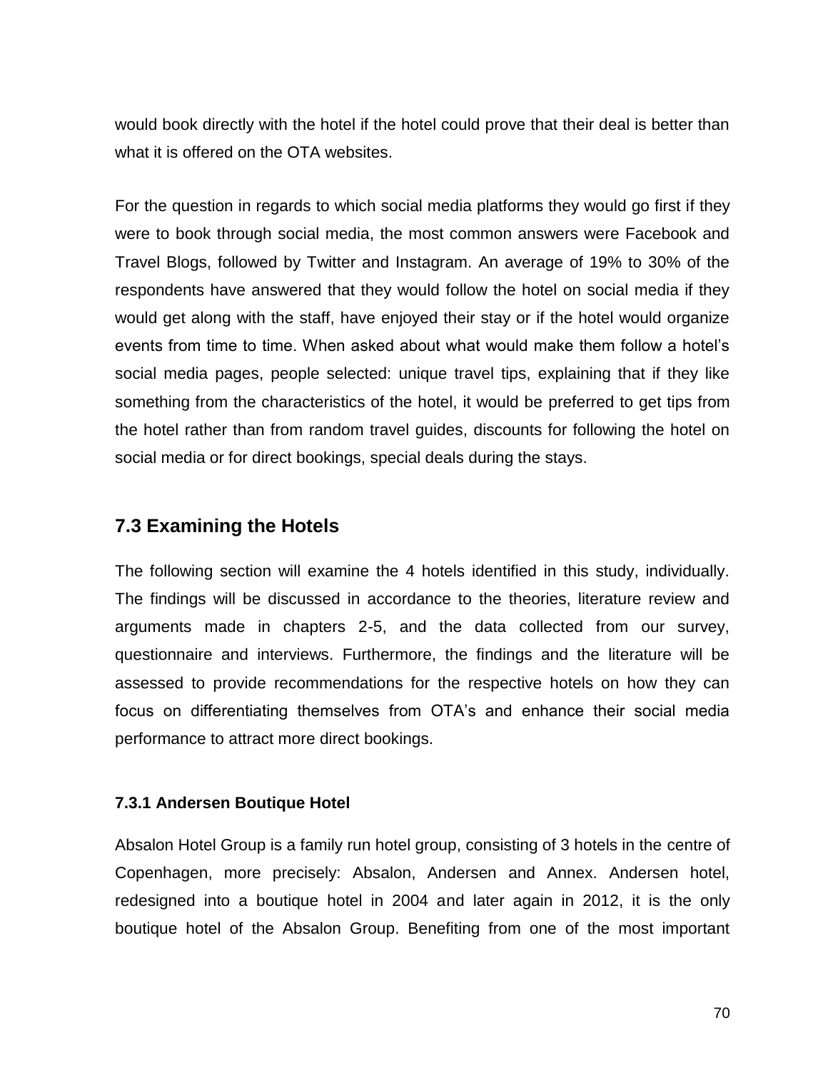would book directly with the hotel if the hotel could prove that their deal is better than what it is offered on the OTA websites.

For the question in regards to which social media platforms they would go first if they were to book through social media, the most common answers were Facebook and Travel Blogs, followed by Twitter and Instagram. An average of 19% to 30% of the respondents have answered that they would follow the hotel on social media if they would get along with the staff, have enjoyed their stay or if the hotel would organize events from time to time. When asked about what would make them follow a hotel's social media pages, people selected: unique travel tips, explaining that if they like something from the characteristics of the hotel, it would be preferred to get tips from the hotel rather than from random travel guides, discounts for following the hotel on social media or for direct bookings, special deals during the stays.

## 7.3 Examining the Hotels

The following section will examine the 4 hotels identified in this study, individually. The findings will be discussed in accordance to the theories, literature review and arguments made in chapters 2-5, and the data collected from our survey, questionnaire and interviews. Furthermore, the findings and the literature will be assessed to provide recommendations for the respective hotels on how they can focus on differentiating themselves from OTA's and enhance their social media performance to attract more direct bookings.

### 7.3.1 Andersen Boutique Hotel

Absalon Hotel Group is a family run hotel group, consisting of 3 hotels in the centre of Copenhagen, more precisely: Absalon, Andersen and Annex. Andersen hotel, redesigned into a boutique hotel in 2004 and later again in 2012, it is the only boutique hotel of the Absalon Group. Benefiting from one of the most important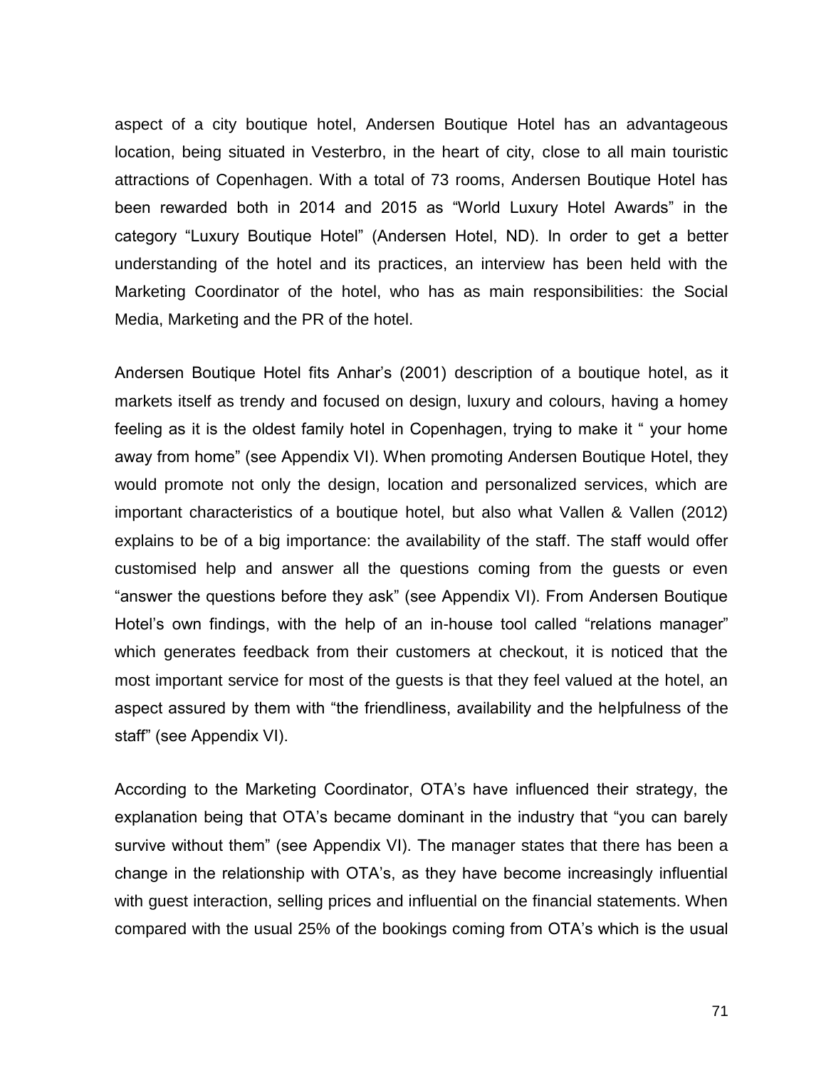aspect of a city boutique hotel, Andersen Boutique Hotel has an advantageous location, being situated in Vesterbro, in the heart of city, close to all main touristic attractions of Copenhagen. With a total of 73 rooms, Andersen Boutique Hotel has been rewarded both in 2014 and 2015 as "World Luxury Hotel Awards" in the category "Luxury Boutique Hotel" (Andersen Hotel, ND). In order to get a better understanding of the hotel and its practices, an interview has been held with the Marketing Coordinator of the hotel, who has as main responsibilities: the Social Media, Marketing and the PR of the hotel.

Andersen Boutique Hotel fits Anhar's (2001) description of a boutique hotel, as it markets itself as trendy and focused on design, luxury and colours, having a homey feeling as it is the oldest family hotel in Copenhagen, trying to make it " your home away from home" (see Appendix VI). When promoting Andersen Boutique Hotel, they would promote not only the design, location and personalized services, which are important characteristics of a boutique hotel, but also what Vallen & Vallen (2012) explains to be of a big importance: the availability of the staff. The staff would offer customised help and answer all the questions coming from the guests or even "answer the questions before they ask" (see Appendix VI). From Andersen Boutique Hotel's own findings, with the help of an in-house tool called "relations manager" which generates feedback from their customers at checkout, it is noticed that the most important service for most of the guests is that they feel valued at the hotel, an aspect assured by them with "the friendliness, availability and the helpfulness of the staff" (see Appendix VI).

According to the Marketing Coordinator, OTA's have influenced their strategy, the explanation being that OTA's became dominant in the industry that "you can barely survive without them" (see Appendix VI). The manager states that there has been a change in the relationship with OTA's, as they have become increasingly influential with guest interaction, selling prices and influential on the financial statements. When compared with the usual 25% of the bookings coming from OTA's which is the usual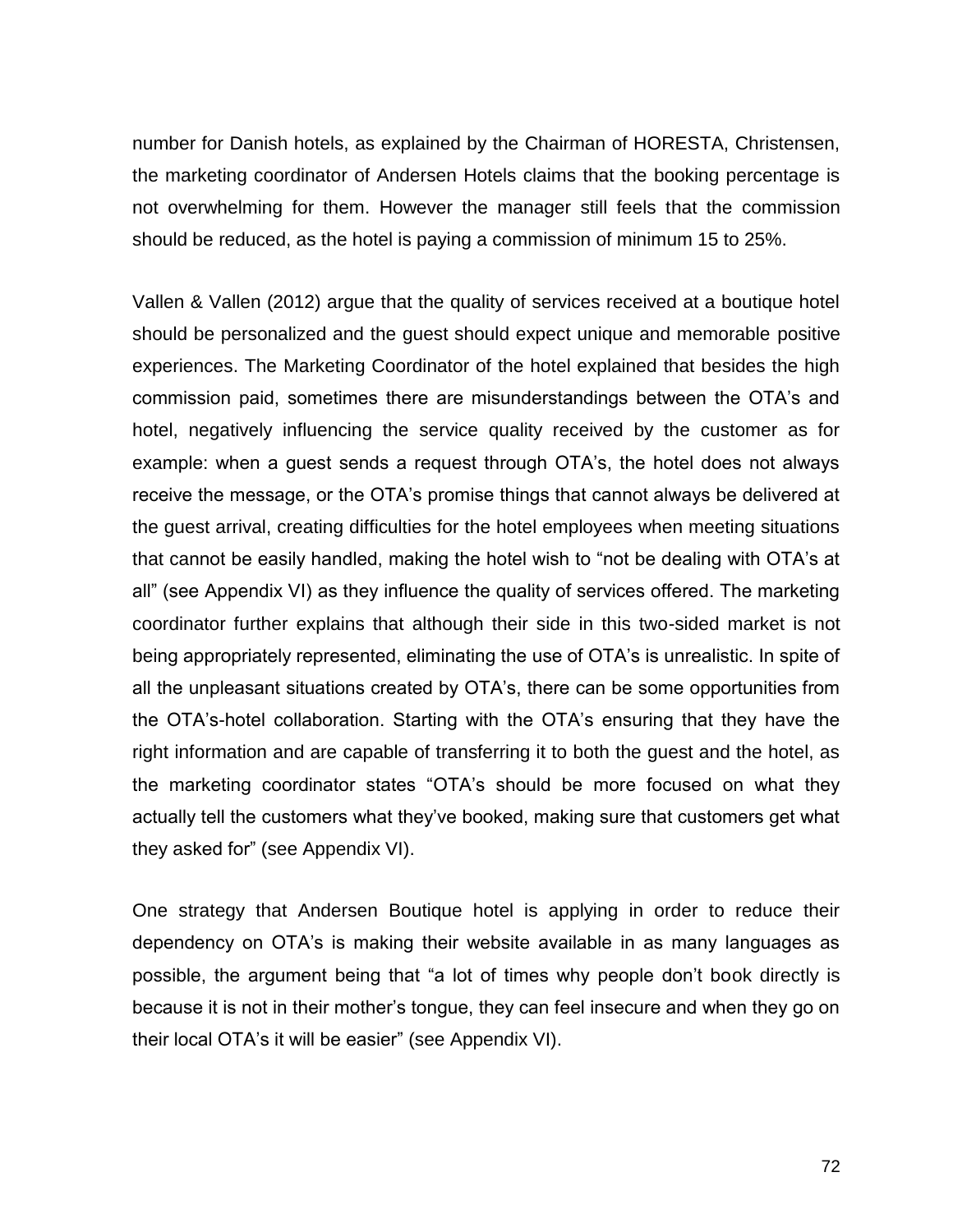number for Danish hotels, as explained by the Chairman of HORESTA, Christensen, the marketing coordinator of Andersen Hotels claims that the booking percentage is not overwhelming for them. However the manager still feels that the commission should be reduced, as the hotel is paying a commission of minimum 15 to 25%.

Vallen & Vallen (2012) argue that the quality of services received at a boutique hotel should be personalized and the guest should expect unique and memorable positive experiences. The Marketing Coordinator of the hotel explained that besides the high commission paid, sometimes there are misunderstandings between the OTA's and hotel, negatively influencing the service quality received by the customer as for example: when a guest sends a request through OTA's, the hotel does not always receive the message, or the OTA's promise things that cannot always be delivered at the guest arrival, creating difficulties for the hotel employees when meeting situations that cannot be easily handled, making the hotel wish to "not be dealing with OTA's at all" (see Appendix VI) as they influence the quality of services offered. The marketing coordinator further explains that although their side in this two-sided market is not being appropriately represented, eliminating the use of OTA's is unrealistic. In spite of all the unpleasant situations created by OTA's, there can be some opportunities from the OTA's-hotel collaboration. Starting with the OTA's ensuring that they have the right information and are capable of transferring it to both the guest and the hotel, as the marketing coordinator states "OTA's should be more focused on what they actually tell the customers what they've booked, making sure that customers get what they asked for" (see Appendix VI).

One strategy that Andersen Boutique hotel is applying in order to reduce their dependency on OTA's is making their website available in as many languages as possible, the argument being that "a lot of times why people don't book directly is because it is not in their mother's tongue, they can feel insecure and when they go on their local OTA's it will be easier" (see Appendix VI).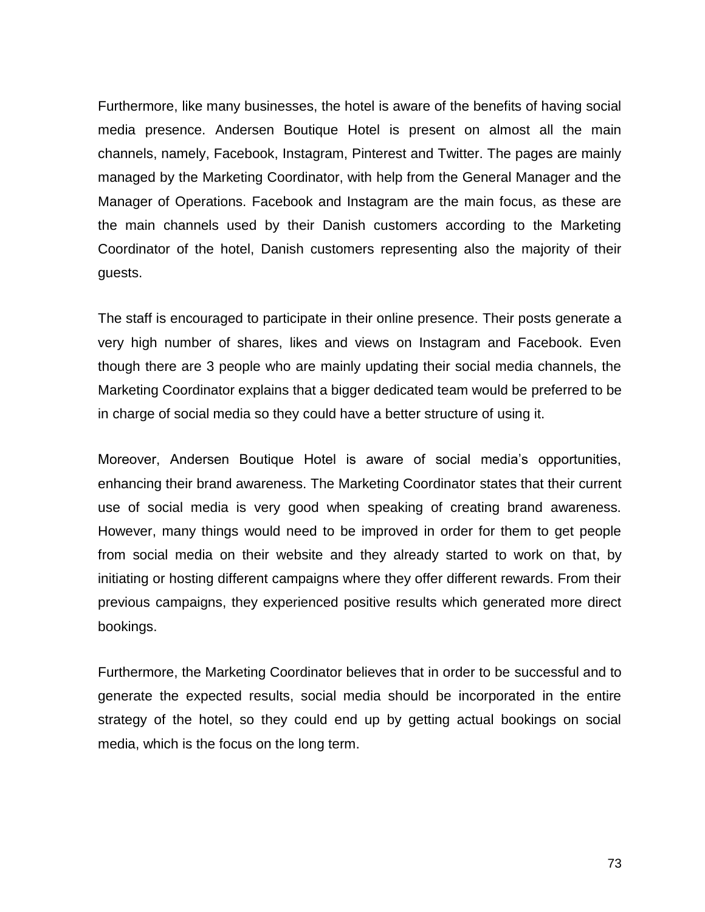Furthermore, like many businesses, the hotel is aware of the benefits of having social media presence. Andersen Boutique Hotel is present on almost all the main channels, namely, Facebook, Instagram, Pinterest and Twitter. The pages are mainly managed by the Marketing Coordinator, with help from the General Manager and the Manager of Operations. Facebook and Instagram are the main focus, as these are the main channels used by their Danish customers according to the Marketing Coordinator of the hotel, Danish customers representing also the majority of their guests.

The staff is encouraged to participate in their online presence. Their posts generate a very high number of shares, likes and views on Instagram and Facebook. Even though there are 3 people who are mainly updating their social media channels, the Marketing Coordinator explains that a bigger dedicated team would be preferred to be in charge of social media so they could have a better structure of using it.

Moreover, Andersen Boutique Hotel is aware of social media's opportunities, enhancing their brand awareness. The Marketing Coordinator states that their current use of social media is very good when speaking of creating brand awareness. However, many things would need to be improved in order for them to get people from social media on their website and they already started to work on that, by initiating or hosting different campaigns where they offer different rewards. From their previous campaigns, they experienced positive results which generated more direct bookings.

Furthermore, the Marketing Coordinator believes that in order to be successful and to generate the expected results, social media should be incorporated in the entire strategy of the hotel, so they could end up by getting actual bookings on social media, which is the focus on the long term.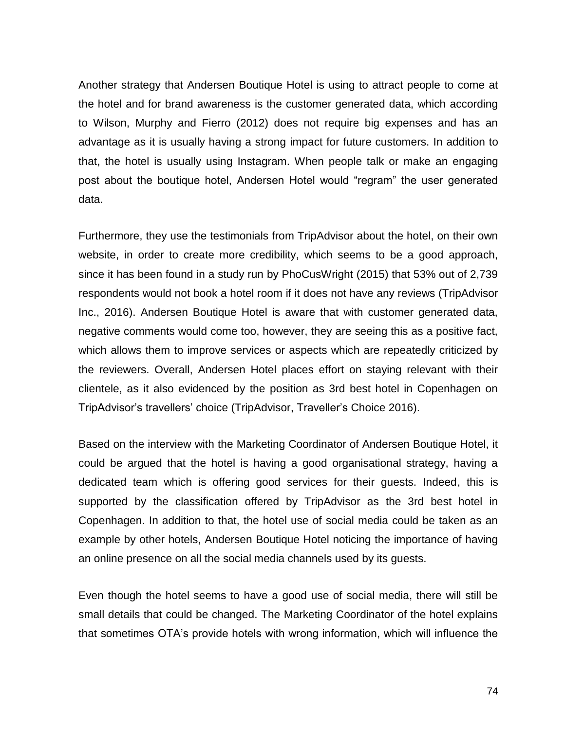Another strategy that Andersen Boutique Hotel is using to attract people to come at the hotel and for brand awareness is the customer generated data, which according to Wilson, Murphy and Fierro (2012) does not require big expenses and has an advantage as it is usually having a strong impact for future customers. In addition to that, the hotel is usually using Instagram. When people talk or make an engaging post about the boutique hotel, Andersen Hotel would "regram" the user generated data.

Furthermore, they use the testimonials from TripAdvisor about the hotel, on their own website, in order to create more credibility, which seems to be a good approach, since it has been found in a study run by PhoCusWright (2015) that 53% out of 2,739 respondents would not book a hotel room if it does not have any reviews (TripAdvisor Inc., 2016). Andersen Boutique Hotel is aware that with customer generated data, negative comments would come too, however, they are seeing this as a positive fact, which allows them to improve services or aspects which are repeatedly criticized by the reviewers. Overall, Andersen Hotel places effort on staying relevant with their clientele, as it also evidenced by the position as 3rd best hotel in Copenhagen on TripAdvisor's travellers' choice (TripAdvisor, Traveller's Choice 2016).

Based on the interview with the Marketing Coordinator of Andersen Boutique Hotel, it could be argued that the hotel is having a good organisational strategy, having a dedicated team which is offering good services for their guests. Indeed, this is supported by the classification offered by TripAdvisor as the 3rd best hotel in Copenhagen. In addition to that, the hotel use of social media could be taken as an example by other hotels, Andersen Boutique Hotel noticing the importance of having an online presence on all the social media channels used by its guests.

Even though the hotel seems to have a good use of social media, there will still be small details that could be changed. The Marketing Coordinator of the hotel explains that sometimes OTA's provide hotels with wrong information, which will influence the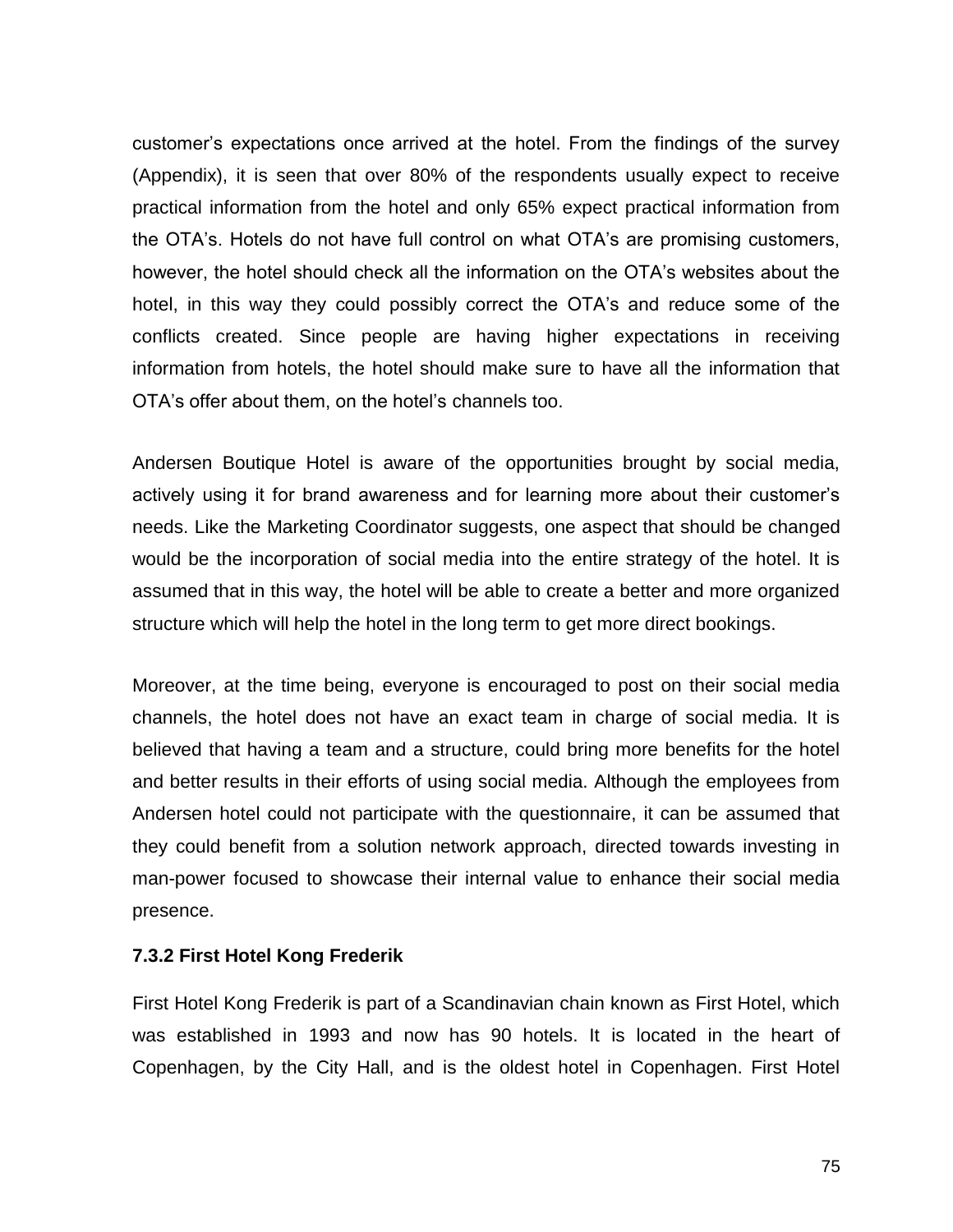customer's expectations once arrived at the hotel. From the findings of the survey (Appendix), it is seen that over 80% of the respondents usually expect to receive practical information from the hotel and only 65% expect practical information from the OTA's. Hotels do not have full control on what OTA's are promising customers, however, the hotel should check all the information on the OTA's websites about the hotel, in this way they could possibly correct the OTA's and reduce some of the conflicts created. Since people are having higher expectations in receiving information from hotels, the hotel should make sure to have all the information that OTA's offer about them, on the hotel's channels too.

Andersen Boutique Hotel is aware of the opportunities brought by social media, actively using it for brand awareness and for learning more about their customer's needs. Like the Marketing Coordinator suggests, one aspect that should be changed would be the incorporation of social media into the entire strategy of the hotel. It is assumed that in this way, the hotel will be able to create a better and more organized structure which will help the hotel in the long term to get more direct bookings.

Moreover, at the time being, everyone is encouraged to post on their social media channels, the hotel does not have an exact team in charge of social media. It is believed that having a team and a structure, could bring more benefits for the hotel and better results in their efforts of using social media. Although the employees from Andersen hotel could not participate with the questionnaire, it can be assumed that they could benefit from a solution network approach, directed towards investing in man-power focused to showcase their internal value to enhance their social media presence.

### 7.3.2 First Hotel Kong Frederik

First Hotel Kong Frederik is part of a Scandinavian chain known as First Hotel, which was established in 1993 and now has 90 hotels. It is located in the heart of Copenhagen, by the City Hall, and is the oldest hotel in Copenhagen. First Hotel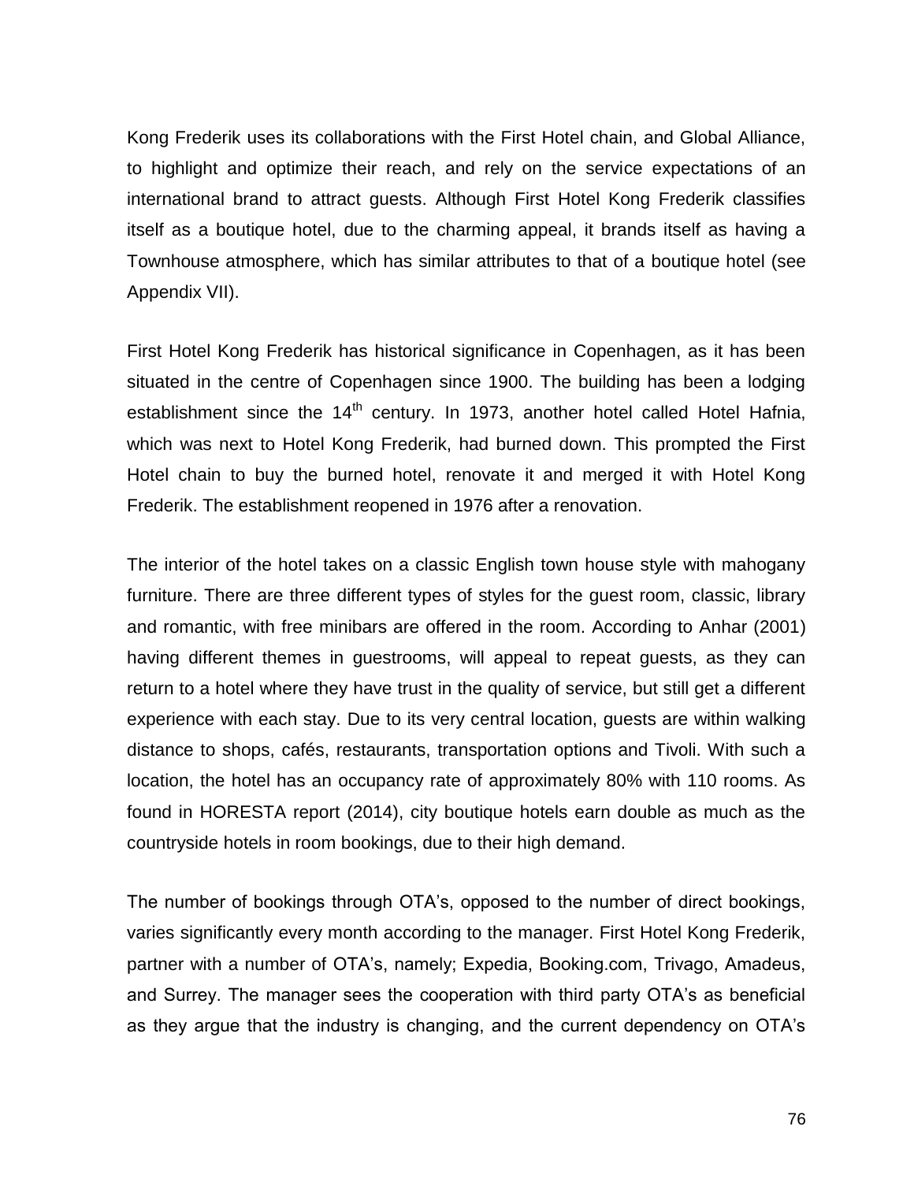Kong Frederik uses its collaborations with the First Hotel chain, and Global Alliance, to highlight and optimize their reach, and rely on the service expectations of an international brand to attract guests. Although First Hotel Kong Frederik classifies itself as a boutique hotel, due to the charming appeal, it brands itself as having a Townhouse atmosphere, which has similar attributes to that of a boutique hotel (see Appendix VII).

First Hotel Kong Frederik has historical significance in Copenhagen, as it has been situated in the centre of Copenhagen since 1900. The building has been a lodging establishment since the 14th century. In 1973, another hotel called Hotel Hafnia, which was next to Hotel Kong Frederik, had burned down. This prompted the First Hotel chain to buy the burned hotel, renovate it and merged it with Hotel Kong Frederik. The establishment reopened in 1976 after a renovation.

The interior of the hotel takes on a classic English town house style with mahogany furniture. There are three different types of styles for the guest room, classic, library and romantic, with free minibars are offered in the room. According to Anhar (2001) having different themes in guestrooms, will appeal to repeat guests, as they can return to a hotel where they have trust in the quality of service, but still get a different experience with each stay. Due to its very central location, guests are within walking distance to shops, cafés, restaurants, transportation options and Tivoli. With such a location, the hotel has an occupancy rate of approximately 80% with 110 rooms. As found in HORESTA report (2014), city boutique hotels earn double as much as the countryside hotels in room bookings, due to their high demand.

The number of bookings through OTA's, opposed to the number of direct bookings, varies significantly every month according to the manager. First Hotel Kong Frederik, partner with a number of OTA's, namely; Expedia, Booking.com, Trivago, Amadeus, and Surrey. The manager sees the cooperation with third party OTA's as beneficial as they argue that the industry is changing, and the current dependency on OTA's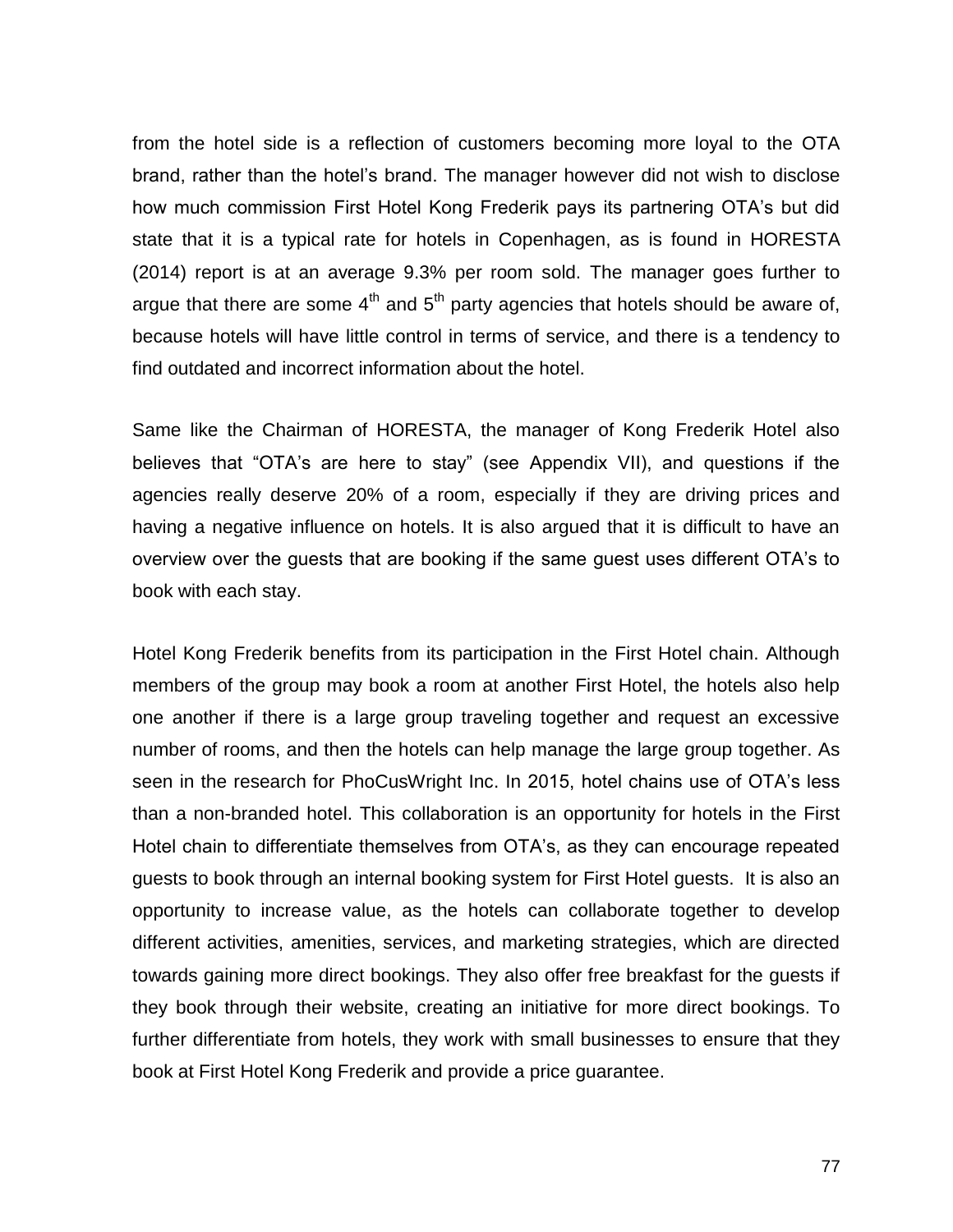from the hotel side is a reflection of customers becoming more loyal to the OTA brand, rather than the hotel's brand. The manager however did not wish to disclose how much commission First Hotel Kong Frederik pays its partnering OTA's but did state that it is a typical rate for hotels in Copenhagen, as is found in HORESTA (2014) report is at an average 9.3% per room sold. The manager goes further to argue that there are some 4th and 5th party agencies that hotels should be aware of, because hotels will have little control in terms of service, and there is a tendency to find outdated and incorrect information about the hotel.

Same like the Chairman of HORESTA, the manager of Kong Frederik Hotel also believes that "OTA's are here to stay" (see Appendix VII), and questions if the agencies really deserve 20% of a room, especially if they are driving prices and having a negative influence on hotels. It is also argued that it is difficult to have an overview over the guests that are booking if the same guest uses different OTA's to book with each stay.

Hotel Kong Frederik benefits from its participation in the First Hotel chain. Although members of the group may book a room at another First Hotel, the hotels also help one another if there is a large group traveling together and request an excessive number of rooms, and then the hotels can help manage the large group together. As seen in the research for PhoCusWright Inc. In 2015, hotel chains use of OTA's less than a non-branded hotel. This collaboration is an opportunity for hotels in the First Hotel chain to differentiate themselves from OTA's, as they can encourage repeated guests to book through an internal booking system for First Hotel guests. It is also an opportunity to increase value, as the hotels can collaborate together to develop different activities, amenities, services, and marketing strategies, which are directed towards gaining more direct bookings. They also offer free breakfast for the guests if they book through their website, creating an initiative for more direct bookings. To further differentiate from hotels, they work with small businesses to ensure that they book at First Hotel Kong Frederik and provide a price guarantee.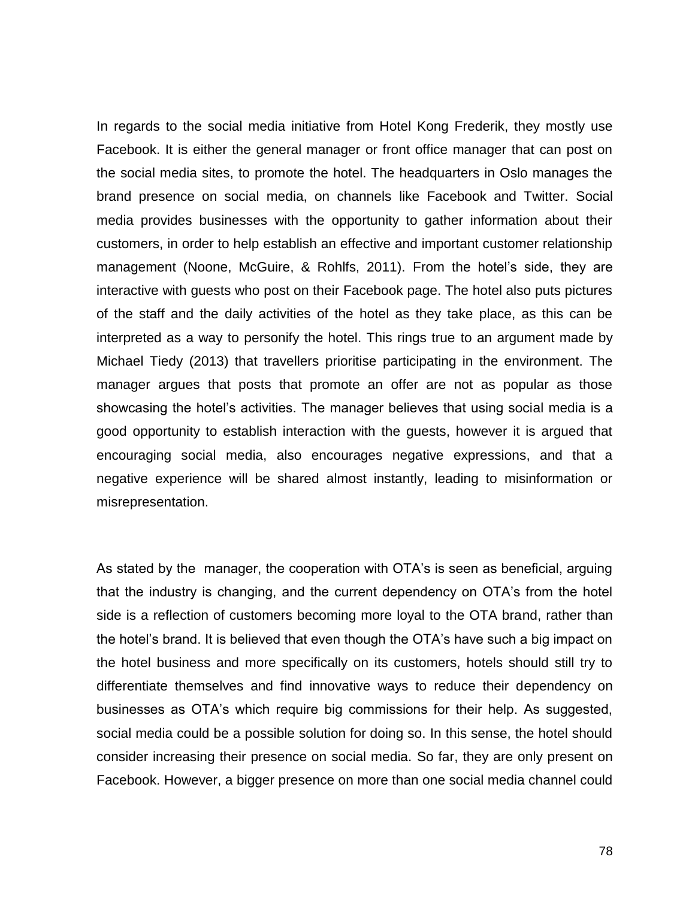In regards to the social media initiative from Hotel Kong Frederik, they mostly use Facebook. It is either the general manager or front office manager that can post on the social media sites, to promote the hotel. The headquarters in Oslo manages the brand presence on social media, on channels like Facebook and Twitter. Social media provides businesses with the opportunity to gather information about their customers, in order to help establish an effective and important customer relationship management (Noone, McGuire, & Rohlfs, 2011). From the hotel's side, they are interactive with guests who post on their Facebook page. The hotel also puts pictures of the staff and the daily activities of the hotel as they take place, as this can be interpreted as a way to personify the hotel. This rings true to an argument made by Michael Tiedy (2013) that travellers prioritise participating in the environment. The manager argues that posts that promote an offer are not as popular as those showcasing the hotel's activities. The manager believes that using social media is a good opportunity to establish interaction with the guests, however it is argued that encouraging social media, also encourages negative expressions, and that a negative experience will be shared almost instantly, leading to misinformation or misrepresentation.

As stated by the manager, the cooperation with OTA's is seen as beneficial, arguing that the industry is changing, and the current dependency on OTA's from the hotel side is a reflection of customers becoming more loyal to the OTA brand, rather than the hotel's brand. It is believed that even though the OTA's have such a big impact on the hotel business and more specifically on its customers, hotels should still try to differentiate themselves and find innovative ways to reduce their dependency on businesses as OTA's which require big commissions for their help. As suggested, social media could be a possible solution for doing so. In this sense, the hotel should consider increasing their presence on social media. So far, they are only present on Facebook. However, a bigger presence on more than one social media channel could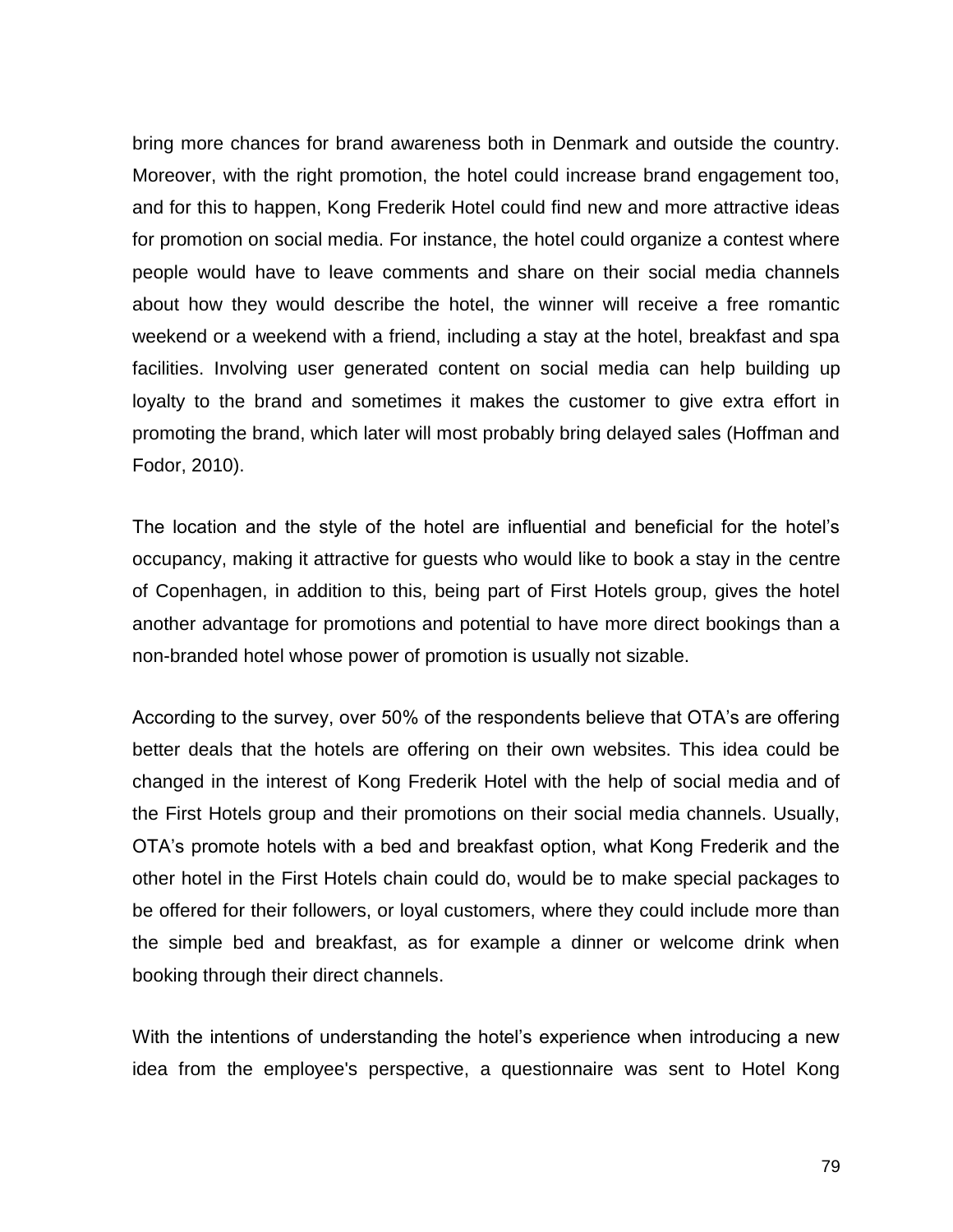bring more chances for brand awareness both in Denmark and outside the country. Moreover, with the right promotion, the hotel could increase brand engagement too, and for this to happen, Kong Frederik Hotel could find new and more attractive ideas for promotion on social media. For instance, the hotel could organize a contest where people would have to leave comments and share on their social media channels about how they would describe the hotel, the winner will receive a free romantic weekend or a weekend with a friend, including a stay at the hotel, breakfast and spa facilities. Involving user generated content on social media can help building up loyalty to the brand and sometimes it makes the customer to give extra effort in promoting the brand, which later will most probably bring delayed sales (Hoffman and Fodor, 2010).

The location and the style of the hotel are influential and beneficial for the hotel's occupancy, making it attractive for guests who would like to book a stay in the centre of Copenhagen, in addition to this, being part of First Hotels group, gives the hotel another advantage for promotions and potential to have more direct bookings than a non-branded hotel whose power of promotion is usually not sizable.

According to the survey, over 50% of the respondents believe that OTA's are offering better deals that the hotels are offering on their own websites. This idea could be changed in the interest of Kong Frederik Hotel with the help of social media and of the First Hotels group and their promotions on their social media channels. Usually, OTA's promote hotels with a bed and breakfast option, what Kong Frederik and the other hotel in the First Hotels chain could do, would be to make special packages to be offered for their followers, or loyal customers, where they could include more than the simple bed and breakfast, as for example a dinner or welcome drink when booking through their direct channels.

With the intentions of understanding the hotel's experience when introducing a new idea from the employee's perspective, a questionnaire was sent to Hotel Kong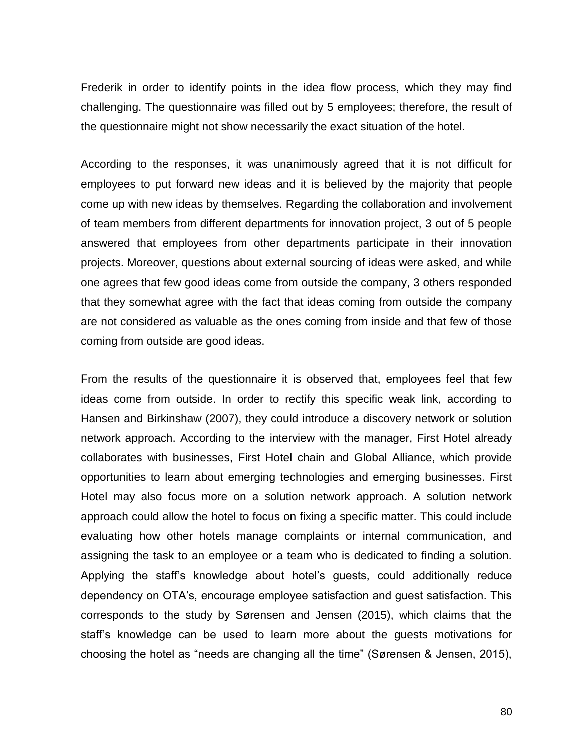Frederik in order to identify points in the idea flow process, which they may find challenging. The questionnaire was filled out by 5 employees; therefore, the result of the questionnaire might not show necessarily the exact situation of the hotel.

According to the responses, it was unanimously agreed that it is not difficult for employees to put forward new ideas and it is believed by the majority that people come up with new ideas by themselves. Regarding the collaboration and involvement of team members from different departments for innovation project, 3 out of 5 people answered that employees from other departments participate in their innovation projects. Moreover, questions about external sourcing of ideas were asked, and while one agrees that few good ideas come from outside the company, 3 others responded that they somewhat agree with the fact that ideas coming from outside the company are not considered as valuable as the ones coming from inside and that few of those coming from outside are good ideas.

From the results of the questionnaire it is observed that, employees feel that few ideas come from outside. In order to rectify this specific weak link, according to Hansen and Birkinshaw (2007), they could introduce a discovery network or solution network approach. According to the interview with the manager, First Hotel already collaborates with businesses, First Hotel chain and Global Alliance, which provide opportunities to learn about emerging technologies and emerging businesses. First Hotel may also focus more on a solution network approach. A solution network approach could allow the hotel to focus on fixing a specific matter. This could include evaluating how other hotels manage complaints or internal communication, and assigning the task to an employee or a team who is dedicated to finding a solution. Applying the staff's knowledge about hotel's guests, could additionally reduce dependency on OTA's, encourage employee satisfaction and guest satisfaction. This corresponds to the study by Sørensen and Jensen (2015), which claims that the staff's knowledge can be used to learn more about the guests motivations for choosing the hotel as "needs are changing all the time" (Sørensen & Jensen, 2015),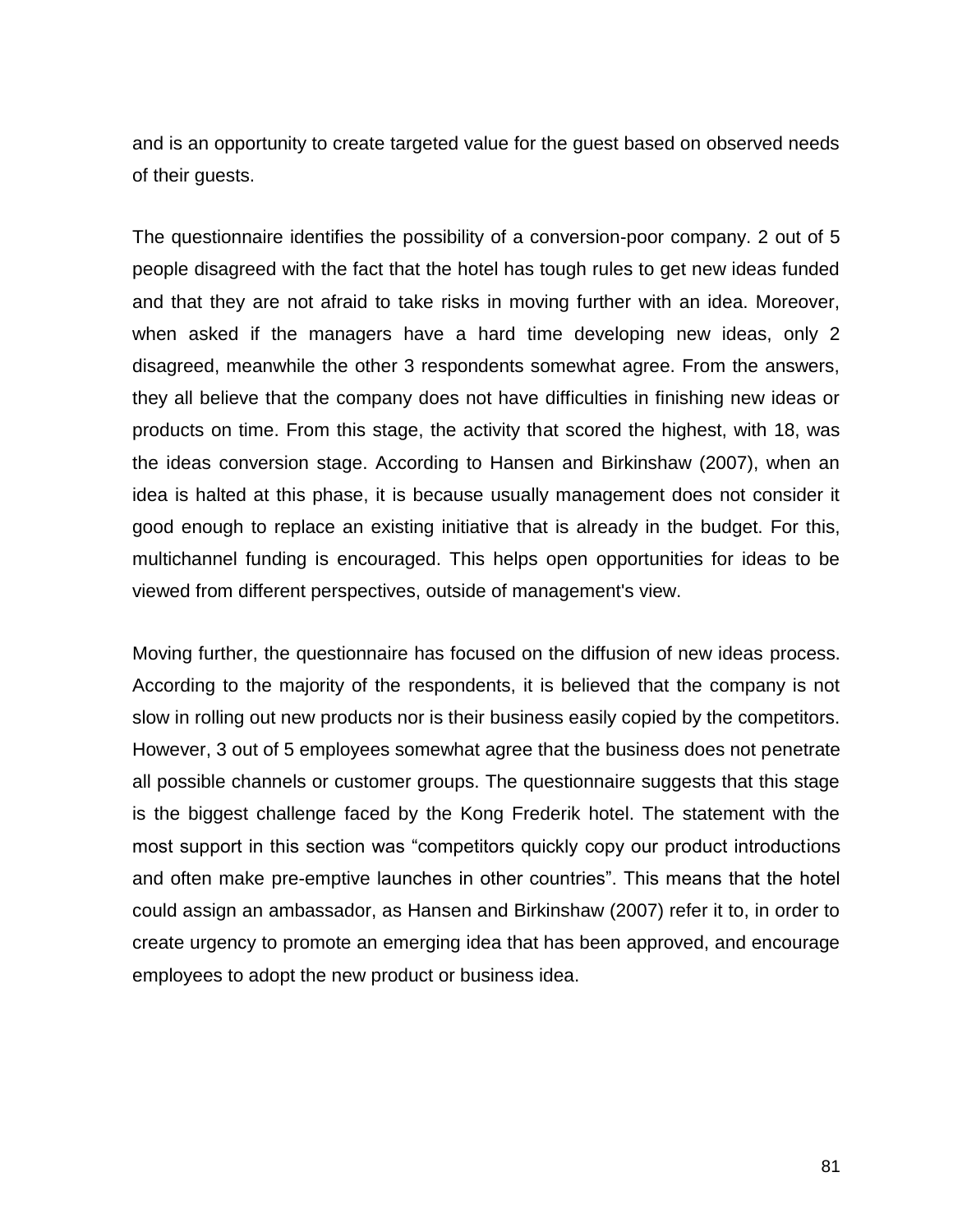and is an opportunity to create targeted value for the guest based on observed needs of their guests.

The questionnaire identifies the possibility of a conversion-poor company. 2 out of 5 people disagreed with the fact that the hotel has tough rules to get new ideas funded and that they are not afraid to take risks in moving further with an idea. Moreover, when asked if the managers have a hard time developing new ideas, only 2 disagreed, meanwhile the other 3 respondents somewhat agree. From the answers, they all believe that the company does not have difficulties in finishing new ideas or products on time. From this stage, the activity that scored the highest, with 18, was the ideas conversion stage. According to Hansen and Birkinshaw (2007), when an idea is halted at this phase, it is because usually management does not consider it good enough to replace an existing initiative that is already in the budget. For this, multichannel funding is encouraged. This helps open opportunities for ideas to be viewed from different perspectives, outside of management's view.

Moving further, the questionnaire has focused on the diffusion of new ideas process. According to the majority of the respondents, it is believed that the company is not slow in rolling out new products nor is their business easily copied by the competitors. However, 3 out of 5 employees somewhat agree that the business does not penetrate all possible channels or customer groups. The questionnaire suggests that this stage is the biggest challenge faced by the Kong Frederik hotel. The statement with the most support in this section was “competitors quickly copy our product introductions and often make pre-emptive launches in other countries”. This means that the hotel could assign an ambassador, as Hansen and Birkinshaw (2007) refer it to, in order to create urgency to promote an emerging idea that has been approved, and encourage employees to adopt the new product or business idea.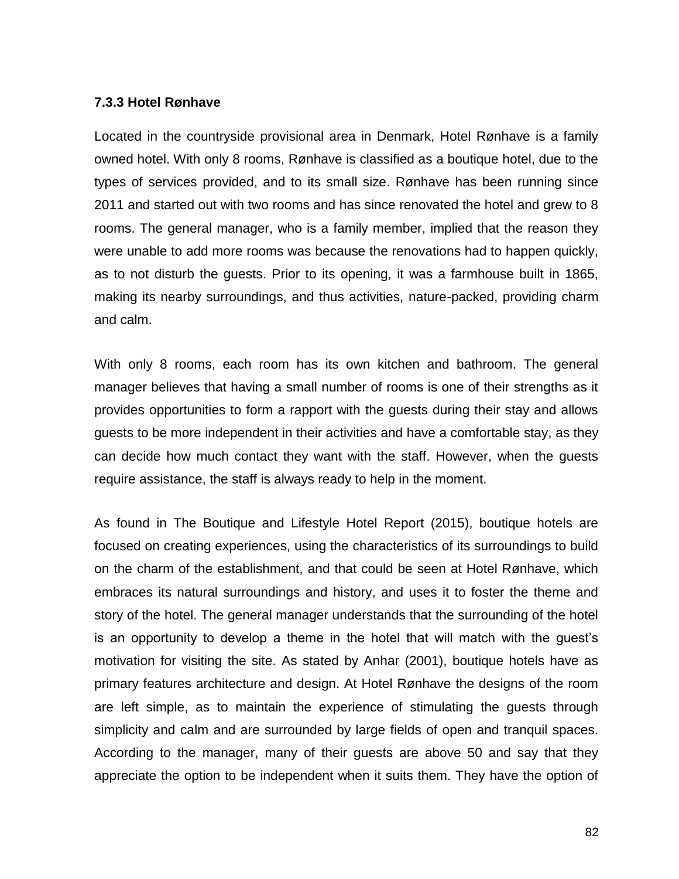### 7.3.3 Hotel Rønhave

Located in the countryside provisional area in Denmark, Hotel Rønhave is a family owned hotel. With only 8 rooms, Rønhave is classified as a boutique hotel, due to the types of services provided, and to its small size. Rønhave has been running since 2011 and started out with two rooms and has since renovated the hotel and grew to 8 rooms. The general manager, who is a family member, implied that the reason they were unable to add more rooms was because the renovations had to happen quickly, as to not disturb the guests. Prior to its opening, it was a farmhouse built in 1865, making its nearby surroundings, and thus activities, nature-packed, providing charm and calm.

With only 8 rooms, each room has its own kitchen and bathroom. The general manager believes that having a small number of rooms is one of their strengths as it provides opportunities to form a rapport with the guests during their stay and allows guests to be more independent in their activities and have a comfortable stay, as they can decide how much contact they want with the staff. However, when the guests require assistance, the staff is always ready to help in the moment.

As found in The Boutique and Lifestyle Hotel Report (2015), boutique hotels are focused on creating experiences, using the characteristics of its surroundings to build on the charm of the establishment, and that could be seen at Hotel Rønhave, which embraces its natural surroundings and history, and uses it to foster the theme and story of the hotel. The general manager understands that the surrounding of the hotel is an opportunity to develop a theme in the hotel that will match with the guest's motivation for visiting the site. As stated by Anhar (2001), boutique hotels have as primary features architecture and design. At Hotel Rønhave the designs of the room are left simple, as to maintain the experience of stimulating the guests through simplicity and calm and are surrounded by large fields of open and tranquil spaces. According to the manager, many of their guests are above 50 and say that they appreciate the option to be independent when it suits them. They have the option of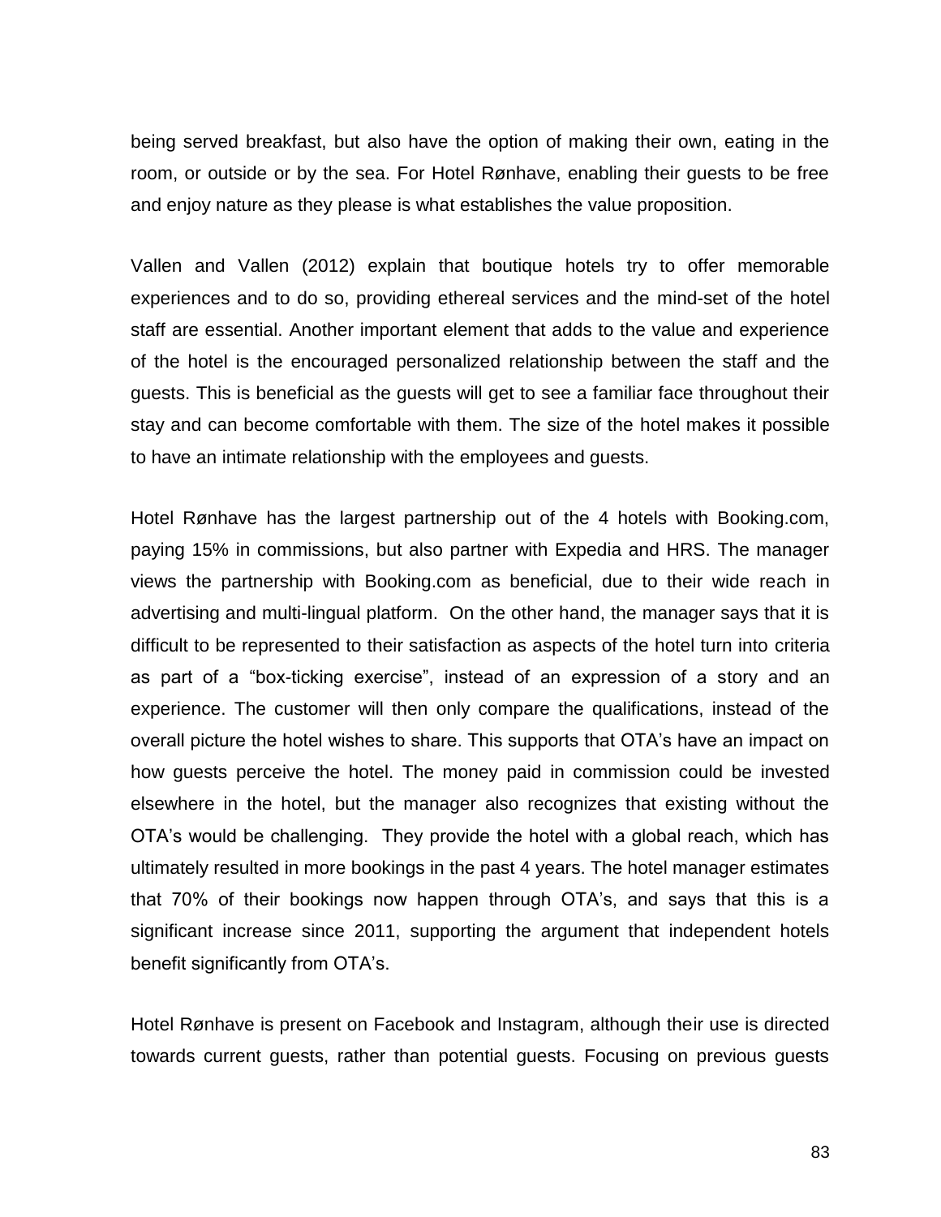being served breakfast, but also have the option of making their own, eating in the room, or outside or by the sea. For Hotel Rønhave, enabling their guests to be free and enjoy nature as they please is what establishes the value proposition.

Vallen and Vallen (2012) explain that boutique hotels try to offer memorable experiences and to do so, providing ethereal services and the mind-set of the hotel staff are essential. Another important element that adds to the value and experience of the hotel is the encouraged personalized relationship between the staff and the guests. This is beneficial as the guests will get to see a familiar face throughout their stay and can become comfortable with them. The size of the hotel makes it possible to have an intimate relationship with the employees and guests.

Hotel Rønhave has the largest partnership out of the 4 hotels with Booking.com, paying 15% in commissions, but also partner with Expedia and HRS. The manager views the partnership with Booking.com as beneficial, due to their wide reach in advertising and multi-lingual platform. On the other hand, the manager says that it is difficult to be represented to their satisfaction as aspects of the hotel turn into criteria as part of a "box-ticking exercise", instead of an expression of a story and an experience. The customer will then only compare the qualifications, instead of the overall picture the hotel wishes to share. This supports that OTA's have an impact on how guests perceive the hotel. The money paid in commission could be invested elsewhere in the hotel, but the manager also recognizes that existing without the OTA's would be challenging. They provide the hotel with a global reach, which has ultimately resulted in more bookings in the past 4 years. The hotel manager estimates that 70% of their bookings now happen through OTA's, and says that this is a significant increase since 2011, supporting the argument that independent hotels benefit significantly from OTA's.

Hotel Rønhave is present on Facebook and Instagram, although their use is directed towards current guests, rather than potential guests. Focusing on previous guests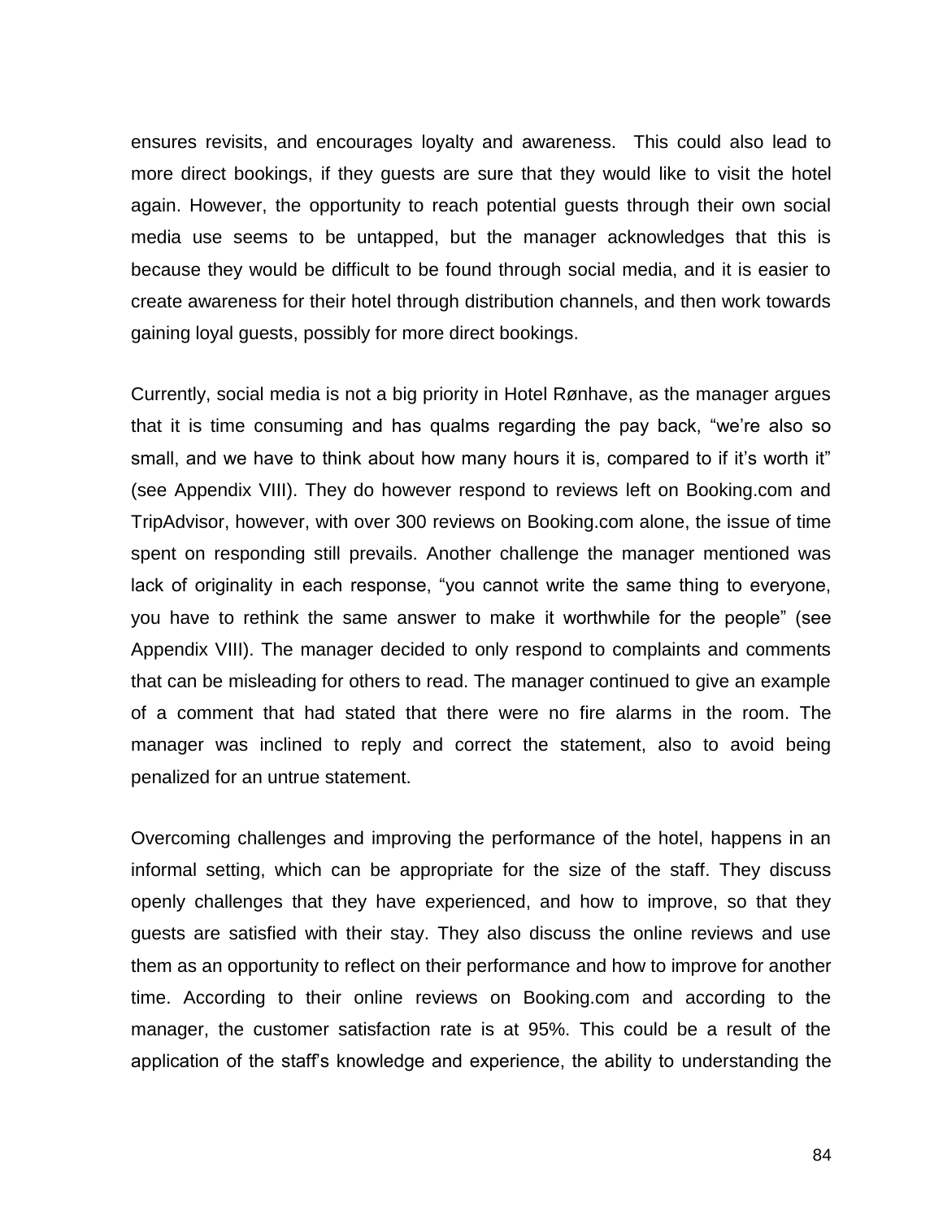ensures revisits, and encourages loyalty and awareness. This could also lead to more direct bookings, if they guests are sure that they would like to visit the hotel again. However, the opportunity to reach potential guests through their own social media use seems to be untapped, but the manager acknowledges that this is because they would be difficult to be found through social media, and it is easier to create awareness for their hotel through distribution channels, and then work towards gaining loyal guests, possibly for more direct bookings.

Currently, social media is not a big priority in Hotel Rønhave, as the manager argues that it is time consuming and has qualms regarding the pay back, "we're also so small, and we have to think about how many hours it is, compared to if it's worth it" (see Appendix VIII). They do however respond to reviews left on Booking.com and TripAdvisor, however, with over 300 reviews on Booking.com alone, the issue of time spent on responding still prevails. Another challenge the manager mentioned was lack of originality in each response, "you cannot write the same thing to everyone, you have to rethink the same answer to make it worthwhile for the people" (see Appendix VIII). The manager decided to only respond to complaints and comments that can be misleading for others to read. The manager continued to give an example of a comment that had stated that there were no fire alarms in the room. The manager was inclined to reply and correct the statement, also to avoid being penalized for an untrue statement.

Overcoming challenges and improving the performance of the hotel, happens in an informal setting, which can be appropriate for the size of the staff. They discuss openly challenges that they have experienced, and how to improve, so that they guests are satisfied with their stay. They also discuss the online reviews and use them as an opportunity to reflect on their performance and how to improve for another time. According to their online reviews on Booking.com and according to the manager, the customer satisfaction rate is at 95%. This could be a result of the application of the staff's knowledge and experience, the ability to understanding the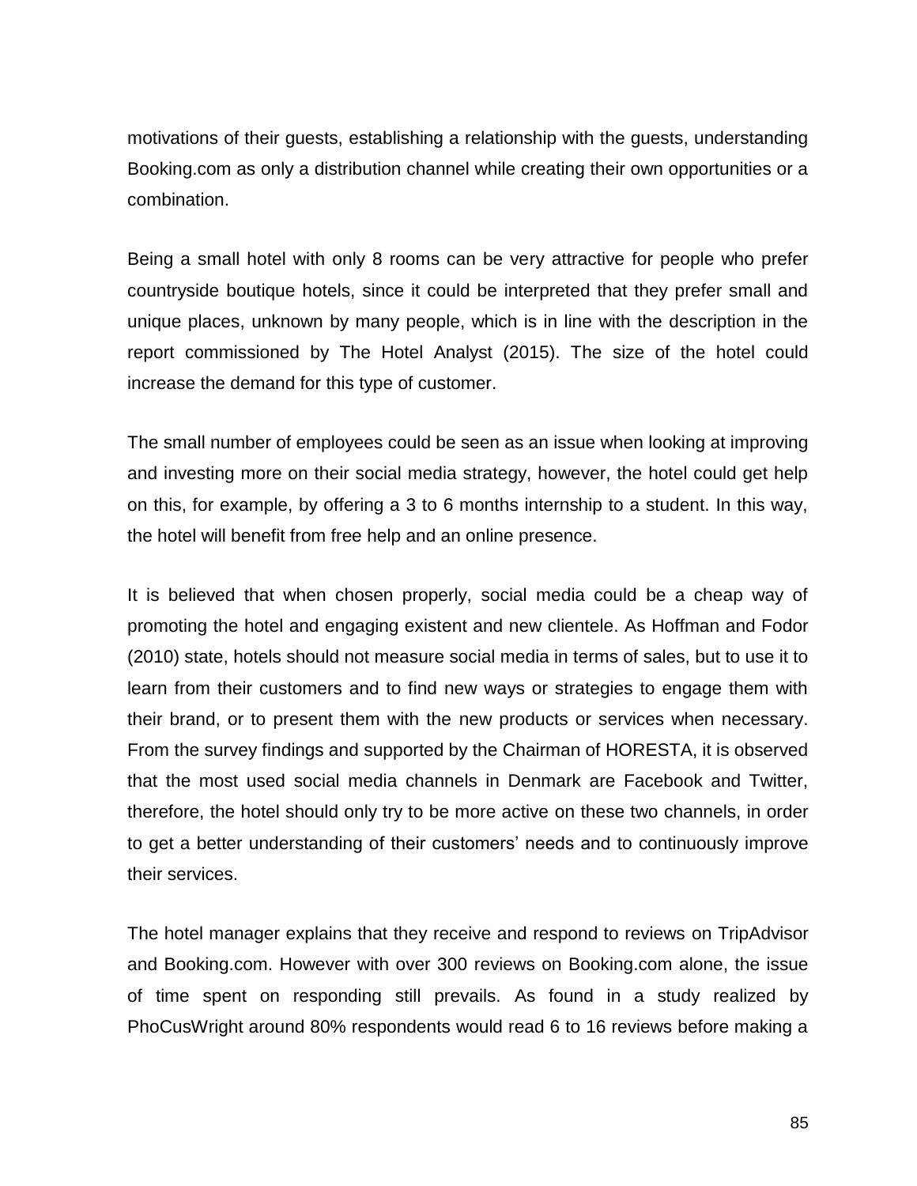motivations of their guests, establishing a relationship with the guests, understanding Booking.com as only a distribution channel while creating their own opportunities or a combination.

Being a small hotel with only 8 rooms can be very attractive for people who prefer countryside boutique hotels, since it could be interpreted that they prefer small and unique places, unknown by many people, which is in line with the description in the report commissioned by The Hotel Analyst (2015). The size of the hotel could increase the demand for this type of customer.

The small number of employees could be seen as an issue when looking at improving and investing more on their social media strategy, however, the hotel could get help on this, for example, by offering a 3 to 6 months internship to a student. In this way, the hotel will benefit from free help and an online presence.

It is believed that when chosen properly, social media could be a cheap way of promoting the hotel and engaging existent and new clientele. As Hoffman and Fodor (2010) state, hotels should not measure social media in terms of sales, but to use it to learn from their customers and to find new ways or strategies to engage them with their brand, or to present them with the new products or services when necessary. From the survey findings and supported by the Chairman of HORESTA, it is observed that the most used social media channels in Denmark are Facebook and Twitter, therefore, the hotel should only try to be more active on these two channels, in order to get a better understanding of their customers' needs and to continuously improve their services.

The hotel manager explains that they receive and respond to reviews on TripAdvisor and Booking.com. However with over 300 reviews on Booking.com alone, the issue of time spent on responding still prevails. As found in a study realized by PhoCusWright around 80% respondents would read 6 to 16 reviews before making a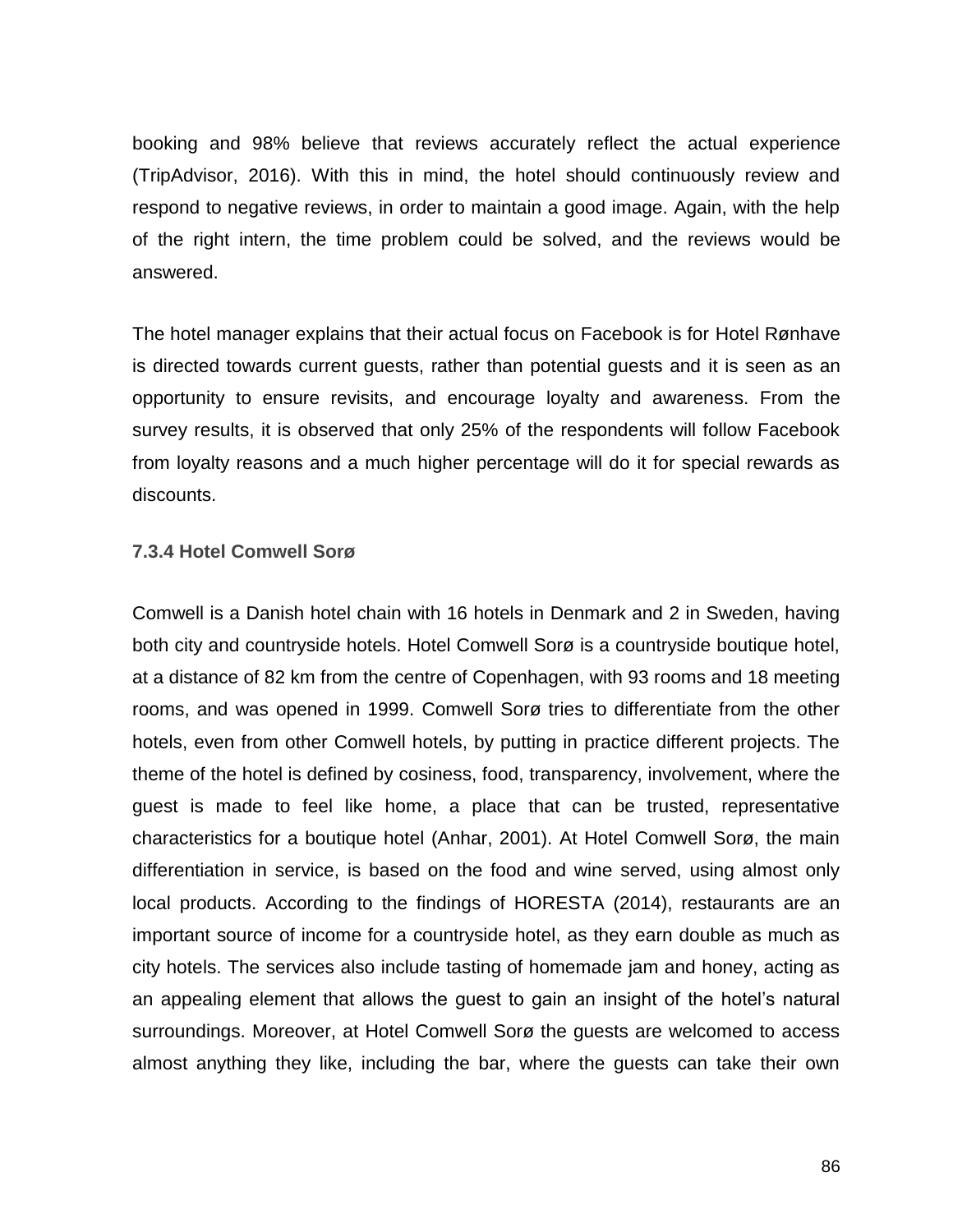booking and 98% believe that reviews accurately reflect the actual experience (TripAdvisor, 2016). With this in mind, the hotel should continuously review and respond to negative reviews, in order to maintain a good image. Again, with the help of the right intern, the time problem could be solved, and the reviews would be answered.

The hotel manager explains that their actual focus on Facebook is for Hotel Rønhave is directed towards current guests, rather than potential guests and it is seen as an opportunity to ensure revisits, and encourage loyalty and awareness. From the survey results, it is observed that only 25% of the respondents will follow Facebook from loyalty reasons and a much higher percentage will do it for special rewards as discounts.

### 7.3.4 Hotel Comwell Sorø

Comwell is a Danish hotel chain with 16 hotels in Denmark and 2 in Sweden, having both city and countryside hotels. Hotel Comwell Sorø is a countryside boutique hotel, at a distance of 82 km from the centre of Copenhagen, with 93 rooms and 18 meeting rooms, and was opened in 1999. Comwell Sorø tries to differentiate from the other hotels, even from other Comwell hotels, by putting in practice different projects. The theme of the hotel is defined by cosiness, food, transparency, involvement, where the guest is made to feel like home, a place that can be trusted, representative characteristics for a boutique hotel (Anhar, 2001). At Hotel Comwell Sorø, the main differentiation in service, is based on the food and wine served, using almost only local products. According to the findings of HORESTA (2014), restaurants are an important source of income for a countryside hotel, as they earn double as much as city hotels. The services also include tasting of homemade jam and honey, acting as an appealing element that allows the guest to gain an insight of the hotel's natural surroundings. Moreover, at Hotel Comwell Sorø the guests are welcomed to access almost anything they like, including the bar, where the guests can take their own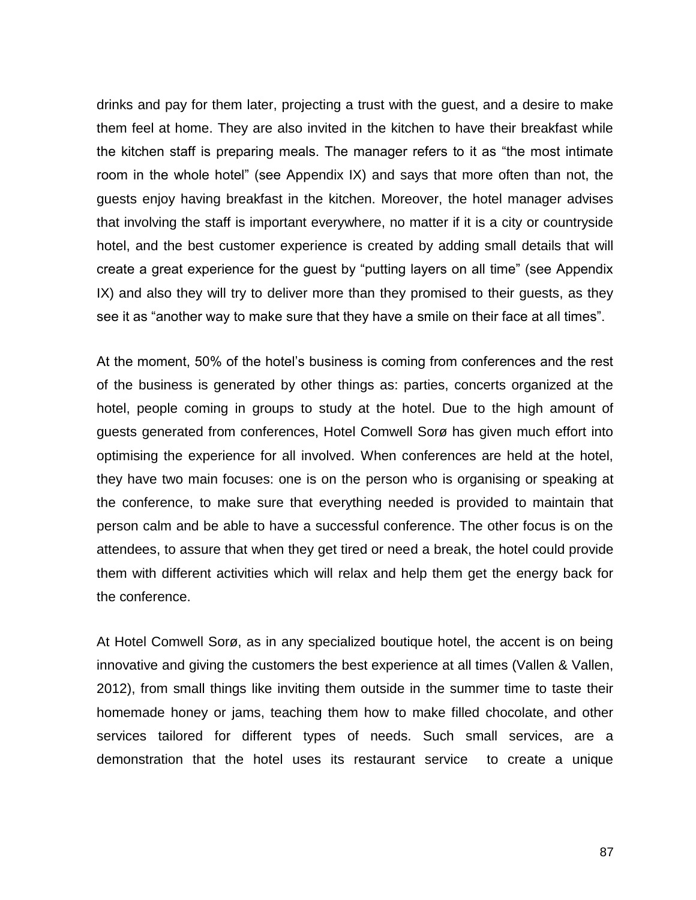drinks and pay for them later, projecting a trust with the guest, and a desire to make them feel at home. They are also invited in the kitchen to have their breakfast while the kitchen staff is preparing meals. The manager refers to it as "the most intimate room in the whole hotel" (see Appendix IX) and says that more often than not, the guests enjoy having breakfast in the kitchen. Moreover, the hotel manager advises that involving the staff is important everywhere, no matter if it is a city or countryside hotel, and the best customer experience is created by adding small details that will create a great experience for the guest by "putting layers on all time" (see Appendix IX) and also they will try to deliver more than they promised to their guests, as they see it as "another way to make sure that they have a smile on their face at all times".

At the moment, 50% of the hotel's business is coming from conferences and the rest of the business is generated by other things as: parties, concerts organized at the hotel, people coming in groups to study at the hotel. Due to the high amount of guests generated from conferences, Hotel Comwell Sorø has given much effort into optimising the experience for all involved. When conferences are held at the hotel, they have two main focuses: one is on the person who is organising or speaking at the conference, to make sure that everything needed is provided to maintain that person calm and be able to have a successful conference. The other focus is on the attendees, to assure that when they get tired or need a break, the hotel could provide them with different activities which will relax and help them get the energy back for the conference.

At Hotel Comwell Sorø, as in any specialized boutique hotel, the accent is on being innovative and giving the customers the best experience at all times (Vallen & Vallen, 2012), from small things like inviting them outside in the summer time to taste their homemade honey or jams, teaching them how to make filled chocolate, and other services tailored for different types of needs. Such small services, are a demonstration that the hotel uses its restaurant service to create a unique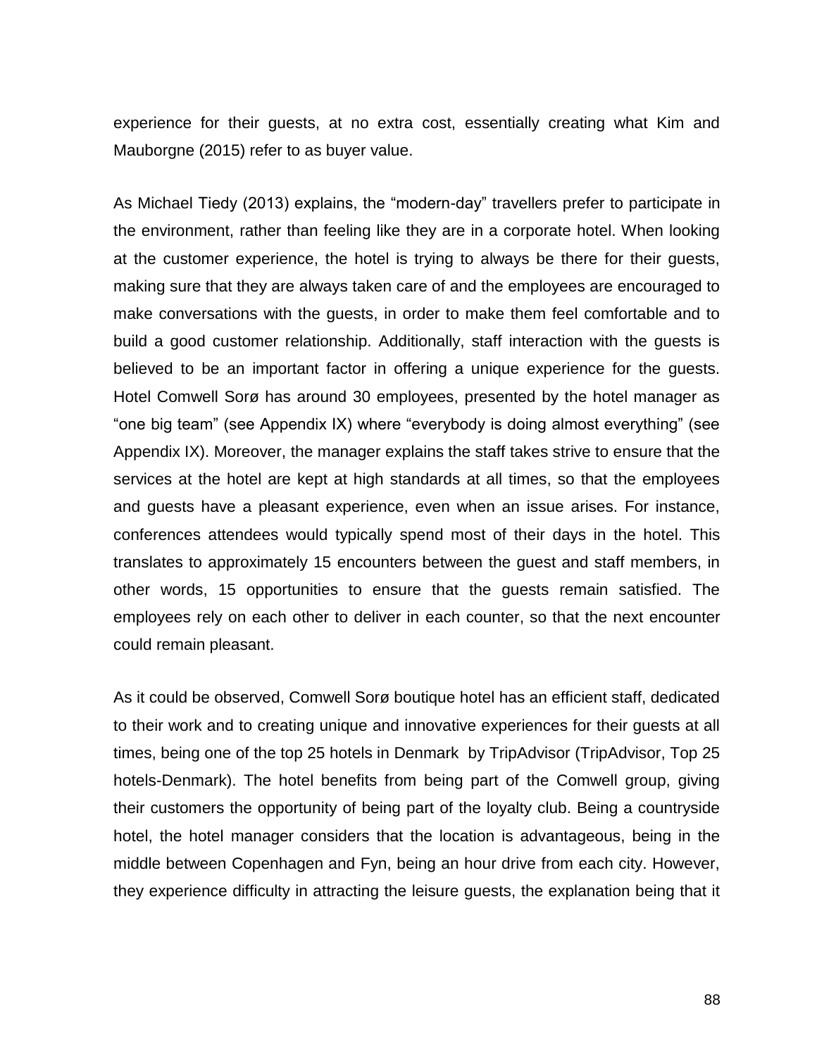experience for their guests, at no extra cost, essentially creating what Kim and Mauborgne (2015) refer to as buyer value.

As Michael Tiedy (2013) explains, the "modern-day" travellers prefer to participate in the environment, rather than feeling like they are in a corporate hotel. When looking at the customer experience, the hotel is trying to always be there for their guests, making sure that they are always taken care of and the employees are encouraged to make conversations with the guests, in order to make them feel comfortable and to build a good customer relationship. Additionally, staff interaction with the guests is believed to be an important factor in offering a unique experience for the guests. Hotel Comwell Sorø has around 30 employees, presented by the hotel manager as "one big team" (see Appendix IX) where "everybody is doing almost everything" (see Appendix IX). Moreover, the manager explains the staff takes strive to ensure that the services at the hotel are kept at high standards at all times, so that the employees and guests have a pleasant experience, even when an issue arises. For instance, conferences attendees would typically spend most of their days in the hotel. This translates to approximately 15 encounters between the guest and staff members, in other words, 15 opportunities to ensure that the guests remain satisfied. The employees rely on each other to deliver in each counter, so that the next encounter could remain pleasant.

As it could be observed, Comwell Sorø boutique hotel has an efficient staff, dedicated to their work and to creating unique and innovative experiences for their guests at all times, being one of the top 25 hotels in Denmark by TripAdvisor (TripAdvisor, Top 25 hotels-Denmark). The hotel benefits from being part of the Comwell group, giving their customers the opportunity of being part of the loyalty club. Being a countryside hotel, the hotel manager considers that the location is advantageous, being in the middle between Copenhagen and Fyn, being an hour drive from each city. However, they experience difficulty in attracting the leisure guests, the explanation being that it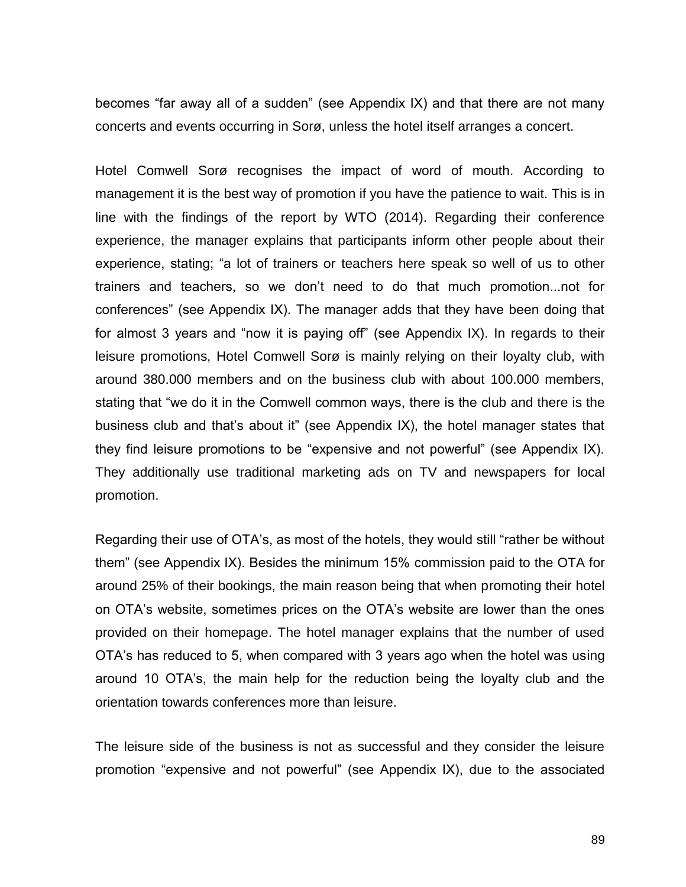becomes “far away all of a sudden” (see Appendix IX) and that there are not many concerts and events occurring in Sorø, unless the hotel itself arranges a concert.

Hotel Comwell Sorø recognises the impact of word of mouth. According to management it is the best way of promotion if you have the patience to wait. This is in line with the findings of the report by WTO (2014). Regarding their conference experience, the manager explains that participants inform other people about their experience, stating; “a lot of trainers or teachers here speak so well of us to other trainers and teachers, so we don’t need to do that much promotion...not for conferences” (see Appendix IX). The manager adds that they have been doing that for almost 3 years and “now it is paying off” (see Appendix IX). In regards to their leisure promotions, Hotel Comwell Sorø is mainly relying on their loyalty club, with around 380.000 members and on the business club with about 100.000 members, stating that “we do it in the Comwell common ways, there is the club and there is the business club and that’s about it” (see Appendix IX), the hotel manager states that they find leisure promotions to be “expensive and not powerful” (see Appendix IX). They additionally use traditional marketing ads on TV and newspapers for local promotion.

Regarding their use of OTA’s, as most of the hotels, they would still “rather be without them” (see Appendix IX). Besides the minimum 15% commission paid to the OTA for around 25% of their bookings, the main reason being that when promoting their hotel on OTA’s website, sometimes prices on the OTA’s website are lower than the ones provided on their homepage. The hotel manager explains that the number of used OTA’s has reduced to 5, when compared with 3 years ago when the hotel was using around 10 OTA’s, the main help for the reduction being the loyalty club and the orientation towards conferences more than leisure.

The leisure side of the business is not as successful and they consider the leisure promotion “expensive and not powerful” (see Appendix IX), due to the associated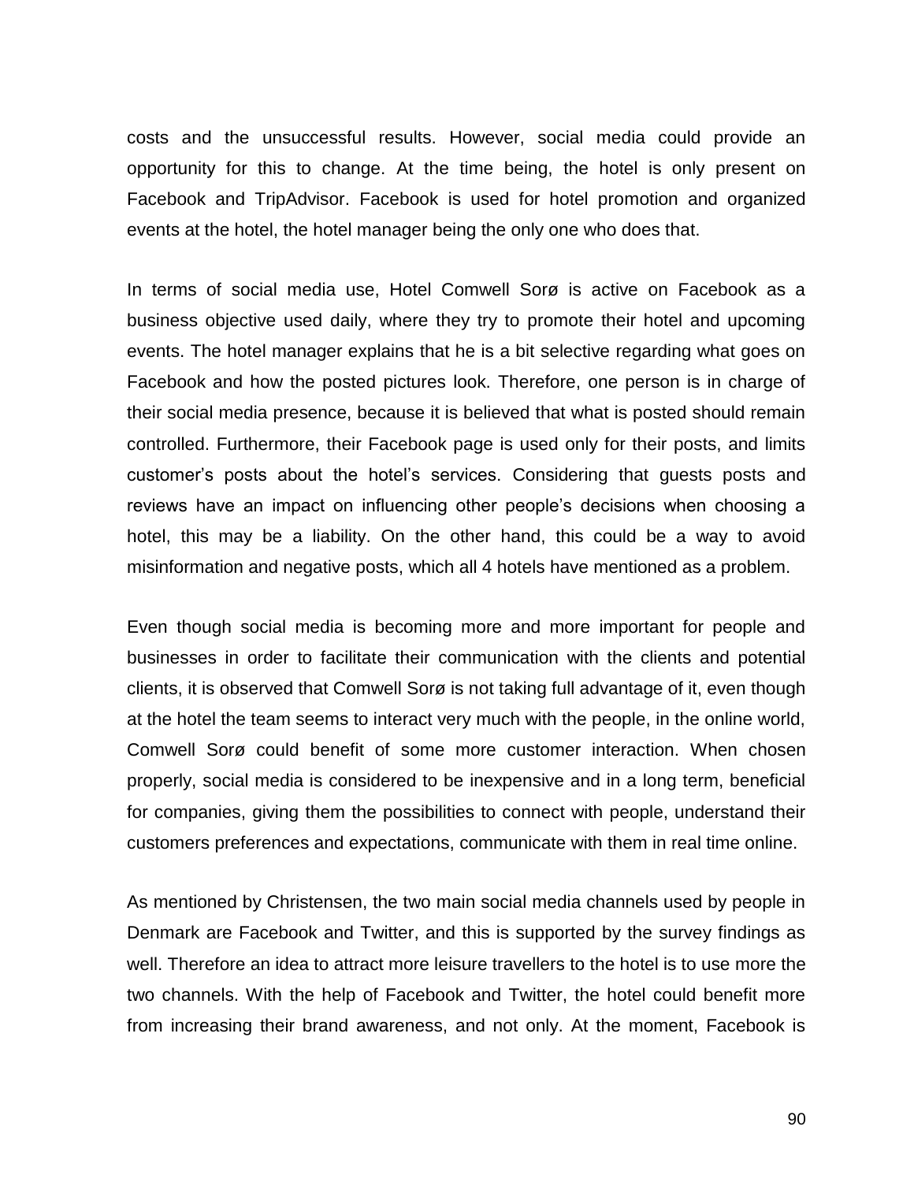costs and the unsuccessful results. However, social media could provide an opportunity for this to change. At the time being, the hotel is only present on Facebook and TripAdvisor. Facebook is used for hotel promotion and organized events at the hotel, the hotel manager being the only one who does that.

In terms of social media use, Hotel Comwell Sorø is active on Facebook as a business objective used daily, where they try to promote their hotel and upcoming events. The hotel manager explains that he is a bit selective regarding what goes on Facebook and how the posted pictures look. Therefore, one person is in charge of their social media presence, because it is believed that what is posted should remain controlled. Furthermore, their Facebook page is used only for their posts, and limits customer's posts about the hotel's services. Considering that guests posts and reviews have an impact on influencing other people's decisions when choosing a hotel, this may be a liability. On the other hand, this could be a way to avoid misinformation and negative posts, which all 4 hotels have mentioned as a problem.

Even though social media is becoming more and more important for people and businesses in order to facilitate their communication with the clients and potential clients, it is observed that Comwell Sorø is not taking full advantage of it, even though at the hotel the team seems to interact very much with the people, in the online world, Comwell Sorø could benefit of some more customer interaction. When chosen properly, social media is considered to be inexpensive and in a long term, beneficial for companies, giving them the possibilities to connect with people, understand their customers preferences and expectations, communicate with them in real time online.

As mentioned by Christensen, the two main social media channels used by people in Denmark are Facebook and Twitter, and this is supported by the survey findings as well. Therefore an idea to attract more leisure travellers to the hotel is to use more the two channels. With the help of Facebook and Twitter, the hotel could benefit more from increasing their brand awareness, and not only. At the moment, Facebook is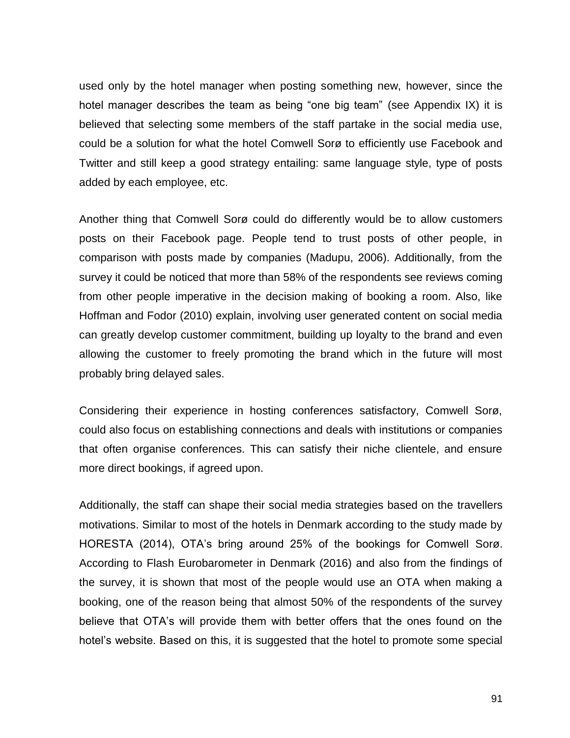used only by the hotel manager when posting something new, however, since the hotel manager describes the team as being "one big team" (see Appendix IX) it is believed that selecting some members of the staff partake in the social media use, could be a solution for what the hotel Comwell Sorø to efficiently use Facebook and Twitter and still keep a good strategy entailing: same language style, type of posts added by each employee, etc.

Another thing that Comwell Sorø could do differently would be to allow customers posts on their Facebook page. People tend to trust posts of other people, in comparison with posts made by companies (Madupu, 2006). Additionally, from the survey it could be noticed that more than 58% of the respondents see reviews coming from other people imperative in the decision making of booking a room. Also, like Hoffman and Fodor (2010) explain, involving user generated content on social media can greatly develop customer commitment, building up loyalty to the brand and even allowing the customer to freely promoting the brand which in the future will most probably bring delayed sales.

Considering their experience in hosting conferences satisfactory, Comwell Sorø, could also focus on establishing connections and deals with institutions or companies that often organise conferences. This can satisfy their niche clientele, and ensure more direct bookings, if agreed upon.

Additionally, the staff can shape their social media strategies based on the travellers motivations. Similar to most of the hotels in Denmark according to the study made by HORESTA (2014), OTA's bring around 25% of the bookings for Comwell Sorø. According to Flash Eurobarometer in Denmark (2016) and also from the findings of the survey, it is shown that most of the people would use an OTA when making a booking, one of the reason being that almost 50% of the respondents of the survey believe that OTA's will provide them with better offers that the ones found on the hotel's website. Based on this, it is suggested that the hotel to promote some special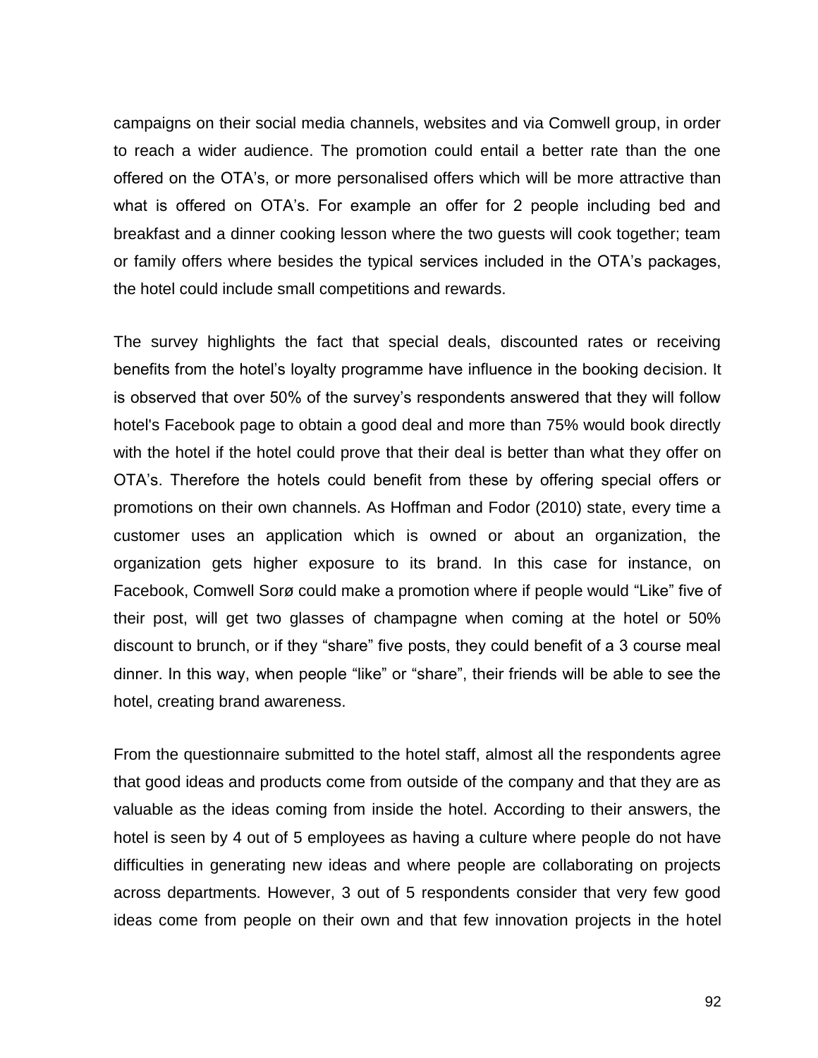campaigns on their social media channels, websites and via Comwell group, in order to reach a wider audience. The promotion could entail a better rate than the one offered on the OTA's, or more personalised offers which will be more attractive than what is offered on OTA's. For example an offer for 2 people including bed and breakfast and a dinner cooking lesson where the two guests will cook together; team or family offers where besides the typical services included in the OTA's packages, the hotel could include small competitions and rewards.

The survey highlights the fact that special deals, discounted rates or receiving benefits from the hotel's loyalty programme have influence in the booking decision. It is observed that over 50% of the survey's respondents answered that they will follow hotel's Facebook page to obtain a good deal and more than 75% would book directly with the hotel if the hotel could prove that their deal is better than what they offer on OTA's. Therefore the hotels could benefit from these by offering special offers or promotions on their own channels. As Hoffman and Fodor (2010) state, every time a customer uses an application which is owned or about an organization, the organization gets higher exposure to its brand. In this case for instance, on Facebook, Comwell Sorø could make a promotion where if people would "Like" five of their post, will get two glasses of champagne when coming at the hotel or 50% discount to brunch, or if they "share" five posts, they could benefit of a 3 course meal dinner. In this way, when people "like" or "share", their friends will be able to see the hotel, creating brand awareness.

From the questionnaire submitted to the hotel staff, almost all the respondents agree that good ideas and products come from outside of the company and that they are as valuable as the ideas coming from inside the hotel. According to their answers, the hotel is seen by 4 out of 5 employees as having a culture where people do not have difficulties in generating new ideas and where people are collaborating on projects across departments. However, 3 out of 5 respondents consider that very few good ideas come from people on their own and that few innovation projects in the hotel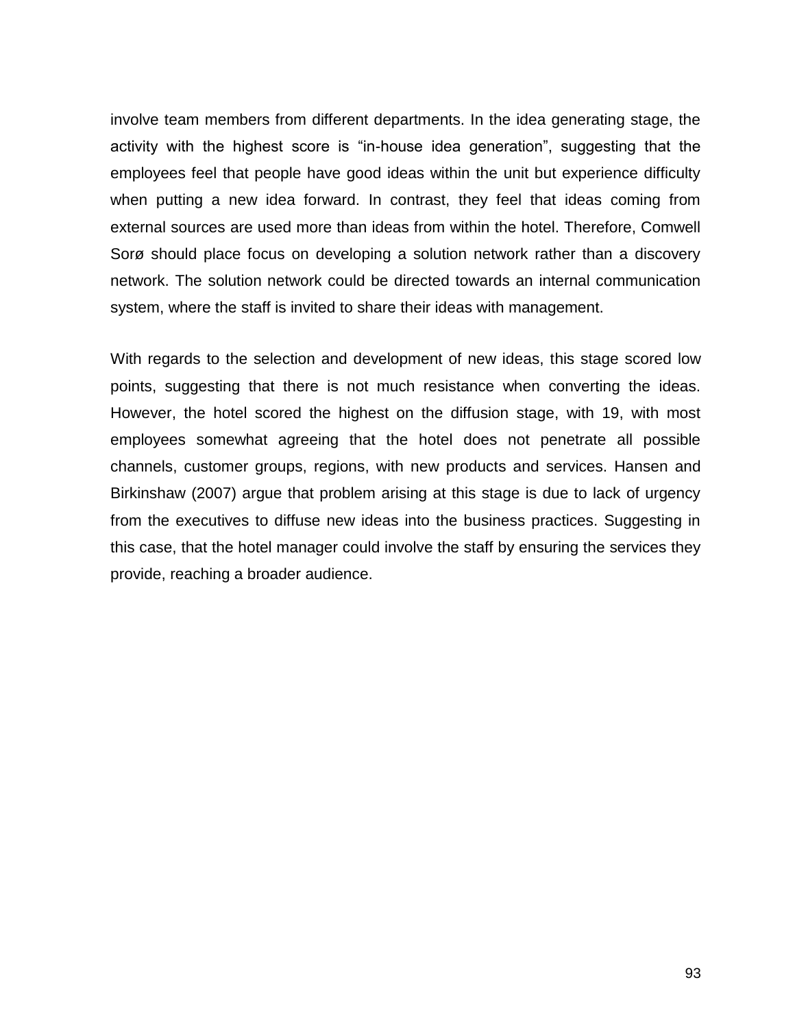involve team members from different departments. In the idea generating stage, the activity with the highest score is “in-house idea generation”, suggesting that the employees feel that people have good ideas within the unit but experience difficulty when putting a new idea forward. In contrast, they feel that ideas coming from external sources are used more than ideas from within the hotel. Therefore, Comwell Sorø should place focus on developing a solution network rather than a discovery network. The solution network could be directed towards an internal communication system, where the staff is invited to share their ideas with management.

With regards to the selection and development of new ideas, this stage scored low points, suggesting that there is not much resistance when converting the ideas. However, the hotel scored the highest on the diffusion stage, with 19, with most employees somewhat agreeing that the hotel does not penetrate all possible channels, customer groups, regions, with new products and services. Hansen and Birkinshaw (2007) argue that problem arising at this stage is due to lack of urgency from the executives to diffuse new ideas into the business practices. Suggesting in this case, that the hotel manager could involve the staff by ensuring the services they provide, reaching a broader audience.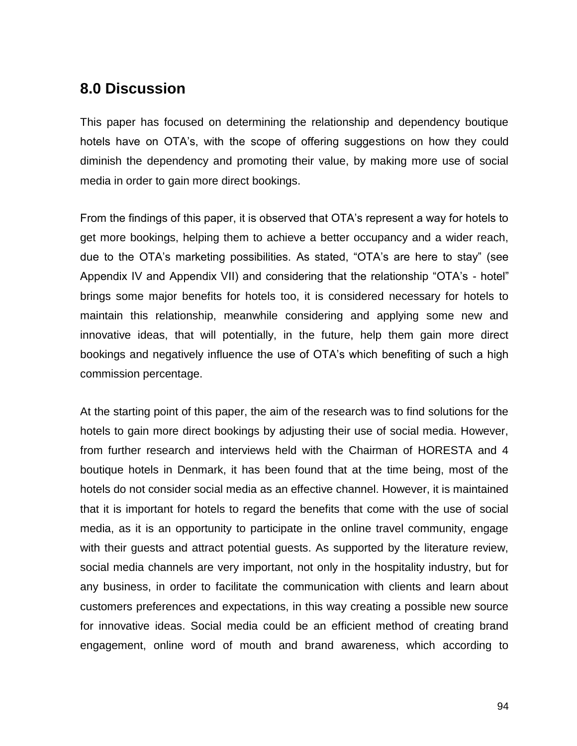## 8.0 Discussion

This paper has focused on determining the relationship and dependency boutique hotels have on OTA's, with the scope of offering suggestions on how they could diminish the dependency and promoting their value, by making more use of social media in order to gain more direct bookings.

From the findings of this paper, it is observed that OTA's represent a way for hotels to get more bookings, helping them to achieve a better occupancy and a wider reach, due to the OTA's marketing possibilities. As stated, "OTA's are here to stay" (see Appendix IV and Appendix VII) and considering that the relationship "OTA's - hotel" brings some major benefits for hotels too, it is considered necessary for hotels to maintain this relationship, meanwhile considering and applying some new and innovative ideas, that will potentially, in the future, help them gain more direct bookings and negatively influence the use of OTA's which benefiting of such a high commission percentage.

At the starting point of this paper, the aim of the research was to find solutions for the hotels to gain more direct bookings by adjusting their use of social media. However, from further research and interviews held with the Chairman of HORESTA and 4 boutique hotels in Denmark, it has been found that at the time being, most of the hotels do not consider social media as an effective channel. However, it is maintained that it is important for hotels to regard the benefits that come with the use of social media, as it is an opportunity to participate in the online travel community, engage with their guests and attract potential guests. As supported by the literature review, social media channels are very important, not only in the hospitality industry, but for any business, in order to facilitate the communication with clients and learn about customers preferences and expectations, in this way creating a possible new source for innovative ideas. Social media could be an efficient method of creating brand engagement, online word of mouth and brand awareness, which according to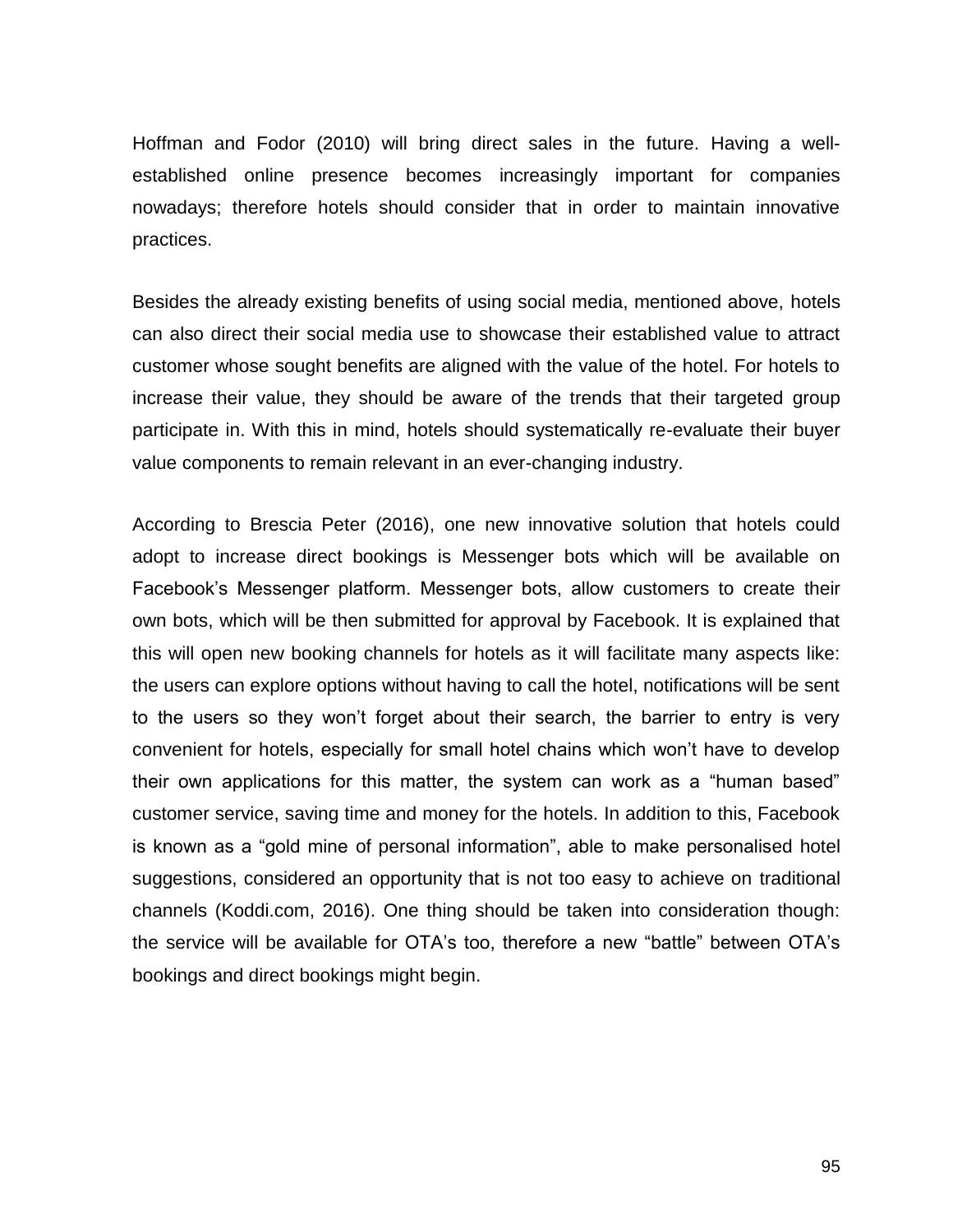Hoffman and Fodor (2010) will bring direct sales in the future. Having a well-established online presence becomes increasingly important for companies nowadays; therefore hotels should consider that in order to maintain innovative practices.

Besides the already existing benefits of using social media, mentioned above, hotels can also direct their social media use to showcase their established value to attract customer whose sought benefits are aligned with the value of the hotel. For hotels to increase their value, they should be aware of the trends that their targeted group participate in. With this in mind, hotels should systematically re-evaluate their buyer value components to remain relevant in an ever-changing industry.

According to Brescia Peter (2016), one new innovative solution that hotels could adopt to increase direct bookings is Messenger bots which will be available on Facebook's Messenger platform. Messenger bots, allow customers to create their own bots, which will be then submitted for approval by Facebook. It is explained that this will open new booking channels for hotels as it will facilitate many aspects like: the users can explore options without having to call the hotel, notifications will be sent to the users so they won't forget about their search, the barrier to entry is very convenient for hotels, especially for small hotel chains which won't have to develop their own applications for this matter, the system can work as a "human based" customer service, saving time and money for the hotels. In addition to this, Facebook is known as a "gold mine of personal information", able to make personalised hotel suggestions, considered an opportunity that is not too easy to achieve on traditional channels (Koddi.com, 2016). One thing should be taken into consideration though: the service will be available for OTA's too, therefore a new "battle" between OTA's bookings and direct bookings might begin.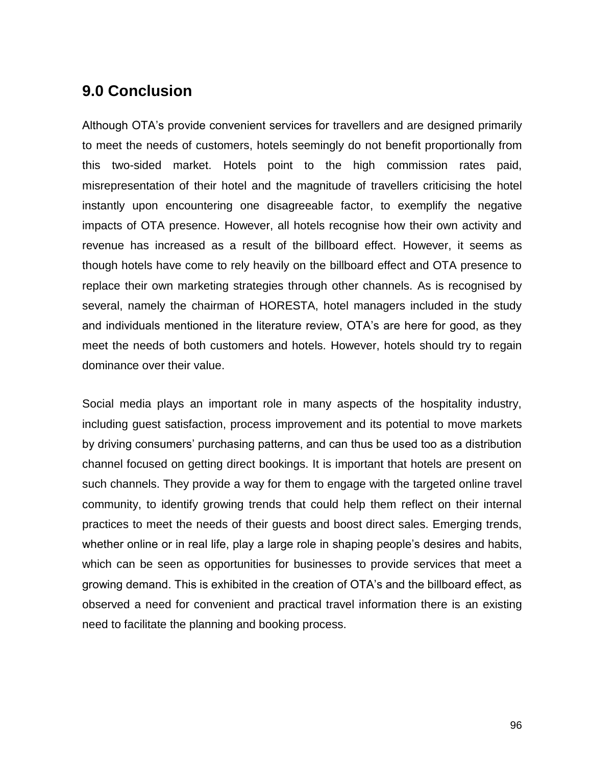## 9.0 Conclusion

Although OTA's provide convenient services for travellers and are designed primarily to meet the needs of customers, hotels seemingly do not benefit proportionally from this two-sided market. Hotels point to the high commission rates paid, misrepresentation of their hotel and the magnitude of travellers criticising the hotel instantly upon encountering one disagreeable factor, to exemplify the negative impacts of OTA presence. However, all hotels recognise how their own activity and revenue has increased as a result of the billboard effect. However, it seems as though hotels have come to rely heavily on the billboard effect and OTA presence to replace their own marketing strategies through other channels. As is recognised by several, namely the chairman of HORESTA, hotel managers included in the study and individuals mentioned in the literature review, OTA's are here for good, as they meet the needs of both customers and hotels. However, hotels should try to regain dominance over their value.

Social media plays an important role in many aspects of the hospitality industry, including guest satisfaction, process improvement and its potential to move markets by driving consumers' purchasing patterns, and can thus be used too as a distribution channel focused on getting direct bookings. It is important that hotels are present on such channels. They provide a way for them to engage with the targeted online travel community, to identify growing trends that could help them reflect on their internal practices to meet the needs of their guests and boost direct sales. Emerging trends, whether online or in real life, play a large role in shaping people's desires and habits, which can be seen as opportunities for businesses to provide services that meet a growing demand. This is exhibited in the creation of OTA's and the billboard effect, as observed a need for convenient and practical travel information there is an existing need to facilitate the planning and booking process.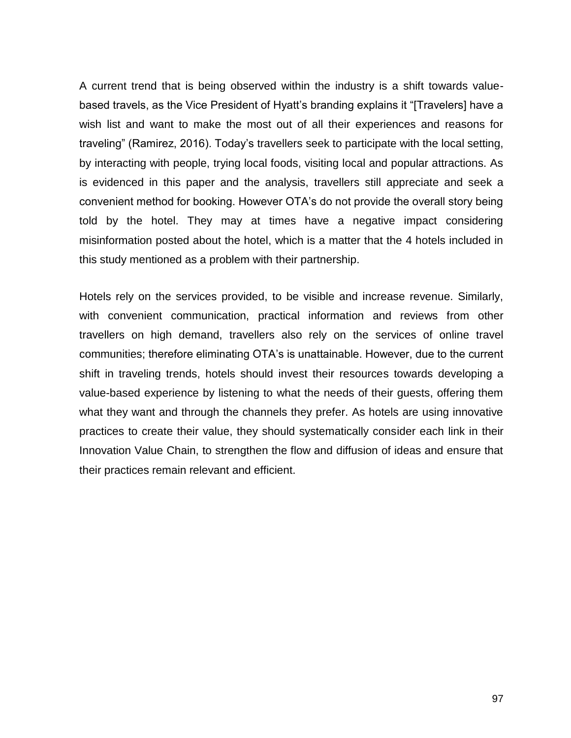A current trend that is being observed within the industry is a shift towards value-based travels, as the Vice President of Hyatt's branding explains it "[Travelers] have a wish list and want to make the most out of all their experiences and reasons for traveling" (Ramirez, 2016). Today's travellers seek to participate with the local setting, by interacting with people, trying local foods, visiting local and popular attractions. As is evidenced in this paper and the analysis, travellers still appreciate and seek a convenient method for booking. However OTA's do not provide the overall story being told by the hotel. They may at times have a negative impact considering misinformation posted about the hotel, which is a matter that the 4 hotels included in this study mentioned as a problem with their partnership.

Hotels rely on the services provided, to be visible and increase revenue. Similarly, with convenient communication, practical information and reviews from other travellers on high demand, travellers also rely on the services of online travel communities; therefore eliminating OTA's is unattainable. However, due to the current shift in traveling trends, hotels should invest their resources towards developing a value-based experience by listening to what the needs of their guests, offering them what they want and through the channels they prefer. As hotels are using innovative practices to create their value, they should systematically consider each link in their Innovation Value Chain, to strengthen the flow and diffusion of ideas and ensure that their practices remain relevant and efficient.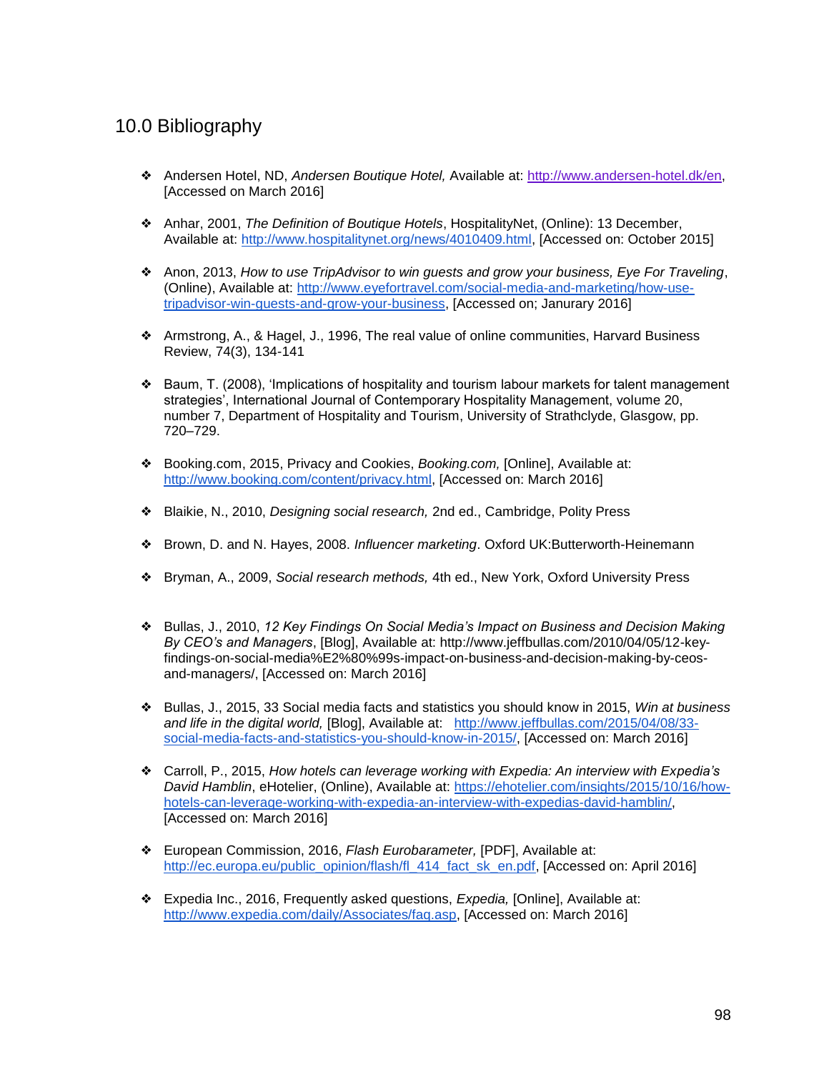# 10.0 Bibliography

- Andersen Hotel, ND, *Andersen Boutique Hotel,* Available at: http://www.andersen-hotel.dk/en, [Accessed on March 2016]

- Anhar, 2001, *The Definition of Boutique Hotels*, HospitalityNet, (Online): 13 December, Available at: http://www.hospitalitynet.org/news/4010409.html, [Accessed on: October 2015]

- Anon, 2013, *How to use TripAdvisor to win guests and grow your business, Eye For Traveling*, (Online), Available at: http://www.eyefortravel.com/social-media-and-marketing/how-use-tripadvisor-win-guests-and-grow-your-business, [Accessed on; Janurary 2016]

- Armstrong, A., & Hagel, J., 1996, The real value of online communities, Harvard Business Review, 74(3), 134-141

- Baum, T. (2008), 'Implications of hospitality and tourism labour markets for talent management strategies', International Journal of Contemporary Hospitality Management, volume 20, number 7, Department of Hospitality and Tourism, University of Strathclyde, Glasgow, pp. 720–729.

- Booking.com, 2015, Privacy and Cookies, *Booking.com,* [Online], Available at: http://www.booking.com/content/privacy.html, [Accessed on: March 2016]

- Blaikie, N., 2010, *Designing social research,* 2nd ed., Cambridge, Polity Press

- Brown, D. and N. Hayes, 2008. *Influencer marketing*. Oxford UK:Butterworth-Heinemann

- Bryman, A., 2009, *Social research methods,* 4th ed., New York, Oxford University Press

- Bullas, J., 2010, *12 Key Findings On Social Media's Impact on Business and Decision Making By CEO's and Managers*, [Blog], Available at: http://www.jeffbullas.com/2010/04/05/12-key-findings-on-social-media%E2%80%99s-impact-on-business-and-decision-making-by-ceos-and-managers/, [Accessed on: March 2016]

- Bullas, J., 2015, 33 Social media facts and statistics you should know in 2015, *Win at business and life in the digital world,* [Blog], Available at: http://www.jeffbullas.com/2015/04/08/33-social-media-facts-and-statistics-you-should-know-in-2015/, [Accessed on: March 2016]

- Carroll, P., 2015, *How hotels can leverage working with Expedia: An interview with Expedia's David Hamblin*, eHotelier, (Online), Available at: https://ehotelier.com/insights/2015/10/16/how-hotels-can-leverage-working-with-expedia-an-interview-with-expedias-david-hamblin/, [Accessed on: March 2016]

- European Commission, 2016, *Flash Eurobarameter,* [PDF], Available at: http://ec.europa.eu/public_opinion/flash/fl_414_fact_sk_en.pdf, [Accessed on: April 2016]

- Expedia Inc., 2016, Frequently asked questions, *Expedia,* [Online], Available at: http://www.expedia.com/daily/Associates/faq.asp, [Accessed on: March 2016]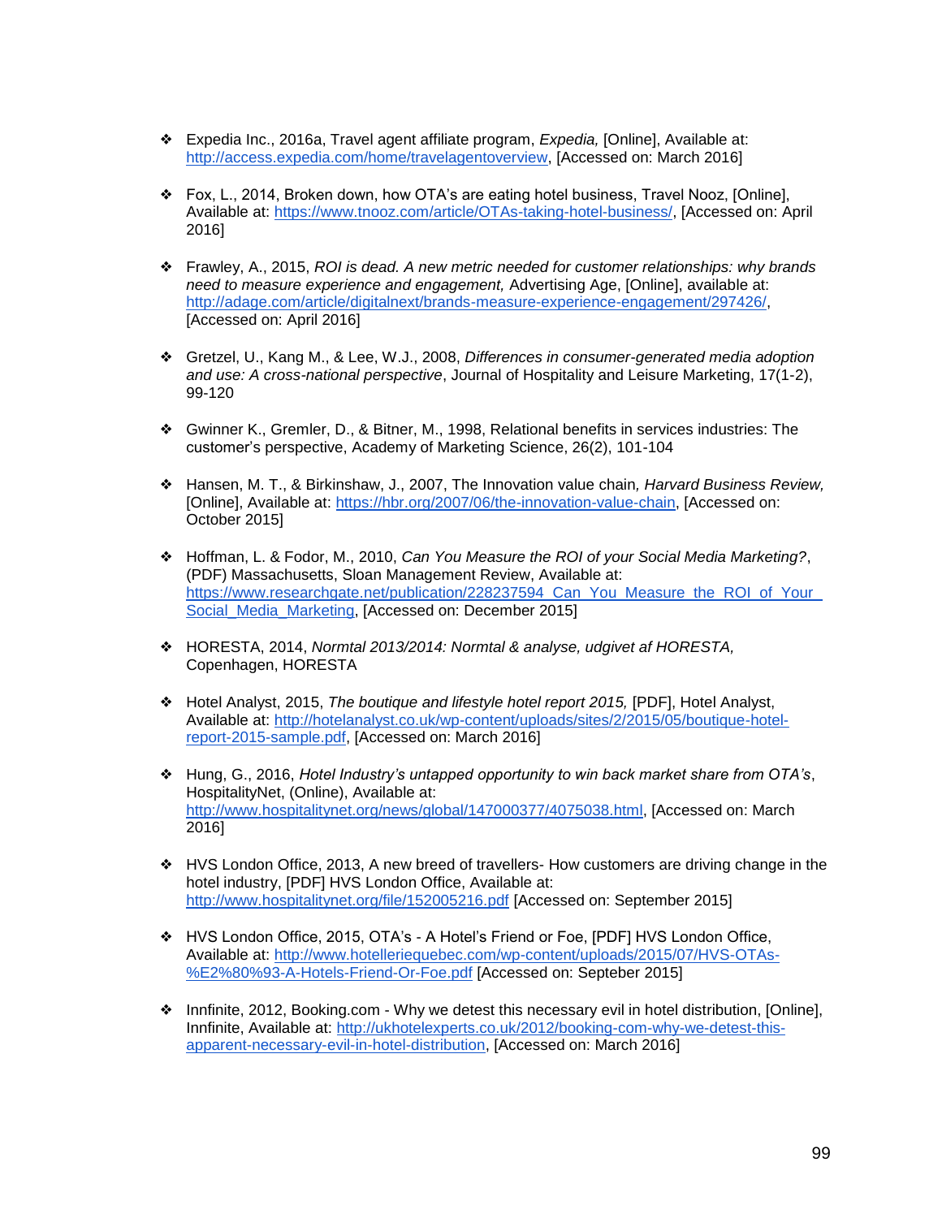- Expedia Inc., 2016a, Travel agent affiliate program, *Expedia,* [Online], Available at: http://access.expedia.com/home/travelagentoverview, [Accessed on: March 2016]

- Fox, L., 2014, Broken down, how OTA's are eating hotel business, Travel Nooz, [Online], Available at: https://www.tnooz.com/article/OTAs-taking-hotel-business/, [Accessed on: April 2016]

- Frawley, A., 2015, *ROI is dead. A new metric needed for customer relationships: why brands need to measure experience and engagement,* Advertising Age, [Online], available at: http://adage.com/article/digitalnext/brands-measure-experience-engagement/297426/, [Accessed on: April 2016]

- Gretzel, U., Kang M., & Lee, W.J., 2008, *Differences in consumer-generated media adoption and use: A cross-national perspective*, Journal of Hospitality and Leisure Marketing, 17(1-2), 99-120

- Gwinner K., Gremler, D., & Bitner, M., 1998, Relational benefits in services industries: The customer's perspective, Academy of Marketing Science, 26(2), 101-104

- Hansen, M. T., & Birkinshaw, J., 2007, The Innovation value chain*, Harvard Business Review,* [Online], Available at: https://hbr.org/2007/06/the-innovation-value-chain, [Accessed on: October 2015]

- Hoffman, L. & Fodor, M., 2010, *Can You Measure the ROI of your Social Media Marketing?*, (PDF) Massachusetts, Sloan Management Review, Available at: https://www.researchgate.net/publication/228237594_Can_You_Measure_the_ROI_of_Your_Social_Media_Marketing, [Accessed on: December 2015]

- HORESTA, 2014, *Normtal 2013/2014: Normtal & analyse, udgivet af HORESTA,* Copenhagen, HORESTA

- Hotel Analyst, 2015, *The boutique and lifestyle hotel report 2015,* [PDF], Hotel Analyst, Available at: http://hotelanalyst.co.uk/wp-content/uploads/sites/2/2015/05/boutique-hotel-report-2015-sample.pdf, [Accessed on: March 2016]

- Hung, G., 2016, *Hotel Industry's untapped opportunity to win back market share from OTA's*, HospitalityNet, (Online), Available at: http://www.hospitalitynet.org/news/global/147000377/4075038.html, [Accessed on: March 2016]

- HVS London Office, 2013, A new breed of travellers- How customers are driving change in the hotel industry, [PDF] HVS London Office, Available at: http://www.hospitalitynet.org/file/152005216.pdf [Accessed on: September 2015]

- HVS London Office, 2015, OTA's - A Hotel's Friend or Foe, [PDF] HVS London Office, Available at: http://www.hotelleriequebec.com/wp-content/uploads/2015/07/HVS-OTAs-%E2%80%93-A-Hotels-Friend-Or-Foe.pdf [Accessed on: Septeber 2015]

- Innfinite, 2012, Booking.com - Why we detest this necessary evil in hotel distribution, [Online], Innfinite, Available at: http://ukhotelexperts.co.uk/2012/booking-com-why-we-detest-this-apparent-necessary-evil-in-hotel-distribution, [Accessed on: March 2016]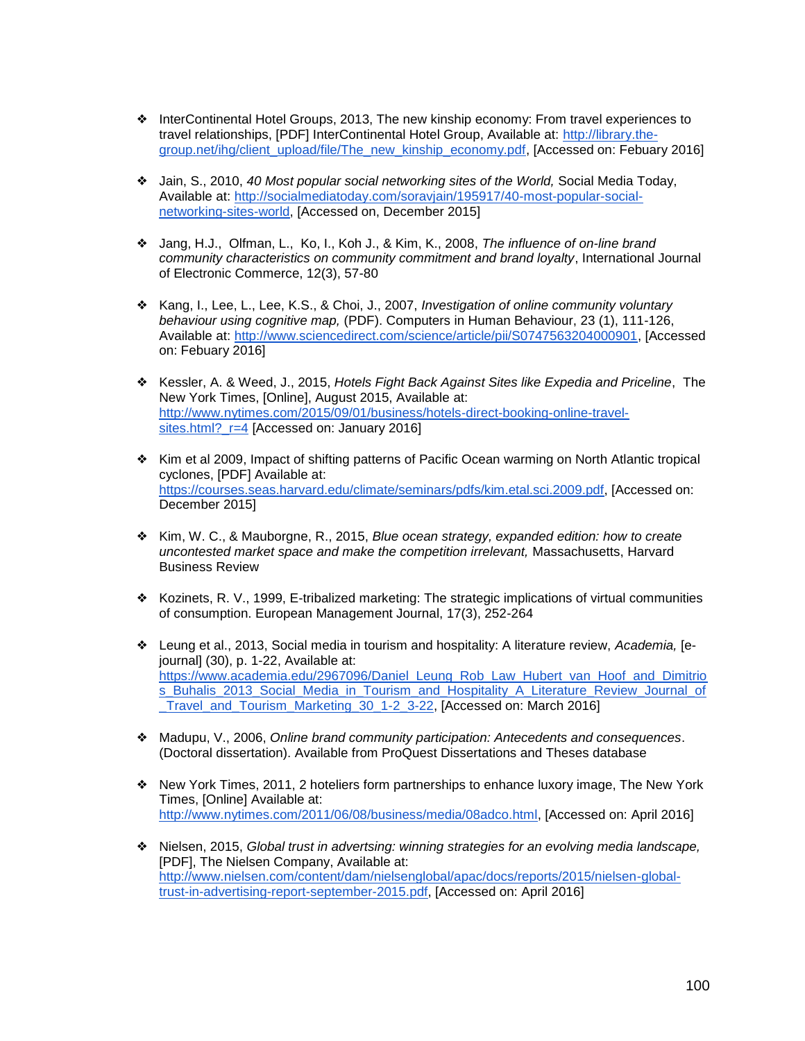- InterContinental Hotel Groups, 2013, The new kinship economy: From travel experiences to travel relationships, [PDF] InterContinental Hotel Group, Available at: http://library.the-group.net/ihg/client_upload/file/The_new_kinship_economy.pdf, [Accessed on: Febuary 2016]

- Jain, S., 2010, *40 Most popular social networking sites of the World,* Social Media Today, Available at: http://socialmediatoday.com/soravjain/195917/40-most-popular-social-networking-sites-world, [Accessed on, December 2015]

- Jang, H.J., Olfman, L., Ko, I., Koh J., & Kim, K., 2008, *The influence of on-line brand community characteristics on community commitment and brand loyalty*, International Journal of Electronic Commerce, 12(3), 57-80

- Kang, I., Lee, L., Lee, K.S., & Choi, J., 2007, *Investigation of online community voluntary behaviour using cognitive map,* (PDF). Computers in Human Behaviour, 23 (1), 111-126, Available at: http://www.sciencedirect.com/science/article/pii/S0747563204000901, [Accessed on: Febuary 2016]

- Kessler, A. & Weed, J., 2015, *Hotels Fight Back Against Sites like Expedia and Priceline*, The New York Times, [Online], August 2015, Available at: http://www.nytimes.com/2015/09/01/business/hotels-direct-booking-online-travel-sites.html?_r=4 [Accessed on: January 2016]

- Kim et al 2009, Impact of shifting patterns of Pacific Ocean warming on North Atlantic tropical cyclones, [PDF] Available at: https://courses.seas.harvard.edu/climate/seminars/pdfs/kim.etal.sci.2009.pdf, [Accessed on: December 2015]

- Kim, W. C., & Mauborgne, R., 2015, *Blue ocean strategy, expanded edition: how to create uncontested market space and make the competition irrelevant,* Massachusetts, Harvard Business Review

- Kozinets, R. V., 1999, E-tribalized marketing: The strategic implications of virtual communities of consumption. European Management Journal, 17(3), 252-264

- Leung et al., 2013, Social media in tourism and hospitality: A literature review, *Academia,* [e-journal] (30), p. 1-22, Available at: https://www.academia.edu/2967096/Daniel_Leung_Rob_Law_Hubert_van_Hoof_and_Dimitrios_Buhalis_2013_Social_Media_in_Tourism_and_Hospitality_A_Literature_Review_Journal_of_Travel_and_Tourism_Marketing_30_1-2_3-22, [Accessed on: March 2016]

- Madupu, V., 2006, *Online brand community participation: Antecedents and consequences*. (Doctoral dissertation). Available from ProQuest Dissertations and Theses database

- New York Times, 2011, 2 hoteliers form partnerships to enhance luxory image, The New York Times, [Online] Available at: http://www.nytimes.com/2011/06/08/business/media/08adco.html, [Accessed on: April 2016]

- Nielsen, 2015, *Global trust in advertsing: winning strategies for an evolving media landscape,* [PDF], The Nielsen Company, Available at: http://www.nielsen.com/content/dam/nielsenglobal/apac/docs/reports/2015/nielsen-global-trust-in-advertising-report-september-2015.pdf, [Accessed on: April 2016]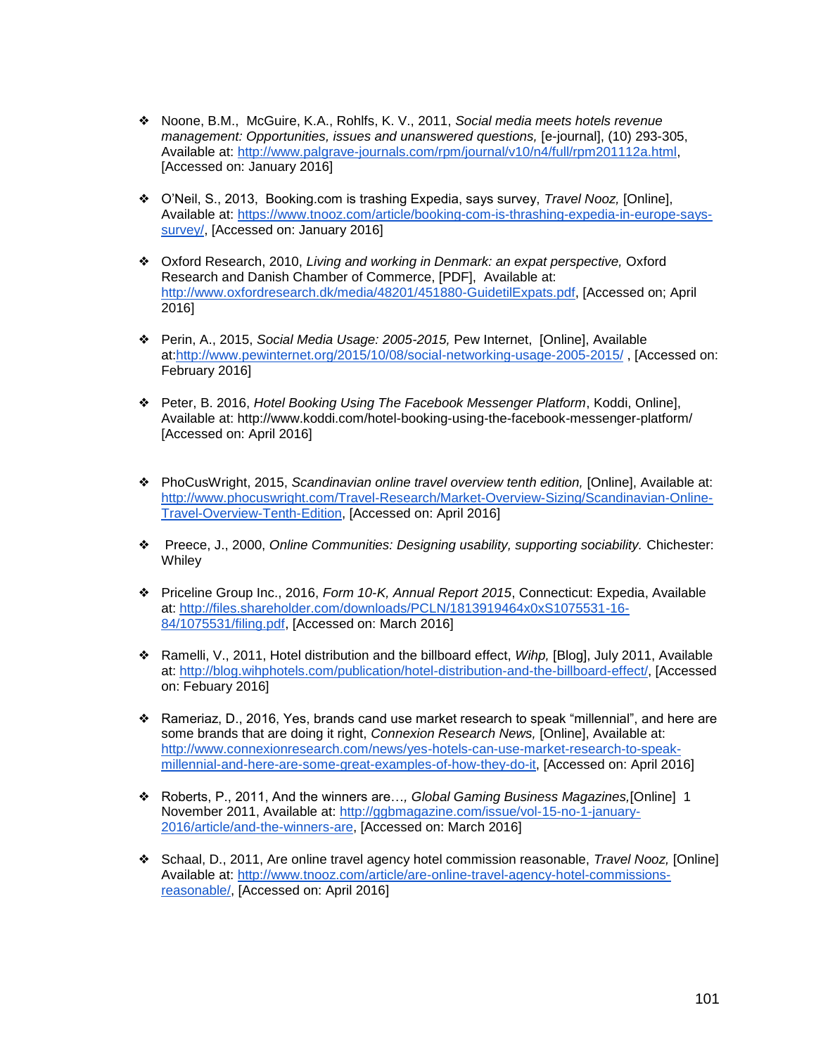- Noone, B.M., McGuire, K.A., Rohlfs, K. V., 2011, *Social media meets hotels revenue management: Opportunities, issues and unanswered questions,* [e-journal], (10) 293-305, Available at: http://www.palgrave-journals.com/rpm/journal/v10/n4/full/rpm201112a.html, [Accessed on: January 2016]

- O'Neil, S., 2013, Booking.com is trashing Expedia, says survey, *Travel Nooz,* [Online], Available at: https://www.tnooz.com/article/booking-com-is-thrashing-expedia-in-europe-says-survey/, [Accessed on: January 2016]

- Oxford Research, 2010, *Living and working in Denmark: an expat perspective,* Oxford Research and Danish Chamber of Commerce, [PDF], Available at: http://www.oxfordresearch.dk/media/48201/451880-GuidetilExpats.pdf, [Accessed on; April 2016]

- Perin, A., 2015, *Social Media Usage: 2005-2015,* Pew Internet, [Online], Available at:http://www.pewinternet.org/2015/10/08/social-networking-usage-2005-2015/ , [Accessed on: February 2016]

- Peter, B. 2016, *Hotel Booking Using The Facebook Messenger Platform*, Koddi, Online], Available at: http://www.koddi.com/hotel-booking-using-the-facebook-messenger-platform/ [Accessed on: April 2016]

- PhoCusWright, 2015, *Scandinavian online travel overview tenth edition,* [Online], Available at: http://www.phocuswright.com/Travel-Research/Market-Overview-Sizing/Scandinavian-Online-Travel-Overview-Tenth-Edition, [Accessed on: April 2016]

- Preece, J., 2000, *Online Communities: Designing usability, supporting sociability.* Chichester: Whiley

- Priceline Group Inc., 2016, *Form 10-K, Annual Report 2015*, Connecticut: Expedia, Available at: http://files.shareholder.com/downloads/PCLN/1813919464x0xS1075531-16-84/1075531/filing.pdf, [Accessed on: March 2016]

- Ramelli, V., 2011, Hotel distribution and the billboard effect, *Wihp,* [Blog], July 2011, Available at: http://blog.wihphotels.com/publication/hotel-distribution-and-the-billboard-effect/, [Accessed on: Febuary 2016]

- Rameriaz, D., 2016, Yes, brands cand use market research to speak "millennial", and here are some brands that are doing it right, *Connexion Research News,* [Online], Available at: http://www.connexionresearch.com/news/yes-hotels-can-use-market-research-to-speak-millennial-and-here-are-some-great-examples-of-how-they-do-it, [Accessed on: April 2016]

- Roberts, P., 2011, And the winners are…, *Global Gaming Business Magazines,*[Online] 1 November 2011, Available at: http://ggbmagazine.com/issue/vol-15-no-1-january-2016/article/and-the-winners-are, [Accessed on: March 2016]

- Schaal, D., 2011, Are online travel agency hotel commission reasonable, *Travel Nooz,* [Online] Available at: http://www.tnooz.com/article/are-online-travel-agency-hotel-commissions-reasonable/, [Accessed on: April 2016]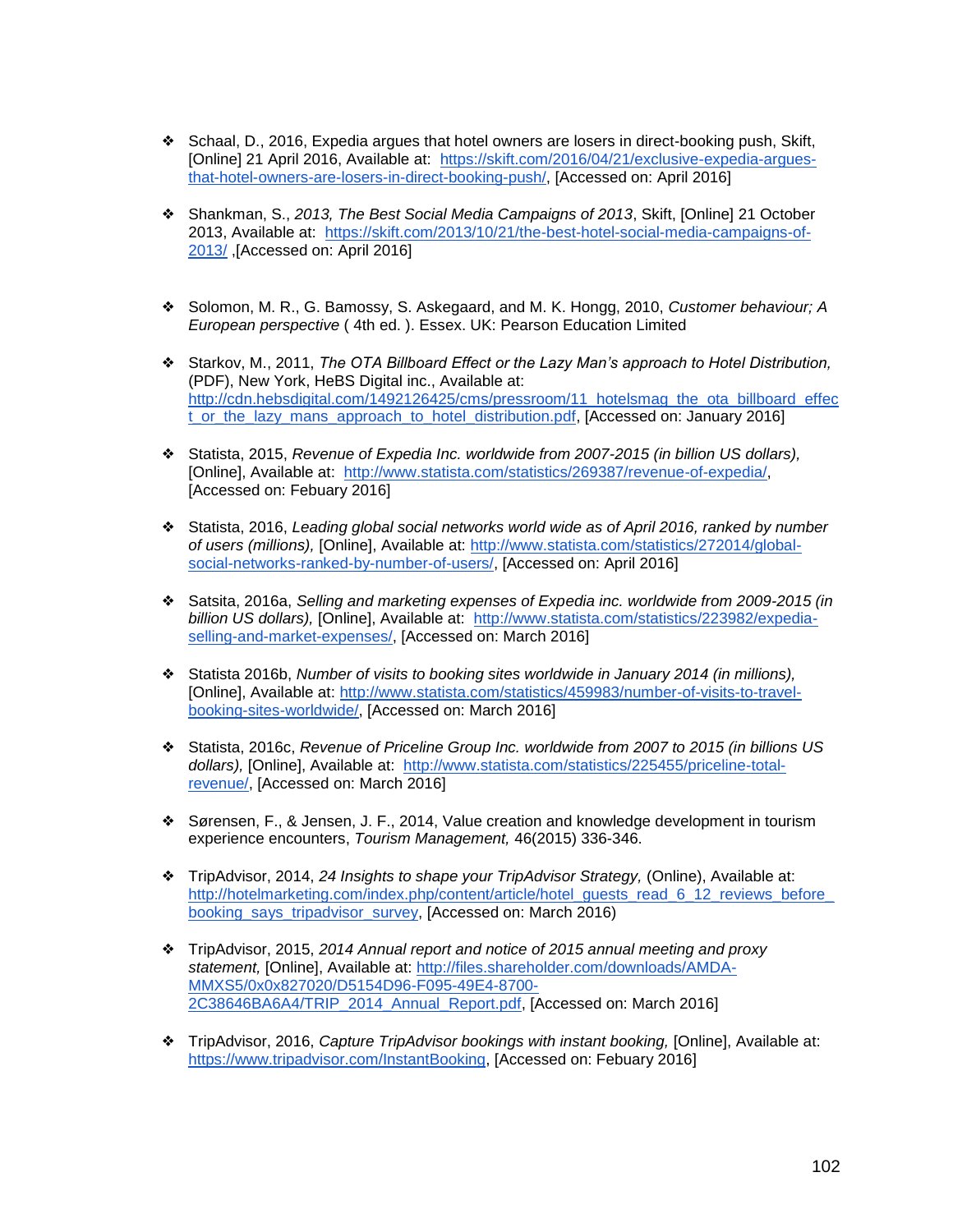- Schaal, D., 2016, Expedia argues that hotel owners are losers in direct-booking push, Skift, [Online] 21 April 2016, Available at: https://skift.com/2016/04/21/exclusive-expedia-argues-that-hotel-owners-are-losers-in-direct-booking-push/, [Accessed on: April 2016]

- Shankman, S., *2013, The Best Social Media Campaigns of 2013*, Skift, [Online] 21 October 2013, Available at: https://skift.com/2013/10/21/the-best-hotel-social-media-campaigns-of-2013/ ,[Accessed on: April 2016]

- Solomon, M. R., G. Bamossy, S. Askegaard, and M. K. Hongg, 2010, *Customer behaviour; A European perspective* ( 4th ed. ). Essex. UK: Pearson Education Limited

- Starkov, M., 2011, *The OTA Billboard Effect or the Lazy Man's approach to Hotel Distribution,* (PDF), New York, HeBS Digital inc., Available at: http://cdn.hebsdigital.com/1492126425/cms/pressroom/11_hotelsmag_the_ota_billboard_effect_or_the_lazy_mans_approach_to_hotel_distribution.pdf, [Accessed on: January 2016]

- Statista, 2015, *Revenue of Expedia Inc. worldwide from 2007-2015 (in billion US dollars),* [Online], Available at: http://www.statista.com/statistics/269387/revenue-of-expedia/, [Accessed on: Febuary 2016]

- Statista, 2016, *Leading global social networks world wide as of April 2016, ranked by number of users (millions),* [Online], Available at: http://www.statista.com/statistics/272014/global-social-networks-ranked-by-number-of-users/, [Accessed on: April 2016]

- Satsita, 2016a, *Selling and marketing expenses of Expedia inc. worldwide from 2009-2015 (in billion US dollars),* [Online], Available at: http://www.statista.com/statistics/223982/expedia-selling-and-market-expenses/, [Accessed on: March 2016]

- Statista 2016b, *Number of visits to booking sites worldwide in January 2014 (in millions),* [Online], Available at: http://www.statista.com/statistics/459983/number-of-visits-to-travel-booking-sites-worldwide/, [Accessed on: March 2016]

- Statista, 2016c, *Revenue of Priceline Group Inc. worldwide from 2007 to 2015 (in billions US dollars),* [Online], Available at: http://www.statista.com/statistics/225455/priceline-total-revenue/, [Accessed on: March 2016]

- Sørensen, F., & Jensen, J. F., 2014, Value creation and knowledge development in tourism experience encounters, *Tourism Management,* 46(2015) 336-346.

- TripAdvisor, 2014, *24 Insights to shape your TripAdvisor Strategy,* (Online), Available at: http://hotelmarketing.com/index.php/content/article/hotel_guests_read_6_12_reviews_before_booking_says_tripadvisor_survey, [Accessed on: March 2016)

- TripAdvisor, 2015, *2014 Annual report and notice of 2015 annual meeting and proxy statement,* [Online], Available at: http://files.shareholder.com/downloads/AMDA-MMXS5/0x0x827020/D5154D96-F095-49E4-8700-2C38646BA6A4/TRIP_2014_Annual_Report.pdf, [Accessed on: March 2016]

- TripAdvisor, 2016, *Capture TripAdvisor bookings with instant booking,* [Online], Available at: https://www.tripadvisor.com/InstantBooking, [Accessed on: Febuary 2016]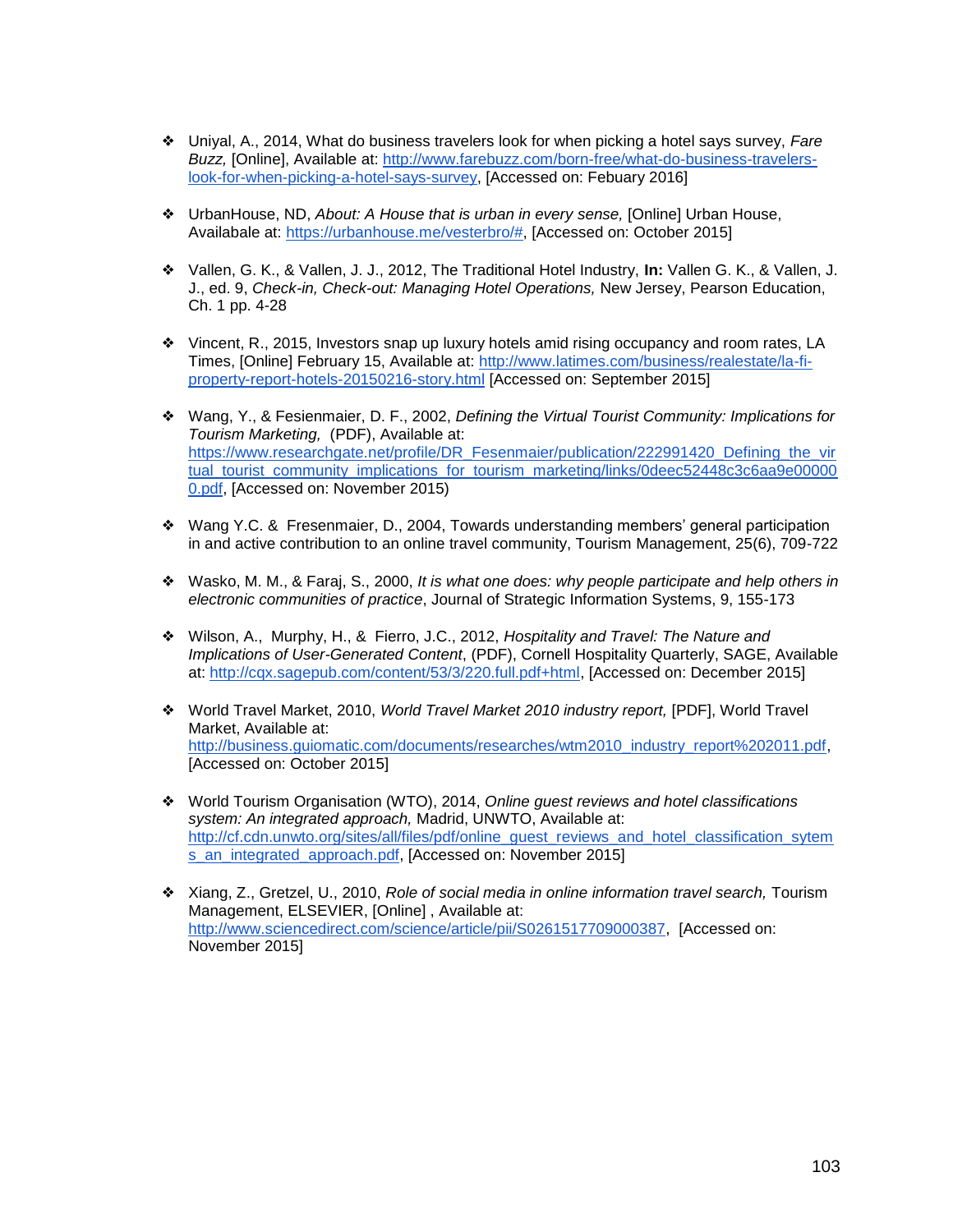- Uniyal, A., 2014, What do business travelers look for when picking a hotel says survey, *Fare Buzz,* [Online], Available at: http://www.farebuzz.com/born-free/what-do-business-travelers-look-for-when-picking-a-hotel-says-survey, [Accessed on: Febuary 2016]

- UrbanHouse, ND, *About: A House that is urban in every sense,* [Online] Urban House, Availabale at: https://urbanhouse.me/vesterbro/#, [Accessed on: October 2015]

- Vallen, G. K., & Vallen, J. J., 2012, The Traditional Hotel Industry, **In:** Vallen G. K., & Vallen, J. J., ed. 9, *Check-in, Check-out: Managing Hotel Operations,* New Jersey, Pearson Education, Ch. 1 pp. 4-28

- Vincent, R., 2015, Investors snap up luxury hotels amid rising occupancy and room rates, LA Times, [Online] February 15, Available at: http://www.latimes.com/business/realestate/la-fi-property-report-hotels-20150216-story.html [Accessed on: September 2015]

- Wang, Y., & Fesienmaier, D. F., 2002, *Defining the Virtual Tourist Community: Implications for Tourism Marketing,* (PDF), Available at: https://www.researchgate.net/profile/DR_Fesenmaier/publication/222991420_Defining_the_virtual_tourist_community_implications_for_tourism_marketing/links/0deec52448c3c6aa9e000000.pdf, [Accessed on: November 2015)

- Wang Y.C. & Fresenmaier, D., 2004, Towards understanding members' general participation in and active contribution to an online travel community, Tourism Management, 25(6), 709-722

- Wasko, M. M., & Faraj, S., 2000, *It is what one does: why people participate and help others in electronic communities of practice*, Journal of Strategic Information Systems, 9, 155-173

- Wilson, A., Murphy, H., & Fierro, J.C., 2012, *Hospitality and Travel: The Nature and Implications of User-Generated Content*, (PDF), Cornell Hospitality Quarterly, SAGE, Available at: http://cqx.sagepub.com/content/53/3/220.full.pdf+html, [Accessed on: December 2015]

- World Travel Market, 2010, *World Travel Market 2010 industry report,* [PDF], World Travel Market, Available at: http://business.guiomatic.com/documents/researches/wtm2010_industry_report%202011.pdf, [Accessed on: October 2015]

- World Tourism Organisation (WTO), 2014, *Online guest reviews and hotel classifications system: An integrated approach,* Madrid, UNWTO, Available at: http://cf.cdn.unwto.org/sites/all/files/pdf/online_guest_reviews_and_hotel_classification_sytems_an_integrated_approach.pdf, [Accessed on: November 2015]

- Xiang, Z., Gretzel, U., 2010, *Role of social media in online information travel search,* Tourism Management, ELSEVIER, [Online] , Available at: http://www.sciencedirect.com/science/article/pii/S0261517709000387, [Accessed on: November 2015]